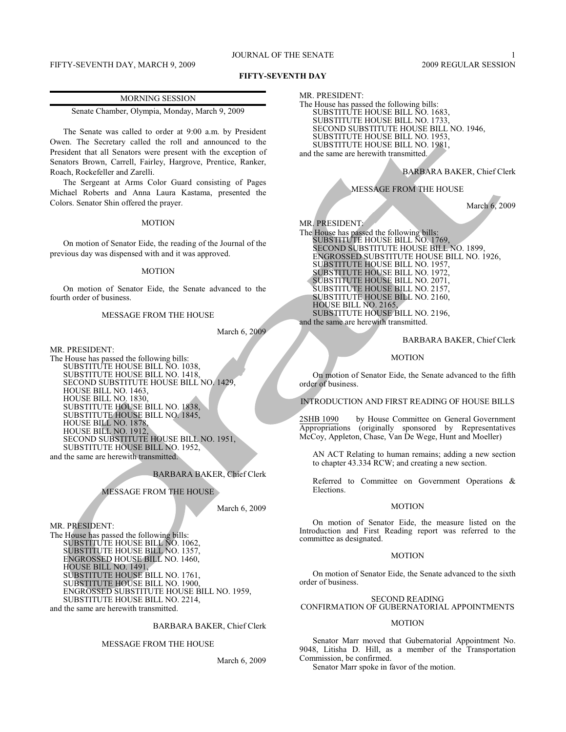# FIFTY-SEVENTH DAY

## MORNING SESSION

Senate Chamber, Olympia, Monday, March 9, 2009

The Senate was called to order at 9:00 a.m. by President Owen. The Secretary called the roll and announced to the President that all Senators were present with the exception of Senators Brown, Carrell, Fairley, Hargrove, Prentice, Ranker, Roach, Rockefeller and Zarelli.

The Sergeant at Arms Color Guard consisting of Pages Michael Roberts and Anna Laura Kastama, presented the Colors. Senator Shin offered the prayer.

### MOTION

On motion of Senator Eide, the reading of the Journal of the previous day was dispensed with and it was approved.

### MOTION

On motion of Senator Eide, the Senate advanced to the fourth order of business.

### MESSAGE FROM THE HOUSE

March 6, 2009

MR. PRESIDENT:
The House has passed the following bills:
SUBSTITUTE HOUSE BILL NO. 1038,
SUBSTITUTE HOUSE BILL NO. 1418,
SECOND SUBSTITUTE HOUSE BILL NO. 1429,
HOUSE BILL NO. 1463,
HOUSE BILL NO. 1830,
SUBSTITUTE HOUSE BILL NO. 1838,
SUBSTITUTE HOUSE BILL NO. 1845,
HOUSE BILL NO. 1878,
HOUSE BILL NO. 1912,
SECOND SUBSTITUTE HOUSE BILL NO. 1951,
SUBSTITUTE HOUSE BILL NO. 1952,
and the same are herewith transmitted.

BARBARA BAKER, Chief Clerk

### MESSAGE FROM THE HOUSE

March 6, 2009

MR. PRESIDENT:
The House has passed the following bills:
SUBSTITUTE HOUSE BILL NO. 1062,
SUBSTITUTE HOUSE BILL NO. 1357,
ENGROSSED HOUSE BILL NO. 1460,
HOUSE BILL NO. 1491,
SUBSTITUTE HOUSE BILL NO. 1761,
SUBSTITUTE HOUSE BILL NO. 1900,
ENGROSSED SUBSTITUTE HOUSE BILL NO. 1959,
SUBSTITUTE HOUSE BILL NO. 2214,
and the same are herewith transmitted.

BARBARA BAKER, Chief Clerk

### MESSAGE FROM THE HOUSE

March 6, 2009

MR. PRESIDENT:
The House has passed the following bills:
SUBSTITUTE HOUSE BILL NO. 1683,
SUBSTITUTE HOUSE BILL NO. 1733,
SECOND SUBSTITUTE HOUSE BILL NO. 1946,
SUBSTITUTE HOUSE BILL NO. 1953,
SUBSTITUTE HOUSE BILL NO. 1981,
and the same are herewith transmitted.

BARBARA BAKER, Chief Clerk

### MESSAGE FROM THE HOUSE

March 6, 2009

MR. PRESIDENT:
The House has passed the following bills:
SUBSTITUTE HOUSE BILL NO. 1769,
SECOND SUBSTITUTE HOUSE BILL NO. 1899,
ENGROSSED SUBSTITUTE HOUSE BILL NO. 1926,
SUBSTITUTE HOUSE BILL NO. 1957,
SUBSTITUTE HOUSE BILL NO. 1972,
SUBSTITUTE HOUSE BILL NO. 2071,
SUBSTITUTE HOUSE BILL NO. 2157,
SUBSTITUTE HOUSE BILL NO. 2160,
HOUSE BILL NO. 2165,
SUBSTITUTE HOUSE BILL NO. 2196,
and the same are herewith transmitted.

BARBARA BAKER, Chief Clerk

### MOTION

On motion of Senator Eide, the Senate advanced to the fifth order of business.

### INTRODUCTION AND FIRST READING OF HOUSE BILLS

2SHB 1090 by House Committee on General Government Appropriations (originally sponsored by Representatives McCoy, Appleton, Chase, Van De Wege, Hunt and Moeller)

AN ACT Relating to human remains; adding a new section to chapter 43.334 RCW; and creating a new section.

Referred to Committee on Government Operations & Elections.

### MOTION

On motion of Senator Eide, the measure listed on the Introduction and First Reading report was referred to the committee as designated.

### MOTION

On motion of Senator Eide, the Senate advanced to the sixth order of business.

### SECOND READING
### CONFIRMATION OF GUBERNATORIAL APPOINTMENTS

### MOTION

Senator Marr moved that Gubernatorial Appointment No. 9048, Litisha D. Hill, as a member of the Transportation Commission, be confirmed.

Senator Marr spoke in favor of the motion.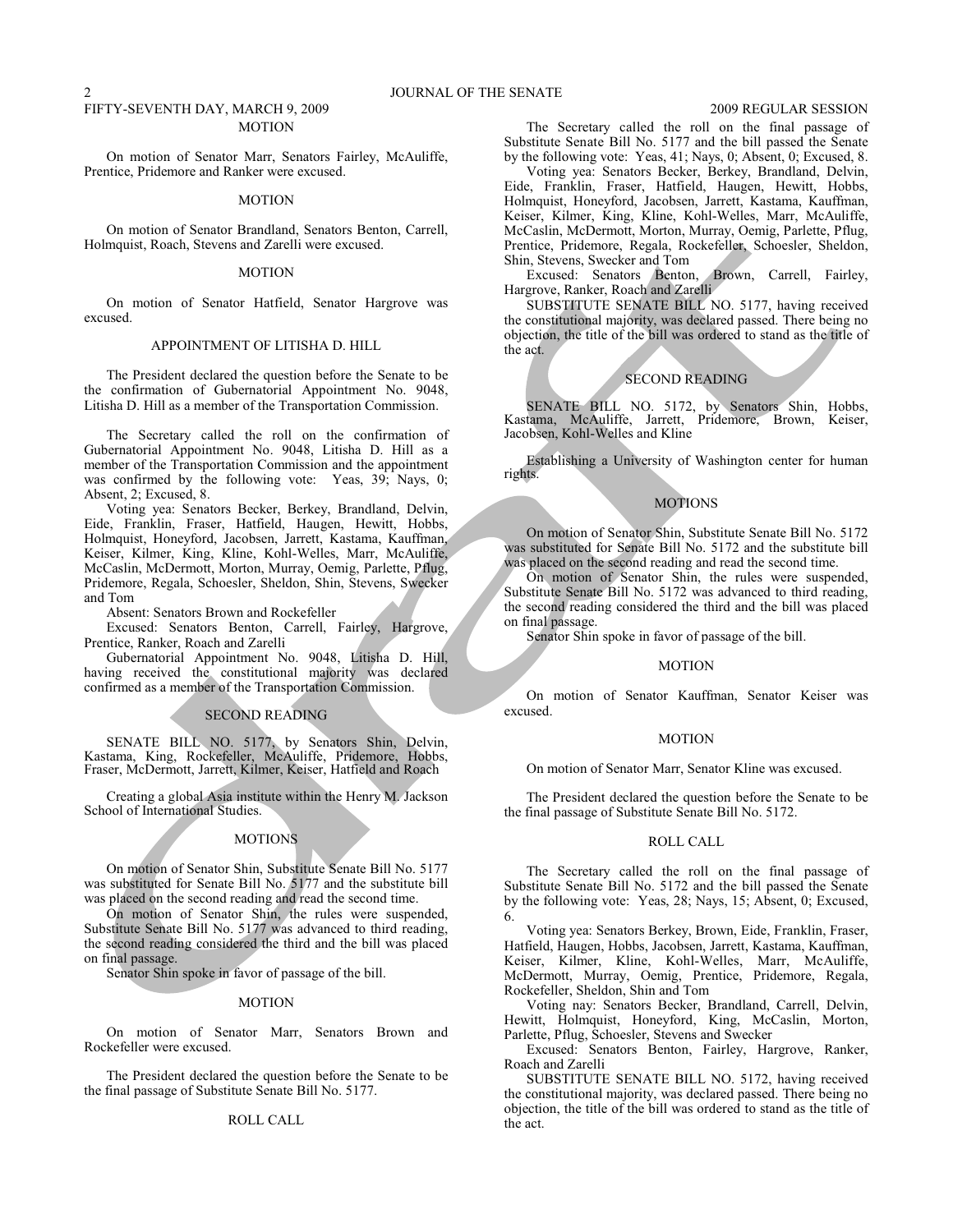FIFTY-SEVENTH DAY, MARCH 9, 2009

MOTION

On motion of Senator Marr, Senators Fairley, McAuliffe, Prentice, Pridemore and Ranker were excused.

MOTION

On motion of Senator Brandland, Senators Benton, Carrell, Holmquist, Roach, Stevens and Zarelli were excused.

MOTION

On motion of Senator Hatfield, Senator Hargrove was excused.

APPOINTMENT OF LITISHA D. HILL

The President declared the question before the Senate to be the confirmation of Gubernatorial Appointment No. 9048, Litisha D. Hill as a member of the Transportation Commission.

The Secretary called the roll on the confirmation of Gubernatorial Appointment No. 9048, Litisha D. Hill as a member of the Transportation Commission and the appointment was confirmed by the following vote: Yeas, 39; Nays, 0; Absent, 2; Excused, 8.

Voting yea: Senators Becker, Berkey, Brandland, Delvin, Eide, Franklin, Fraser, Hatfield, Haugen, Hewitt, Hobbs, Holmquist, Honeyford, Jacobsen, Jarrett, Kastama, Kauffman, Keiser, Kilmer, King, Kline, Kohl-Welles, Marr, McAuliffe, McCaslin, McDermott, Morton, Murray, Oemig, Parlette, Pflug, Pridemore, Regala, Schoesler, Sheldon, Shin, Stevens, Swecker and Tom

Absent: Senators Brown and Rockefeller

Excused: Senators Benton, Carrell, Fairley, Hargrove, Prentice, Ranker, Roach and Zarelli

Gubernatorial Appointment No. 9048, Litisha D. Hill, having received the constitutional majority was declared confirmed as a member of the Transportation Commission.

SECOND READING

SENATE BILL NO. 5177, by Senators Shin, Delvin, Kastama, King, Rockefeller, McAuliffe, Pridemore, Hobbs, Fraser, McDermott, Jarrett, Kilmer, Keiser, Hatfield and Roach

Creating a global Asia institute within the Henry M. Jackson School of International Studies.

MOTIONS

On motion of Senator Shin, Substitute Senate Bill No. 5177 was substituted for Senate Bill No. 5177 and the substitute bill was placed on the second reading and read the second time.

On motion of Senator Shin, the rules were suspended, Substitute Senate Bill No. 5177 was advanced to third reading, the second reading considered the third and the bill was placed on final passage.

Senator Shin spoke in favor of passage of the bill.

MOTION

On motion of Senator Marr, Senators Brown and Rockefeller were excused.

The President declared the question before the Senate to be the final passage of Substitute Senate Bill No. 5177.

ROLL CALL

The Secretary called the roll on the final passage of Substitute Senate Bill No. 5177 and the bill passed the Senate by the following vote: Yeas, 41; Nays, 0; Absent, 0; Excused, 8.

Voting yea: Senators Becker, Berkey, Brandland, Delvin, Eide, Franklin, Fraser, Hatfield, Haugen, Hewitt, Hobbs, Holmquist, Honeyford, Jacobsen, Jarrett, Kastama, Kauffman, Keiser, Kilmer, King, Kline, Kohl-Welles, Marr, McAuliffe, McCaslin, McDermott, Morton, Murray, Oemig, Parlette, Pflug, Prentice, Pridemore, Regala, Rockefeller, Schoesler, Sheldon, Shin, Stevens, Swecker and Tom

Excused: Senators Benton, Brown, Carrell, Fairley, Hargrove, Ranker, Roach and Zarelli

SUBSTITUTE SENATE BILL NO. 5177, having received the constitutional majority, was declared passed. There being no objection, the title of the bill was ordered to stand as the title of the act.

SECOND READING

SENATE BILL NO. 5172, by Senators Shin, Hobbs, Kastama, McAuliffe, Jarrett, Pridemore, Brown, Keiser, Jacobsen, Kohl-Welles and Kline

Establishing a University of Washington center for human rights.

MOTIONS

On motion of Senator Shin, Substitute Senate Bill No. 5172 was substituted for Senate Bill No. 5172 and the substitute bill was placed on the second reading and read the second time.

On motion of Senator Shin, the rules were suspended, Substitute Senate Bill No. 5172 was advanced to third reading, the second reading considered the third and the bill was placed on final passage.

Senator Shin spoke in favor of passage of the bill.

MOTION

On motion of Senator Kauffman, Senator Keiser was excused.

MOTION

On motion of Senator Marr, Senator Kline was excused.

The President declared the question before the Senate to be the final passage of Substitute Senate Bill No. 5172.

ROLL CALL

The Secretary called the roll on the final passage of Substitute Senate Bill No. 5172 and the bill passed the Senate by the following vote: Yeas, 28; Nays, 15; Absent, 0; Excused, 6.

Voting yea: Senators Berkey, Brown, Eide, Franklin, Fraser, Hatfield, Haugen, Hobbs, Jacobsen, Jarrett, Kastama, Kauffman, Keiser, Kilmer, Kline, Kohl-Welles, Marr, McAuliffe, McDermott, Murray, Oemig, Prentice, Pridemore, Regala, Rockefeller, Sheldon, Shin and Tom

Voting nay: Senators Becker, Brandland, Carrell, Delvin, Hewitt, Holmquist, Honeyford, King, McCaslin, Morton, Parlette, Pflug, Schoesler, Stevens and Swecker

Excused: Senators Benton, Fairley, Hargrove, Ranker, Roach and Zarelli

SUBSTITUTE SENATE BILL NO. 5172, having received the constitutional majority, was declared passed. There being no objection, the title of the bill was ordered to stand as the title of the act.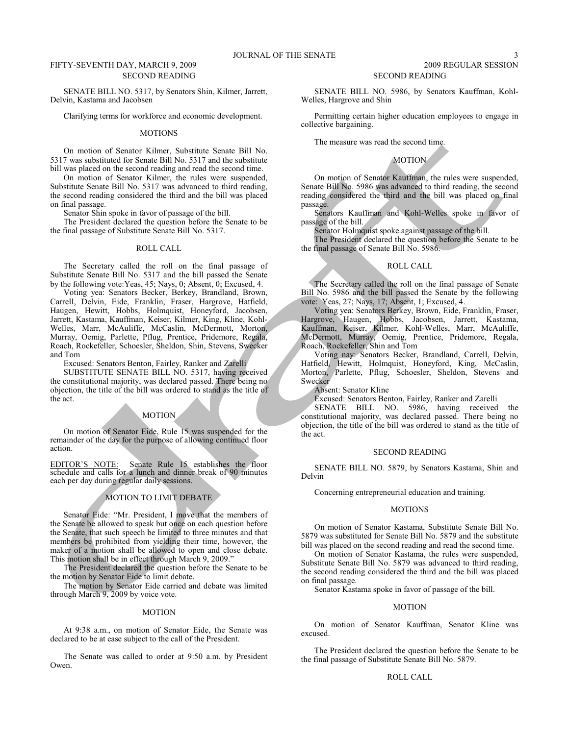SECOND READING

SENATE BILL NO. 5317, by Senators Shin, Kilmer, Jarrett, Delvin, Kastama and Jacobsen

Clarifying terms for workforce and economic development.

MOTIONS

On motion of Senator Kilmer, Substitute Senate Bill No. 5317 was substituted for Senate Bill No. 5317 and the substitute bill was placed on the second reading and read the second time.

On motion of Senator Kilmer, the rules were suspended, Substitute Senate Bill No. 5317 was advanced to third reading, the second reading considered the third and the bill was placed on final passage.

Senator Shin spoke in favor of passage of the bill.

The President declared the question before the Senate to be the final passage of Substitute Senate Bill No. 5317.

ROLL CALL

The Secretary called the roll on the final passage of Substitute Senate Bill No. 5317 and the bill passed the Senate by the following vote:Yeas, 45; Nays, 0; Absent, 0; Excused, 4.

Voting yea: Senators Becker, Berkey, Brandland, Brown, Carrell, Delvin, Eide, Franklin, Fraser, Hargrove, Hatfield, Haugen, Hewitt, Hobbs, Holmquist, Honeyford, Jacobsen, Jarrett, Kastama, Kauffman, Keiser, Kilmer, King, Kline, Kohl-Welles, Marr, McAuliffe, McCaslin, McDermott, Morton, Murray, Oemig, Parlette, Pflug, Prentice, Pridemore, Regala, Roach, Rockefeller, Schoesler, Sheldon, Shin, Stevens, Swecker and Tom

Excused: Senators Benton, Fairley, Ranker and Zarelli

SUBSTITUTE SENATE BILL NO. 5317, having received the constitutional majority, was declared passed. There being no objection, the title of the bill was ordered to stand as the title of the act.

MOTION

On motion of Senator Eide, Rule 15 was suspended for the remainder of the day for the purpose of allowing continued floor action.

EDITOR'S NOTE: Senate Rule 15 establishes the floor schedule and calls for a lunch and dinner break of 90 minutes each per day during regular daily sessions.

MOTION TO LIMIT DEBATE

Senator Eide: "Mr. President, I move that the members of the Senate be allowed to speak but once on each question before the Senate, that such speech be limited to three minutes and that members be prohibited from yielding their time, however, the maker of a motion shall be allowed to open and close debate. This motion shall be in effect through March 9, 2009."

The President declared the question before the Senate to be the motion by Senator Eide to limit debate.

The motion by Senator Eide carried and debate was limited through March 9, 2009 by voice vote.

MOTION

At 9:38 a.m., on motion of Senator Eide, the Senate was declared to be at ease subject to the call of the President.

The Senate was called to order at 9:50 a.m. by President Owen.

SECOND READING

SENATE BILL NO. 5986, by Senators Kauffman, Kohl-Welles, Hargrove and Shin

Permitting certain higher education employees to engage in collective bargaining.

The measure was read the second time.

MOTION

On motion of Senator Kauffman, the rules were suspended, Senate Bill No. 5986 was advanced to third reading, the second reading considered the third and the bill was placed on final passage.

Senators Kauffman and Kohl-Welles spoke in favor of passage of the bill.

Senator Holmquist spoke against passage of the bill.

The President declared the question before the Senate to be the final passage of Senate Bill No. 5986.

ROLL CALL

The Secretary called the roll on the final passage of Senate Bill No. 5986 and the bill passed the Senate by the following vote: Yeas, 27; Nays, 17; Absent, 1; Excused, 4.

Voting yea: Senators Berkey, Brown, Eide, Franklin, Fraser, Hargrove, Haugen, Hobbs, Jacobsen, Jarrett, Kastama, Kauffman, Keiser, Kilmer, Kohl-Welles, Marr, McAuliffe, McDermott, Murray, Oemig, Prentice, Pridemore, Regala, Roach, Rockefeller, Shin and Tom

Voting nay: Senators Becker, Brandland, Carrell, Delvin, Hatfield, Hewitt, Holmquist, Honeyford, King, McCaslin, Morton, Parlette, Pflug, Schoesler, Sheldon, Stevens and Swecker

Absent: Senator Kline

Excused: Senators Benton, Fairley, Ranker and Zarelli

SENATE BILL NO. 5986, having received the constitutional majority, was declared passed. There being no objection, the title of the bill was ordered to stand as the title of the act.

SECOND READING

SENATE BILL NO. 5879, by Senators Kastama, Shin and Delvin

Concerning entrepreneurial education and training.

MOTIONS

On motion of Senator Kastama, Substitute Senate Bill No. 5879 was substituted for Senate Bill No. 5879 and the substitute bill was placed on the second reading and read the second time.

On motion of Senator Kastama, the rules were suspended, Substitute Senate Bill No. 5879 was advanced to third reading, the second reading considered the third and the bill was placed on final passage.

Senator Kastama spoke in favor of passage of the bill.

MOTION

On motion of Senator Kauffman, Senator Kline was excused.

The President declared the question before the Senate to be the final passage of Substitute Senate Bill No. 5879.

ROLL CALL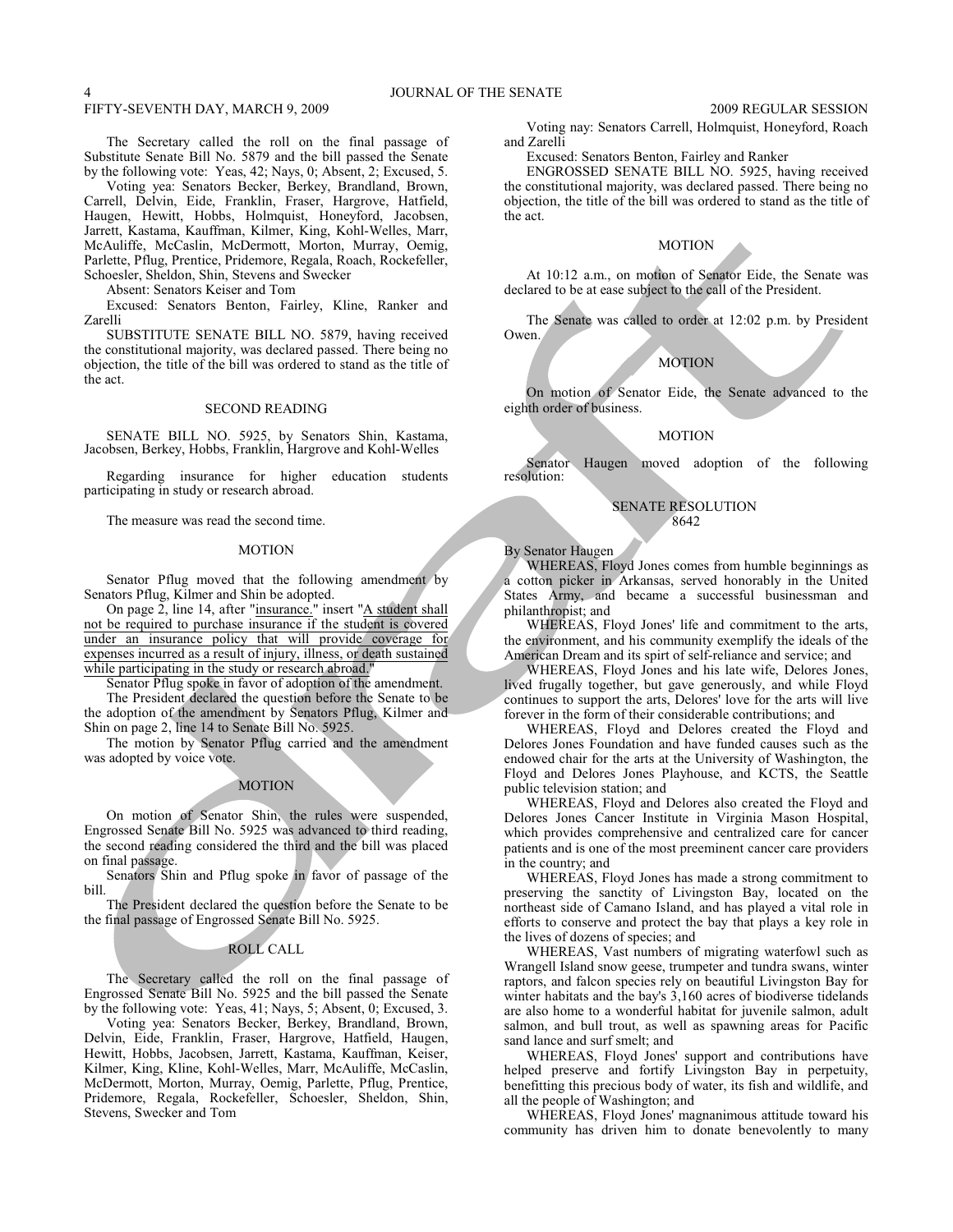The Secretary called the roll on the final passage of Substitute Senate Bill No. 5879 and the bill passed the Senate by the following vote: Yeas, 42; Nays, 0; Absent, 2; Excused, 5.

Voting yea: Senators Becker, Berkey, Brandland, Brown, Carrell, Delvin, Eide, Franklin, Fraser, Hargrove, Hatfield, Haugen, Hewitt, Hobbs, Holmquist, Honeyford, Jacobsen, Jarrett, Kastama, Kauffman, Kilmer, King, Kohl-Welles, Marr, McAuliffe, McCaslin, McDermott, Morton, Murray, Oemig, Parlette, Pflug, Prentice, Pridemore, Regala, Roach, Rockefeller, Schoesler, Sheldon, Shin, Stevens and Swecker

Absent: Senators Keiser and Tom

Excused: Senators Benton, Fairley, Kline, Ranker and Zarelli

SUBSTITUTE SENATE BILL NO. 5879, having received the constitutional majority, was declared passed. There being no objection, the title of the bill was ordered to stand as the title of the act.

SECOND READING

SENATE BILL NO. 5925, by Senators Shin, Kastama, Jacobsen, Berkey, Hobbs, Franklin, Hargrove and Kohl-Welles

Regarding insurance for higher education students participating in study or research abroad.

The measure was read the second time.

MOTION

Senator Pflug moved that the following amendment by Senators Pflug, Kilmer and Shin be adopted.

On page 2, line 14, after "insurance." insert "A student shall not be required to purchase insurance if the student is covered under an insurance policy that will provide coverage for expenses incurred as a result of injury, illness, or death sustained while participating in the study or research abroad."

Senator Pflug spoke in favor of adoption of the amendment.

The President declared the question before the Senate to be the adoption of the amendment by Senators Pflug, Kilmer and Shin on page 2, line 14 to Senate Bill No. 5925.

The motion by Senator Pflug carried and the amendment was adopted by voice vote.

MOTION

On motion of Senator Shin, the rules were suspended, Engrossed Senate Bill No. 5925 was advanced to third reading, the second reading considered the third and the bill was placed on final passage.

Senators Shin and Pflug spoke in favor of passage of the bill.

The President declared the question before the Senate to be the final passage of Engrossed Senate Bill No. 5925.

ROLL CALL

The Secretary called the roll on the final passage of Engrossed Senate Bill No. 5925 and the bill passed the Senate by the following vote: Yeas, 41; Nays, 5; Absent, 0; Excused, 3.

Voting yea: Senators Becker, Berkey, Brandland, Brown, Delvin, Eide, Franklin, Fraser, Hargrove, Hatfield, Haugen, Hewitt, Hobbs, Jacobsen, Jarrett, Kastama, Kauffman, Keiser, Kilmer, King, Kline, Kohl-Welles, Marr, McAuliffe, McCaslin, McDermott, Morton, Murray, Oemig, Parlette, Pflug, Prentice, Pridemore, Regala, Rockefeller, Schoesler, Sheldon, Shin, Stevens, Swecker and Tom

Voting nay: Senators Carrell, Holmquist, Honeyford, Roach and Zarelli

Excused: Senators Benton, Fairley and Ranker

ENGROSSED SENATE BILL NO. 5925, having received the constitutional majority, was declared passed. There being no objection, the title of the bill was ordered to stand as the title of the act.

MOTION

At 10:12 a.m., on motion of Senator Eide, the Senate was declared to be at ease subject to the call of the President.

The Senate was called to order at 12:02 p.m. by President Owen.

MOTION

On motion of Senator Eide, the Senate advanced to the eighth order of business.

MOTION

Senator Haugen moved adoption of the following resolution:

SENATE RESOLUTION 8642

By Senator Haugen

WHEREAS, Floyd Jones comes from humble beginnings as a cotton picker in Arkansas, served honorably in the United States Army, and became a successful businessman and philanthropist; and

WHEREAS, Floyd Jones' life and commitment to the arts, the environment, and his community exemplify the ideals of the American Dream and its spirt of self-reliance and service; and

WHEREAS, Floyd Jones and his late wife, Delores Jones, lived frugally together, but gave generously, and while Floyd continues to support the arts, Delores' love for the arts will live forever in the form of their considerable contributions; and

WHEREAS, Floyd and Delores created the Floyd and Delores Jones Foundation and have funded causes such as the endowed chair for the arts at the University of Washington, the Floyd and Delores Jones Playhouse, and KCTS, the Seattle public television station; and

WHEREAS, Floyd and Delores also created the Floyd and Delores Jones Cancer Institute in Virginia Mason Hospital, which provides comprehensive and centralized care for cancer patients and is one of the most preeminent cancer care providers in the country; and

WHEREAS, Floyd Jones has made a strong commitment to preserving the sanctity of Livingston Bay, located on the northeast side of Camano Island, and has played a vital role in efforts to conserve and protect the bay that plays a key role in the lives of dozens of species; and

WHEREAS, Vast numbers of migrating waterfowl such as Wrangell Island snow geese, trumpeter and tundra swans, winter raptors, and falcon species rely on beautiful Livingston Bay for winter habitats and the bay's 3,160 acres of biodiverse tidelands are also home to a wonderful habitat for juvenile salmon, adult salmon, and bull trout, as well as spawning areas for Pacific sand lance and surf smelt; and

WHEREAS, Floyd Jones' support and contributions have helped preserve and fortify Livingston Bay in perpetuity, benefitting this precious body of water, its fish and wildlife, and all the people of Washington; and

WHEREAS, Floyd Jones' magnanimous attitude toward his community has driven him to donate benevolently to many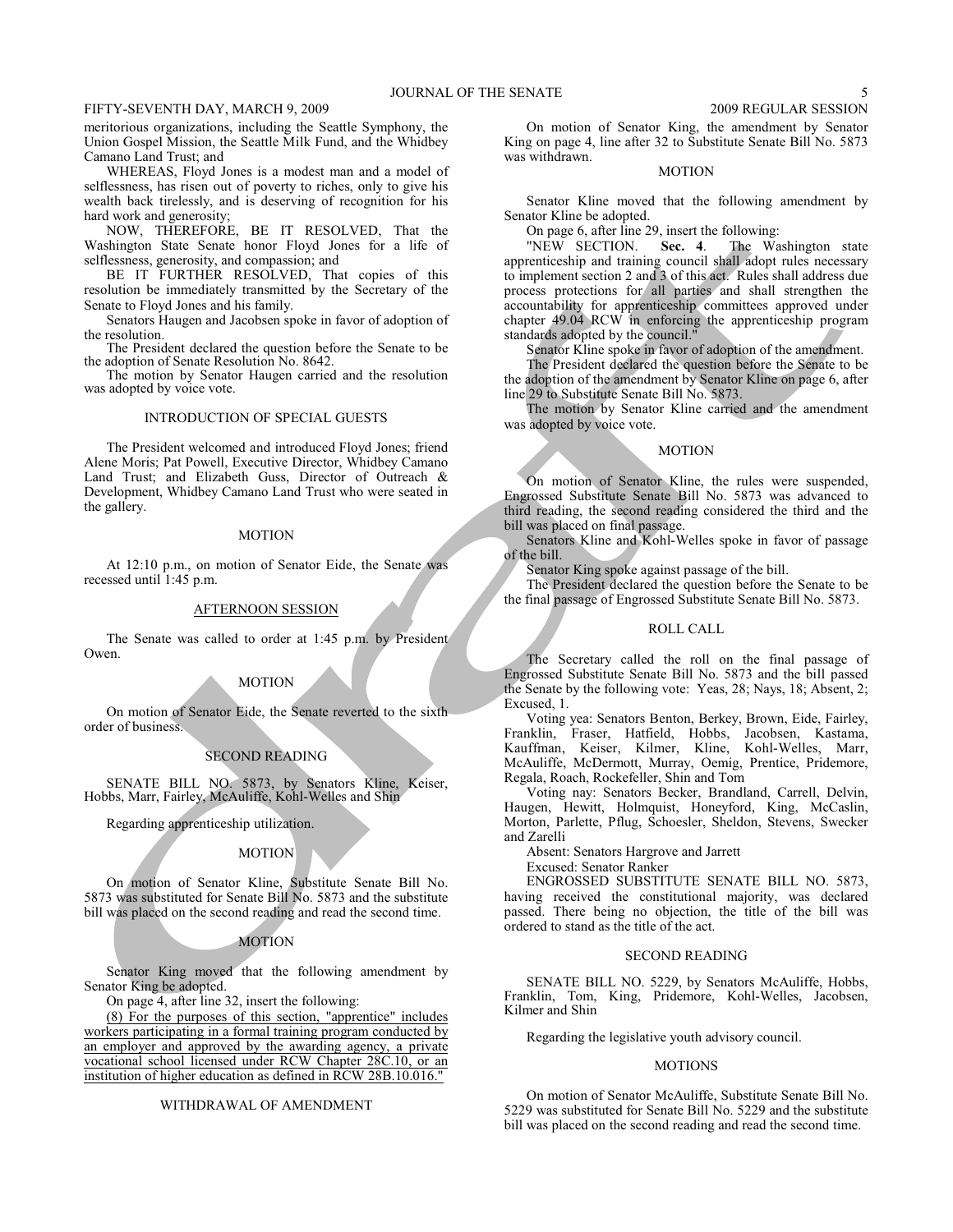meritorious organizations, including the Seattle Symphony, the Union Gospel Mission, the Seattle Milk Fund, and the Whidbey Camano Land Trust; and

WHEREAS, Floyd Jones is a modest man and a model of selflessness, has risen out of poverty to riches, only to give his wealth back tirelessly, and is deserving of recognition for his hard work and generosity;

NOW, THEREFORE, BE IT RESOLVED, That the Washington State Senate honor Floyd Jones for a life of selflessness, generosity, and compassion; and

BE IT FURTHER RESOLVED, That copies of this resolution be immediately transmitted by the Secretary of the Senate to Floyd Jones and his family.

Senators Haugen and Jacobsen spoke in favor of adoption of the resolution.

The President declared the question before the Senate to be the adoption of Senate Resolution No. 8642.

The motion by Senator Haugen carried and the resolution was adopted by voice vote.

INTRODUCTION OF SPECIAL GUESTS

The President welcomed and introduced Floyd Jones; friend Alene Moris; Pat Powell, Executive Director, Whidbey Camano Land Trust; and Elizabeth Guss, Director of Outreach & Development, Whidbey Camano Land Trust who were seated in the gallery.

MOTION

At 12:10 p.m., on motion of Senator Eide, the Senate was recessed until 1:45 p.m.

AFTERNOON SESSION

The Senate was called to order at 1:45 p.m. by President Owen.

MOTION

On motion of Senator Eide, the Senate reverted to the sixth order of business.

SECOND READING

SENATE BILL NO. 5873, by Senators Kline, Keiser, Hobbs, Marr, Fairley, McAuliffe, Kohl-Welles and Shin

Regarding apprenticeship utilization.

MOTION

On motion of Senator Kline, Substitute Senate Bill No. 5873 was substituted for Senate Bill No. 5873 and the substitute bill was placed on the second reading and read the second time.

MOTION

Senator King moved that the following amendment by Senator King be adopted.

On page 4, after line 32, insert the following:

<u>(8) For the purposes of this section, "apprentice" includes workers participating in a formal training program conducted by an employer and approved by the awarding agency, a private vocational school licensed under RCW Chapter 28C.10, or an institution of higher education as defined in RCW 28B.10.016."</u>

WITHDRAWAL OF AMENDMENT

On motion of Senator King, the amendment by Senator King on page 4, line after 32 to Substitute Senate Bill No. 5873 was withdrawn.

MOTION

Senator Kline moved that the following amendment by Senator Kline be adopted.

On page 6, after line 29, insert the following:

"NEW SECTION. **Sec. 4**. The Washington state apprenticeship and training council shall adopt rules necessary to implement section 2 and 3 of this act. Rules shall address due process protections for all parties and shall strengthen the accountability for apprenticeship committees approved under chapter 49.04 RCW in enforcing the apprenticeship program standards adopted by the council."

Senator Kline spoke in favor of adoption of the amendment.

The President declared the question before the Senate to be the adoption of the amendment by Senator Kline on page 6, after line 29 to Substitute Senate Bill No. 5873.

The motion by Senator Kline carried and the amendment was adopted by voice vote.

MOTION

On motion of Senator Kline, the rules were suspended, Engrossed Substitute Senate Bill No. 5873 was advanced to third reading, the second reading considered the third and the bill was placed on final passage.

Senators Kline and Kohl-Welles spoke in favor of passage of the bill.

Senator King spoke against passage of the bill.

The President declared the question before the Senate to be the final passage of Engrossed Substitute Senate Bill No. 5873.

ROLL CALL

The Secretary called the roll on the final passage of Engrossed Substitute Senate Bill No. 5873 and the bill passed the Senate by the following vote: Yeas, 28; Nays, 18; Absent, 2; Excused, 1.

Voting yea: Senators Benton, Berkey, Brown, Eide, Fairley, Franklin, Fraser, Hatfield, Hobbs, Jacobsen, Kastama, Kauffman, Keiser, Kilmer, Kline, Kohl-Welles, Marr, McAuliffe, McDermott, Murray, Oemig, Prentice, Pridemore, Regala, Roach, Rockefeller, Shin and Tom

Voting nay: Senators Becker, Brandland, Carrell, Delvin, Haugen, Hewitt, Holmquist, Honeyford, King, McCaslin, Morton, Parlette, Pflug, Schoesler, Sheldon, Stevens, Swecker and Zarelli

Absent: Senators Hargrove and Jarrett

Excused: Senator Ranker

ENGROSSED SUBSTITUTE SENATE BILL NO. 5873, having received the constitutional majority, was declared passed. There being no objection, the title of the bill was ordered to stand as the title of the act.

SECOND READING

SENATE BILL NO. 5229, by Senators McAuliffe, Hobbs, Franklin, Tom, King, Pridemore, Kohl-Welles, Jacobsen, Kilmer and Shin

Regarding the legislative youth advisory council.

MOTIONS

On motion of Senator McAuliffe, Substitute Senate Bill No. 5229 was substituted for Senate Bill No. 5229 and the substitute bill was placed on the second reading and read the second time.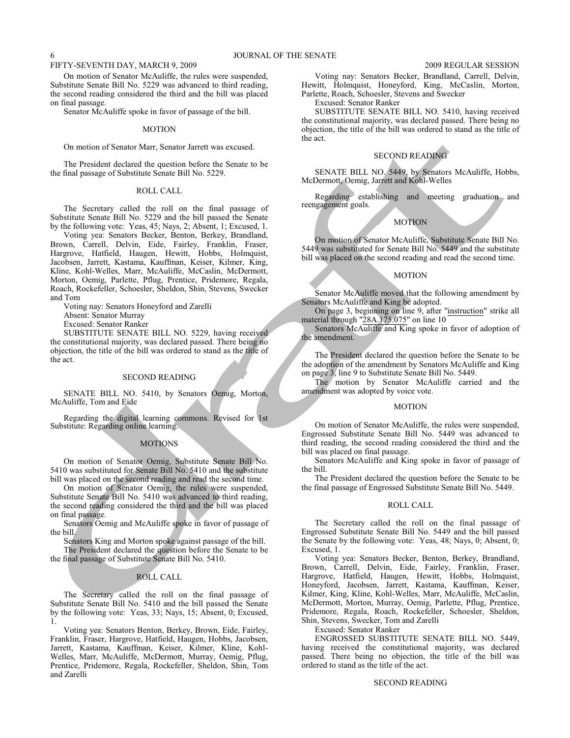On motion of Senator McAuliffe, the rules were suspended, Substitute Senate Bill No. 5229 was advanced to third reading, the second reading considered the third and the bill was placed on final passage.

Senator McAuliffe spoke in favor of passage of the bill.

MOTION

On motion of Senator Marr, Senator Jarrett was excused.

The President declared the question before the Senate to be the final passage of Substitute Senate Bill No. 5229.

ROLL CALL

The Secretary called the roll on the final passage of Substitute Senate Bill No. 5229 and the bill passed the Senate by the following vote: Yeas, 45; Nays, 2; Absent, 1; Excused, 1.

Voting yea: Senators Becker, Benton, Berkey, Brandland, Brown, Carrell, Delvin, Eide, Fairley, Franklin, Fraser, Hargrove, Hatfield, Haugen, Hewitt, Hobbs, Holmquist, Jacobsen, Jarrett, Kastama, Kauffman, Keiser, Kilmer, King, Kline, Kohl-Welles, Marr, McAuliffe, McCaslin, McDermott, Morton, Oemig, Parlette, Pflug, Prentice, Pridemore, Regala, Roach, Rockefeller, Schoesler, Sheldon, Shin, Stevens, Swecker and Tom

Voting nay: Senators Honeyford and Zarelli

Absent: Senator Murray

Excused: Senator Ranker

SUBSTITUTE SENATE BILL NO. 5229, having received the constitutional majority, was declared passed. There being no objection, the title of the bill was ordered to stand as the title of the act.

SECOND READING

SENATE BILL NO. 5410, by Senators Oemig, Morton, McAuliffe, Tom and Eide

Regarding the digital learning commons. Revised for 1st Substitute: Regarding online learning.

MOTIONS

On motion of Senator Oemig, Substitute Senate Bill No. 5410 was substituted for Senate Bill No. 5410 and the substitute bill was placed on the second reading and read the second time.

On motion of Senator Oemig, the rules were suspended, Substitute Senate Bill No. 5410 was advanced to third reading, the second reading considered the third and the bill was placed on final passage.

Senators Oemig and McAuliffe spoke in favor of passage of the bill.

Senators King and Morton spoke against passage of the bill.

The President declared the question before the Senate to be the final passage of Substitute Senate Bill No. 5410.

ROLL CALL

The Secretary called the roll on the final passage of Substitute Senate Bill No. 5410 and the bill passed the Senate by the following vote: Yeas, 33; Nays, 15; Absent, 0; Excused, 1.

Voting yea: Senators Benton, Berkey, Brown, Eide, Fairley, Franklin, Fraser, Hargrove, Hatfield, Haugen, Hobbs, Jacobsen, Jarrett, Kastama, Kauffman, Keiser, Kilmer, Kline, Kohl-Welles, Marr, McAuliffe, McDermott, Murray, Oemig, Pflug, Prentice, Pridemore, Regala, Rockefeller, Sheldon, Shin, Tom and Zarelli

Voting nay: Senators Becker, Brandland, Carrell, Delvin, Hewitt, Holmquist, Honeyford, King, McCaslin, Morton, Parlette, Roach, Schoesler, Stevens and Swecker

Excused: Senator Ranker

SUBSTITUTE SENATE BILL NO. 5410, having received the constitutional majority, was declared passed. There being no objection, the title of the bill was ordered to stand as the title of the act.

SECOND READING

SENATE BILL NO. 5449, by Senators McAuliffe, Hobbs, McDermott, Oemig, Jarrett and Kohl-Welles

Regarding establishing and meeting graduation and reengagement goals.

MOTION

On motion of Senator McAuliffe, Substitute Senate Bill No. 5449 was substituted for Senate Bill No. 5449 and the substitute bill was placed on the second reading and read the second time.

MOTION

Senator McAuliffe moved that the following amendment by Senators McAuliffe and King be adopted.

On page 3, beginning on line 9, after "instruction" strike all material through "28A.175.075" on line 10

Senators McAuliffe and King spoke in favor of adoption of the amendment.

The President declared the question before the Senate to be the adoption of the amendment by Senators McAuliffe and King on page 3, line 9 to Substitute Senate Bill No. 5449.

The motion by Senator McAuliffe carried and the amendment was adopted by voice vote.

MOTION

On motion of Senator McAuliffe, the rules were suspended, Engrossed Substitute Senate Bill No. 5449 was advanced to third reading, the second reading considered the third and the bill was placed on final passage.

Senators McAuliffe and King spoke in favor of passage of the bill.

The President declared the question before the Senate to be the final passage of Engrossed Substitute Senate Bill No. 5449.

ROLL CALL

The Secretary called the roll on the final passage of Engrossed Substitute Senate Bill No. 5449 and the bill passed the Senate by the following vote: Yeas, 48; Nays, 0; Absent, 0; Excused, 1.

Voting yea: Senators Becker, Benton, Berkey, Brandland, Brown, Carrell, Delvin, Eide, Fairley, Franklin, Fraser, Hargrove, Hatfield, Haugen, Hewitt, Hobbs, Holmquist, Honeyford, Jacobsen, Jarrett, Kastama, Kauffman, Keiser, Kilmer, King, Kline, Kohl-Welles, Marr, McAuliffe, McCaslin, McDermott, Morton, Murray, Oemig, Parlette, Pflug, Prentice, Pridemore, Regala, Roach, Rockefeller, Schoesler, Sheldon, Shin, Stevens, Swecker, Tom and Zarelli

Excused: Senator Ranker

ENGROSSED SUBSTITUTE SENATE BILL NO. 5449, having received the constitutional majority, was declared passed. There being no objection, the title of the bill was ordered to stand as the title of the act.

SECOND READING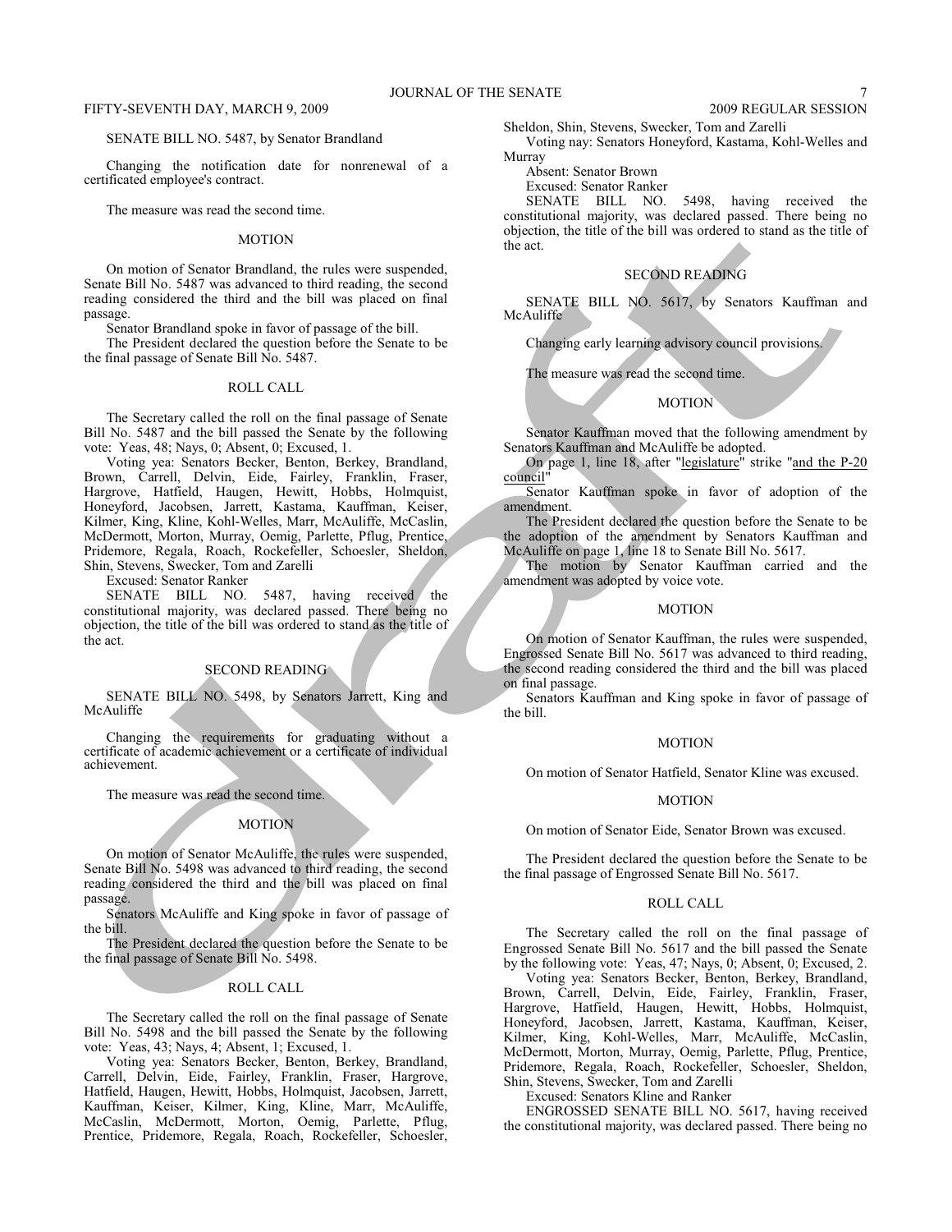SENATE BILL NO. 5487, by Senator Brandland

Changing the notification date for nonrenewal of a certificated employee's contract.

The measure was read the second time.

MOTION

On motion of Senator Brandland, the rules were suspended, Senate Bill No. 5487 was advanced to third reading, the second reading considered the third and the bill was placed on final passage.

Senator Brandland spoke in favor of passage of the bill.

The President declared the question before the Senate to be the final passage of Senate Bill No. 5487.

ROLL CALL

The Secretary called the roll on the final passage of Senate Bill No. 5487 and the bill passed the Senate by the following vote: Yeas, 48; Nays, 0; Absent, 0; Excused, 1.

Voting yea: Senators Becker, Benton, Berkey, Brandland, Brown, Carrell, Delvin, Eide, Fairley, Franklin, Fraser, Hargrove, Hatfield, Haugen, Hewitt, Hobbs, Holmquist, Honeyford, Jacobsen, Jarrett, Kastama, Kauffman, Keiser, Kilmer, King, Kline, Kohl-Welles, Marr, McAuliffe, McCaslin, McDermott, Morton, Murray, Oemig, Parlette, Pflug, Prentice, Pridemore, Regala, Roach, Rockefeller, Schoesler, Sheldon, Shin, Stevens, Swecker, Tom and Zarelli

Excused: Senator Ranker

SENATE BILL NO. 5487, having received the constitutional majority, was declared passed. There being no objection, the title of the bill was ordered to stand as the title of the act.

SECOND READING

SENATE BILL NO. 5498, by Senators Jarrett, King and McAuliffe

Changing the requirements for graduating without a certificate of academic achievement or a certificate of individual achievement.

The measure was read the second time.

MOTION

On motion of Senator McAuliffe, the rules were suspended, Senate Bill No. 5498 was advanced to third reading, the second reading considered the third and the bill was placed on final passage.

Senators McAuliffe and King spoke in favor of passage of the bill.

The President declared the question before the Senate to be the final passage of Senate Bill No. 5498.

ROLL CALL

The Secretary called the roll on the final passage of Senate Bill No. 5498 and the bill passed the Senate by the following vote: Yeas, 43; Nays, 4; Absent, 1; Excused, 1.

Voting yea: Senators Becker, Benton, Berkey, Brandland, Carrell, Delvin, Eide, Fairley, Franklin, Fraser, Hargrove, Hatfield, Haugen, Hewitt, Hobbs, Holmquist, Jacobsen, Jarrett, Kauffman, Keiser, Kilmer, King, Kline, Marr, McAuliffe, McCaslin, McDermott, Morton, Oemig, Parlette, Pflug, Prentice, Pridemore, Regala, Roach, Rockefeller, Schoesler, Sheldon, Shin, Stevens, Swecker, Tom and Zarelli

Voting nay: Senators Honeyford, Kastama, Kohl-Welles and Murray

Absent: Senator Brown

Excused: Senator Ranker

SENATE BILL NO. 5498, having received the constitutional majority, was declared passed. There being no objection, the title of the bill was ordered to stand as the title of the act.

SECOND READING

SENATE BILL NO. 5617, by Senators Kauffman and McAuliffe

Changing early learning advisory council provisions.

The measure was read the second time.

MOTION

Senator Kauffman moved that the following amendment by Senators Kauffman and McAuliffe be adopted.

On page 1, line 18, after "legislature" strike "and the P-20 council"

Senator Kauffman spoke in favor of adoption of the amendment.

The President declared the question before the Senate to be the adoption of the amendment by Senators Kauffman and McAuliffe on page 1, line 18 to Senate Bill No. 5617.

The motion by Senator Kauffman carried and the amendment was adopted by voice vote.

MOTION

On motion of Senator Kauffman, the rules were suspended, Engrossed Senate Bill No. 5617 was advanced to third reading, the second reading considered the third and the bill was placed on final passage.

Senators Kauffman and King spoke in favor of passage of the bill.

MOTION

On motion of Senator Hatfield, Senator Kline was excused.

MOTION

On motion of Senator Eide, Senator Brown was excused.

The President declared the question before the Senate to be the final passage of Engrossed Senate Bill No. 5617.

ROLL CALL

The Secretary called the roll on the final passage of Engrossed Senate Bill No. 5617 and the bill passed the Senate by the following vote: Yeas, 47; Nays, 0; Absent, 0; Excused, 2.

Voting yea: Senators Becker, Benton, Berkey, Brandland, Brown, Carrell, Delvin, Eide, Fairley, Franklin, Fraser, Hargrove, Hatfield, Haugen, Hewitt, Hobbs, Holmquist, Honeyford, Jacobsen, Jarrett, Kastama, Kauffman, Keiser, Kilmer, King, Kohl-Welles, Marr, McAuliffe, McCaslin, McDermott, Morton, Murray, Oemig, Parlette, Pflug, Prentice, Pridemore, Regala, Roach, Rockefeller, Schoesler, Sheldon, Shin, Stevens, Swecker, Tom and Zarelli

Excused: Senators Kline and Ranker

ENGROSSED SENATE BILL NO. 5617, having received the constitutional majority, was declared passed. There being no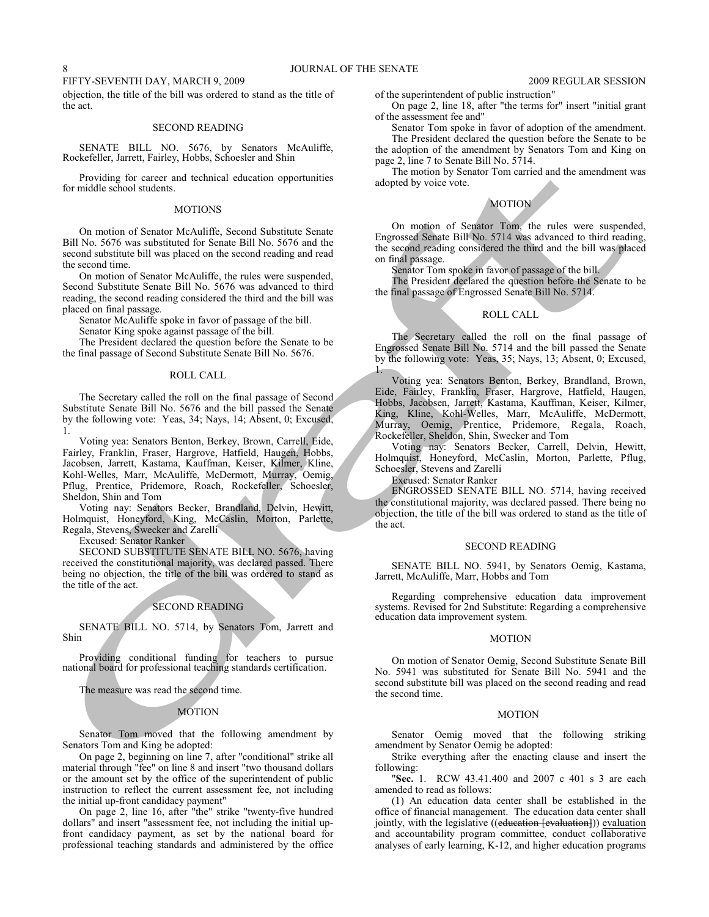objection, the title of the bill was ordered to stand as the title of the act.

## SECOND READING

SENATE BILL NO. 5676, by Senators McAuliffe, Rockefeller, Jarrett, Fairley, Hobbs, Schoesler and Shin

Providing for career and technical education opportunities for middle school students.

## MOTIONS

On motion of Senator McAuliffe, Second Substitute Senate Bill No. 5676 was substituted for Senate Bill No. 5676 and the second substitute bill was placed on the second reading and read the second time.

On motion of Senator McAuliffe, the rules were suspended, Second Substitute Senate Bill No. 5676 was advanced to third reading, the second reading considered the third and the bill was placed on final passage.

Senator McAuliffe spoke in favor of passage of the bill.

Senator King spoke against passage of the bill.

The President declared the question before the Senate to be the final passage of Second Substitute Senate Bill No. 5676.

## ROLL CALL

The Secretary called the roll on the final passage of Second Substitute Senate Bill No. 5676 and the bill passed the Senate by the following vote: Yeas, 34; Nays, 14; Absent, 0; Excused, 1.

Voting yea: Senators Benton, Berkey, Brown, Carrell, Eide, Fairley, Franklin, Fraser, Hargrove, Hatfield, Haugen, Hobbs, Jacobsen, Jarrett, Kastama, Kauffman, Keiser, Kilmer, Kline, Kohl-Welles, Marr, McAuliffe, McDermott, Murray, Oemig, Pflug, Prentice, Pridemore, Roach, Rockefeller, Schoesler, Sheldon, Shin and Tom

Voting nay: Senators Becker, Brandland, Delvin, Hewitt, Holmquist, Honeyford, King, McCaslin, Morton, Parlette, Regala, Stevens, Swecker and Zarelli

Excused: Senator Ranker

SECOND SUBSTITUTE SENATE BILL NO. 5676, having received the constitutional majority, was declared passed. There being no objection, the title of the bill was ordered to stand as the title of the act.

## SECOND READING

SENATE BILL NO. 5714, by Senators Tom, Jarrett and Shin

Providing conditional funding for teachers to pursue national board for professional teaching standards certification.

The measure was read the second time.

## MOTION

Senator Tom moved that the following amendment by Senators Tom and King be adopted:

On page 2, beginning on line 7, after "conditional" strike all material through "fee" on line 8 and insert "two thousand dollars or the amount set by the office of the superintendent of public instruction to reflect the current assessment fee, not including the initial up-front candidacy payment"

On page 2, line 16, after "the" strike "twenty-five hundred dollars" and insert "assessment fee, not including the initial up-front candidacy payment, as set by the national board for professional teaching standards and administered by the office of the superintendent of public instruction"

On page 2, line 18, after "the terms for" insert "initial grant of the assessment fee and"

Senator Tom spoke in favor of adoption of the amendment.

The President declared the question before the Senate to be the adoption of the amendment by Senators Tom and King on page 2, line 7 to Senate Bill No. 5714.

The motion by Senator Tom carried and the amendment was adopted by voice vote.

## MOTION

On motion of Senator Tom, the rules were suspended, Engrossed Senate Bill No. 5714 was advanced to third reading, the second reading considered the third and the bill was placed on final passage.

Senator Tom spoke in favor of passage of the bill.

The President declared the question before the Senate to be the final passage of Engrossed Senate Bill No. 5714.

## ROLL CALL

The Secretary called the roll on the final passage of Engrossed Senate Bill No. 5714 and the bill passed the Senate by the following vote: Yeas, 35; Nays, 13; Absent, 0; Excused, 1.

Voting yea: Senators Benton, Berkey, Brandland, Brown, Eide, Fairley, Franklin, Fraser, Hargrove, Hatfield, Haugen, Hobbs, Jacobsen, Jarrett, Kastama, Kauffman, Keiser, Kilmer, King, Kline, Kohl-Welles, Marr, McAuliffe, McDermott, Murray, Oemig, Prentice, Pridemore, Regala, Roach, Rockefeller, Sheldon, Shin, Swecker and Tom

Voting nay: Senators Becker, Carrell, Delvin, Hewitt, Holmquist, Honeyford, McCaslin, Morton, Parlette, Pflug, Schoesler, Stevens and Zarelli

Excused: Senator Ranker

ENGROSSED SENATE BILL NO. 5714, having received the constitutional majority, was declared passed. There being no objection, the title of the bill was ordered to stand as the title of the act.

## SECOND READING

SENATE BILL NO. 5941, by Senators Oemig, Kastama, Jarrett, McAuliffe, Marr, Hobbs and Tom

Regarding comprehensive education data improvement systems. Revised for 2nd Substitute: Regarding a comprehensive education data improvement system.

## MOTION

On motion of Senator Oemig, Second Substitute Senate Bill No. 5941 was substituted for Senate Bill No. 5941 and the second substitute bill was placed on the second reading and read the second time.

## MOTION

Senator Oemig moved that the following striking amendment by Senator Oemig be adopted:

Strike everything after the enacting clause and insert the following:

"**Sec.** 1. RCW 43.41.400 and 2007 c 401 s 3 are each amended to read as follows:

(1) An education data center shall be established in the office of financial management. The education data center shall jointly, with the legislative ((~~education [evaluation]~~)) <u>evaluation</u> and accountability program committee, conduct collaborative analyses of early learning, K-12, and higher education programs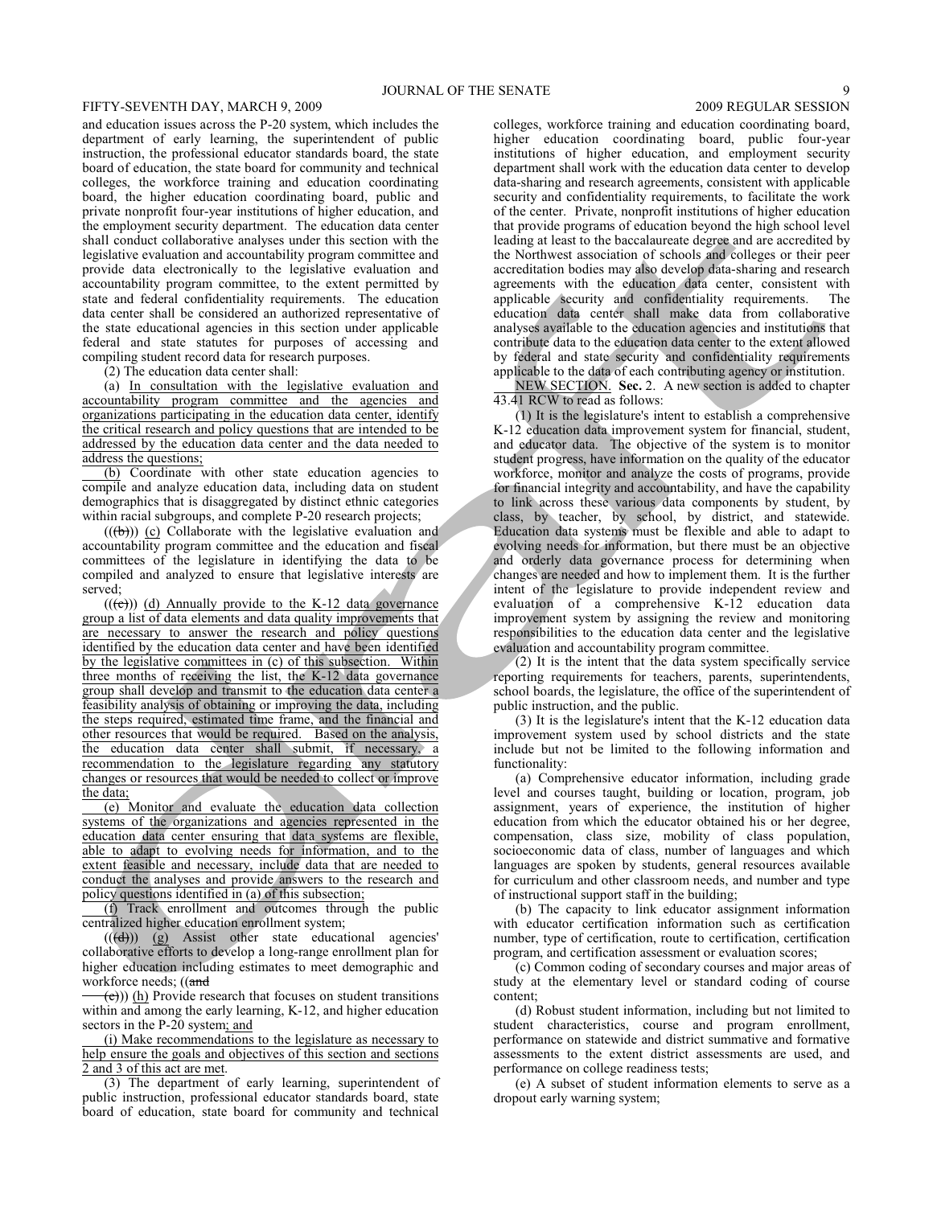and education issues across the P-20 system, which includes the department of early learning, the superintendent of public instruction, the professional educator standards board, the state board of education, the state board for community and technical colleges, the workforce training and education coordinating board, the higher education coordinating board, public and private nonprofit four-year institutions of higher education, and the employment security department. The education data center shall conduct collaborative analyses under this section with the legislative evaluation and accountability program committee and provide data electronically to the legislative evaluation and accountability program committee, to the extent permitted by state and federal confidentiality requirements. The education data center shall be considered an authorized representative of the state educational agencies in this section under applicable federal and state statutes for purposes of accessing and compiling student record data for research purposes.

(2) The education data center shall:

(a) In consultation with the legislative evaluation and accountability program committee and the agencies and organizations participating in the education data center, identify the critical research and policy questions that are intended to be addressed by the education data center and the data needed to address the questions;

(b) Coordinate with other state education agencies to compile and analyze education data, including data on student demographics that is disaggregated by distinct ethnic categories within racial subgroups, and complete P-20 research projects;

(((b))) (c) Collaborate with the legislative evaluation and accountability program committee and the education and fiscal committees of the legislature in identifying the data to be compiled and analyzed to ensure that legislative interests are served;

(((c))) (d) Annually provide to the K-12 data governance group a list of data elements and data quality improvements that are necessary to answer the research and policy questions identified by the education data center and have been identified by the legislative committees in (c) of this subsection. Within three months of receiving the list, the K-12 data governance group shall develop and transmit to the education data center a feasibility analysis of obtaining or improving the data, including the steps required, estimated time frame, and the financial and other resources that would be required. Based on the analysis, the education data center shall submit, if necessary, a recommendation to the legislature regarding any statutory changes or resources that would be needed to collect or improve the data;

(e) Monitor and evaluate the education data collection systems of the organizations and agencies represented in the education data center ensuring that data systems are flexible, able to adapt to evolving needs for information, and to the extent feasible and necessary, include data that are needed to conduct the analyses and provide answers to the research and policy questions identified in (a) of this subsection;

(f) Track enrollment and outcomes through the public centralized higher education enrollment system;

(((d))) (g) Assist other state educational agencies' collaborative efforts to develop a long-range enrollment plan for higher education including estimates to meet demographic and workforce needs; ((and

(e))) (h) Provide research that focuses on student transitions within and among the early learning, K-12, and higher education sectors in the P-20 system; and

(i) Make recommendations to the legislature as necessary to help ensure the goals and objectives of this section and sections 2 and 3 of this act are met.

(3) The department of early learning, superintendent of public instruction, professional educator standards board, state board of education, state board for community and technical colleges, workforce training and education coordinating board, higher education coordinating board, public four-year institutions of higher education, and employment security department shall work with the education data center to develop data-sharing and research agreements, consistent with applicable security and confidentiality requirements, to facilitate the work of the center. Private, nonprofit institutions of higher education that provide programs of education beyond the high school level leading at least to the baccalaureate degree and are accredited by the Northwest association of schools and colleges or their peer accreditation bodies may also develop data-sharing and research agreements with the education data center, consistent with applicable security and confidentiality requirements. The education data center shall make data from collaborative analyses available to the education agencies and institutions that contribute data to the education data center to the extent allowed by federal and state security and confidentiality requirements applicable to the data of each contributing agency or institution.

NEW SECTION. **Sec.** 2. A new section is added to chapter 43.41 RCW to read as follows:

(1) It is the legislature's intent to establish a comprehensive K-12 education data improvement system for financial, student, and educator data. The objective of the system is to monitor student progress, have information on the quality of the educator workforce, monitor and analyze the costs of programs, provide for financial integrity and accountability, and have the capability to link across these various data components by student, by class, by teacher, by school, by district, and statewide. Education data systems must be flexible and able to adapt to evolving needs for information, but there must be an objective and orderly data governance process for determining when changes are needed and how to implement them. It is the further intent of the legislature to provide independent review and evaluation of a comprehensive K-12 education data improvement system by assigning the review and monitoring responsibilities to the education data center and the legislative evaluation and accountability program committee.

(2) It is the intent that the data system specifically service reporting requirements for teachers, parents, superintendents, school boards, the legislature, the office of the superintendent of public instruction, and the public.

(3) It is the legislature's intent that the K-12 education data improvement system used by school districts and the state include but not be limited to the following information and functionality:

(a) Comprehensive educator information, including grade level and courses taught, building or location, program, job assignment, years of experience, the institution of higher education from which the educator obtained his or her degree, compensation, class size, mobility of class population, socioeconomic data of class, number of languages and which languages are spoken by students, general resources available for curriculum and other classroom needs, and number and type of instructional support staff in the building;

(b) The capacity to link educator assignment information with educator certification information such as certification number, type of certification, route to certification, certification program, and certification assessment or evaluation scores;

(c) Common coding of secondary courses and major areas of study at the elementary level or standard coding of course content;

(d) Robust student information, including but not limited to student characteristics, course and program enrollment, performance on statewide and district summative and formative assessments to the extent district assessments are used, and performance on college readiness tests;

(e) A subset of student information elements to serve as a dropout early warning system;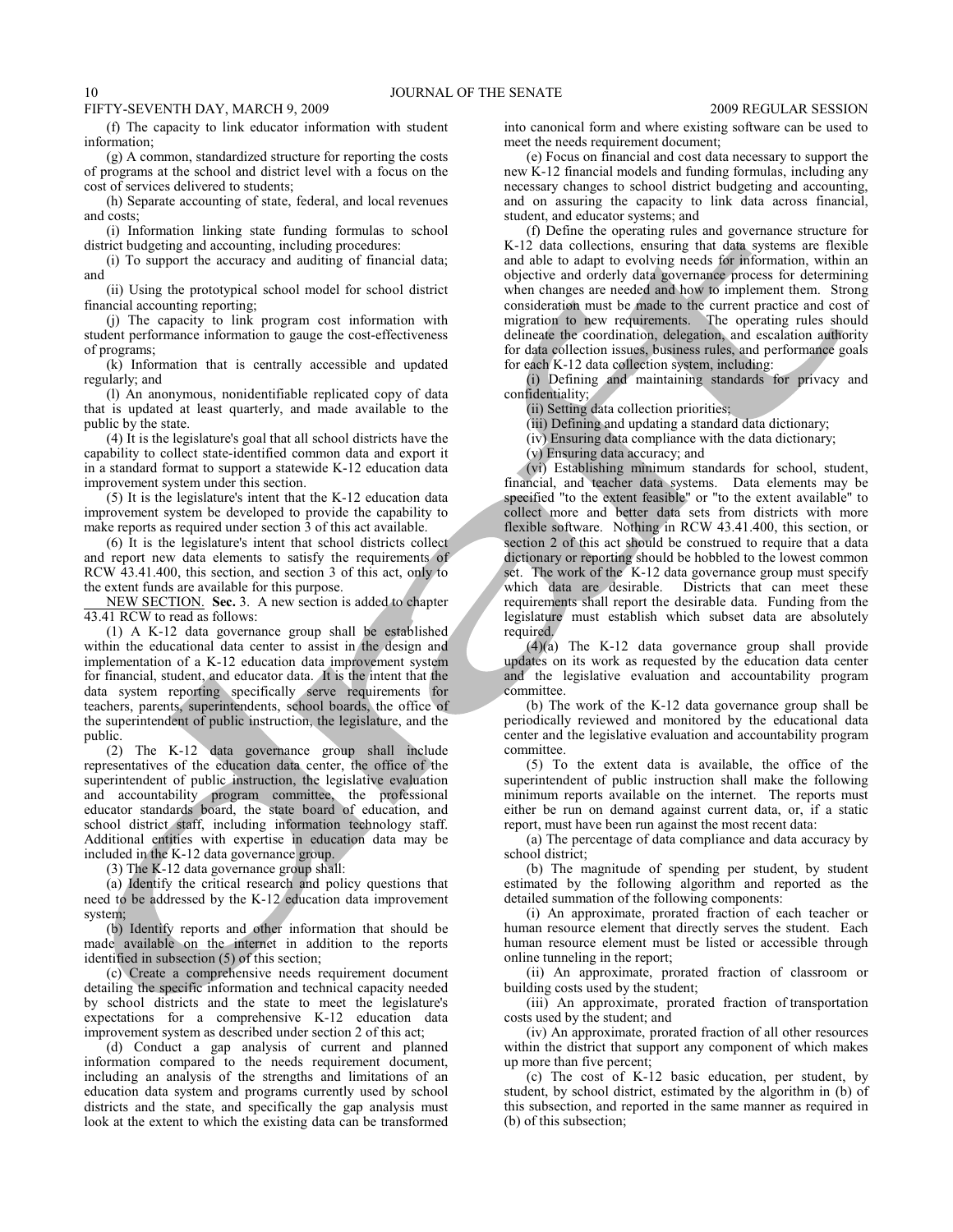(f) The capacity to link educator information with student information;

(g) A common, standardized structure for reporting the costs of programs at the school and district level with a focus on the cost of services delivered to students;

(h) Separate accounting of state, federal, and local revenues and costs;

(i) Information linking state funding formulas to school district budgeting and accounting, including procedures:

(i) To support the accuracy and auditing of financial data; and

(ii) Using the prototypical school model for school district financial accounting reporting;

(j) The capacity to link program cost information with student performance information to gauge the cost-effectiveness of programs;

(k) Information that is centrally accessible and updated regularly; and

(l) An anonymous, nonidentifiable replicated copy of data that is updated at least quarterly, and made available to the public by the state.

(4) It is the legislature's goal that all school districts have the capability to collect state-identified common data and export it in a standard format to support a statewide K-12 education data improvement system under this section.

(5) It is the legislature's intent that the K-12 education data improvement system be developed to provide the capability to make reports as required under section 3 of this act available.

(6) It is the legislature's intent that school districts collect and report new data elements to satisfy the requirements of RCW 43.41.400, this section, and section 3 of this act, only to the extent funds are available for this purpose.

NEW SECTION. **Sec.** 3. A new section is added to chapter 43.41 RCW to read as follows:

(1) A K-12 data governance group shall be established within the educational data center to assist in the design and implementation of a K-12 education data improvement system for financial, student, and educator data. It is the intent that the data system reporting specifically serve requirements for teachers, parents, superintendents, school boards, the office of the superintendent of public instruction, the legislature, and the public.

(2) The K-12 data governance group shall include representatives of the education data center, the office of the superintendent of public instruction, the legislative evaluation and accountability program committee, the professional educator standards board, the state board of education, and school district staff, including information technology staff. Additional entities with expertise in education data may be included in the K-12 data governance group.

(3) The K-12 data governance group shall:

(a) Identify the critical research and policy questions that need to be addressed by the K-12 education data improvement system;

(b) Identify reports and other information that should be made available on the internet in addition to the reports identified in subsection (5) of this section;

(c) Create a comprehensive needs requirement document detailing the specific information and technical capacity needed by school districts and the state to meet the legislature's expectations for a comprehensive K-12 education data improvement system as described under section 2 of this act;

(d) Conduct a gap analysis of current and planned information compared to the needs requirement document, including an analysis of the strengths and limitations of an education data system and programs currently used by school districts and the state, and specifically the gap analysis must look at the extent to which the existing data can be transformed into canonical form and where existing software can be used to meet the needs requirement document;

(e) Focus on financial and cost data necessary to support the new K-12 financial models and funding formulas, including any necessary changes to school district budgeting and accounting, and on assuring the capacity to link data across financial, student, and educator systems; and

(f) Define the operating rules and governance structure for K-12 data collections, ensuring that data systems are flexible and able to adapt to evolving needs for information, within an objective and orderly data governance process for determining when changes are needed and how to implement them. Strong consideration must be made to the current practice and cost of migration to new requirements. The operating rules should delineate the coordination, delegation, and escalation authority for data collection issues, business rules, and performance goals for each K-12 data collection system, including:

(i) Defining and maintaining standards for privacy and confidentiality;

(ii) Setting data collection priorities;

(iii) Defining and updating a standard data dictionary;

(iv) Ensuring data compliance with the data dictionary;

(v) Ensuring data accuracy; and

(vi) Establishing minimum standards for school, student, financial, and teacher data systems. Data elements may be specified "to the extent feasible" or "to the extent available" to collect more and better data sets from districts with more flexible software. Nothing in RCW 43.41.400, this section, or section 2 of this act should be construed to require that a data dictionary or reporting should be hobbled to the lowest common set. The work of the K-12 data governance group must specify which data are desirable. Districts that can meet these requirements shall report the desirable data. Funding from the legislature must establish which subset data are absolutely required.

(4)(a) The K-12 data governance group shall provide updates on its work as requested by the education data center and the legislative evaluation and accountability program committee.

(b) The work of the K-12 data governance group shall be periodically reviewed and monitored by the educational data center and the legislative evaluation and accountability program committee.

(5) To the extent data is available, the office of the superintendent of public instruction shall make the following minimum reports available on the internet. The reports must either be run on demand against current data, or, if a static report, must have been run against the most recent data:

(a) The percentage of data compliance and data accuracy by school district;

(b) The magnitude of spending per student, by student estimated by the following algorithm and reported as the detailed summation of the following components:

(i) An approximate, prorated fraction of each teacher or human resource element that directly serves the student. Each human resource element must be listed or accessible through online tunneling in the report;

(ii) An approximate, prorated fraction of classroom or building costs used by the student;

(iii) An approximate, prorated fraction of transportation costs used by the student; and

(iv) An approximate, prorated fraction of all other resources within the district that support any component of which makes up more than five percent;

(c) The cost of K-12 basic education, per student, by student, by school district, estimated by the algorithm in (b) of this subsection, and reported in the same manner as required in (b) of this subsection;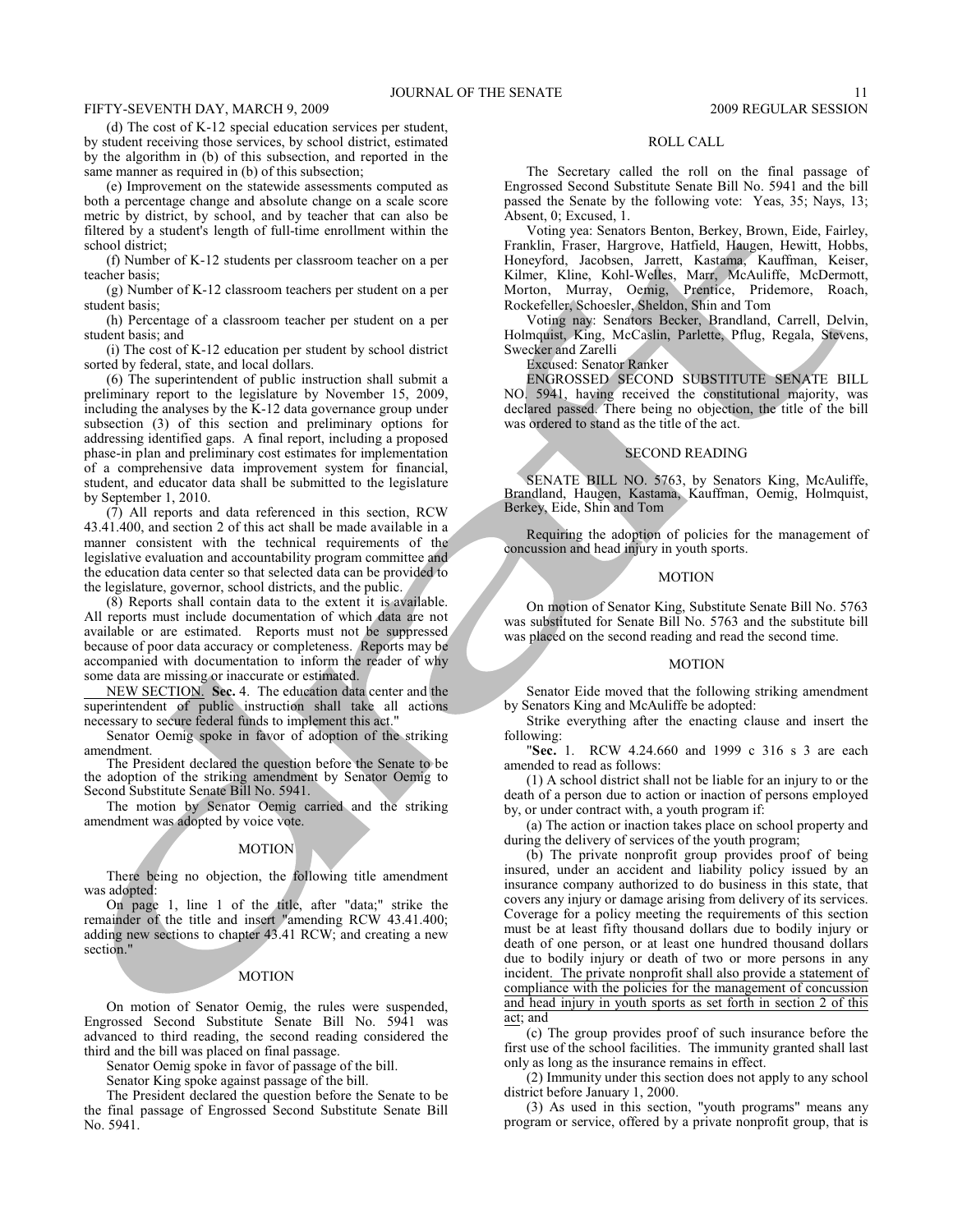(d) The cost of K-12 special education services per student, by student receiving those services, by school district, estimated by the algorithm in (b) of this subsection, and reported in the same manner as required in (b) of this subsection;

(e) Improvement on the statewide assessments computed as both a percentage change and absolute change on a scale score metric by district, by school, and by teacher that can also be filtered by a student's length of full-time enrollment within the school district;

(f) Number of K-12 students per classroom teacher on a per teacher basis;

(g) Number of K-12 classroom teachers per student on a per student basis;

(h) Percentage of a classroom teacher per student on a per student basis; and

(i) The cost of K-12 education per student by school district sorted by federal, state, and local dollars.

(6) The superintendent of public instruction shall submit a preliminary report to the legislature by November 15, 2009, including the analyses by the K-12 data governance group under subsection (3) of this section and preliminary options for addressing identified gaps. A final report, including a proposed phase-in plan and preliminary cost estimates for implementation of a comprehensive data improvement system for financial, student, and educator data shall be submitted to the legislature by September 1, 2010.

(7) All reports and data referenced in this section, RCW 43.41.400, and section 2 of this act shall be made available in a manner consistent with the technical requirements of the legislative evaluation and accountability program committee and the education data center so that selected data can be provided to the legislature, governor, school districts, and the public.

(8) Reports shall contain data to the extent it is available. All reports must include documentation of which data are not available or are estimated. Reports must not be suppressed because of poor data accuracy or completeness. Reports may be accompanied with documentation to inform the reader of why some data are missing or inaccurate or estimated.

<u>NEW SECTION.</u> **Sec.** 4. The education data center and the superintendent of public instruction shall take all actions necessary to secure federal funds to implement this act."

Senator Oemig spoke in favor of adoption of the striking amendment.

The President declared the question before the Senate to be the adoption of the striking amendment by Senator Oemig to Second Substitute Senate Bill No. 5941.

The motion by Senator Oemig carried and the striking amendment was adopted by voice vote.

MOTION

There being no objection, the following title amendment was adopted:

On page 1, line 1 of the title, after "data;" strike the remainder of the title and insert "amending RCW 43.41.400; adding new sections to chapter 43.41 RCW; and creating a new section."

MOTION

On motion of Senator Oemig, the rules were suspended, Engrossed Second Substitute Senate Bill No. 5941 was advanced to third reading, the second reading considered the third and the bill was placed on final passage.

Senator Oemig spoke in favor of passage of the bill.

Senator King spoke against passage of the bill.

The President declared the question before the Senate to be the final passage of Engrossed Second Substitute Senate Bill No. 5941.

ROLL CALL

The Secretary called the roll on the final passage of Engrossed Second Substitute Senate Bill No. 5941 and the bill passed the Senate by the following vote: Yeas, 35; Nays, 13; Absent, 0; Excused, 1.

Voting yea: Senators Benton, Berkey, Brown, Eide, Fairley, Franklin, Fraser, Hargrove, Hatfield, Haugen, Hewitt, Hobbs, Honeyford, Jacobsen, Jarrett, Kastama, Kauffman, Keiser, Kilmer, Kline, Kohl-Welles, Marr, McAuliffe, McDermott, Morton, Murray, Oemig, Prentice, Pridemore, Roach, Rockefeller, Schoesler, Sheldon, Shin and Tom

Voting nay: Senators Becker, Brandland, Carrell, Delvin, Holmquist, King, McCaslin, Parlette, Pflug, Regala, Stevens, Swecker and Zarelli

Excused: Senator Ranker

ENGROSSED SECOND SUBSTITUTE SENATE BILL NO. 5941, having received the constitutional majority, was declared passed. There being no objection, the title of the bill was ordered to stand as the title of the act.

SECOND READING

SENATE BILL NO. 5763, by Senators King, McAuliffe, Brandland, Haugen, Kastama, Kauffman, Oemig, Holmquist, Berkey, Eide, Shin and Tom

Requiring the adoption of policies for the management of concussion and head injury in youth sports.

MOTION

On motion of Senator King, Substitute Senate Bill No. 5763 was substituted for Senate Bill No. 5763 and the substitute bill was placed on the second reading and read the second time.

MOTION

Senator Eide moved that the following striking amendment by Senators King and McAuliffe be adopted:

Strike everything after the enacting clause and insert the following:

"**Sec.** 1. RCW 4.24.660 and 1999 c 316 s 3 are each amended to read as follows:

(1) A school district shall not be liable for an injury to or the death of a person due to action or inaction of persons employed by, or under contract with, a youth program if:

(a) The action or inaction takes place on school property and during the delivery of services of the youth program;

(b) The private nonprofit group provides proof of being insured, under an accident and liability policy issued by an insurance company authorized to do business in this state, that covers any injury or damage arising from delivery of its services. Coverage for a policy meeting the requirements of this section must be at least fifty thousand dollars due to bodily injury or death of one person, or at least one hundred thousand dollars due to bodily injury or death of two or more persons in any incident. <u>The private nonprofit shall also provide a statement of compliance with the policies for the management of concussion and head injury in youth sports as set forth in section 2 of this act</u>; and

(c) The group provides proof of such insurance before the first use of the school facilities. The immunity granted shall last only as long as the insurance remains in effect.

(2) Immunity under this section does not apply to any school district before January 1, 2000.

(3) As used in this section, "youth programs" means any program or service, offered by a private nonprofit group, that is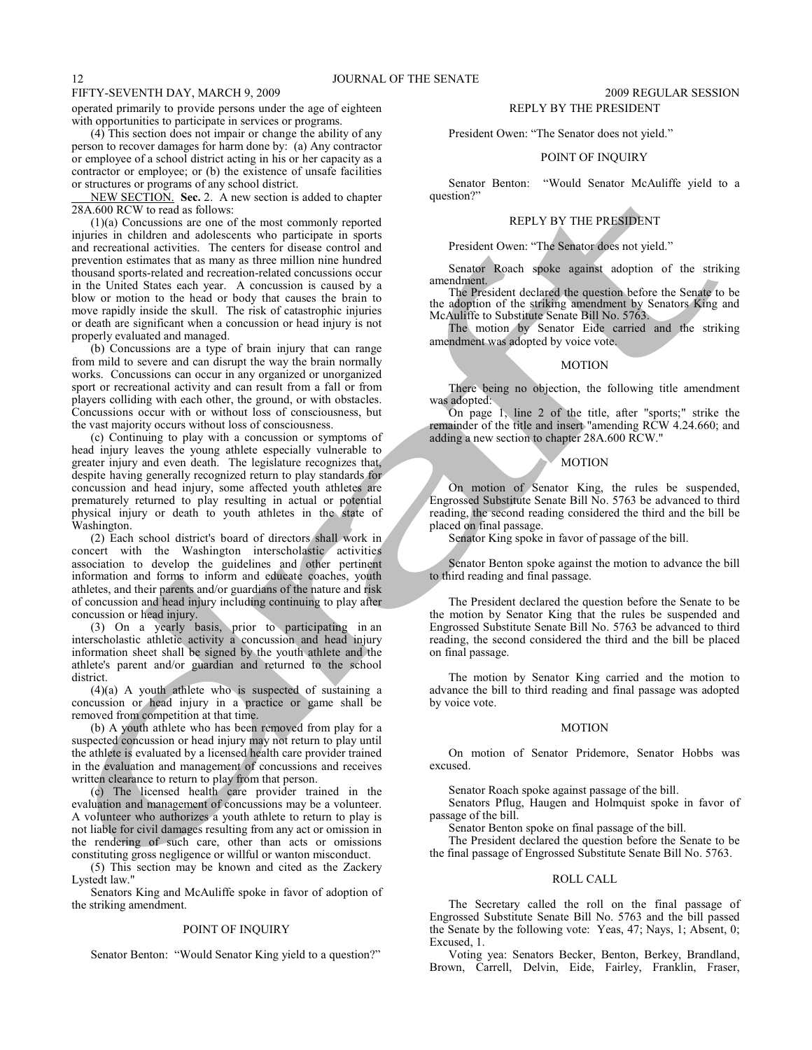operated primarily to provide persons under the age of eighteen with opportunities to participate in services or programs.

(4) This section does not impair or change the ability of any person to recover damages for harm done by: (a) Any contractor or employee of a school district acting in his or her capacity as a contractor or employee; or (b) the existence of unsafe facilities or structures or programs of any school district.

NEW SECTION. **Sec.** 2. A new section is added to chapter 28A.600 RCW to read as follows:

(1)(a) Concussions are one of the most commonly reported injuries in children and adolescents who participate in sports and recreational activities. The centers for disease control and prevention estimates that as many as three million nine hundred thousand sports-related and recreation-related concussions occur in the United States each year. A concussion is caused by a blow or motion to the head or body that causes the brain to move rapidly inside the skull. The risk of catastrophic injuries or death are significant when a concussion or head injury is not properly evaluated and managed.

(b) Concussions are a type of brain injury that can range from mild to severe and can disrupt the way the brain normally works. Concussions can occur in any organized or unorganized sport or recreational activity and can result from a fall or from players colliding with each other, the ground, or with obstacles. Concussions occur with or without loss of consciousness, but the vast majority occurs without loss of consciousness.

(c) Continuing to play with a concussion or symptoms of head injury leaves the young athlete especially vulnerable to greater injury and even death. The legislature recognizes that, despite having generally recognized return to play standards for concussion and head injury, some affected youth athletes are prematurely returned to play resulting in actual or potential physical injury or death to youth athletes in the state of Washington.

(2) Each school district's board of directors shall work in concert with the Washington interscholastic activities association to develop the guidelines and other pertinent information and forms to inform and educate coaches, youth athletes, and their parents and/or guardians of the nature and risk of concussion and head injury including continuing to play after concussion or head injury.

(3) On a yearly basis, prior to participating in an interscholastic athletic activity a concussion and head injury information sheet shall be signed by the youth athlete and the athlete's parent and/or guardian and returned to the school district.

(4)(a) A youth athlete who is suspected of sustaining a concussion or head injury in a practice or game shall be removed from competition at that time.

(b) A youth athlete who has been removed from play for a suspected concussion or head injury may not return to play until the athlete is evaluated by a licensed health care provider trained in the evaluation and management of concussions and receives written clearance to return to play from that person.

(c) The licensed health care provider trained in the evaluation and management of concussions may be a volunteer. A volunteer who authorizes a youth athlete to return to play is not liable for civil damages resulting from any act or omission in the rendering of such care, other than acts or omissions constituting gross negligence or willful or wanton misconduct.

(5) This section may be known and cited as the Zackery Lystedt law."

Senators King and McAuliffe spoke in favor of adoption of the striking amendment.

#### POINT OF INQUIRY

Senator Benton: "Would Senator King yield to a question?"

#### REPLY BY THE PRESIDENT

President Owen: "The Senator does not yield."

#### POINT OF INQUIRY

Senator Benton: "Would Senator McAuliffe yield to a question?"

#### REPLY BY THE PRESIDENT

President Owen: "The Senator does not yield."

Senator Roach spoke against adoption of the striking amendment.

The President declared the question before the Senate to be the adoption of the striking amendment by Senators King and McAuliffe to Substitute Senate Bill No. 5763.

The motion by Senator Eide carried and the striking amendment was adopted by voice vote.

#### MOTION

There being no objection, the following title amendment was adopted:

On page 1, line 2 of the title, after "sports;" strike the remainder of the title and insert "amending RCW 4.24.660; and adding a new section to chapter 28A.600 RCW."

#### MOTION

On motion of Senator King, the rules be suspended, Engrossed Substitute Senate Bill No. 5763 be advanced to third reading, the second reading considered the third and the bill be placed on final passage.

Senator King spoke in favor of passage of the bill.

Senator Benton spoke against the motion to advance the bill to third reading and final passage.

The President declared the question before the Senate to be the motion by Senator King that the rules be suspended and Engrossed Substitute Senate Bill No. 5763 be advanced to third reading, the second considered the third and the bill be placed on final passage.

The motion by Senator King carried and the motion to advance the bill to third reading and final passage was adopted by voice vote.

#### MOTION

On motion of Senator Pridemore, Senator Hobbs was excused.

Senator Roach spoke against passage of the bill.

Senators Pflug, Haugen and Holmquist spoke in favor of passage of the bill.

Senator Benton spoke on final passage of the bill.

The President declared the question before the Senate to be the final passage of Engrossed Substitute Senate Bill No. 5763.

#### ROLL CALL

The Secretary called the roll on the final passage of Engrossed Substitute Senate Bill No. 5763 and the bill passed the Senate by the following vote: Yeas, 47; Nays, 1; Absent, 0; Excused, 1.

Voting yea: Senators Becker, Benton, Berkey, Brandland, Brown, Carrell, Delvin, Eide, Fairley, Franklin, Fraser,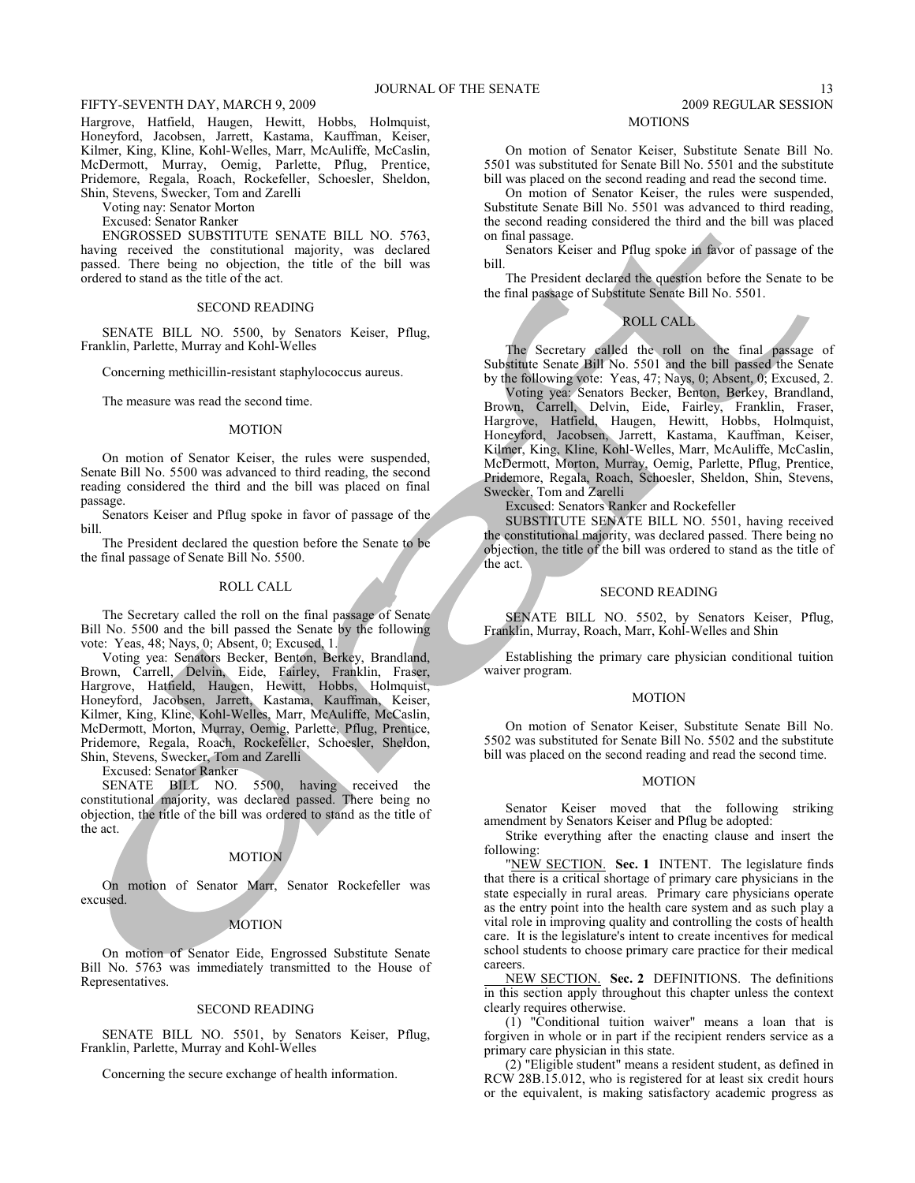Hargrove, Hatfield, Haugen, Hewitt, Hobbs, Holmquist, Honeyford, Jacobsen, Jarrett, Kastama, Kauffman, Keiser, Kilmer, King, Kline, Kohl-Welles, Marr, McAuliffe, McCaslin, McDermott, Murray, Oemig, Parlette, Pflug, Prentice, Pridemore, Regala, Roach, Rockefeller, Schoesler, Sheldon, Shin, Stevens, Swecker, Tom and Zarelli

Voting nay: Senator Morton

Excused: Senator Ranker

ENGROSSED SUBSTITUTE SENATE BILL NO. 5763, having received the constitutional majority, was declared passed. There being no objection, the title of the bill was ordered to stand as the title of the act.

SECOND READING

SENATE BILL NO. 5500, by Senators Keiser, Pflug, Franklin, Parlette, Murray and Kohl-Welles

Concerning methicillin-resistant staphylococcus aureus.

The measure was read the second time.

MOTION

On motion of Senator Keiser, the rules were suspended, Senate Bill No. 5500 was advanced to third reading, the second reading considered the third and the bill was placed on final passage.

Senators Keiser and Pflug spoke in favor of passage of the bill.

The President declared the question before the Senate to be the final passage of Senate Bill No. 5500.

ROLL CALL

The Secretary called the roll on the final passage of Senate Bill No. 5500 and the bill passed the Senate by the following vote: Yeas, 48; Nays, 0; Absent, 0; Excused, 1.

Voting yea: Senators Becker, Benton, Berkey, Brandland, Brown, Carrell, Delvin, Eide, Fairley, Franklin, Fraser, Hargrove, Hatfield, Haugen, Hewitt, Hobbs, Holmquist, Honeyford, Jacobsen, Jarrett, Kastama, Kauffman, Keiser, Kilmer, King, Kline, Kohl-Welles, Marr, McAuliffe, McCaslin, McDermott, Morton, Murray, Oemig, Parlette, Pflug, Prentice, Pridemore, Regala, Roach, Rockefeller, Schoesler, Sheldon, Shin, Stevens, Swecker, Tom and Zarelli

Excused: Senator Ranker

SENATE BILL NO. 5500, having received the constitutional majority, was declared passed. There being no objection, the title of the bill was ordered to stand as the title of the act.

MOTION

On motion of Senator Marr, Senator Rockefeller was excused.

MOTION

On motion of Senator Eide, Engrossed Substitute Senate Bill No. 5763 was immediately transmitted to the House of Representatives.

SECOND READING

SENATE BILL NO. 5501, by Senators Keiser, Pflug, Franklin, Parlette, Murray and Kohl-Welles

Concerning the secure exchange of health information.

MOTIONS

On motion of Senator Keiser, Substitute Senate Bill No. 5501 was substituted for Senate Bill No. 5501 and the substitute bill was placed on the second reading and read the second time.

On motion of Senator Keiser, the rules were suspended, Substitute Senate Bill No. 5501 was advanced to third reading, the second reading considered the third and the bill was placed on final passage.

Senators Keiser and Pflug spoke in favor of passage of the bill.

The President declared the question before the Senate to be the final passage of Substitute Senate Bill No. 5501.

ROLL CALL

The Secretary called the roll on the final passage of Substitute Senate Bill No. 5501 and the bill passed the Senate by the following vote: Yeas, 47; Nays, 0; Absent, 0; Excused, 2.

Voting yea: Senators Becker, Benton, Berkey, Brandland, Brown, Carrell, Delvin, Eide, Fairley, Franklin, Fraser, Hargrove, Hatfield, Haugen, Hewitt, Hobbs, Holmquist, Honeyford, Jacobsen, Jarrett, Kastama, Kauffman, Keiser, Kilmer, King, Kline, Kohl-Welles, Marr, McAuliffe, McCaslin, McDermott, Morton, Murray, Oemig, Parlette, Pflug, Prentice, Pridemore, Regala, Roach, Schoesler, Sheldon, Shin, Stevens, Swecker, Tom and Zarelli

Excused: Senators Ranker and Rockefeller

SUBSTITUTE SENATE BILL NO. 5501, having received the constitutional majority, was declared passed. There being no objection, the title of the bill was ordered to stand as the title of the act.

SECOND READING

SENATE BILL NO. 5502, by Senators Keiser, Pflug, Franklin, Murray, Roach, Marr, Kohl-Welles and Shin

Establishing the primary care physician conditional tuition waiver program.

MOTION

On motion of Senator Keiser, Substitute Senate Bill No. 5502 was substituted for Senate Bill No. 5502 and the substitute bill was placed on the second reading and read the second time.

MOTION

Senator Keiser moved that the following striking amendment by Senators Keiser and Pflug be adopted:

Strike everything after the enacting clause and insert the following:

"NEW SECTION. **Sec. 1** INTENT. The legislature finds that there is a critical shortage of primary care physicians in the state especially in rural areas. Primary care physicians operate as the entry point into the health care system and as such play a vital role in improving quality and controlling the costs of health care. It is the legislature's intent to create incentives for medical school students to choose primary care practice for their medical careers.

NEW SECTION. **Sec. 2** DEFINITIONS. The definitions in this section apply throughout this chapter unless the context clearly requires otherwise.

(1) "Conditional tuition waiver" means a loan that is forgiven in whole or in part if the recipient renders service as a primary care physician in this state.

(2) "Eligible student" means a resident student, as defined in RCW 28B.15.012, who is registered for at least six credit hours or the equivalent, is making satisfactory academic progress as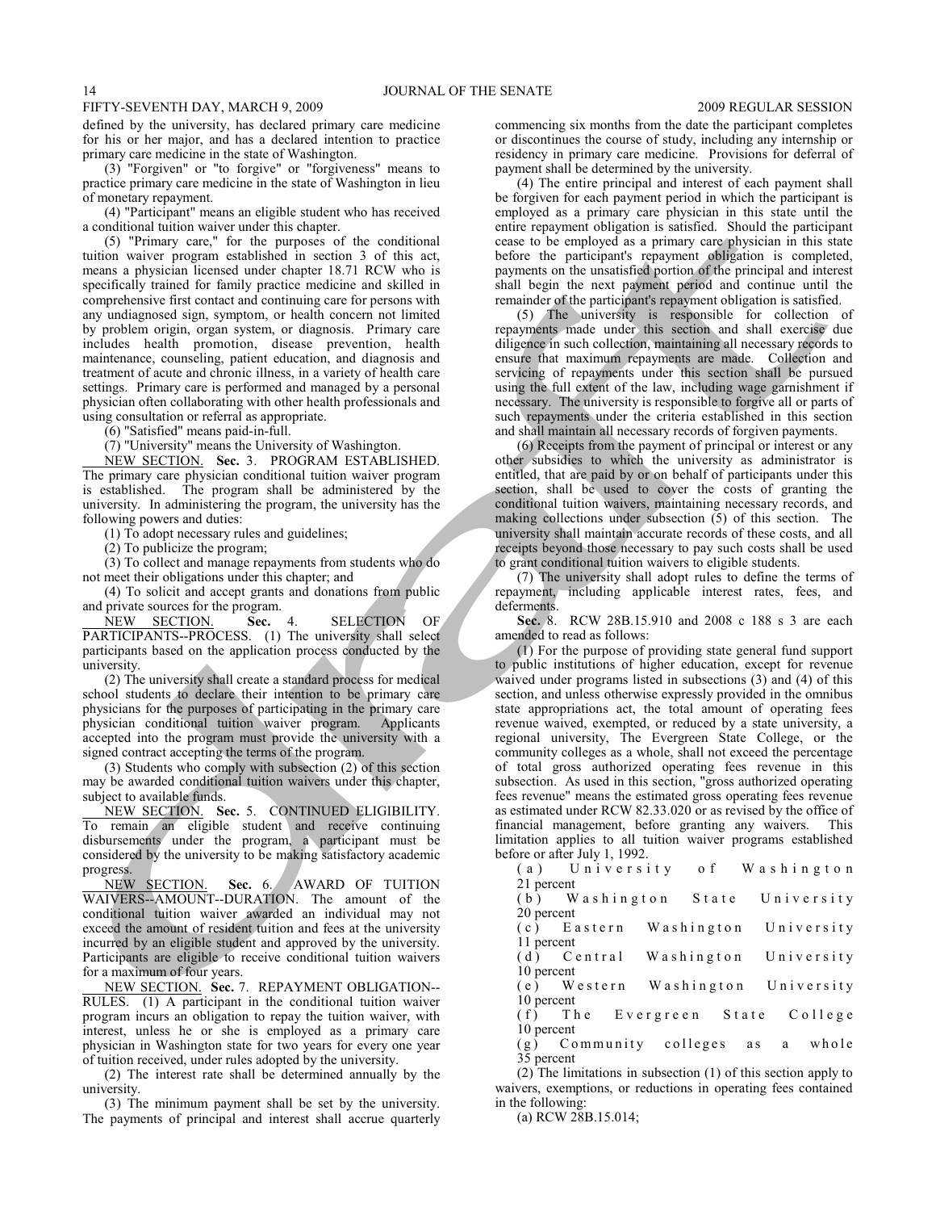defined by the university, has declared primary care medicine for his or her major, and has a declared intention to practice primary care medicine in the state of Washington.

(3) "Forgiven" or "to forgive" or "forgiveness" means to practice primary care medicine in the state of Washington in lieu of monetary repayment.

(4) "Participant" means an eligible student who has received a conditional tuition waiver under this chapter.

(5) "Primary care," for the purposes of the conditional tuition waiver program established in section 3 of this act, means a physician licensed under chapter 18.71 RCW who is specifically trained for family practice medicine and skilled in comprehensive first contact and continuing care for persons with any undiagnosed sign, symptom, or health concern not limited by problem origin, organ system, or diagnosis. Primary care includes health promotion, disease prevention, health maintenance, counseling, patient education, and diagnosis and treatment of acute and chronic illness, in a variety of health care settings. Primary care is performed and managed by a personal physician often collaborating with other health professionals and using consultation or referral as appropriate.

(6) "Satisfied" means paid-in-full.

(7) "University" means the University of Washington.

NEW SECTION. **Sec.** 3. PROGRAM ESTABLISHED. The primary care physician conditional tuition waiver program is established. The program shall be administered by the university. In administering the program, the university has the following powers and duties:

(1) To adopt necessary rules and guidelines;

(2) To publicize the program;

(3) To collect and manage repayments from students who do not meet their obligations under this chapter; and

(4) To solicit and accept grants and donations from public and private sources for the program.

NEW SECTION. **Sec.** 4. SELECTION OF PARTICIPANTS--PROCESS. (1) The university shall select participants based on the application process conducted by the university.

(2) The university shall create a standard process for medical school students to declare their intention to be primary care physicians for the purposes of participating in the primary care physician conditional tuition waiver program. Applicants accepted into the program must provide the university with a signed contract accepting the terms of the program.

(3) Students who comply with subsection (2) of this section may be awarded conditional tuition waivers under this chapter, subject to available funds.

NEW SECTION. **Sec.** 5. CONTINUED ELIGIBILITY. To remain an eligible student and receive continuing disbursements under the program, a participant must be considered by the university to be making satisfactory academic progress.

NEW SECTION. **Sec.** 6. AWARD OF TUITION WAIVERS--AMOUNT--DURATION. The amount of the conditional tuition waiver awarded an individual may not exceed the amount of resident tuition and fees at the university incurred by an eligible student and approved by the university. Participants are eligible to receive conditional tuition waivers for a maximum of four years.

NEW SECTION. **Sec.** 7. REPAYMENT OBLIGATION--RULES. (1) A participant in the conditional tuition waiver program incurs an obligation to repay the tuition waiver, with interest, unless he or she is employed as a primary care physician in Washington state for two years for every one year of tuition received, under rules adopted by the university.

(2) The interest rate shall be determined annually by the university.

(3) The minimum payment shall be set by the university. The payments of principal and interest shall accrue quarterly commencing six months from the date the participant completes or discontinues the course of study, including any internship or residency in primary care medicine. Provisions for deferral of payment shall be determined by the university.

(4) The entire principal and interest of each payment shall be forgiven for each payment period in which the participant is employed as a primary care physician in this state until the entire repayment obligation is satisfied. Should the participant cease to be employed as a primary care physician in this state before the participant's repayment obligation is completed, payments on the unsatisfied portion of the principal and interest shall begin the next payment period and continue until the remainder of the participant's repayment obligation is satisfied.

(5) The university is responsible for collection of repayments made under this section and shall exercise due diligence in such collection, maintaining all necessary records to ensure that maximum repayments are made. Collection and servicing of repayments under this section shall be pursued using the full extent of the law, including wage garnishment if necessary. The university is responsible to forgive all or parts of such repayments under the criteria established in this section and shall maintain all necessary records of forgiven payments.

(6) Receipts from the payment of principal or interest or any other subsidies to which the university as administrator is entitled, that are paid by or on behalf of participants under this section, shall be used to cover the costs of granting the conditional tuition waivers, maintaining necessary records, and making collections under subsection (5) of this section. The university shall maintain accurate records of these costs, and all receipts beyond those necessary to pay such costs shall be used to grant conditional tuition waivers to eligible students.

(7) The university shall adopt rules to define the terms of repayment, including applicable interest rates, fees, and deferments.

**Sec.** 8. RCW 28B.15.910 and 2008 c 188 s 3 are each amended to read as follows:

(1) For the purpose of providing state general fund support to public institutions of higher education, except for revenue waived under programs listed in subsections (3) and (4) of this section, and unless otherwise expressly provided in the omnibus state appropriations act, the total amount of operating fees revenue waived, exempted, or reduced by a state university, a regional university, The Evergreen State College, or the community colleges as a whole, shall not exceed the percentage of total gross authorized operating fees revenue in this subsection. As used in this section, "gross authorized operating fees revenue" means the estimated gross operating fees revenue as estimated under RCW 82.33.020 or as revised by the office of financial management, before granting any waivers. This limitation applies to all tuition waiver programs established before or after July 1, 1992.

(a) University of Washington 21 percent

(b) Washington State University 20 percent

(c) Eastern Washington University 11 percent

(d) Central Washington University 10 percent

(e) Western Washington University 10 percent

(f) The Evergreen State College 10 percent

(g) Community colleges as a whole 35 percent

(2) The limitations in subsection (1) of this section apply to waivers, exemptions, or reductions in operating fees contained in the following:

(a) RCW 28B.15.014;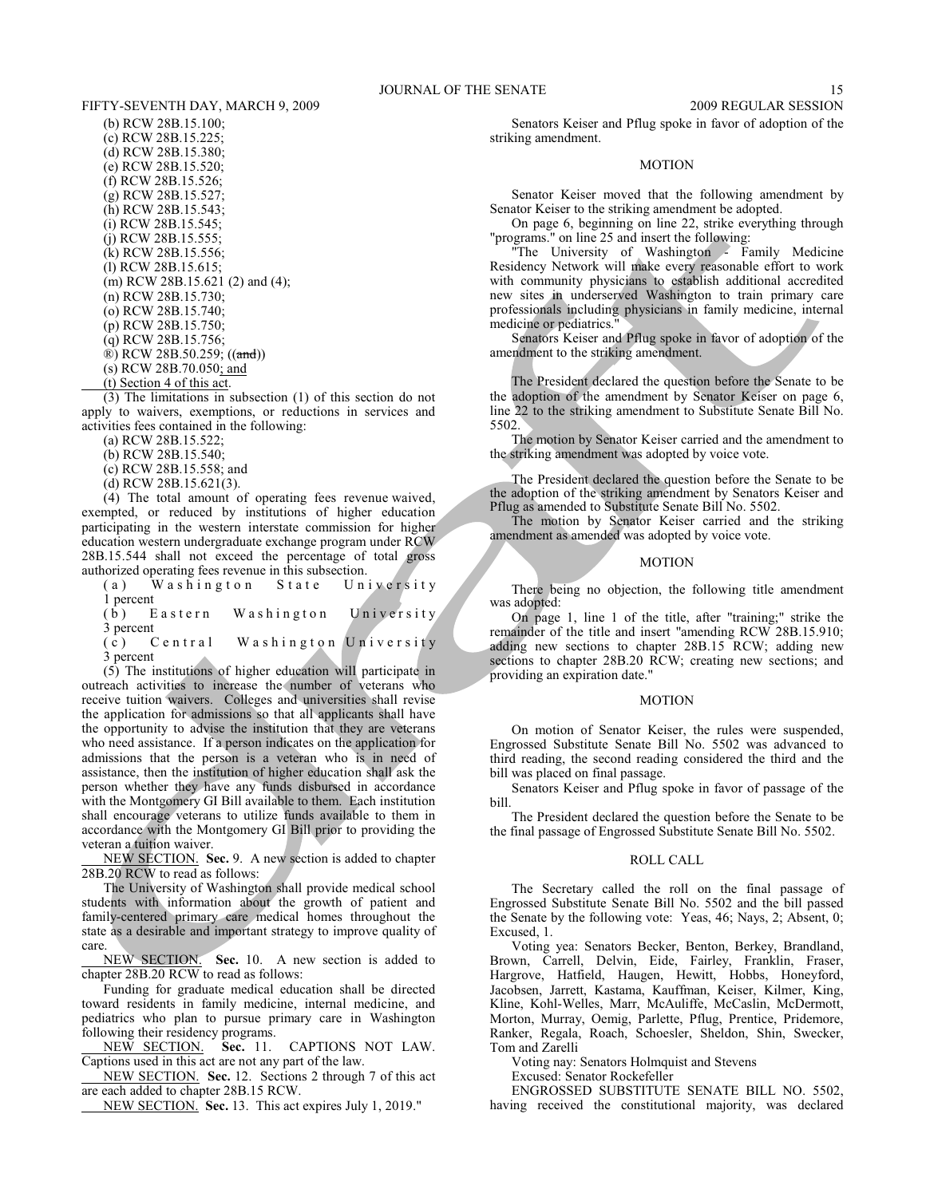(b) RCW 28B.15.100;
(c) RCW 28B.15.225;
(d) RCW 28B.15.380;
(e) RCW 28B.15.520;
(f) RCW 28B.15.526;
(g) RCW 28B.15.527;
(h) RCW 28B.15.543;
(i) RCW 28B.15.545;
(j) RCW 28B.15.555;
(k) RCW 28B.15.556;
(l) RCW 28B.15.615;
(m) RCW 28B.15.621 (2) and (4);
(n) RCW 28B.15.730;
(o) RCW 28B.15.740;
(p) RCW 28B.15.750;
(q) RCW 28B.15.756;
®) RCW 28B.50.259; ((and))
(s) RCW 28B.70.050; and
(t) Section 4 of this act.

(3) The limitations in subsection (1) of this section do not apply to waivers, exemptions, or reductions in services and activities fees contained in the following:

(a) RCW 28B.15.522;
(b) RCW 28B.15.540;
(c) RCW 28B.15.558; and
(d) RCW 28B.15.621(3).

(4) The total amount of operating fees revenue waived, exempted, or reduced by institutions of higher education participating in the western interstate commission for higher education western undergraduate exchange program under RCW 28B.15.544 shall not exceed the percentage of total gross authorized operating fees revenue in this subsection.

(a) Washington State University 1 percent
(b) Eastern Washington University 3 percent
(c) Central Washington University 3 percent

(5) The institutions of higher education will participate in outreach activities to increase the number of veterans who receive tuition waivers. Colleges and universities shall revise the application for admissions so that all applicants shall have the opportunity to advise the institution that they are veterans who need assistance. If a person indicates on the application for admissions that the person is a veteran who is in need of assistance, then the institution of higher education shall ask the person whether they have any funds disbursed in accordance with the Montgomery GI Bill available to them. Each institution shall encourage veterans to utilize funds available to them in accordance with the Montgomery GI Bill prior to providing the veteran a tuition waiver.

NEW SECTION. **Sec.** 9. A new section is added to chapter 28B.20 RCW to read as follows:

The University of Washington shall provide medical school students with information about the growth of patient and family-centered primary care medical homes throughout the state as a desirable and important strategy to improve quality of care.

NEW SECTION. **Sec.** 10. A new section is added to chapter 28B.20 RCW to read as follows:

Funding for graduate medical education shall be directed toward residents in family medicine, internal medicine, and pediatrics who plan to pursue primary care in Washington following their residency programs.

NEW SECTION. **Sec.** 11. CAPTIONS NOT LAW. Captions used in this act are not any part of the law.

NEW SECTION. **Sec.** 12. Sections 2 through 7 of this act are each added to chapter 28B.15 RCW.

NEW SECTION. **Sec.** 13. This act expires July 1, 2019."

Senators Keiser and Pflug spoke in favor of adoption of the striking amendment.

## MOTION

Senator Keiser moved that the following amendment by Senator Keiser to the striking amendment be adopted.

On page 6, beginning on line 22, strike everything through "programs." on line 25 and insert the following:

"The University of Washington - Family Medicine Residency Network will make every reasonable effort to work with community physicians to establish additional accredited new sites in underserved Washington to train primary care professionals including physicians in family medicine, internal medicine or pediatrics."

Senators Keiser and Pflug spoke in favor of adoption of the amendment to the striking amendment.

The President declared the question before the Senate to be the adoption of the amendment by Senator Keiser on page 6, line 22 to the striking amendment to Substitute Senate Bill No. 5502.

The motion by Senator Keiser carried and the amendment to the striking amendment was adopted by voice vote.

The President declared the question before the Senate to be the adoption of the striking amendment by Senators Keiser and Pflug as amended to Substitute Senate Bill No. 5502.

The motion by Senator Keiser carried and the striking amendment as amended was adopted by voice vote.

## MOTION

There being no objection, the following title amendment was adopted:

On page 1, line 1 of the title, after "training;" strike the remainder of the title and insert "amending RCW 28B.15.910; adding new sections to chapter 28B.15 RCW; adding new sections to chapter 28B.20 RCW; creating new sections; and providing an expiration date."

## MOTION

On motion of Senator Keiser, the rules were suspended, Engrossed Substitute Senate Bill No. 5502 was advanced to third reading, the second reading considered the third and the bill was placed on final passage.

Senators Keiser and Pflug spoke in favor of passage of the bill.

The President declared the question before the Senate to be the final passage of Engrossed Substitute Senate Bill No. 5502.

## ROLL CALL

The Secretary called the roll on the final passage of Engrossed Substitute Senate Bill No. 5502 and the bill passed the Senate by the following vote: Yeas, 46; Nays, 2; Absent, 0; Excused, 1.

Voting yea: Senators Becker, Benton, Berkey, Brandland, Brown, Carrell, Delvin, Eide, Fairley, Franklin, Fraser, Hargrove, Hatfield, Haugen, Hewitt, Hobbs, Honeyford, Jacobsen, Jarrett, Kastama, Kauffman, Keiser, Kilmer, King, Kline, Kohl-Welles, Marr, McAuliffe, McCaslin, McDermott, Morton, Murray, Oemig, Parlette, Pflug, Prentice, Pridemore, Ranker, Regala, Roach, Schoesler, Sheldon, Shin, Swecker, Tom and Zarelli

Voting nay: Senators Holmquist and Stevens

Excused: Senator Rockefeller

ENGROSSED SUBSTITUTE SENATE BILL NO. 5502, having received the constitutional majority, was declared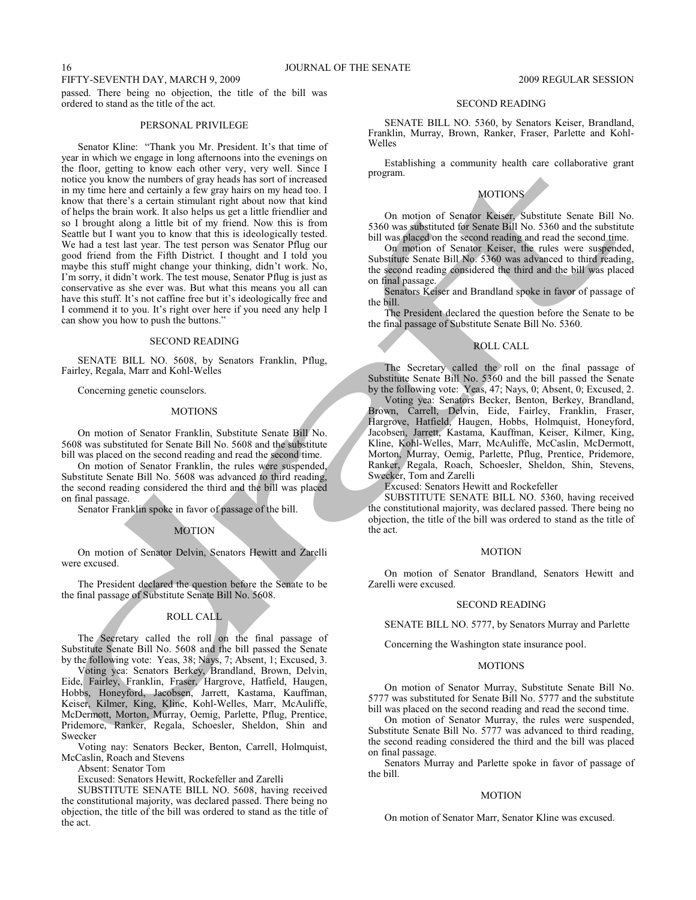passed. There being no objection, the title of the bill was ordered to stand as the title of the act.

## PERSONAL PRIVILEGE

Senator Kline: "Thank you Mr. President. It's that time of year in which we engage in long afternoons into the evenings on the floor, getting to know each other very, very well. Since I notice you know the numbers of gray heads has sort of increased in my time here and certainly a few gray hairs on my head too. I know that there's a certain stimulant right about now that kind of helps the brain work. It also helps us get a little friendlier and so I brought along a little bit of my friend. Now this is from Seattle but I want you to know that this is ideologically tested. We had a test last year. The test person was Senator Pflug our good friend from the Fifth District. I thought and I told you maybe this stuff might change your thinking, didn't work. No, I'm sorry, it didn't work. The test mouse, Senator Pflug is just as conservative as she ever was. But what this means you all can have this stuff. It's not caffine free but it's ideologically free and I commend it to you. It's right over here if you need any help I can show you how to push the buttons."

## SECOND READING

SENATE BILL NO. 5608, by Senators Franklin, Pflug, Fairley, Regala, Marr and Kohl-Welles

Concerning genetic counselors.

## MOTIONS

On motion of Senator Franklin, Substitute Senate Bill No. 5608 was substituted for Senate Bill No. 5608 and the substitute bill was placed on the second reading and read the second time.

On motion of Senator Franklin, the rules were suspended, Substitute Senate Bill No. 5608 was advanced to third reading, the second reading considered the third and the bill was placed on final passage.

Senator Franklin spoke in favor of passage of the bill.

## MOTION

On motion of Senator Delvin, Senators Hewitt and Zarelli were excused.

The President declared the question before the Senate to be the final passage of Substitute Senate Bill No. 5608.

## ROLL CALL

The Secretary called the roll on the final passage of Substitute Senate Bill No. 5608 and the bill passed the Senate by the following vote: Yeas, 38; Nays, 7; Absent, 1; Excused, 3.

Voting yea: Senators Berkey, Brandland, Brown, Delvin, Eide, Fairley, Franklin, Fraser, Hargrove, Hatfield, Haugen, Hobbs, Honeyford, Jacobsen, Jarrett, Kastama, Kauffman, Keiser, Kilmer, King, Kline, Kohl-Welles, Marr, McAuliffe, McDermott, Morton, Murray, Oemig, Parlette, Pflug, Prentice, Pridemore, Ranker, Regala, Schoesler, Sheldon, Shin and Swecker

Voting nay: Senators Becker, Benton, Carrell, Holmquist, McCaslin, Roach and Stevens

Absent: Senator Tom

Excused: Senators Hewitt, Rockefeller and Zarelli

SUBSTITUTE SENATE BILL NO. 5608, having received the constitutional majority, was declared passed. There being no objection, the title of the bill was ordered to stand as the title of the act.

## SECOND READING

SENATE BILL NO. 5360, by Senators Keiser, Brandland, Franklin, Murray, Brown, Ranker, Fraser, Parlette and Kohl-Welles

Establishing a community health care collaborative grant program.

## MOTIONS

On motion of Senator Keiser, Substitute Senate Bill No. 5360 was substituted for Senate Bill No. 5360 and the substitute bill was placed on the second reading and read the second time.

On motion of Senator Keiser, the rules were suspended, Substitute Senate Bill No. 5360 was advanced to third reading, the second reading considered the third and the bill was placed on final passage.

Senators Keiser and Brandland spoke in favor of passage of the bill.

The President declared the question before the Senate to be the final passage of Substitute Senate Bill No. 5360.

## ROLL CALL

The Secretary called the roll on the final passage of Substitute Senate Bill No. 5360 and the bill passed the Senate by the following vote: Yeas, 47; Nays, 0; Absent, 0; Excused, 2.

Voting yea: Senators Becker, Benton, Berkey, Brandland, Brown, Carrell, Delvin, Eide, Fairley, Franklin, Fraser, Hargrove, Hatfield, Haugen, Hobbs, Holmquist, Honeyford, Jacobsen, Jarrett, Kastama, Kauffman, Keiser, Kilmer, King, Kline, Kohl-Welles, Marr, McAuliffe, McCaslin, McDermott, Morton, Murray, Oemig, Parlette, Pflug, Prentice, Pridemore, Ranker, Regala, Roach, Schoesler, Sheldon, Shin, Stevens, Swecker, Tom and Zarelli

Excused: Senators Hewitt and Rockefeller

SUBSTITUTE SENATE BILL NO. 5360, having received the constitutional majority, was declared passed. There being no objection, the title of the bill was ordered to stand as the title of the act.

## MOTION

On motion of Senator Brandland, Senators Hewitt and Zarelli were excused.

## SECOND READING

SENATE BILL NO. 5777, by Senators Murray and Parlette

Concerning the Washington state insurance pool.

## MOTIONS

On motion of Senator Murray, Substitute Senate Bill No. 5777 was substituted for Senate Bill No. 5777 and the substitute bill was placed on the second reading and read the second time.

On motion of Senator Murray, the rules were suspended, Substitute Senate Bill No. 5777 was advanced to third reading, the second reading considered the third and the bill was placed on final passage.

Senators Murray and Parlette spoke in favor of passage of the bill.

## MOTION

On motion of Senator Marr, Senator Kline was excused.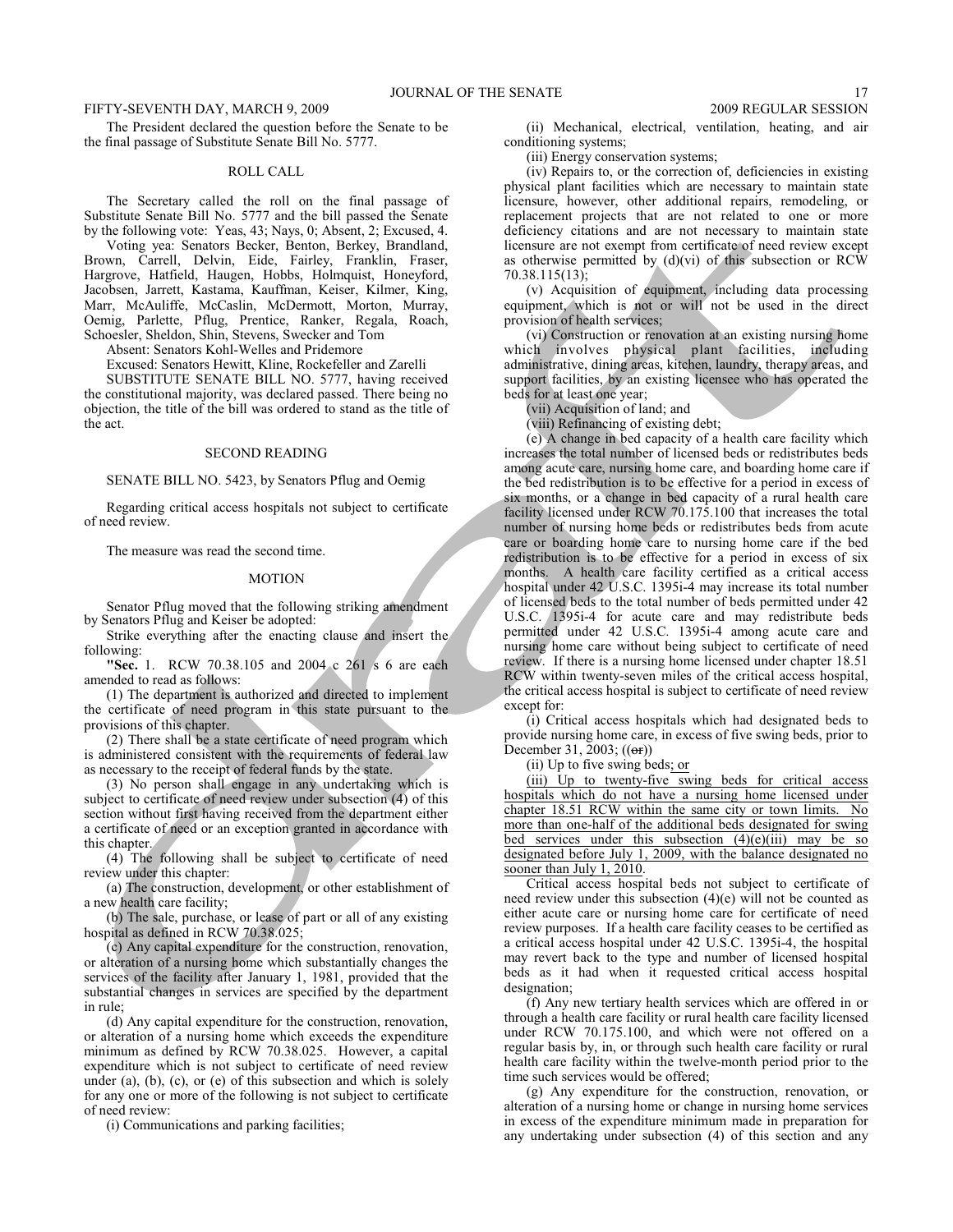The President declared the question before the Senate to be the final passage of Substitute Senate Bill No. 5777.

## ROLL CALL

The Secretary called the roll on the final passage of Substitute Senate Bill No. 5777 and the bill passed the Senate by the following vote: Yeas, 43; Nays, 0; Absent, 2; Excused, 4.

Voting yea: Senators Becker, Benton, Berkey, Brandland, Brown, Carrell, Delvin, Eide, Fairley, Franklin, Fraser, Hargrove, Hatfield, Haugen, Hobbs, Holmquist, Honeyford, Jacobsen, Jarrett, Kastama, Kauffman, Keiser, Kilmer, King, Marr, McAuliffe, McCaslin, McDermott, Morton, Murray, Oemig, Parlette, Pflug, Prentice, Ranker, Regala, Roach, Schoesler, Sheldon, Shin, Stevens, Swecker and Tom

Absent: Senators Kohl-Welles and Pridemore

Excused: Senators Hewitt, Kline, Rockefeller and Zarelli

SUBSTITUTE SENATE BILL NO. 5777, having received the constitutional majority, was declared passed. There being no objection, the title of the bill was ordered to stand as the title of the act.

## SECOND READING

SENATE BILL NO. 5423, by Senators Pflug and Oemig

Regarding critical access hospitals not subject to certificate of need review.

The measure was read the second time.

## MOTION

Senator Pflug moved that the following striking amendment by Senators Pflug and Keiser be adopted:

Strike everything after the enacting clause and insert the following:

"**Sec.** 1. RCW 70.38.105 and 2004 c 261 s 6 are each amended to read as follows:

(1) The department is authorized and directed to implement the certificate of need program in this state pursuant to the provisions of this chapter.

(2) There shall be a state certificate of need program which is administered consistent with the requirements of federal law as necessary to the receipt of federal funds by the state.

(3) No person shall engage in any undertaking which is subject to certificate of need review under subsection (4) of this section without first having received from the department either a certificate of need or an exception granted in accordance with this chapter.

(4) The following shall be subject to certificate of need review under this chapter:

(a) The construction, development, or other establishment of a new health care facility;

(b) The sale, purchase, or lease of part or all of any existing hospital as defined in RCW 70.38.025;

(c) Any capital expenditure for the construction, renovation, or alteration of a nursing home which substantially changes the services of the facility after January 1, 1981, provided that the substantial changes in services are specified by the department in rule;

(d) Any capital expenditure for the construction, renovation, or alteration of a nursing home which exceeds the expenditure minimum as defined by RCW 70.38.025. However, a capital expenditure which is not subject to certificate of need review under (a), (b), (c), or (e) of this subsection and which is solely for any one or more of the following is not subject to certificate of need review:

(i) Communications and parking facilities;

(ii) Mechanical, electrical, ventilation, heating, and air conditioning systems;

(iii) Energy conservation systems;

(iv) Repairs to, or the correction of, deficiencies in existing physical plant facilities which are necessary to maintain state licensure, however, other additional repairs, remodeling, or replacement projects that are not related to one or more deficiency citations and are not necessary to maintain state licensure are not exempt from certificate of need review except as otherwise permitted by (d)(vi) of this subsection or RCW 70.38.115(13);

(v) Acquisition of equipment, including data processing equipment, which is not or will not be used in the direct provision of health services;

(vi) Construction or renovation at an existing nursing home which involves physical plant facilities, including administrative, dining areas, kitchen, laundry, therapy areas, and support facilities, by an existing licensee who has operated the beds for at least one year;

(vii) Acquisition of land; and

(viii) Refinancing of existing debt;

(e) A change in bed capacity of a health care facility which increases the total number of licensed beds or redistributes beds among acute care, nursing home care, and boarding home care if the bed redistribution is to be effective for a period in excess of six months, or a change in bed capacity of a rural health care facility licensed under RCW 70.175.100 that increases the total number of nursing home beds or redistributes beds from acute care or boarding home care to nursing home care if the bed redistribution is to be effective for a period in excess of six months. A health care facility certified as a critical access hospital under 42 U.S.C. 1395i-4 may increase its total number of licensed beds to the total number of beds permitted under 42 U.S.C. 1395i-4 for acute care and may redistribute beds permitted under 42 U.S.C. 1395i-4 among acute care and nursing home care without being subject to certificate of need review. If there is a nursing home licensed under chapter 18.51 RCW within twenty-seven miles of the critical access hospital, the critical access hospital is subject to certificate of need review except for:

(i) Critical access hospitals which had designated beds to provide nursing home care, in excess of five swing beds, prior to December 31, 2003; ((~~or~~))

(ii) Up to five swing beds<u>; or</u>

<u>(iii) Up to twenty-five swing beds for critical access hospitals which do not have a nursing home licensed under chapter 18.51 RCW within the same city or town limits. No more than one-half of the additional beds designated for swing bed services under this subsection (4)(e)(iii) may be so designated before July 1, 2009, with the balance designated no sooner than July 1, 2010</u>.

Critical access hospital beds not subject to certificate of need review under this subsection (4)(e) will not be counted as either acute care or nursing home care for certificate of need review purposes. If a health care facility ceases to be certified as a critical access hospital under 42 U.S.C. 1395i-4, the hospital may revert back to the type and number of licensed hospital beds as it had when it requested critical access hospital designation;

(f) Any new tertiary health services which are offered in or through a health care facility or rural health care facility licensed under RCW 70.175.100, and which were not offered on a regular basis by, in, or through such health care facility or rural health care facility within the twelve-month period prior to the time such services would be offered;

(g) Any expenditure for the construction, renovation, or alteration of a nursing home or change in nursing home services in excess of the expenditure minimum made in preparation for any undertaking under subsection (4) of this section and any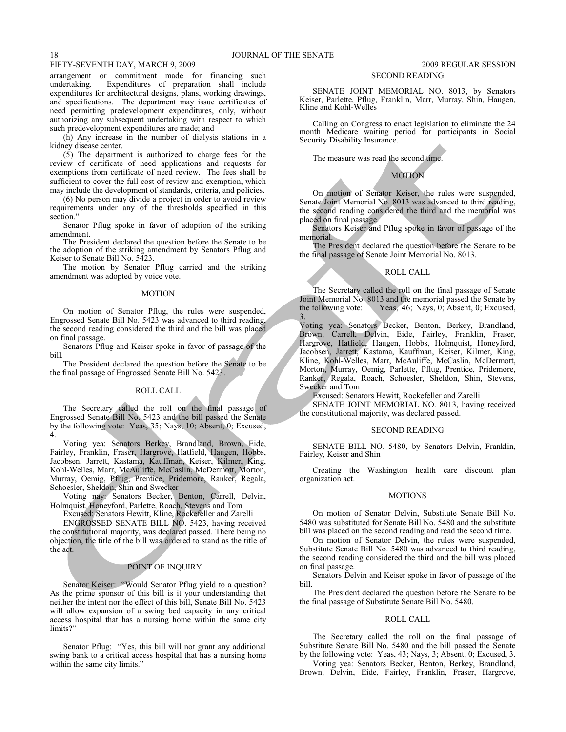arrangement or commitment made for financing such undertaking. Expenditures of preparation shall include expenditures for architectural designs, plans, working drawings, and specifications. The department may issue certificates of need permitting predevelopment expenditures, only, without authorizing any subsequent undertaking with respect to which such predevelopment expenditures are made; and

(h) Any increase in the number of dialysis stations in a kidney disease center.

(5) The department is authorized to charge fees for the review of certificate of need applications and requests for exemptions from certificate of need review. The fees shall be sufficient to cover the full cost of review and exemption, which may include the development of standards, criteria, and policies.

(6) No person may divide a project in order to avoid review requirements under any of the thresholds specified in this section."

Senator Pflug spoke in favor of adoption of the striking amendment.

The President declared the question before the Senate to be the adoption of the striking amendment by Senators Pflug and Keiser to Senate Bill No. 5423.

The motion by Senator Pflug carried and the striking amendment was adopted by voice vote.

MOTION

On motion of Senator Pflug, the rules were suspended, Engrossed Senate Bill No. 5423 was advanced to third reading, the second reading considered the third and the bill was placed on final passage.

Senators Pflug and Keiser spoke in favor of passage of the bill.

The President declared the question before the Senate to be the final passage of Engrossed Senate Bill No. 5423.

ROLL CALL

The Secretary called the roll on the final passage of Engrossed Senate Bill No. 5423 and the bill passed the Senate by the following vote: Yeas, 35; Nays, 10; Absent, 0; Excused, 4.

Voting yea: Senators Berkey, Brandland, Brown, Eide, Fairley, Franklin, Fraser, Hargrove, Hatfield, Haugen, Hobbs, Jacobsen, Jarrett, Kastama, Kauffman, Keiser, Kilmer, King, Kohl-Welles, Marr, McAuliffe, McCaslin, McDermott, Morton, Murray, Oemig, Pflug, Prentice, Pridemore, Ranker, Regala, Schoesler, Sheldon, Shin and Swecker

Voting nay: Senators Becker, Benton, Carrell, Delvin, Holmquist, Honeyford, Parlette, Roach, Stevens and Tom

Excused: Senators Hewitt, Kline, Rockefeller and Zarelli

ENGROSSED SENATE BILL NO. 5423, having received the constitutional majority, was declared passed. There being no objection, the title of the bill was ordered to stand as the title of the act.

POINT OF INQUIRY

Senator Keiser: "Would Senator Pflug yield to a question? As the prime sponsor of this bill is it your understanding that neither the intent nor the effect of this bill, Senate Bill No. 5423 will allow expansion of a swing bed capacity in any critical access hospital that has a nursing home within the same city limits?"

Senator Pflug: "Yes, this bill will not grant any additional swing bank to a critical access hospital that has a nursing home within the same city limits."

SECOND READING

SENATE JOINT MEMORIAL NO. 8013, by Senators Keiser, Parlette, Pflug, Franklin, Marr, Murray, Shin, Haugen, Kline and Kohl-Welles

Calling on Congress to enact legislation to eliminate the 24 month Medicare waiting period for participants in Social Security Disability Insurance.

The measure was read the second time.

MOTION

On motion of Senator Keiser, the rules were suspended, Senate Joint Memorial No. 8013 was advanced to third reading, the second reading considered the third and the memorial was placed on final passage.

Senators Keiser and Pflug spoke in favor of passage of the memorial.

The President declared the question before the Senate to be the final passage of Senate Joint Memorial No. 8013.

ROLL CALL

The Secretary called the roll on the final passage of Senate Joint Memorial No. 8013 and the memorial passed the Senate by the following vote: Yeas, 46; Nays, 0; Absent, 0; Excused, 3.

Voting yea: Senators Becker, Benton, Berkey, Brandland, Brown, Carrell, Delvin, Eide, Fairley, Franklin, Fraser, Hargrove, Hatfield, Haugen, Hobbs, Holmquist, Honeyford, Jacobsen, Jarrett, Kastama, Kauffman, Keiser, Kilmer, King, Kline, Kohl-Welles, Marr, McAuliffe, McCaslin, McDermott, Morton, Murray, Oemig, Parlette, Pflug, Prentice, Pridemore, Ranker, Regala, Roach, Schoesler, Sheldon, Shin, Stevens, Swecker and Tom

Excused: Senators Hewitt, Rockefeller and Zarelli

SENATE JOINT MEMORIAL NO. 8013, having received the constitutional majority, was declared passed.

SECOND READING

SENATE BILL NO. 5480, by Senators Delvin, Franklin, Fairley, Keiser and Shin

Creating the Washington health care discount plan organization act.

MOTIONS

On motion of Senator Delvin, Substitute Senate Bill No. 5480 was substituted for Senate Bill No. 5480 and the substitute bill was placed on the second reading and read the second time.

On motion of Senator Delvin, the rules were suspended, Substitute Senate Bill No. 5480 was advanced to third reading, the second reading considered the third and the bill was placed on final passage.

Senators Delvin and Keiser spoke in favor of passage of the bill.

The President declared the question before the Senate to be the final passage of Substitute Senate Bill No. 5480.

ROLL CALL

The Secretary called the roll on the final passage of Substitute Senate Bill No. 5480 and the bill passed the Senate by the following vote: Yeas, 43; Nays, 3; Absent, 0; Excused, 3.

Voting yea: Senators Becker, Benton, Berkey, Brandland, Brown, Delvin, Eide, Fairley, Franklin, Fraser, Hargrove,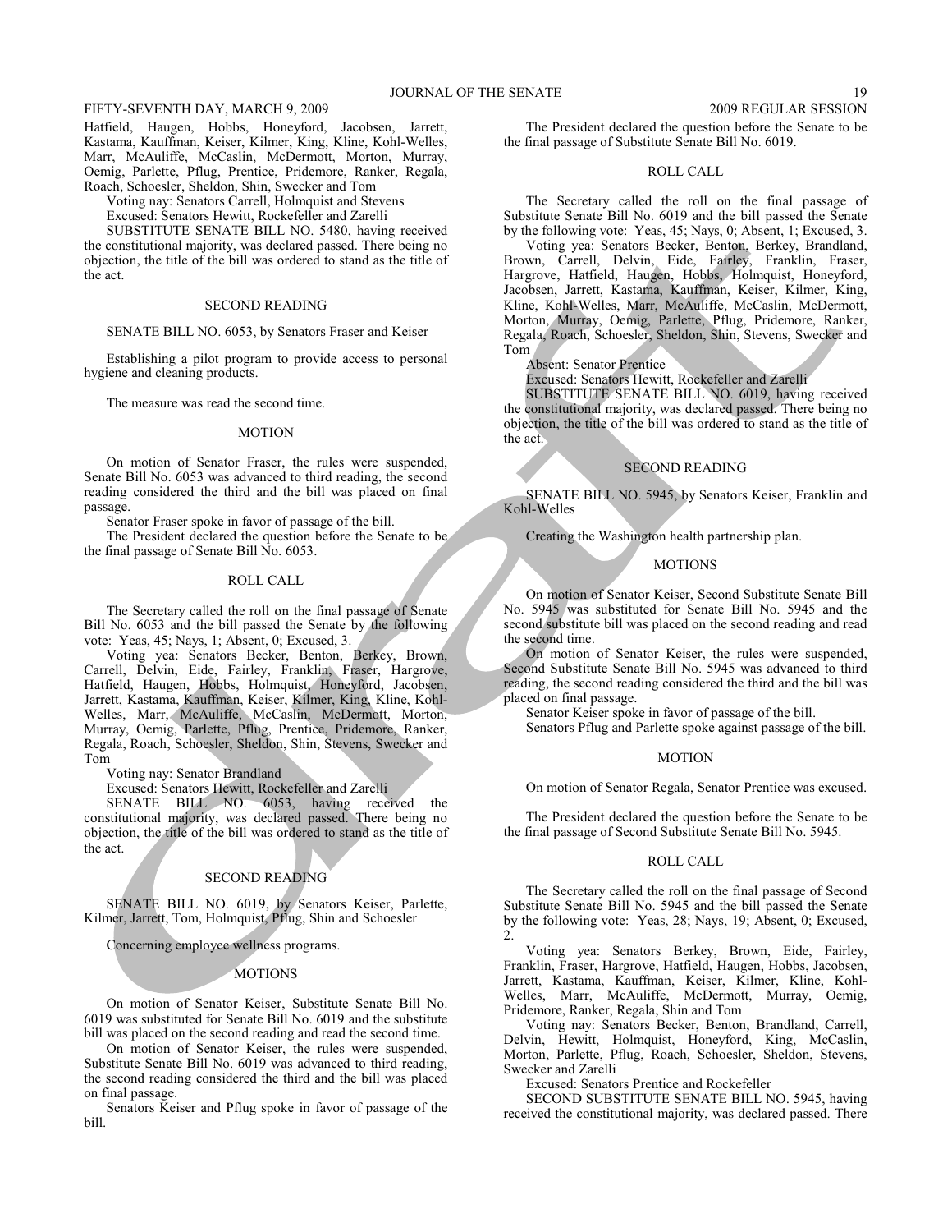Hatfield, Haugen, Hobbs, Honeyford, Jacobsen, Jarrett, Kastama, Kauffman, Keiser, Kilmer, King, Kline, Kohl-Welles, Marr, McAuliffe, McCaslin, McDermott, Morton, Murray, Oemig, Parlette, Pflug, Prentice, Pridemore, Ranker, Regala, Roach, Schoesler, Sheldon, Shin, Swecker and Tom

Voting nay: Senators Carrell, Holmquist and Stevens

Excused: Senators Hewitt, Rockefeller and Zarelli

SUBSTITUTE SENATE BILL NO. 5480, having received the constitutional majority, was declared passed. There being no objection, the title of the bill was ordered to stand as the title of the act.

## SECOND READING

SENATE BILL NO. 6053, by Senators Fraser and Keiser

Establishing a pilot program to provide access to personal hygiene and cleaning products.

The measure was read the second time.

## MOTION

On motion of Senator Fraser, the rules were suspended, Senate Bill No. 6053 was advanced to third reading, the second reading considered the third and the bill was placed on final passage.

Senator Fraser spoke in favor of passage of the bill.

The President declared the question before the Senate to be the final passage of Senate Bill No. 6053.

## ROLL CALL

The Secretary called the roll on the final passage of Senate Bill No. 6053 and the bill passed the Senate by the following vote: Yeas, 45; Nays, 1; Absent, 0; Excused, 3.

Voting yea: Senators Becker, Benton, Berkey, Brown, Carrell, Delvin, Eide, Fairley, Franklin, Fraser, Hargrove, Hatfield, Haugen, Hobbs, Holmquist, Honeyford, Jacobsen, Jarrett, Kastama, Kauffman, Keiser, Kilmer, King, Kline, Kohl-Welles, Marr, McAuliffe, McCaslin, McDermott, Morton, Murray, Oemig, Parlette, Pflug, Prentice, Pridemore, Ranker, Regala, Roach, Schoesler, Sheldon, Shin, Stevens, Swecker and Tom

Voting nay: Senator Brandland

Excused: Senators Hewitt, Rockefeller and Zarelli

SENATE BILL NO. 6053, having received the constitutional majority, was declared passed. There being no objection, the title of the bill was ordered to stand as the title of the act.

## SECOND READING

SENATE BILL NO. 6019, by Senators Keiser, Parlette, Kilmer, Jarrett, Tom, Holmquist, Pflug, Shin and Schoesler

Concerning employee wellness programs.

## MOTIONS

On motion of Senator Keiser, Substitute Senate Bill No. 6019 was substituted for Senate Bill No. 6019 and the substitute bill was placed on the second reading and read the second time.

On motion of Senator Keiser, the rules were suspended, Substitute Senate Bill No. 6019 was advanced to third reading, the second reading considered the third and the bill was placed on final passage.

Senators Keiser and Pflug spoke in favor of passage of the bill.

The President declared the question before the Senate to be the final passage of Substitute Senate Bill No. 6019.

## ROLL CALL

The Secretary called the roll on the final passage of Substitute Senate Bill No. 6019 and the bill passed the Senate by the following vote: Yeas, 45; Nays, 0; Absent, 1; Excused, 3.

Voting yea: Senators Becker, Benton, Berkey, Brandland, Brown, Carrell, Delvin, Eide, Fairley, Franklin, Fraser, Hargrove, Hatfield, Haugen, Hobbs, Holmquist, Honeyford, Jacobsen, Jarrett, Kastama, Kauffman, Keiser, Kilmer, King, Kline, Kohl-Welles, Marr, McAuliffe, McCaslin, McDermott, Morton, Murray, Oemig, Parlette, Pflug, Pridemore, Ranker, Regala, Roach, Schoesler, Sheldon, Shin, Stevens, Swecker and Tom

Absent: Senator Prentice

Excused: Senators Hewitt, Rockefeller and Zarelli

SUBSTITUTE SENATE BILL NO. 6019, having received the constitutional majority, was declared passed. There being no objection, the title of the bill was ordered to stand as the title of the act.

## SECOND READING

SENATE BILL NO. 5945, by Senators Keiser, Franklin and Kohl-Welles

Creating the Washington health partnership plan.

## MOTIONS

On motion of Senator Keiser, Second Substitute Senate Bill No. 5945 was substituted for Senate Bill No. 5945 and the second substitute bill was placed on the second reading and read the second time.

On motion of Senator Keiser, the rules were suspended, Second Substitute Senate Bill No. 5945 was advanced to third reading, the second reading considered the third and the bill was placed on final passage.

Senator Keiser spoke in favor of passage of the bill.

Senators Pflug and Parlette spoke against passage of the bill.

## MOTION

On motion of Senator Regala, Senator Prentice was excused.

The President declared the question before the Senate to be the final passage of Second Substitute Senate Bill No. 5945.

## ROLL CALL

The Secretary called the roll on the final passage of Second Substitute Senate Bill No. 5945 and the bill passed the Senate by the following vote: Yeas, 28; Nays, 19; Absent, 0; Excused, 2.

Voting yea: Senators Berkey, Brown, Eide, Fairley, Franklin, Fraser, Hargrove, Hatfield, Haugen, Hobbs, Jacobsen, Jarrett, Kastama, Kauffman, Keiser, Kilmer, Kline, Kohl-Welles, Marr, McAuliffe, McDermott, Murray, Oemig, Pridemore, Ranker, Regala, Shin and Tom

Voting nay: Senators Becker, Benton, Brandland, Carrell, Delvin, Hewitt, Holmquist, Honeyford, King, McCaslin, Morton, Parlette, Pflug, Roach, Schoesler, Sheldon, Stevens, Swecker and Zarelli

Excused: Senators Prentice and Rockefeller

SECOND SUBSTITUTE SENATE BILL NO. 5945, having received the constitutional majority, was declared passed. There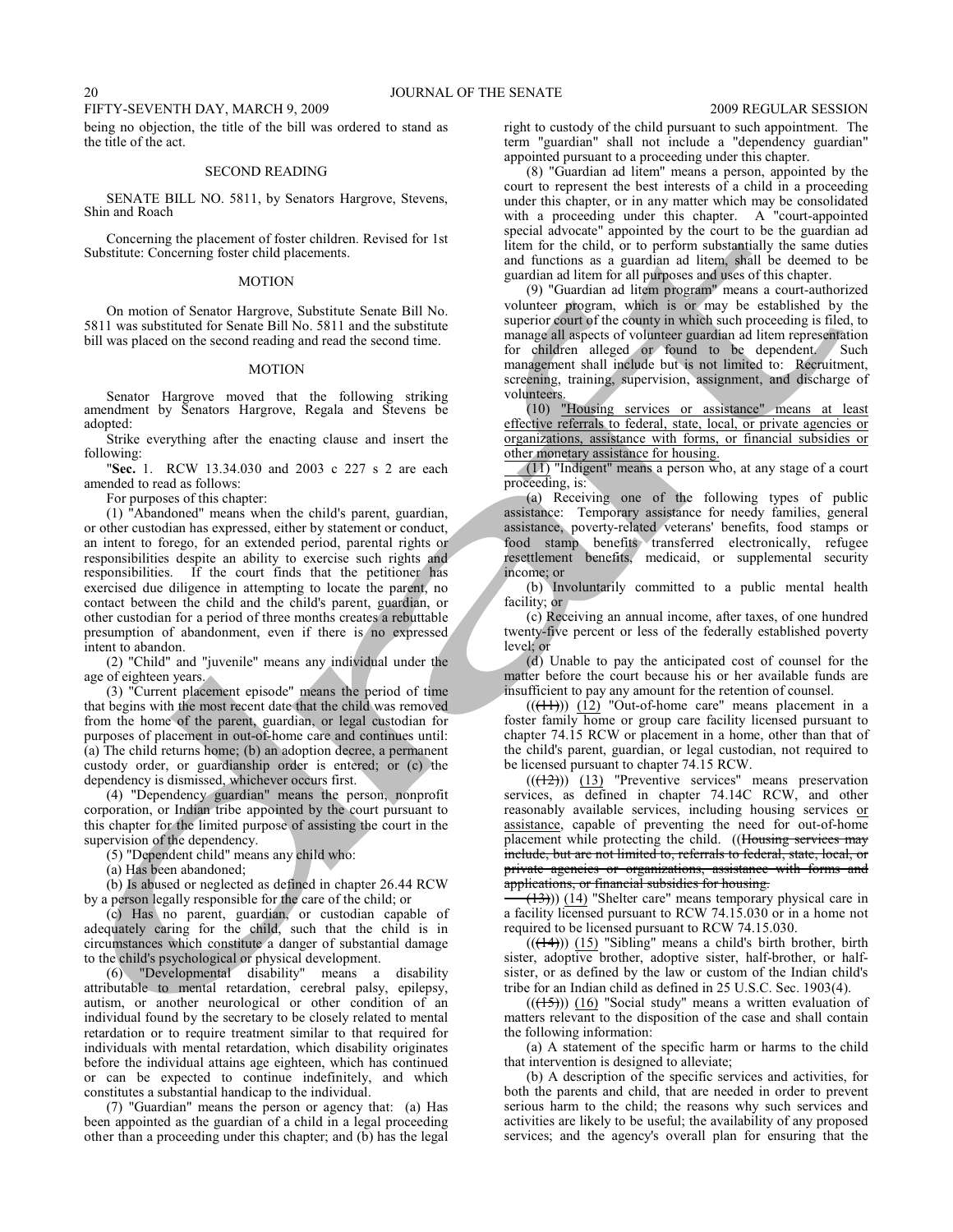being no objection, the title of the bill was ordered to stand as the title of the act.

## SECOND READING

SENATE BILL NO. 5811, by Senators Hargrove, Stevens, Shin and Roach

Concerning the placement of foster children. Revised for 1st Substitute: Concerning foster child placements.

## MOTION

On motion of Senator Hargrove, Substitute Senate Bill No. 5811 was substituted for Senate Bill No. 5811 and the substitute bill was placed on the second reading and read the second time.

## MOTION

Senator Hargrove moved that the following striking amendment by Senators Hargrove, Regala and Stevens be adopted:

Strike everything after the enacting clause and insert the following:

"**Sec.** 1. RCW 13.34.030 and 2003 c 227 s 2 are each amended to read as follows:

For purposes of this chapter:

(1) "Abandoned" means when the child's parent, guardian, or other custodian has expressed, either by statement or conduct, an intent to forego, for an extended period, parental rights or responsibilities despite an ability to exercise such rights and responsibilities. If the court finds that the petitioner has exercised due diligence in attempting to locate the parent, no contact between the child and the child's parent, guardian, or other custodian for a period of three months creates a rebuttable presumption of abandonment, even if there is no expressed intent to abandon.

(2) "Child" and "juvenile" means any individual under the age of eighteen years.

(3) "Current placement episode" means the period of time that begins with the most recent date that the child was removed from the home of the parent, guardian, or legal custodian for purposes of placement in out-of-home care and continues until: (a) The child returns home; (b) an adoption decree, a permanent custody order, or guardianship order is entered; or (c) the dependency is dismissed, whichever occurs first.

(4) "Dependency guardian" means the person, nonprofit corporation, or Indian tribe appointed by the court pursuant to this chapter for the limited purpose of assisting the court in the supervision of the dependency.

(5) "Dependent child" means any child who:

(a) Has been abandoned;

(b) Is abused or neglected as defined in chapter 26.44 RCW by a person legally responsible for the care of the child; or

(c) Has no parent, guardian, or custodian capable of adequately caring for the child, such that the child is in circumstances which constitute a danger of substantial damage to the child's psychological or physical development.

(6) "Developmental disability" means a disability attributable to mental retardation, cerebral palsy, epilepsy, autism, or another neurological or other condition of an individual found by the secretary to be closely related to mental retardation or to require treatment similar to that required for individuals with mental retardation, which disability originates before the individual attains age eighteen, which has continued or can be expected to continue indefinitely, and which constitutes a substantial handicap to the individual.

(7) "Guardian" means the person or agency that: (a) Has been appointed as the guardian of a child in a legal proceeding other than a proceeding under this chapter; and (b) has the legal right to custody of the child pursuant to such appointment. The term "guardian" shall not include a "dependency guardian" appointed pursuant to a proceeding under this chapter.

(8) "Guardian ad litem" means a person, appointed by the court to represent the best interests of a child in a proceeding under this chapter, or in any matter which may be consolidated with a proceeding under this chapter. A "court-appointed special advocate" appointed by the court to be the guardian ad litem for the child, or to perform substantially the same duties and functions as a guardian ad litem, shall be deemed to be guardian ad litem for all purposes and uses of this chapter.

(9) "Guardian ad litem program" means a court-authorized volunteer program, which is or may be established by the superior court of the county in which such proceeding is filed, to manage all aspects of volunteer guardian ad litem representation for children alleged or found to be dependent. Such management shall include but is not limited to: Recruitment, screening, training, supervision, assignment, and discharge of volunteers.

(10) <u>"Housing services or assistance" means at least effective referrals to federal, state, local, or private agencies or organizations, assistance with forms, or financial subsidies or other monetary assistance for housing.</u>

<u>(11)</u> "Indigent" means a person who, at any stage of a court proceeding, is:

(a) Receiving one of the following types of public assistance: Temporary assistance for needy families, general assistance, poverty-related veterans' benefits, food stamps or food stamp benefits transferred electronically, refugee resettlement benefits, medicaid, or supplemental security income; or

(b) Involuntarily committed to a public mental health facility; or

(c) Receiving an annual income, after taxes, of one hundred twenty-five percent or less of the federally established poverty level; or

(d) Unable to pay the anticipated cost of counsel for the matter before the court because his or her available funds are insufficient to pay any amount for the retention of counsel.

((~~(11)~~)) <u>(12)</u> "Out-of-home care" means placement in a foster family home or group care facility licensed pursuant to chapter 74.15 RCW or placement in a home, other than that of the child's parent, guardian, or legal custodian, not required to be licensed pursuant to chapter 74.15 RCW.

((~~(12)~~)) <u>(13)</u> "Preventive services" means preservation services, as defined in chapter 74.14C RCW, and other reasonably available services, including housing services <u>or assistance</u>, capable of preventing the need for out-of-home placement while protecting the child. ((~~Housing services may include, but are not limited to, referrals to federal, state, local, or private agencies or organizations, assistance with forms and applications, or financial subsidies for housing.~~

~~(13)~~)) <u>(14)</u> "Shelter care" means temporary physical care in a facility licensed pursuant to RCW 74.15.030 or in a home not required to be licensed pursuant to RCW 74.15.030.

((~~(14)~~)) <u>(15)</u> "Sibling" means a child's birth brother, birth sister, adoptive brother, adoptive sister, half-brother, or half-sister, or as defined by the law or custom of the Indian child's tribe for an Indian child as defined in 25 U.S.C. Sec. 1903(4).

((~~(15)~~)) <u>(16)</u> "Social study" means a written evaluation of matters relevant to the disposition of the case and shall contain the following information:

(a) A statement of the specific harm or harms to the child that intervention is designed to alleviate;

(b) A description of the specific services and activities, for both the parents and child, that are needed in order to prevent serious harm to the child; the reasons why such services and activities are likely to be useful; the availability of any proposed services; and the agency's overall plan for ensuring that the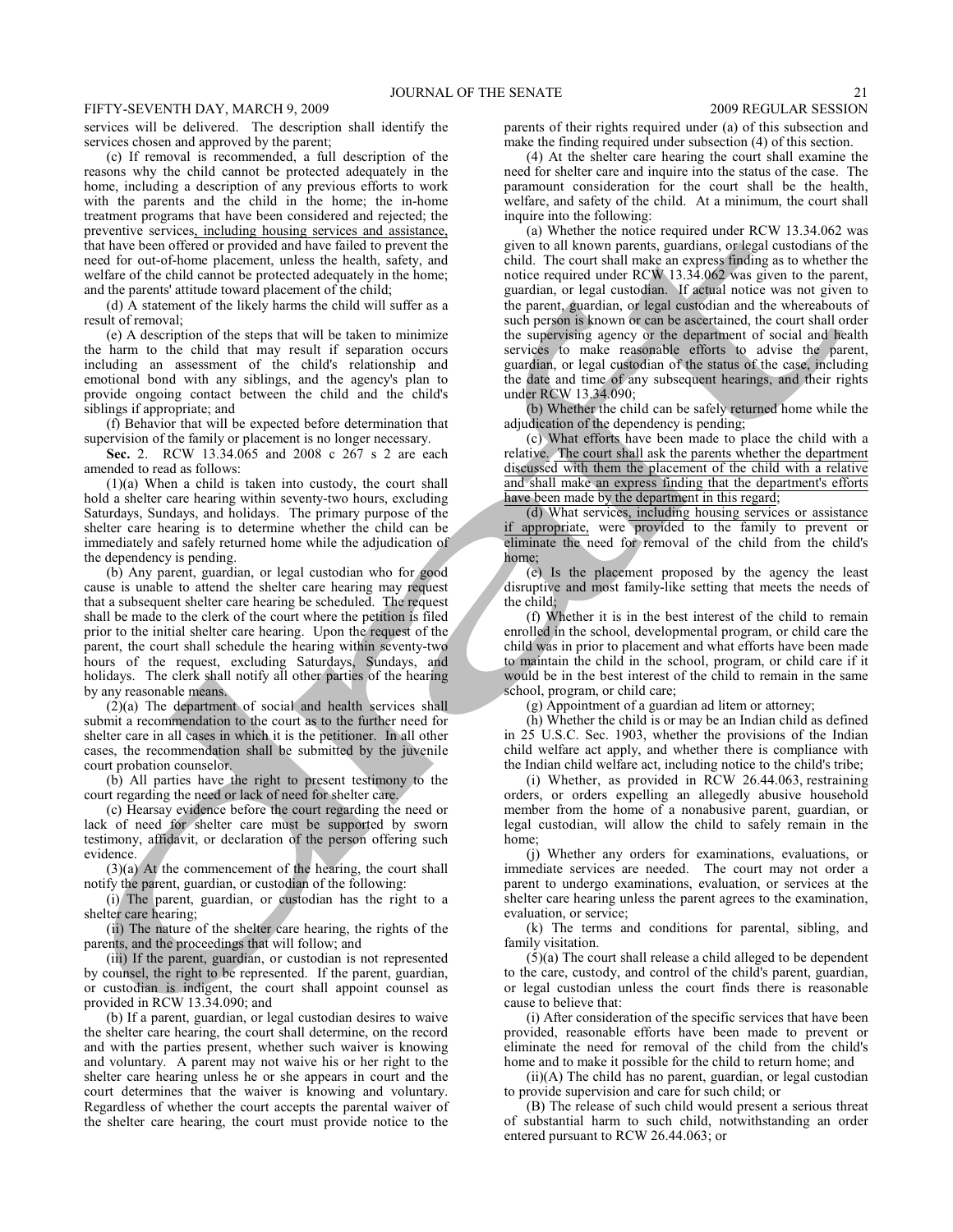services will be delivered. The description shall identify the services chosen and approved by the parent;

(c) If removal is recommended, a full description of the reasons why the child cannot be protected adequately in the home, including a description of any previous efforts to work with the parents and the child in the home; the in-home treatment programs that have been considered and rejected; the preventive services, including housing services and assistance, that have been offered or provided and have failed to prevent the need for out-of-home placement, unless the health, safety, and welfare of the child cannot be protected adequately in the home; and the parents' attitude toward placement of the child;

(d) A statement of the likely harms the child will suffer as a result of removal;

(e) A description of the steps that will be taken to minimize the harm to the child that may result if separation occurs including an assessment of the child's relationship and emotional bond with any siblings, and the agency's plan to provide ongoing contact between the child and the child's siblings if appropriate; and

(f) Behavior that will be expected before determination that supervision of the family or placement is no longer necessary.

**Sec.** 2. RCW 13.34.065 and 2008 c 267 s 2 are each amended to read as follows:

(1)(a) When a child is taken into custody, the court shall hold a shelter care hearing within seventy-two hours, excluding Saturdays, Sundays, and holidays. The primary purpose of the shelter care hearing is to determine whether the child can be immediately and safely returned home while the adjudication of the dependency is pending.

(b) Any parent, guardian, or legal custodian who for good cause is unable to attend the shelter care hearing may request that a subsequent shelter care hearing be scheduled. The request shall be made to the clerk of the court where the petition is filed prior to the initial shelter care hearing. Upon the request of the parent, the court shall schedule the hearing within seventy-two hours of the request, excluding Saturdays, Sundays, and holidays. The clerk shall notify all other parties of the hearing by any reasonable means.

(2)(a) The department of social and health services shall submit a recommendation to the court as to the further need for shelter care in all cases in which it is the petitioner. In all other cases, the recommendation shall be submitted by the juvenile court probation counselor.

(b) All parties have the right to present testimony to the court regarding the need or lack of need for shelter care.

(c) Hearsay evidence before the court regarding the need or lack of need for shelter care must be supported by sworn testimony, affidavit, or declaration of the person offering such evidence.

(3)(a) At the commencement of the hearing, the court shall notify the parent, guardian, or custodian of the following:

(i) The parent, guardian, or custodian has the right to a shelter care hearing;

(ii) The nature of the shelter care hearing, the rights of the parents, and the proceedings that will follow; and

(iii) If the parent, guardian, or custodian is not represented by counsel, the right to be represented. If the parent, guardian, or custodian is indigent, the court shall appoint counsel as provided in RCW 13.34.090; and

(b) If a parent, guardian, or legal custodian desires to waive the shelter care hearing, the court shall determine, on the record and with the parties present, whether such waiver is knowing and voluntary. A parent may not waive his or her right to the shelter care hearing unless he or she appears in court and the court determines that the waiver is knowing and voluntary. Regardless of whether the court accepts the parental waiver of the shelter care hearing, the court must provide notice to the parents of their rights required under (a) of this subsection and make the finding required under subsection (4) of this section.

(4) At the shelter care hearing the court shall examine the need for shelter care and inquire into the status of the case. The paramount consideration for the court shall be the health, welfare, and safety of the child. At a minimum, the court shall inquire into the following:

(a) Whether the notice required under RCW 13.34.062 was given to all known parents, guardians, or legal custodians of the child. The court shall make an express finding as to whether the notice required under RCW 13.34.062 was given to the parent, guardian, or legal custodian. If actual notice was not given to the parent, guardian, or legal custodian and the whereabouts of such person is known or can be ascertained, the court shall order the supervising agency or the department of social and health services to make reasonable efforts to advise the parent, guardian, or legal custodian of the status of the case, including the date and time of any subsequent hearings, and their rights under RCW 13.34.090;

(b) Whether the child can be safely returned home while the adjudication of the dependency is pending;

(c) What efforts have been made to place the child with a relative. The court shall ask the parents whether the department discussed with them the placement of the child with a relative and shall make an express finding that the department's efforts have been made by the department in this regard;

(d) What services, including housing services or assistance if appropriate, were provided to the family to prevent or eliminate the need for removal of the child from the child's home;

(e) Is the placement proposed by the agency the least disruptive and most family-like setting that meets the needs of the child;

(f) Whether it is in the best interest of the child to remain enrolled in the school, developmental program, or child care the child was in prior to placement and what efforts have been made to maintain the child in the school, program, or child care if it would be in the best interest of the child to remain in the same school, program, or child care;

(g) Appointment of a guardian ad litem or attorney;

(h) Whether the child is or may be an Indian child as defined in 25 U.S.C. Sec. 1903, whether the provisions of the Indian child welfare act apply, and whether there is compliance with the Indian child welfare act, including notice to the child's tribe;

(i) Whether, as provided in RCW 26.44.063, restraining orders, or orders expelling an allegedly abusive household member from the home of a nonabusive parent, guardian, or legal custodian, will allow the child to safely remain in the home;

(j) Whether any orders for examinations, evaluations, or immediate services are needed. The court may not order a parent to undergo examinations, evaluation, or services at the shelter care hearing unless the parent agrees to the examination, evaluation, or service;

(k) The terms and conditions for parental, sibling, and family visitation.

(5)(a) The court shall release a child alleged to be dependent to the care, custody, and control of the child's parent, guardian, or legal custodian unless the court finds there is reasonable cause to believe that:

(i) After consideration of the specific services that have been provided, reasonable efforts have been made to prevent or eliminate the need for removal of the child from the child's home and to make it possible for the child to return home; and

(ii)(A) The child has no parent, guardian, or legal custodian to provide supervision and care for such child; or

(B) The release of such child would present a serious threat of substantial harm to such child, notwithstanding an order entered pursuant to RCW 26.44.063; or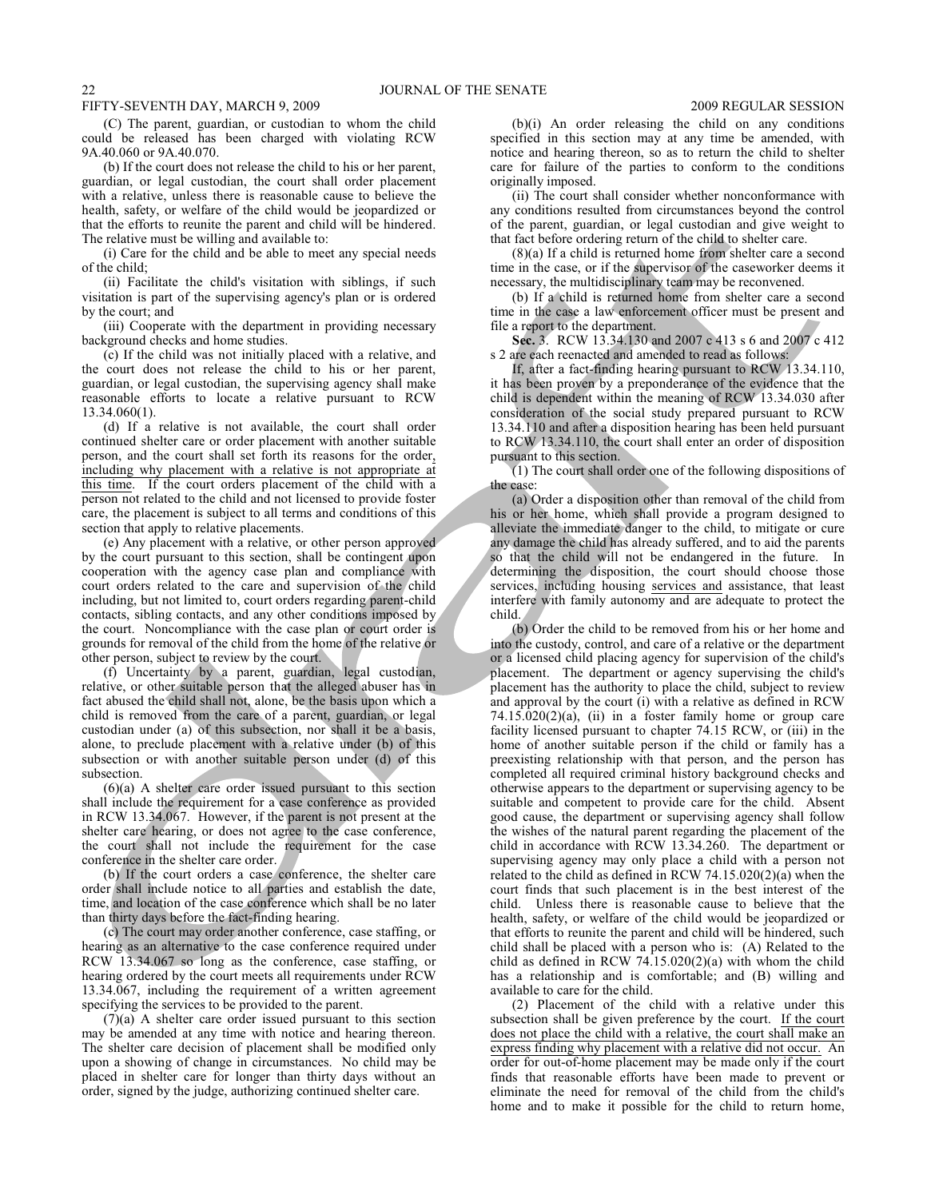(C) The parent, guardian, or custodian to whom the child could be released has been charged with violating RCW 9A.40.060 or 9A.40.070.

(b) If the court does not release the child to his or her parent, guardian, or legal custodian, the court shall order placement with a relative, unless there is reasonable cause to believe the health, safety, or welfare of the child would be jeopardized or that the efforts to reunite the parent and child will be hindered. The relative must be willing and available to:

(i) Care for the child and be able to meet any special needs of the child;

(ii) Facilitate the child's visitation with siblings, if such visitation is part of the supervising agency's plan or is ordered by the court; and

(iii) Cooperate with the department in providing necessary background checks and home studies.

(c) If the child was not initially placed with a relative, and the court does not release the child to his or her parent, guardian, or legal custodian, the supervising agency shall make reasonable efforts to locate a relative pursuant to RCW 13.34.060(1).

(d) If a relative is not available, the court shall order continued shelter care or order placement with another suitable person, and the court shall set forth its reasons for the order, including why placement with a relative is not appropriate at this time. If the court orders placement of the child with a person not related to the child and not licensed to provide foster care, the placement is subject to all terms and conditions of this section that apply to relative placements.

(e) Any placement with a relative, or other person approved by the court pursuant to this section, shall be contingent upon cooperation with the agency case plan and compliance with court orders related to the care and supervision of the child including, but not limited to, court orders regarding parent-child contacts, sibling contacts, and any other conditions imposed by the court. Noncompliance with the case plan or court order is grounds for removal of the child from the home of the relative or other person, subject to review by the court.

(f) Uncertainty by a parent, guardian, legal custodian, relative, or other suitable person that the alleged abuser has in fact abused the child shall not, alone, be the basis upon which a child is removed from the care of a parent, guardian, or legal custodian under (a) of this subsection, nor shall it be a basis, alone, to preclude placement with a relative under (b) of this subsection or with another suitable person under (d) of this subsection.

(6)(a) A shelter care order issued pursuant to this section shall include the requirement for a case conference as provided in RCW 13.34.067. However, if the parent is not present at the shelter care hearing, or does not agree to the case conference, the court shall not include the requirement for the case conference in the shelter care order.

(b) If the court orders a case conference, the shelter care order shall include notice to all parties and establish the date, time, and location of the case conference which shall be no later than thirty days before the fact-finding hearing.

(c) The court may order another conference, case staffing, or hearing as an alternative to the case conference required under RCW 13.34.067 so long as the conference, case staffing, or hearing ordered by the court meets all requirements under RCW 13.34.067, including the requirement of a written agreement specifying the services to be provided to the parent.

(7)(a) A shelter care order issued pursuant to this section may be amended at any time with notice and hearing thereon. The shelter care decision of placement shall be modified only upon a showing of change in circumstances. No child may be placed in shelter care for longer than thirty days without an order, signed by the judge, authorizing continued shelter care.

(b)(i) An order releasing the child on any conditions specified in this section may at any time be amended, with notice and hearing thereon, so as to return the child to shelter care for failure of the parties to conform to the conditions originally imposed.

(ii) The court shall consider whether nonconformance with any conditions resulted from circumstances beyond the control of the parent, guardian, or legal custodian and give weight to that fact before ordering return of the child to shelter care.

(8)(a) If a child is returned home from shelter care a second time in the case, or if the supervisor of the caseworker deems it necessary, the multidisciplinary team may be reconvened.

(b) If a child is returned home from shelter care a second time in the case a law enforcement officer must be present and file a report to the department.

**Sec.** 3. RCW 13.34.130 and 2007 c 413 s 6 and 2007 c 412 s 2 are each reenacted and amended to read as follows:

If, after a fact-finding hearing pursuant to RCW 13.34.110, it has been proven by a preponderance of the evidence that the child is dependent within the meaning of RCW 13.34.030 after consideration of the social study prepared pursuant to RCW 13.34.110 and after a disposition hearing has been held pursuant to RCW 13.34.110, the court shall enter an order of disposition pursuant to this section.

(1) The court shall order one of the following dispositions of the case:

(a) Order a disposition other than removal of the child from his or her home, which shall provide a program designed to alleviate the immediate danger to the child, to mitigate or cure any damage the child has already suffered, and to aid the parents so that the child will not be endangered in the future. In determining the disposition, the court should choose those services, including housing services and assistance, that least interfere with family autonomy and are adequate to protect the child.

(b) Order the child to be removed from his or her home and into the custody, control, and care of a relative or the department or a licensed child placing agency for supervision of the child's placement. The department or agency supervising the child's placement has the authority to place the child, subject to review and approval by the court (i) with a relative as defined in RCW 74.15.020(2)(a), (ii) in a foster family home or group care facility licensed pursuant to chapter 74.15 RCW, or (iii) in the home of another suitable person if the child or family has a preexisting relationship with that person, and the person has completed all required criminal history background checks and otherwise appears to the department or supervising agency to be suitable and competent to provide care for the child. Absent good cause, the department or supervising agency shall follow the wishes of the natural parent regarding the placement of the child in accordance with RCW 13.34.260. The department or supervising agency may only place a child with a person not related to the child as defined in RCW 74.15.020(2)(a) when the court finds that such placement is in the best interest of the child. Unless there is reasonable cause to believe that the health, safety, or welfare of the child would be jeopardized or that efforts to reunite the parent and child will be hindered, such child shall be placed with a person who is: (A) Related to the child as defined in RCW 74.15.020(2)(a) with whom the child has a relationship and is comfortable; and (B) willing and available to care for the child.

(2) Placement of the child with a relative under this subsection shall be given preference by the court. If the court does not place the child with a relative, the court shall make an express finding why placement with a relative did not occur. An order for out-of-home placement may be made only if the court finds that reasonable efforts have been made to prevent or eliminate the need for removal of the child from the child's home and to make it possible for the child to return home,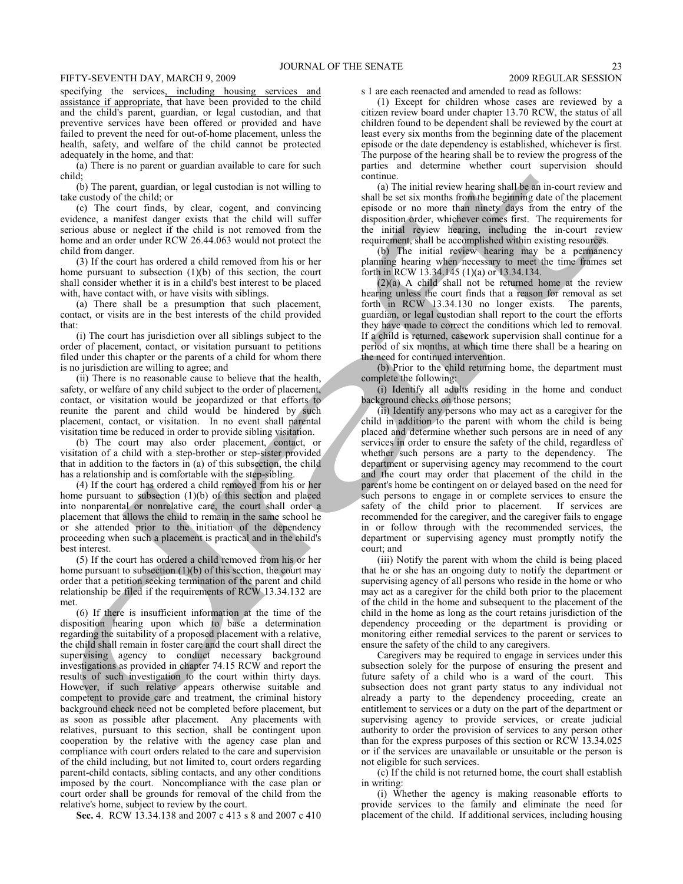specifying the services, including housing services and assistance if appropriate, that have been provided to the child and the child's parent, guardian, or legal custodian, and that preventive services have been offered or provided and have failed to prevent the need for out-of-home placement, unless the health, safety, and welfare of the child cannot be protected adequately in the home, and that:

(a) There is no parent or guardian available to care for such child;

(b) The parent, guardian, or legal custodian is not willing to take custody of the child; or

(c) The court finds, by clear, cogent, and convincing evidence, a manifest danger exists that the child will suffer serious abuse or neglect if the child is not removed from the home and an order under RCW 26.44.063 would not protect the child from danger.

(3) If the court has ordered a child removed from his or her home pursuant to subsection (1)(b) of this section, the court shall consider whether it is in a child's best interest to be placed with, have contact with, or have visits with siblings.

(a) There shall be a presumption that such placement, contact, or visits are in the best interests of the child provided that:

(i) The court has jurisdiction over all siblings subject to the order of placement, contact, or visitation pursuant to petitions filed under this chapter or the parents of a child for whom there is no jurisdiction are willing to agree; and

(ii) There is no reasonable cause to believe that the health, safety, or welfare of any child subject to the order of placement, contact, or visitation would be jeopardized or that efforts to reunite the parent and child would be hindered by such placement, contact, or visitation. In no event shall parental visitation time be reduced in order to provide sibling visitation.

(b) The court may also order placement, contact, or visitation of a child with a step-brother or step-sister provided that in addition to the factors in (a) of this subsection, the child has a relationship and is comfortable with the step-sibling.

(4) If the court has ordered a child removed from his or her home pursuant to subsection (1)(b) of this section and placed into nonparental or nonrelative care, the court shall order a placement that allows the child to remain in the same school he or she attended prior to the initiation of the dependency proceeding when such a placement is practical and in the child's best interest.

(5) If the court has ordered a child removed from his or her home pursuant to subsection (1)(b) of this section, the court may order that a petition seeking termination of the parent and child relationship be filed if the requirements of RCW 13.34.132 are met.

(6) If there is insufficient information at the time of the disposition hearing upon which to base a determination regarding the suitability of a proposed placement with a relative, the child shall remain in foster care and the court shall direct the supervising agency to conduct necessary background investigations as provided in chapter 74.15 RCW and report the results of such investigation to the court within thirty days. However, if such relative appears otherwise suitable and competent to provide care and treatment, the criminal history background check need not be completed before placement, but as soon as possible after placement. Any placements with relatives, pursuant to this section, shall be contingent upon cooperation by the relative with the agency case plan and compliance with court orders related to the care and supervision of the child including, but not limited to, court orders regarding parent-child contacts, sibling contacts, and any other conditions imposed by the court. Noncompliance with the case plan or court order shall be grounds for removal of the child from the relative's home, subject to review by the court.

**Sec.** 4. RCW 13.34.138 and 2007 c 413 s 8 and 2007 c 410 s 1 are each reenacted and amended to read as follows:

(1) Except for children whose cases are reviewed by a citizen review board under chapter 13.70 RCW, the status of all children found to be dependent shall be reviewed by the court at least every six months from the beginning date of the placement episode or the date dependency is established, whichever is first. The purpose of the hearing shall be to review the progress of the parties and determine whether court supervision should continue.

(a) The initial review hearing shall be an in-court review and shall be set six months from the beginning date of the placement episode or no more than ninety days from the entry of the disposition order, whichever comes first. The requirements for the initial review hearing, including the in-court review requirement, shall be accomplished within existing resources.

(b) The initial review hearing may be a permanency planning hearing when necessary to meet the time frames set forth in RCW 13.34.145 (1)(a) or 13.34.134.

(2)(a) A child shall not be returned home at the review hearing unless the court finds that a reason for removal as set forth in RCW 13.34.130 no longer exists. The parents, guardian, or legal custodian shall report to the court the efforts they have made to correct the conditions which led to removal. If a child is returned, casework supervision shall continue for a period of six months, at which time there shall be a hearing on the need for continued intervention.

(b) Prior to the child returning home, the department must complete the following:

(i) Identify all adults residing in the home and conduct background checks on those persons;

(ii) Identify any persons who may act as a caregiver for the child in addition to the parent with whom the child is being placed and determine whether such persons are in need of any services in order to ensure the safety of the child, regardless of whether such persons are a party to the dependency. The department or supervising agency may recommend to the court and the court may order that placement of the child in the parent's home be contingent on or delayed based on the need for such persons to engage in or complete services to ensure the safety of the child prior to placement. If services are recommended for the caregiver, and the caregiver fails to engage in or follow through with the recommended services, the department or supervising agency must promptly notify the court; and

(iii) Notify the parent with whom the child is being placed that he or she has an ongoing duty to notify the department or supervising agency of all persons who reside in the home or who may act as a caregiver for the child both prior to the placement of the child in the home and subsequent to the placement of the child in the home as long as the court retains jurisdiction of the dependency proceeding or the department is providing or monitoring either remedial services to the parent or services to ensure the safety of the child to any caregivers.

Caregivers may be required to engage in services under this subsection solely for the purpose of ensuring the present and future safety of a child who is a ward of the court. This subsection does not grant party status to any individual not already a party to the dependency proceeding, create an entitlement to services or a duty on the part of the department or supervising agency to provide services, or create judicial authority to order the provision of services to any person other than for the express purposes of this section or RCW 13.34.025 or if the services are unavailable or unsuitable or the person is not eligible for such services.

(c) If the child is not returned home, the court shall establish in writing:

(i) Whether the agency is making reasonable efforts to provide services to the family and eliminate the need for placement of the child. If additional services, including housing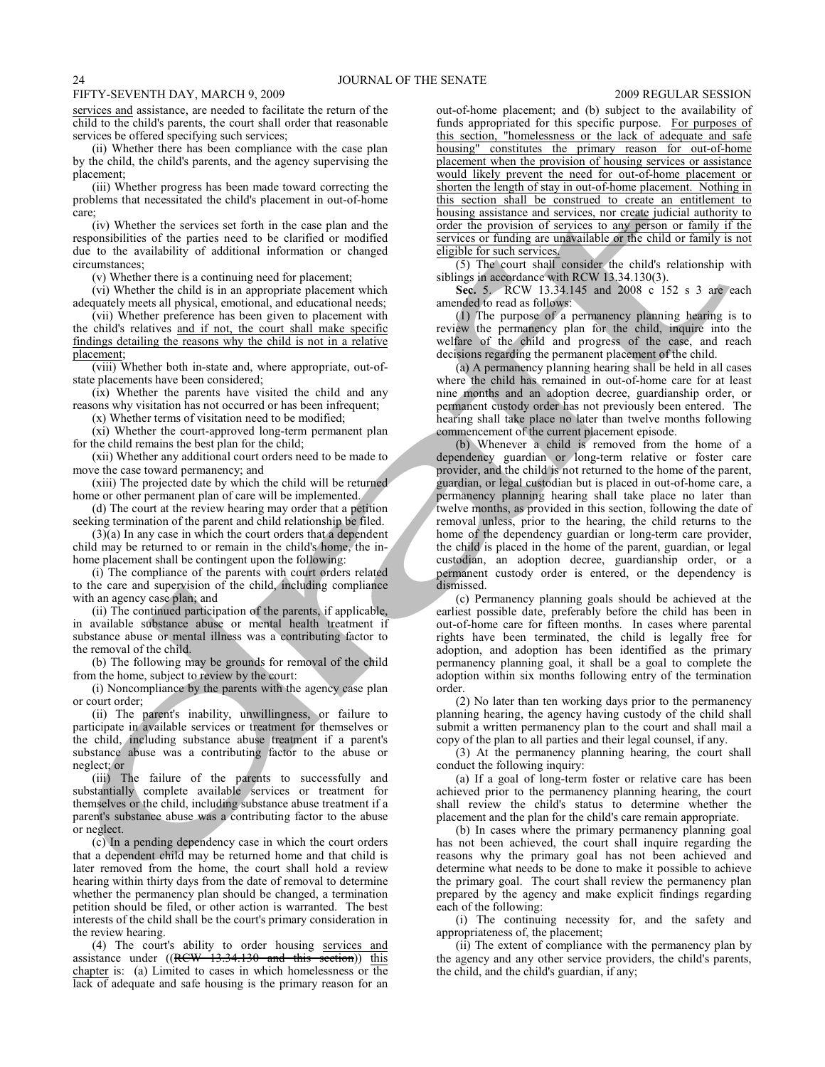services and assistance, are needed to facilitate the return of the child to the child's parents, the court shall order that reasonable services be offered specifying such services;

(ii) Whether there has been compliance with the case plan by the child, the child's parents, and the agency supervising the placement;

(iii) Whether progress has been made toward correcting the problems that necessitated the child's placement in out-of-home care;

(iv) Whether the services set forth in the case plan and the responsibilities of the parties need to be clarified or modified due to the availability of additional information or changed circumstances;

(v) Whether there is a continuing need for placement;

(vi) Whether the child is in an appropriate placement which adequately meets all physical, emotional, and educational needs;

(vii) Whether preference has been given to placement with the child's relatives and if not, the court shall make specific findings detailing the reasons why the child is not in a relative placement;

(viii) Whether both in-state and, where appropriate, out-of-state placements have been considered;

(ix) Whether the parents have visited the child and any reasons why visitation has not occurred or has been infrequent;

(x) Whether terms of visitation need to be modified;

(xi) Whether the court-approved long-term permanent plan for the child remains the best plan for the child;

(xii) Whether any additional court orders need to be made to move the case toward permanency; and

(xiii) The projected date by which the child will be returned home or other permanent plan of care will be implemented.

(d) The court at the review hearing may order that a petition seeking termination of the parent and child relationship be filed.

(3)(a) In any case in which the court orders that a dependent child may be returned to or remain in the child's home, the in-home placement shall be contingent upon the following:

(i) The compliance of the parents with court orders related to the care and supervision of the child, including compliance with an agency case plan; and

(ii) The continued participation of the parents, if applicable, in available substance abuse or mental health treatment if substance abuse or mental illness was a contributing factor to the removal of the child.

(b) The following may be grounds for removal of the child from the home, subject to review by the court:

(i) Noncompliance by the parents with the agency case plan or court order;

(ii) The parent's inability, unwillingness, or failure to participate in available services or treatment for themselves or the child, including substance abuse treatment if a parent's substance abuse was a contributing factor to the abuse or neglect; or

(iii) The failure of the parents to successfully and substantially complete available services or treatment for themselves or the child, including substance abuse treatment if a parent's substance abuse was a contributing factor to the abuse or neglect.

(c) In a pending dependency case in which the court orders that a dependent child may be returned home and that child is later removed from the home, the court shall hold a review hearing within thirty days from the date of removal to determine whether the permanency plan should be changed, a termination petition should be filed, or other action is warranted. The best interests of the child shall be the court's primary consideration in the review hearing.

(4) The court's ability to order housing services and assistance under ((~~RCW 13.34.130 and this section~~)) this chapter is: (a) Limited to cases in which homelessness or the lack of adequate and safe housing is the primary reason for an out-of-home placement; and (b) subject to the availability of funds appropriated for this specific purpose. For purposes of this section, "homelessness or the lack of adequate and safe housing" constitutes the primary reason for out-of-home placement when the provision of housing services or assistance would likely prevent the need for out-of-home placement or shorten the length of stay in out-of-home placement. Nothing in this section shall be construed to create an entitlement to housing assistance and services, nor create judicial authority to order the provision of services to any person or family if the services or funding are unavailable or the child or family is not eligible for such services.

(5) The court shall consider the child's relationship with siblings in accordance with RCW 13.34.130(3).

**Sec.** 5. RCW 13.34.145 and 2008 c 152 s 3 are each amended to read as follows:

(1) The purpose of a permanency planning hearing is to review the permanency plan for the child, inquire into the welfare of the child and progress of the case, and reach decisions regarding the permanent placement of the child.

(a) A permanency planning hearing shall be held in all cases where the child has remained in out-of-home care for at least nine months and an adoption decree, guardianship order, or permanent custody order has not previously been entered. The hearing shall take place no later than twelve months following commencement of the current placement episode.

(b) Whenever a child is removed from the home of a dependency guardian or long-term relative or foster care provider, and the child is not returned to the home of the parent, guardian, or legal custodian but is placed in out-of-home care, a permanency planning hearing shall take place no later than twelve months, as provided in this section, following the date of removal unless, prior to the hearing, the child returns to the home of the dependency guardian or long-term care provider, the child is placed in the home of the parent, guardian, or legal custodian, an adoption decree, guardianship order, or a permanent custody order is entered, or the dependency is dismissed.

(c) Permanency planning goals should be achieved at the earliest possible date, preferably before the child has been in out-of-home care for fifteen months. In cases where parental rights have been terminated, the child is legally free for adoption, and adoption has been identified as the primary permanency planning goal, it shall be a goal to complete the adoption within six months following entry of the termination order.

(2) No later than ten working days prior to the permanency planning hearing, the agency having custody of the child shall submit a written permanency plan to the court and shall mail a copy of the plan to all parties and their legal counsel, if any.

(3) At the permanency planning hearing, the court shall conduct the following inquiry:

(a) If a goal of long-term foster or relative care has been achieved prior to the permanency planning hearing, the court shall review the child's status to determine whether the placement and the plan for the child's care remain appropriate.

(b) In cases where the primary permanency planning goal has not been achieved, the court shall inquire regarding the reasons why the primary goal has not been achieved and determine what needs to be done to make it possible to achieve the primary goal. The court shall review the permanency plan prepared by the agency and make explicit findings regarding each of the following:

(i) The continuing necessity for, and the safety and appropriateness of, the placement;

(ii) The extent of compliance with the permanency plan by the agency and any other service providers, the child's parents, the child, and the child's guardian, if any;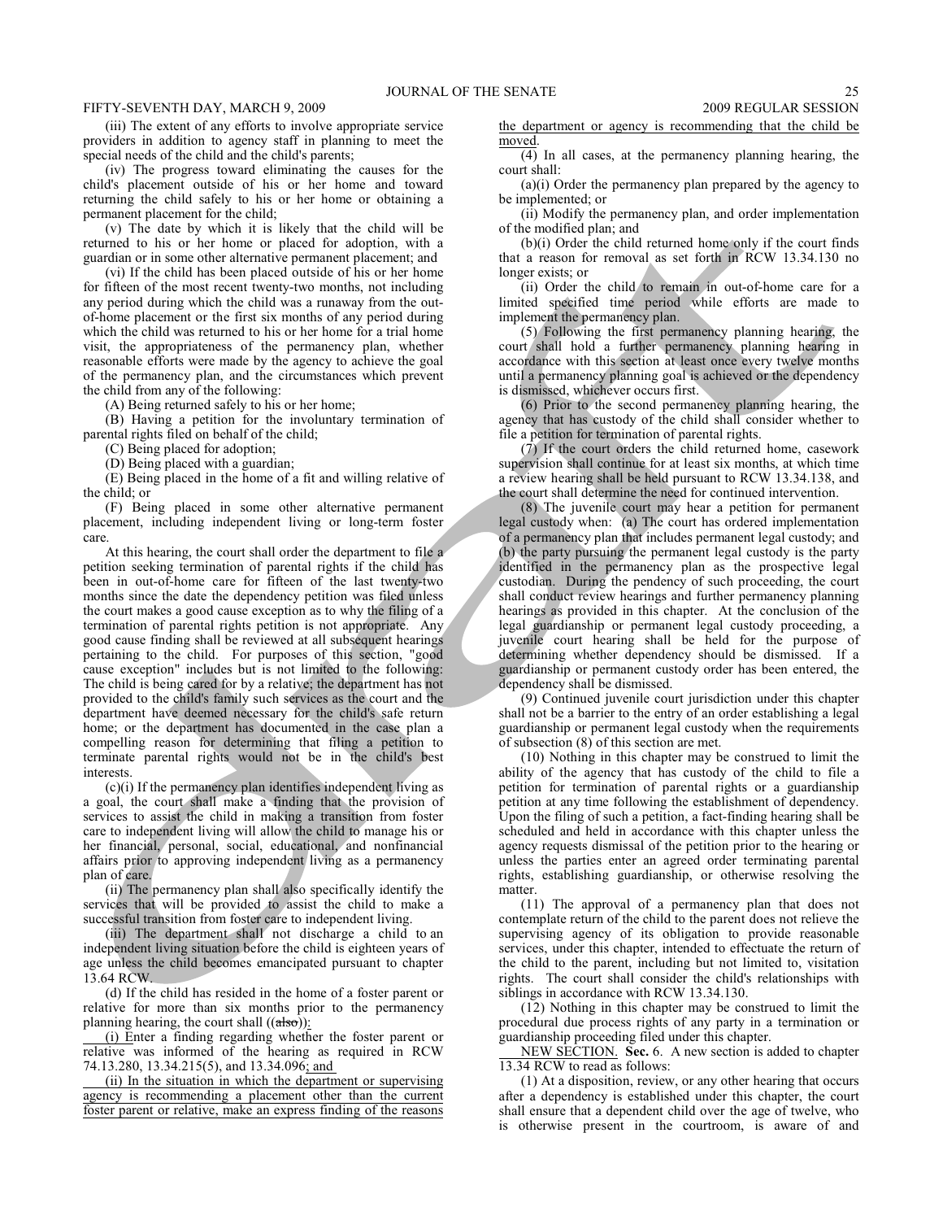(iii) The extent of any efforts to involve appropriate service providers in addition to agency staff in planning to meet the special needs of the child and the child's parents;

(iv) The progress toward eliminating the causes for the child's placement outside of his or her home and toward returning the child safely to his or her home or obtaining a permanent placement for the child;

(v) The date by which it is likely that the child will be returned to his or her home or placed for adoption, with a guardian or in some other alternative permanent placement; and

(vi) If the child has been placed outside of his or her home for fifteen of the most recent twenty-two months, not including any period during which the child was a runaway from the out-of-home placement or the first six months of any period during which the child was returned to his or her home for a trial home visit, the appropriateness of the permanency plan, whether reasonable efforts were made by the agency to achieve the goal of the permanency plan, and the circumstances which prevent the child from any of the following:

(A) Being returned safely to his or her home;

(B) Having a petition for the involuntary termination of parental rights filed on behalf of the child;

(C) Being placed for adoption;

(D) Being placed with a guardian;

(E) Being placed in the home of a fit and willing relative of the child; or

(F) Being placed in some other alternative permanent placement, including independent living or long-term foster care.

At this hearing, the court shall order the department to file a petition seeking termination of parental rights if the child has been in out-of-home care for fifteen of the last twenty-two months since the date the dependency petition was filed unless the court makes a good cause exception as to why the filing of a termination of parental rights petition is not appropriate. Any good cause finding shall be reviewed at all subsequent hearings pertaining to the child. For purposes of this section, "good cause exception" includes but is not limited to the following: The child is being cared for by a relative; the department has not provided to the child's family such services as the court and the department have deemed necessary for the child's safe return home; or the department has documented in the case plan a compelling reason for determining that filing a petition to terminate parental rights would not be in the child's best interests.

(c)(i) If the permanency plan identifies independent living as a goal, the court shall make a finding that the provision of services to assist the child in making a transition from foster care to independent living will allow the child to manage his or her financial, personal, social, educational, and nonfinancial affairs prior to approving independent living as a permanency plan of care.

(ii) The permanency plan shall also specifically identify the services that will be provided to assist the child to make a successful transition from foster care to independent living.

(iii) The department shall not discharge a child to an independent living situation before the child is eighteen years of age unless the child becomes emancipated pursuant to chapter 13.64 RCW.

(d) If the child has resided in the home of a foster parent or relative for more than six months prior to the permanency planning hearing, the court shall ((~~also~~)):

(i) Enter a finding regarding whether the foster parent or relative was informed of the hearing as required in RCW 74.13.280, 13.34.215(5), and 13.34.096; and

(ii) In the situation in which the department or supervising agency is recommending a placement other than the current foster parent or relative, make an express finding of the reasons the department or agency is recommending that the child be moved.

(4) In all cases, at the permanency planning hearing, the court shall:

(a)(i) Order the permanency plan prepared by the agency to be implemented; or

(ii) Modify the permanency plan, and order implementation of the modified plan; and

(b)(i) Order the child returned home only if the court finds that a reason for removal as set forth in RCW 13.34.130 no longer exists; or

(ii) Order the child to remain in out-of-home care for a limited specified time period while efforts are made to implement the permanency plan.

(5) Following the first permanency planning hearing, the court shall hold a further permanency planning hearing in accordance with this section at least once every twelve months until a permanency planning goal is achieved or the dependency is dismissed, whichever occurs first.

(6) Prior to the second permanency planning hearing, the agency that has custody of the child shall consider whether to file a petition for termination of parental rights.

(7) If the court orders the child returned home, casework supervision shall continue for at least six months, at which time a review hearing shall be held pursuant to RCW 13.34.138, and the court shall determine the need for continued intervention.

(8) The juvenile court may hear a petition for permanent legal custody when: (a) The court has ordered implementation of a permanency plan that includes permanent legal custody; and (b) the party pursuing the permanent legal custody is the party identified in the permanency plan as the prospective legal custodian. During the pendency of such proceeding, the court shall conduct review hearings and further permanency planning hearings as provided in this chapter. At the conclusion of the legal guardianship or permanent legal custody proceeding, a juvenile court hearing shall be held for the purpose of determining whether dependency should be dismissed. If a guardianship or permanent custody order has been entered, the dependency shall be dismissed.

(9) Continued juvenile court jurisdiction under this chapter shall not be a barrier to the entry of an order establishing a legal guardianship or permanent legal custody when the requirements of subsection (8) of this section are met.

(10) Nothing in this chapter may be construed to limit the ability of the agency that has custody of the child to file a petition for termination of parental rights or a guardianship petition at any time following the establishment of dependency. Upon the filing of such a petition, a fact-finding hearing shall be scheduled and held in accordance with this chapter unless the agency requests dismissal of the petition prior to the hearing or unless the parties enter an agreed order terminating parental rights, establishing guardianship, or otherwise resolving the matter.

(11) The approval of a permanency plan that does not contemplate return of the child to the parent does not relieve the supervising agency of its obligation to provide reasonable services, under this chapter, intended to effectuate the return of the child to the parent, including but not limited to, visitation rights. The court shall consider the child's relationships with siblings in accordance with RCW 13.34.130.

(12) Nothing in this chapter may be construed to limit the procedural due process rights of any party in a termination or guardianship proceeding filed under this chapter.

NEW SECTION. **Sec.** 6. A new section is added to chapter 13.34 RCW to read as follows:

(1) At a disposition, review, or any other hearing that occurs after a dependency is established under this chapter, the court shall ensure that a dependent child over the age of twelve, who is otherwise present in the courtroom, is aware of and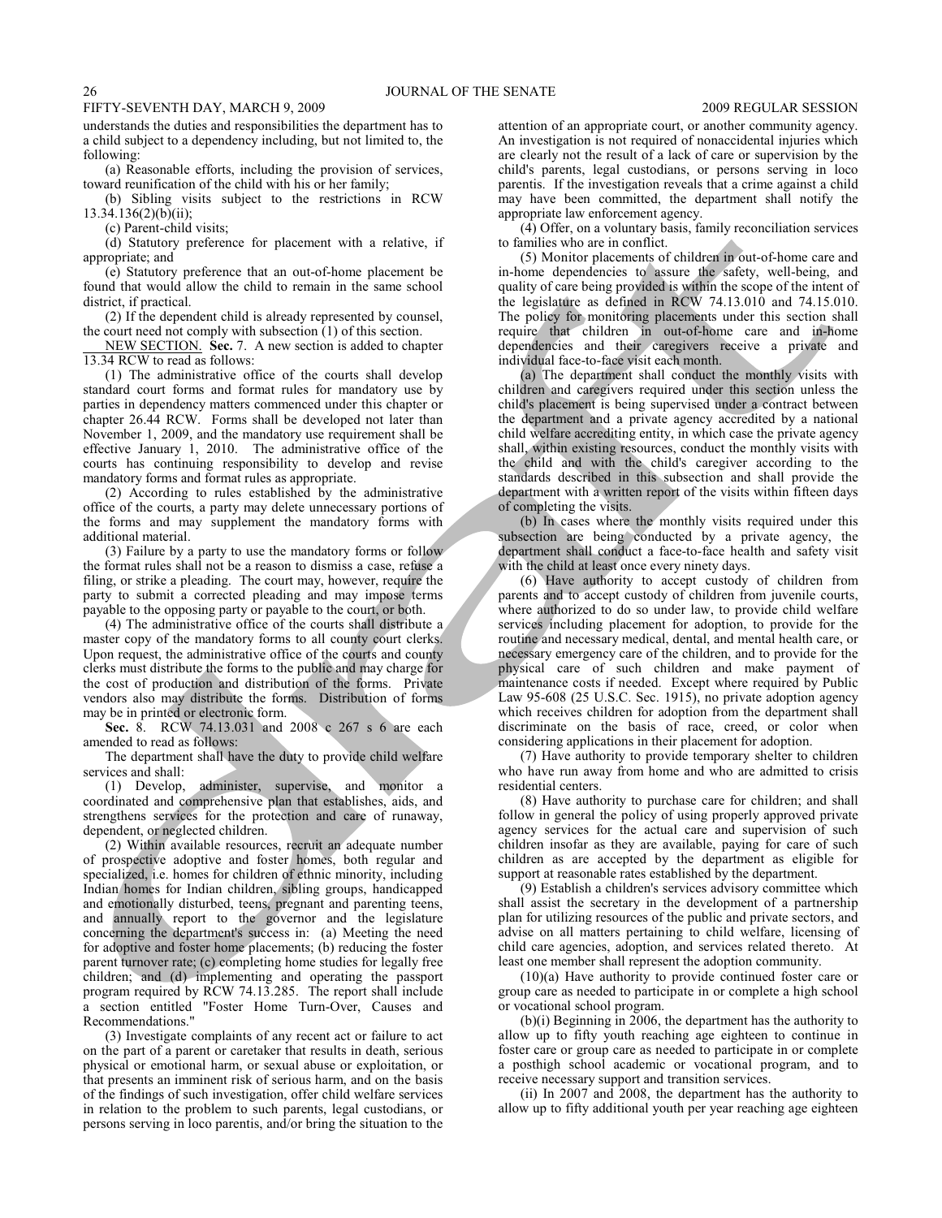understands the duties and responsibilities the department has to a child subject to a dependency including, but not limited to, the following:

(a) Reasonable efforts, including the provision of services, toward reunification of the child with his or her family;

(b) Sibling visits subject to the restrictions in RCW 13.34.136(2)(b)(ii);

(c) Parent-child visits;

(d) Statutory preference for placement with a relative, if appropriate; and

(e) Statutory preference that an out-of-home placement be found that would allow the child to remain in the same school district, if practical.

(2) If the dependent child is already represented by counsel, the court need not comply with subsection (1) of this section.

NEW SECTION. **Sec.** 7. A new section is added to chapter 13.34 RCW to read as follows:

(1) The administrative office of the courts shall develop standard court forms and format rules for mandatory use by parties in dependency matters commenced under this chapter or chapter 26.44 RCW. Forms shall be developed not later than November 1, 2009, and the mandatory use requirement shall be effective January 1, 2010. The administrative office of the courts has continuing responsibility to develop and revise mandatory forms and format rules as appropriate.

(2) According to rules established by the administrative office of the courts, a party may delete unnecessary portions of the forms and may supplement the mandatory forms with additional material.

(3) Failure by a party to use the mandatory forms or follow the format rules shall not be a reason to dismiss a case, refuse a filing, or strike a pleading. The court may, however, require the party to submit a corrected pleading and may impose terms payable to the opposing party or payable to the court, or both.

(4) The administrative office of the courts shall distribute a master copy of the mandatory forms to all county court clerks. Upon request, the administrative office of the courts and county clerks must distribute the forms to the public and may charge for the cost of production and distribution of the forms. Private vendors also may distribute the forms. Distribution of forms may be in printed or electronic form.

**Sec.** 8. RCW 74.13.031 and 2008 c 267 s 6 are each amended to read as follows:

The department shall have the duty to provide child welfare services and shall:

(1) Develop, administer, supervise, and monitor a coordinated and comprehensive plan that establishes, aids, and strengthens services for the protection and care of runaway, dependent, or neglected children.

(2) Within available resources, recruit an adequate number of prospective adoptive and foster homes, both regular and specialized, i.e. homes for children of ethnic minority, including Indian homes for Indian children, sibling groups, handicapped and emotionally disturbed, teens, pregnant and parenting teens, and annually report to the governor and the legislature concerning the department's success in: (a) Meeting the need for adoptive and foster home placements; (b) reducing the foster parent turnover rate; (c) completing home studies for legally free children; and (d) implementing and operating the passport program required by RCW 74.13.285. The report shall include a section entitled "Foster Home Turn-Over, Causes and Recommendations."

(3) Investigate complaints of any recent act or failure to act on the part of a parent or caretaker that results in death, serious physical or emotional harm, or sexual abuse or exploitation, or that presents an imminent risk of serious harm, and on the basis of the findings of such investigation, offer child welfare services in relation to the problem to such parents, legal custodians, or persons serving in loco parentis, and/or bring the situation to the attention of an appropriate court, or another community agency. An investigation is not required of nonaccidental injuries which are clearly not the result of a lack of care or supervision by the child's parents, legal custodians, or persons serving in loco parentis. If the investigation reveals that a crime against a child may have been committed, the department shall notify the appropriate law enforcement agency.

(4) Offer, on a voluntary basis, family reconciliation services to families who are in conflict.

(5) Monitor placements of children in out-of-home care and in-home dependencies to assure the safety, well-being, and quality of care being provided is within the scope of the intent of the legislature as defined in RCW 74.13.010 and 74.15.010. The policy for monitoring placements under this section shall require that children in out-of-home care and in-home dependencies and their caregivers receive a private and individual face-to-face visit each month.

(a) The department shall conduct the monthly visits with children and caregivers required under this section unless the child's placement is being supervised under a contract between the department and a private agency accredited by a national child welfare accrediting entity, in which case the private agency shall, within existing resources, conduct the monthly visits with the child and with the child's caregiver according to the standards described in this subsection and shall provide the department with a written report of the visits within fifteen days of completing the visits.

(b) In cases where the monthly visits required under this subsection are being conducted by a private agency, the department shall conduct a face-to-face health and safety visit with the child at least once every ninety days.

(6) Have authority to accept custody of children from parents and to accept custody of children from juvenile courts, where authorized to do so under law, to provide child welfare services including placement for adoption, to provide for the routine and necessary medical, dental, and mental health care, or necessary emergency care of the children, and to provide for the physical care of such children and make payment of maintenance costs if needed. Except where required by Public Law 95-608 (25 U.S.C. Sec. 1915), no private adoption agency which receives children for adoption from the department shall discriminate on the basis of race, creed, or color when considering applications in their placement for adoption.

(7) Have authority to provide temporary shelter to children who have run away from home and who are admitted to crisis residential centers.

(8) Have authority to purchase care for children; and shall follow in general the policy of using properly approved private agency services for the actual care and supervision of such children insofar as they are available, paying for care of such children as are accepted by the department as eligible for support at reasonable rates established by the department.

(9) Establish a children's services advisory committee which shall assist the secretary in the development of a partnership plan for utilizing resources of the public and private sectors, and advise on all matters pertaining to child welfare, licensing of child care agencies, adoption, and services related thereto. At least one member shall represent the adoption community.

(10)(a) Have authority to provide continued foster care or group care as needed to participate in or complete a high school or vocational school program.

(b)(i) Beginning in 2006, the department has the authority to allow up to fifty youth reaching age eighteen to continue in foster care or group care as needed to participate in or complete a posthigh school academic or vocational program, and to receive necessary support and transition services.

(ii) In 2007 and 2008, the department has the authority to allow up to fifty additional youth per year reaching age eighteen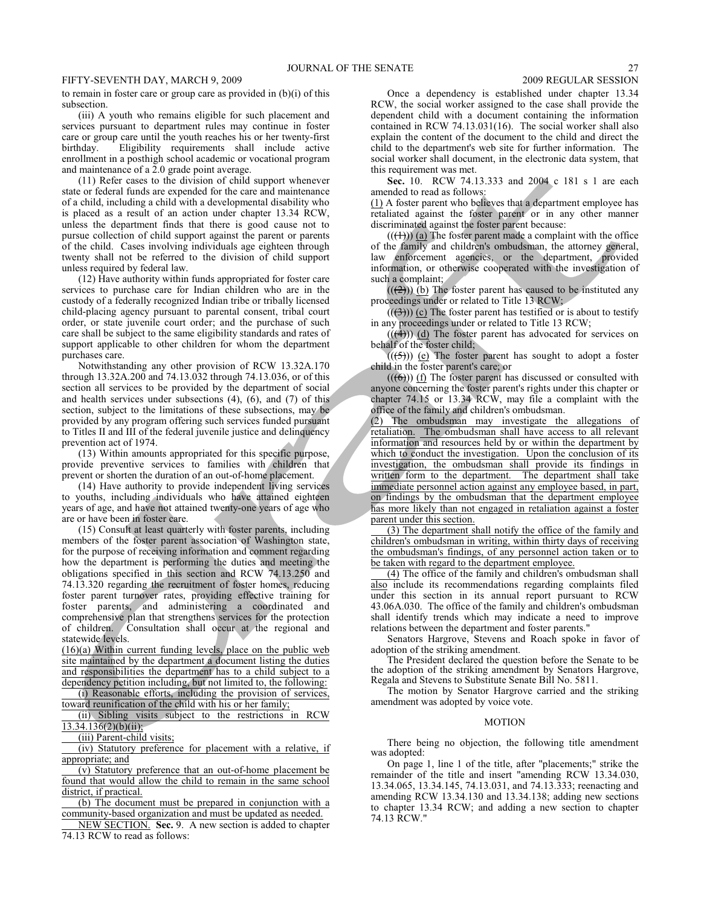to remain in foster care or group care as provided in (b)(i) of this subsection.

(iii) A youth who remains eligible for such placement and services pursuant to department rules may continue in foster care or group care until the youth reaches his or her twenty-first birthday. Eligibility requirements shall include active enrollment in a posthigh school academic or vocational program and maintenance of a 2.0 grade point average.

(11) Refer cases to the division of child support whenever state or federal funds are expended for the care and maintenance of a child, including a child with a developmental disability who is placed as a result of an action under chapter 13.34 RCW, unless the department finds that there is good cause not to pursue collection of child support against the parent or parents of the child. Cases involving individuals age eighteen through twenty shall not be referred to the division of child support unless required by federal law.

(12) Have authority within funds appropriated for foster care services to purchase care for Indian children who are in the custody of a federally recognized Indian tribe or tribally licensed child-placing agency pursuant to parental consent, tribal court order, or state juvenile court order; and the purchase of such care shall be subject to the same eligibility standards and rates of support applicable to other children for whom the department purchases care.

Notwithstanding any other provision of RCW 13.32A.170 through 13.32A.200 and 74.13.032 through 74.13.036, or of this section all services to be provided by the department of social and health services under subsections (4), (6), and (7) of this section, subject to the limitations of these subsections, may be provided by any program offering such services funded pursuant to Titles II and III of the federal juvenile justice and delinquency prevention act of 1974.

(13) Within amounts appropriated for this specific purpose, provide preventive services to families with children that prevent or shorten the duration of an out-of-home placement.

(14) Have authority to provide independent living services to youths, including individuals who have attained eighteen years of age, and have not attained twenty-one years of age who are or have been in foster care.

(15) Consult at least quarterly with foster parents, including members of the foster parent association of Washington state, for the purpose of receiving information and comment regarding how the department is performing the duties and meeting the obligations specified in this section and RCW 74.13.250 and 74.13.320 regarding the recruitment of foster homes, reducing foster parent turnover rates, providing effective training for foster parents, and administering a coordinated and comprehensive plan that strengthens services for the protection of children. Consultation shall occur at the regional and statewide levels.

(16)(a) Within current funding levels, place on the public web site maintained by the department a document listing the duties and responsibilities the department has to a child subject to a dependency petition including, but not limited to, the following:

(i) Reasonable efforts, including the provision of services, toward reunification of the child with his or her family;

(ii) Sibling visits subject to the restrictions in RCW 13.34.136(2)(b)(ii);

(iii) Parent-child visits;

(iv) Statutory preference for placement with a relative, if appropriate; and

(v) Statutory preference that an out-of-home placement be found that would allow the child to remain in the same school district, if practical.

(b) The document must be prepared in conjunction with a community-based organization and must be updated as needed.

NEW SECTION. **Sec.** 9. A new section is added to chapter 74.13 RCW to read as follows:

Once a dependency is established under chapter 13.34 RCW, the social worker assigned to the case shall provide the dependent child with a document containing the information contained in RCW 74.13.031(16). The social worker shall also explain the content of the document to the child and direct the child to the department's web site for further information. The social worker shall document, in the electronic data system, that this requirement was met.

**Sec.** 10. RCW 74.13.333 and 2004 c 181 s 1 are each amended to read as follows:

(1) A foster parent who believes that a department employee has retaliated against the foster parent or in any other manner discriminated against the foster parent because:

(((1))) (a) The foster parent made a complaint with the office of the family and children's ombudsman, the attorney general, law enforcement agencies, or the department, provided information, or otherwise cooperated with the investigation of such a complaint;

(((2))) (b) The foster parent has caused to be instituted any proceedings under or related to Title 13 RCW;

(((3))) (c) The foster parent has testified or is about to testify in any proceedings under or related to Title 13 RCW;

(((4))) (d) The foster parent has advocated for services on behalf of the foster child;

(((5))) (e) The foster parent has sought to adopt a foster child in the foster parent's care; or

(((6))) (f) The foster parent has discussed or consulted with anyone concerning the foster parent's rights under this chapter or chapter 74.15 or 13.34 RCW, may file a complaint with the office of the family and children's ombudsman.

(2) The ombudsman may investigate the allegations of retaliation. The ombudsman shall have access to all relevant information and resources held by or within the department by which to conduct the investigation. Upon the conclusion of its investigation, the ombudsman shall provide its findings in written form to the department. The department shall take immediate personnel action against any employee based, in part, on findings by the ombudsman that the department employee has more likely than not engaged in retaliation against a foster parent under this section.

(3) The department shall notify the office of the family and children's ombudsman in writing, within thirty days of receiving the ombudsman's findings, of any personnel action taken or to be taken with regard to the department employee.

(4) The office of the family and children's ombudsman shall also include its recommendations regarding complaints filed under this section in its annual report pursuant to RCW 43.06A.030. The office of the family and children's ombudsman shall identify trends which may indicate a need to improve relations between the department and foster parents."

Senators Hargrove, Stevens and Roach spoke in favor of adoption of the striking amendment.

The President declared the question before the Senate to be the adoption of the striking amendment by Senators Hargrove, Regala and Stevens to Substitute Senate Bill No. 5811.

The motion by Senator Hargrove carried and the striking amendment was adopted by voice vote.

## MOTION

There being no objection, the following title amendment was adopted:

On page 1, line 1 of the title, after "placements;" strike the remainder of the title and insert "amending RCW 13.34.030, 13.34.065, 13.34.145, 74.13.031, and 74.13.333; reenacting and amending RCW 13.34.130 and 13.34.138; adding new sections to chapter 13.34 RCW; and adding a new section to chapter 74.13 RCW."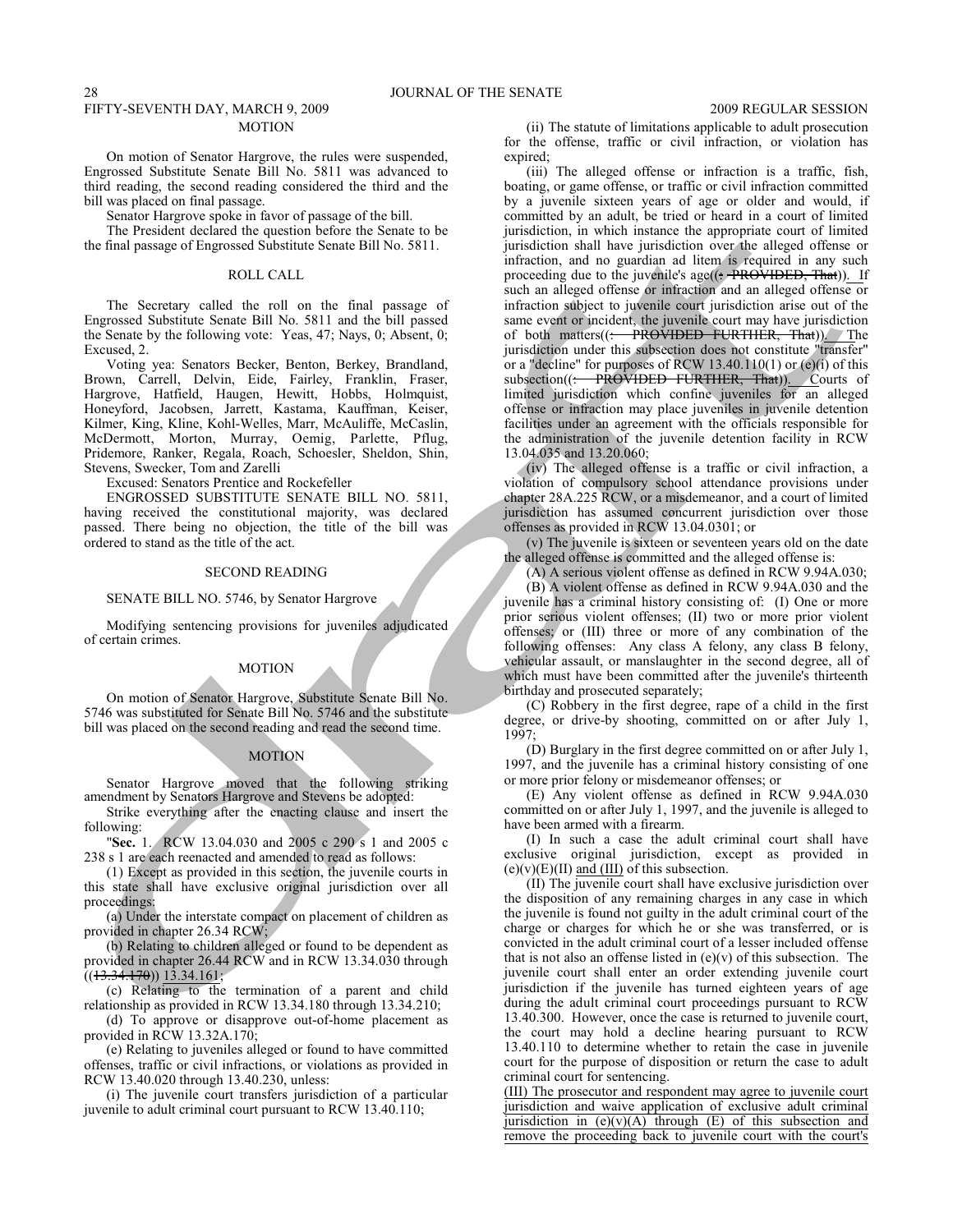MOTION

On motion of Senator Hargrove, the rules were suspended, Engrossed Substitute Senate Bill No. 5811 was advanced to third reading, the second reading considered the third and the bill was placed on final passage.

Senator Hargrove spoke in favor of passage of the bill.

The President declared the question before the Senate to be the final passage of Engrossed Substitute Senate Bill No. 5811.

ROLL CALL

The Secretary called the roll on the final passage of Engrossed Substitute Senate Bill No. 5811 and the bill passed the Senate by the following vote: Yeas, 47; Nays, 0; Absent, 0; Excused, 2.

Voting yea: Senators Becker, Benton, Berkey, Brandland, Brown, Carrell, Delvin, Eide, Fairley, Franklin, Fraser, Hargrove, Hatfield, Haugen, Hewitt, Hobbs, Holmquist, Honeyford, Jacobsen, Jarrett, Kastama, Kauffman, Keiser, Kilmer, King, Kline, Kohl-Welles, Marr, McAuliffe, McCaslin, McDermott, Morton, Murray, Oemig, Parlette, Pflug, Pridemore, Ranker, Regala, Roach, Schoesler, Sheldon, Shin, Stevens, Swecker, Tom and Zarelli

Excused: Senators Prentice and Rockefeller

ENGROSSED SUBSTITUTE SENATE BILL NO. 5811, having received the constitutional majority, was declared passed. There being no objection, the title of the bill was ordered to stand as the title of the act.

SECOND READING

SENATE BILL NO. 5746, by Senator Hargrove

Modifying sentencing provisions for juveniles adjudicated of certain crimes.

MOTION

On motion of Senator Hargrove, Substitute Senate Bill No. 5746 was substituted for Senate Bill No. 5746 and the substitute bill was placed on the second reading and read the second time.

MOTION

Senator Hargrove moved that the following striking amendment by Senators Hargrove and Stevens be adopted:

Strike everything after the enacting clause and insert the following:

"**Sec.** 1. RCW 13.04.030 and 2005 c 290 s 1 and 2005 c 238 s 1 are each reenacted and amended to read as follows:

(1) Except as provided in this section, the juvenile courts in this state shall have exclusive original jurisdiction over all proceedings:

(a) Under the interstate compact on placement of children as provided in chapter 26.34 RCW;

(b) Relating to children alleged or found to be dependent as provided in chapter 26.44 RCW and in RCW 13.34.030 through ((~~13.34.170~~)) <u>13.34.161</u>;

(c) Relating to the termination of a parent and child relationship as provided in RCW 13.34.180 through 13.34.210;

(d) To approve or disapprove out-of-home placement as provided in RCW 13.32A.170;

(e) Relating to juveniles alleged or found to have committed offenses, traffic or civil infractions, or violations as provided in RCW 13.40.020 through 13.40.230, unless:

(i) The juvenile court transfers jurisdiction of a particular juvenile to adult criminal court pursuant to RCW 13.40.110;

(ii) The statute of limitations applicable to adult prosecution for the offense, traffic or civil infraction, or violation has expired;

(iii) The alleged offense or infraction is a traffic, fish, boating, or game offense, or traffic or civil infraction committed by a juvenile sixteen years of age or older and would, if committed by an adult, be tried or heard in a court of limited jurisdiction, in which instance the appropriate court of limited jurisdiction shall have jurisdiction over the alleged offense or infraction, and no guardian ad litem is required in any such proceeding due to the juvenile's age((~~: PROVIDED, That~~))<u>. If</u> such an alleged offense or infraction and an alleged offense or infraction subject to juvenile court jurisdiction arise out of the same event or incident, the juvenile court may have jurisdiction of both matters((~~: PROVIDED FURTHER, That~~))<u>. The</u> jurisdiction under this subsection does not constitute "transfer" or a "decline" for purposes of RCW 13.40.110(1) or (e)(i) of this subsection((~~: PROVIDED FURTHER, That~~))<u>. Courts</u> of limited jurisdiction which confine juveniles for an alleged offense or infraction may place juveniles in juvenile detention facilities under an agreement with the officials responsible for the administration of the juvenile detention facility in RCW 13.04.035 and 13.20.060;

(iv) The alleged offense is a traffic or civil infraction, a violation of compulsory school attendance provisions under chapter 28A.225 RCW, or a misdemeanor, and a court of limited jurisdiction has assumed concurrent jurisdiction over those offenses as provided in RCW 13.04.0301; or

(v) The juvenile is sixteen or seventeen years old on the date the alleged offense is committed and the alleged offense is:

(A) A serious violent offense as defined in RCW 9.94A.030;

(B) A violent offense as defined in RCW 9.94A.030 and the juvenile has a criminal history consisting of: (I) One or more prior serious violent offenses; (II) two or more prior violent offenses; or (III) three or more of any combination of the following offenses: Any class A felony, any class B felony, vehicular assault, or manslaughter in the second degree, all of which must have been committed after the juvenile's thirteenth birthday and prosecuted separately;

(C) Robbery in the first degree, rape of a child in the first degree, or drive-by shooting, committed on or after July 1, 1997;

(D) Burglary in the first degree committed on or after July 1, 1997, and the juvenile has a criminal history consisting of one or more prior felony or misdemeanor offenses; or

(E) Any violent offense as defined in RCW 9.94A.030 committed on or after July 1, 1997, and the juvenile is alleged to have been armed with a firearm.

(I) In such a case the adult criminal court shall have exclusive original jurisdiction, except as provided in (e)(v)(E)(II) <u>and (III)</u> of this subsection.

(II) The juvenile court shall have exclusive jurisdiction over the disposition of any remaining charges in any case in which the juvenile is found not guilty in the adult criminal court of the charge or charges for which he or she was transferred, or is convicted in the adult criminal court of a lesser included offense that is not also an offense listed in (e)(v) of this subsection. The juvenile court shall enter an order extending juvenile court jurisdiction if the juvenile has turned eighteen years of age during the adult criminal court proceedings pursuant to RCW 13.40.300. However, once the case is returned to juvenile court, the court may hold a decline hearing pursuant to RCW 13.40.110 to determine whether to retain the case in juvenile court for the purpose of disposition or return the case to adult criminal court for sentencing.

<u>(III) The prosecutor and respondent may agree to juvenile court jurisdiction and waive application of exclusive adult criminal jurisdiction in (e)(v)(A) through (E) of this subsection and remove the proceeding back to juvenile court with the court's</u>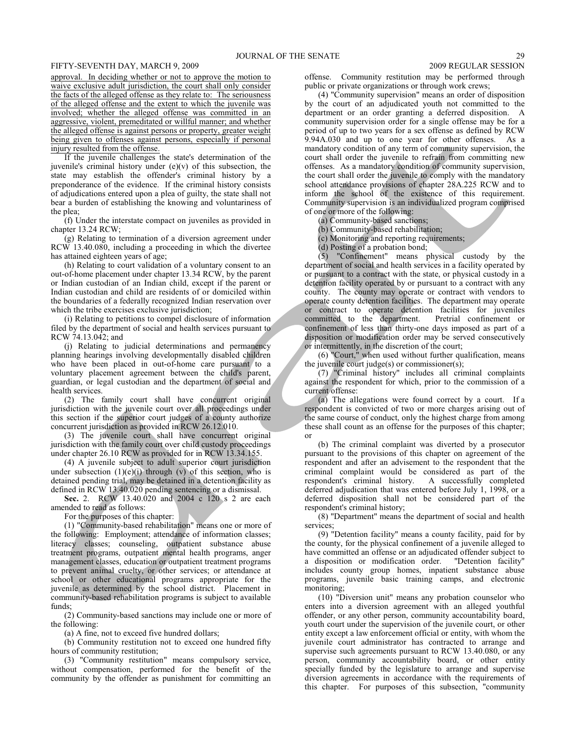approval. In deciding whether or not to approve the motion to waive exclusive adult jurisdiction, the court shall only consider the facts of the alleged offense as they relate to: The seriousness of the alleged offense and the extent to which the juvenile was involved; whether the alleged offense was committed in an aggressive, violent, premeditated or willful manner; and whether the alleged offense is against persons or property, greater weight being given to offenses against persons, especially if personal injury resulted from the offense.

If the juvenile challenges the state's determination of the juvenile's criminal history under (e)(v) of this subsection, the state may establish the offender's criminal history by a preponderance of the evidence. If the criminal history consists of adjudications entered upon a plea of guilty, the state shall not bear a burden of establishing the knowing and voluntariness of the plea;

(f) Under the interstate compact on juveniles as provided in chapter 13.24 RCW;

(g) Relating to termination of a diversion agreement under RCW 13.40.080, including a proceeding in which the divertee has attained eighteen years of age;

(h) Relating to court validation of a voluntary consent to an out-of-home placement under chapter 13.34 RCW, by the parent or Indian custodian of an Indian child, except if the parent or Indian custodian and child are residents of or domiciled within the boundaries of a federally recognized Indian reservation over which the tribe exercises exclusive jurisdiction;

(i) Relating to petitions to compel disclosure of information filed by the department of social and health services pursuant to RCW 74.13.042; and

(j) Relating to judicial determinations and permanency planning hearings involving developmentally disabled children who have been placed in out-of-home care pursuant to a voluntary placement agreement between the child's parent, guardian, or legal custodian and the department of social and health services.

(2) The family court shall have concurrent original jurisdiction with the juvenile court over all proceedings under this section if the superior court judges of a county authorize concurrent jurisdiction as provided in RCW 26.12.010.

(3) The juvenile court shall have concurrent original jurisdiction with the family court over child custody proceedings under chapter 26.10 RCW as provided for in RCW 13.34.155.

(4) A juvenile subject to adult superior court jurisdiction under subsection (1)(e)(i) through (v) of this section, who is detained pending trial, may be detained in a detention facility as defined in RCW 13.40.020 pending sentencing or a dismissal.

**Sec.** 2. RCW 13.40.020 and 2004 c 120 s 2 are each amended to read as follows:

For the purposes of this chapter:

(1) "Community-based rehabilitation" means one or more of the following: Employment; attendance of information classes; literacy classes; counseling, outpatient substance abuse treatment programs, outpatient mental health programs, anger management classes, education or outpatient treatment programs to prevent animal cruelty, or other services; or attendance at school or other educational programs appropriate for the juvenile as determined by the school district. Placement in community-based rehabilitation programs is subject to available funds;

(2) Community-based sanctions may include one or more of the following:

(a) A fine, not to exceed five hundred dollars;

(b) Community restitution not to exceed one hundred fifty hours of community restitution;

(3) "Community restitution" means compulsory service, without compensation, performed for the benefit of the community by the offender as punishment for committing an offense. Community restitution may be performed through public or private organizations or through work crews;

(4) "Community supervision" means an order of disposition by the court of an adjudicated youth not committed to the department or an order granting a deferred disposition. A community supervision order for a single offense may be for a period of up to two years for a sex offense as defined by RCW 9.94A.030 and up to one year for other offenses. As a mandatory condition of any term of community supervision, the court shall order the juvenile to refrain from committing new offenses. As a mandatory condition of community supervision, the court shall order the juvenile to comply with the mandatory school attendance provisions of chapter 28A.225 RCW and to inform the school of the existence of this requirement. Community supervision is an individualized program comprised of one or more of the following:

(a) Community-based sanctions;

(b) Community-based rehabilitation;

(c) Monitoring and reporting requirements;

(d) Posting of a probation bond;

(5) "Confinement" means physical custody by the department of social and health services in a facility operated by or pursuant to a contract with the state, or physical custody in a detention facility operated by or pursuant to a contract with any county. The county may operate or contract with vendors to operate county detention facilities. The department may operate or contract to operate detention facilities for juveniles committed to the department. Pretrial confinement or confinement of less than thirty-one days imposed as part of a disposition or modification order may be served consecutively or intermittently, in the discretion of the court;

(6) "Court," when used without further qualification, means the juvenile court judge(s) or commissioner(s);

(7) "Criminal history" includes all criminal complaints against the respondent for which, prior to the commission of a current offense:

(a) The allegations were found correct by a court. If a respondent is convicted of two or more charges arising out of the same course of conduct, only the highest charge from among these shall count as an offense for the purposes of this chapter; or

(b) The criminal complaint was diverted by a prosecutor pursuant to the provisions of this chapter on agreement of the respondent and after an advisement to the respondent that the criminal complaint would be considered as part of the respondent's criminal history. A successfully completed deferred adjudication that was entered before July 1, 1998, or a deferred disposition shall not be considered part of the respondent's criminal history;

(8) "Department" means the department of social and health services;

(9) "Detention facility" means a county facility, paid for by the county, for the physical confinement of a juvenile alleged to have committed an offense or an adjudicated offender subject to a disposition or modification order. "Detention facility" includes county group homes, inpatient substance abuse programs, juvenile basic training camps, and electronic monitoring;

(10) "Diversion unit" means any probation counselor who enters into a diversion agreement with an alleged youthful offender, or any other person, community accountability board, youth court under the supervision of the juvenile court, or other entity except a law enforcement official or entity, with whom the juvenile court administrator has contracted to arrange and supervise such agreements pursuant to RCW 13.40.080, or any person, community accountability board, or other entity specially funded by the legislature to arrange and supervise diversion agreements in accordance with the requirements of this chapter. For purposes of this subsection, "community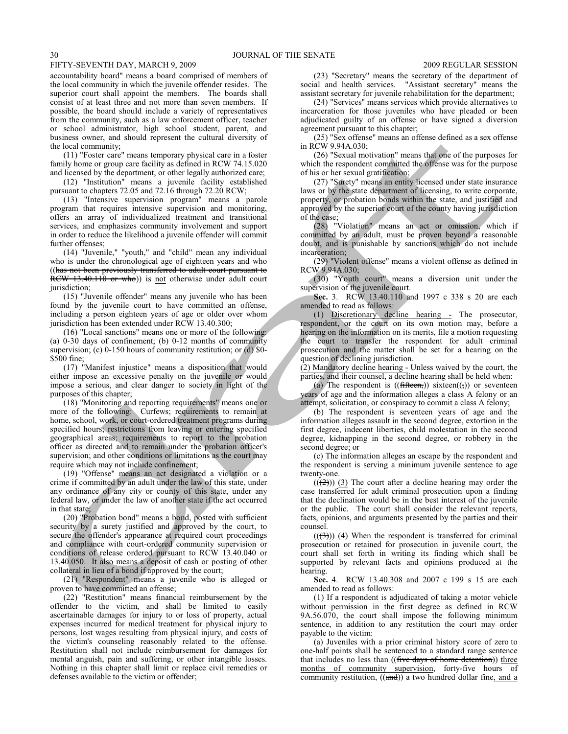accountability board" means a board comprised of members of the local community in which the juvenile offender resides. The superior court shall appoint the members. The boards shall consist of at least three and not more than seven members. If possible, the board should include a variety of representatives from the community, such as a law enforcement officer, teacher or school administrator, high school student, parent, and business owner, and should represent the cultural diversity of the local community;

(11) "Foster care" means temporary physical care in a foster family home or group care facility as defined in RCW 74.15.020 and licensed by the department, or other legally authorized care;

(12) "Institution" means a juvenile facility established pursuant to chapters 72.05 and 72.16 through 72.20 RCW;

(13) "Intensive supervision program" means a parole program that requires intensive supervision and monitoring, offers an array of individualized treatment and transitional services, and emphasizes community involvement and support in order to reduce the likelihood a juvenile offender will commit further offenses;

(14) "Juvenile," "youth," and "child" mean any individual who is under the chronological age of eighteen years and who ((~~has not been previously transferred to adult court pursuant to RCW 13.40.110 or who~~)) is not otherwise under adult court jurisdiction;

(15) "Juvenile offender" means any juvenile who has been found by the juvenile court to have committed an offense, including a person eighteen years of age or older over whom jurisdiction has been extended under RCW 13.40.300;

(16) "Local sanctions" means one or more of the following: (a) 0-30 days of confinement; (b) 0-12 months of community supervision; (c) 0-150 hours of community restitution; or (d) $0-$500 fine;

(17) "Manifest injustice" means a disposition that would either impose an excessive penalty on the juvenile or would impose a serious, and clear danger to society in light of the purposes of this chapter;

(18) "Monitoring and reporting requirements" means one or more of the following: Curfews; requirements to remain at home, school, work, or court-ordered treatment programs during specified hours; restrictions from leaving or entering specified geographical areas; requirements to report to the probation officer as directed and to remain under the probation officer's supervision; and other conditions or limitations as the court may require which may not include confinement;

(19) "Offense" means an act designated a violation or a crime if committed by an adult under the law of this state, under any ordinance of any city or county of this state, under any federal law, or under the law of another state if the act occurred in that state;

(20) "Probation bond" means a bond, posted with sufficient security by a surety justified and approved by the court, to secure the offender's appearance at required court proceedings and compliance with court-ordered community supervision or conditions of release ordered pursuant to RCW 13.40.040 or 13.40.050. It also means a deposit of cash or posting of other collateral in lieu of a bond if approved by the court;

(21) "Respondent" means a juvenile who is alleged or proven to have committed an offense;

(22) "Restitution" means financial reimbursement by the offender to the victim, and shall be limited to easily ascertainable damages for injury to or loss of property, actual expenses incurred for medical treatment for physical injury to persons, lost wages resulting from physical injury, and costs of the victim's counseling reasonably related to the offense. Restitution shall not include reimbursement for damages for mental anguish, pain and suffering, or other intangible losses. Nothing in this chapter shall limit or replace civil remedies or defenses available to the victim or offender;

(23) "Secretary" means the secretary of the department of social and health services. "Assistant secretary" means the assistant secretary for juvenile rehabilitation for the department;

(24) "Services" means services which provide alternatives to incarceration for those juveniles who have pleaded or been adjudicated guilty of an offense or have signed a diversion agreement pursuant to this chapter;

(25) "Sex offense" means an offense defined as a sex offense in RCW 9.94A.030;

(26) "Sexual motivation" means that one of the purposes for which the respondent committed the offense was for the purpose of his or her sexual gratification;

(27) "Surety" means an entity licensed under state insurance laws or by the state department of licensing, to write corporate, property, or probation bonds within the state, and justified and approved by the superior court of the county having jurisdiction of the case;

(28) "Violation" means an act or omission, which if committed by an adult, must be proven beyond a reasonable doubt, and is punishable by sanctions which do not include incarceration;

(29) "Violent offense" means a violent offense as defined in RCW 9.94A.030;

(30) "Youth court" means a diversion unit under the supervision of the juvenile court.

**Sec.** 3. RCW 13.40.110 and 1997 c 338 s 20 are each amended to read as follows:

(1) Discretionary decline hearing - The prosecutor, respondent, or the court on its own motion may, before a hearing on the information on its merits, file a motion requesting the court to transfer the respondent for adult criminal prosecution and the matter shall be set for a hearing on the question of declining jurisdiction.

(2) Mandatory decline hearing - Unless waived by the court, the parties, and their counsel, a decline hearing shall be held when:

(a) The respondent is ((~~fifteen,~~)) sixteen((~~,~~)) or seventeen years of age and the information alleges a class A felony or an attempt, solicitation, or conspiracy to commit a class A felony;

(b) The respondent is seventeen years of age and the information alleges assault in the second degree, extortion in the first degree, indecent liberties, child molestation in the second degree, kidnapping in the second degree, or robbery in the second degree; or

(c) The information alleges an escape by the respondent and the respondent is serving a minimum juvenile sentence to age twenty-one.

((~~(2)~~)) (3) The court after a decline hearing may order the case transferred for adult criminal prosecution upon a finding that the declination would be in the best interest of the juvenile or the public. The court shall consider the relevant reports, facts, opinions, and arguments presented by the parties and their counsel.

((~~(3)~~)) (4) When the respondent is transferred for criminal prosecution or retained for prosecution in juvenile court, the court shall set forth in writing its finding which shall be supported by relevant facts and opinions produced at the hearing.

**Sec.** 4. RCW 13.40.308 and 2007 c 199 s 15 are each amended to read as follows:

(1) If a respondent is adjudicated of taking a motor vehicle without permission in the first degree as defined in RCW 9A.56.070, the court shall impose the following minimum sentence, in addition to any restitution the court may order payable to the victim:

(a) Juveniles with a prior criminal history score of zero to one-half points shall be sentenced to a standard range sentence that includes no less than ((~~five days of home detention~~)) three months of community supervision, forty-five hours of community restitution, ((~~and~~)) a two hundred dollar fine, and a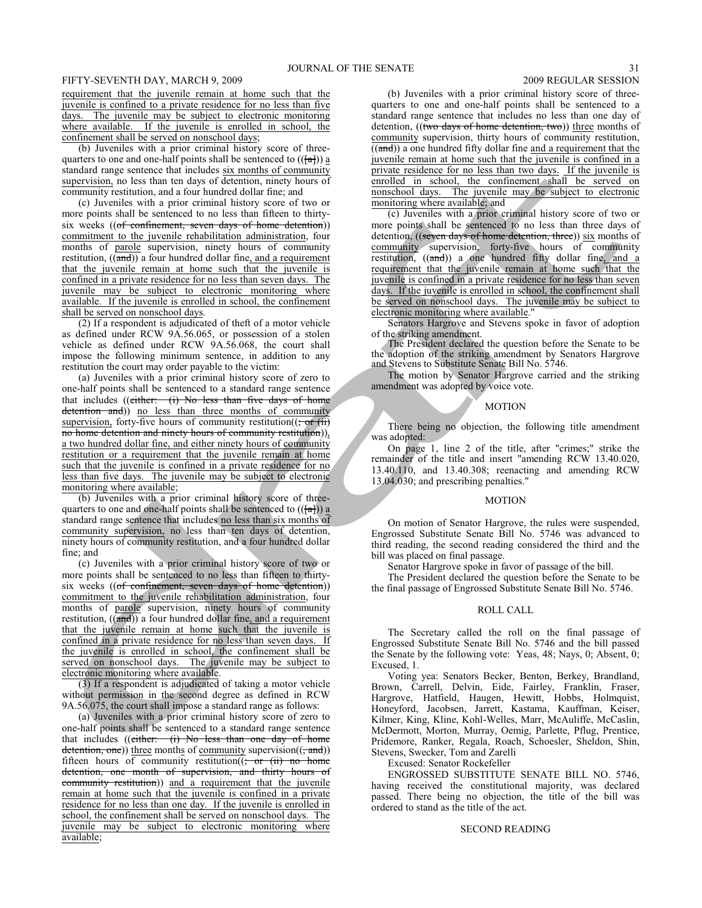requirement that the juvenile remain at home such that the juvenile is confined to a private residence for no less than five days. The juvenile may be subject to electronic monitoring where available. If the juvenile is enrolled in school, the confinement shall be served on nonschool days;

(b) Juveniles with a prior criminal history score of three-quarters to one and one-half points shall be sentenced to (([a])) a standard range sentence that includes six months of community supervision, no less than ten days of detention, ninety hours of community restitution, and a four hundred dollar fine; and

(c) Juveniles with a prior criminal history score of two or more points shall be sentenced to no less than fifteen to thirty-six weeks ((of confinement, seven days of home detention)) commitment to the juvenile rehabilitation administration, four months of parole supervision, ninety hours of community restitution, ((and)) a four hundred dollar fine, and a requirement that the juvenile remain at home such that the juvenile is confined in a private residence for no less than seven days. The juvenile may be subject to electronic monitoring where available. If the juvenile is enrolled in school, the confinement shall be served on nonschool days.

(2) If a respondent is adjudicated of theft of a motor vehicle as defined under RCW 9A.56.065, or possession of a stolen vehicle as defined under RCW 9A.56.068, the court shall impose the following minimum sentence, in addition to any restitution the court may order payable to the victim:

(a) Juveniles with a prior criminal history score of zero to one-half points shall be sentenced to a standard range sentence that includes ((either: (i) No less than five days of home detention and)) no less than three months of community supervision, forty-five hours of community restitution((; or (ii) no home detention and ninety hours of community restitution)), a two hundred dollar fine, and either ninety hours of community restitution or a requirement that the juvenile remain at home such that the juvenile is confined in a private residence for no less than five days. The juvenile may be subject to electronic monitoring where available;

(b) Juveniles with a prior criminal history score of three-quarters to one and one-half points shall be sentenced to (([a])) a standard range sentence that includes no less than six months of community supervision, no less than ten days of detention, ninety hours of community restitution, and a four hundred dollar fine; and

(c) Juveniles with a prior criminal history score of two or more points shall be sentenced to no less than fifteen to thirty-six weeks ((of confinement, seven days of home detention)) commitment to the juvenile rehabilitation administration, four months of parole supervision, ninety hours of community restitution, ((and)) a four hundred dollar fine, and a requirement that the juvenile remain at home such that the juvenile is confined in a private residence for no less than seven days. If the juvenile is enrolled in school, the confinement shall be served on nonschool days. The juvenile may be subject to electronic monitoring where available.

(3) If a respondent is adjudicated of taking a motor vehicle without permission in the second degree as defined in RCW 9A.56.075, the court shall impose a standard range as follows:

(a) Juveniles with a prior criminal history score of zero to one-half points shall be sentenced to a standard range sentence that includes ((either: (i) No less than one day of home detention, one)) three months of community supervision((, and)) fifteen hours of community restitution((; or (ii) no home detention, one month of supervision, and thirty hours of community restitution)) and a requirement that the juvenile remain at home such that the juvenile is confined in a private residence for no less than one day. If the juvenile is enrolled in school, the confinement shall be served on nonschool days. The juvenile may be subject to electronic monitoring where available;

(b) Juveniles with a prior criminal history score of three-quarters to one and one-half points shall be sentenced to a standard range sentence that includes no less than one day of detention, ((two days of home detention, two)) three months of community supervision, thirty hours of community restitution, ((and)) a one hundred fifty dollar fine and a requirement that the juvenile remain at home such that the juvenile is confined in a private residence for no less than two days. If the juvenile is enrolled in school, the confinement shall be served on nonschool days. The juvenile may be subject to electronic monitoring where available; and

(c) Juveniles with a prior criminal history score of two or more points shall be sentenced to no less than three days of detention, ((seven days of home detention, three)) six months of community supervision, forty-five hours of community restitution, ((and)) a one hundred fifty dollar fine, and a requirement that the juvenile remain at home such that the juvenile is confined in a private residence for no less than seven days. If the juvenile is enrolled in school, the confinement shall be served on nonschool days. The juvenile may be subject to electronic monitoring where available."

Senators Hargrove and Stevens spoke in favor of adoption of the striking amendment.

The President declared the question before the Senate to be the adoption of the striking amendment by Senators Hargrove and Stevens to Substitute Senate Bill No. 5746.

The motion by Senator Hargrove carried and the striking amendment was adopted by voice vote.

## MOTION

There being no objection, the following title amendment was adopted:

On page 1, line 2 of the title, after "crimes;" strike the remainder of the title and insert "amending RCW 13.40.020, 13.40.110, and 13.40.308; reenacting and amending RCW 13.04.030; and prescribing penalties."

## MOTION

On motion of Senator Hargrove, the rules were suspended, Engrossed Substitute Senate Bill No. 5746 was advanced to third reading, the second reading considered the third and the bill was placed on final passage.

Senator Hargrove spoke in favor of passage of the bill.

The President declared the question before the Senate to be the final passage of Engrossed Substitute Senate Bill No. 5746.

## ROLL CALL

The Secretary called the roll on the final passage of Engrossed Substitute Senate Bill No. 5746 and the bill passed the Senate by the following vote: Yeas, 48; Nays, 0; Absent, 0; Excused, 1.

Voting yea: Senators Becker, Benton, Berkey, Brandland, Brown, Carrell, Delvin, Eide, Fairley, Franklin, Fraser, Hargrove, Hatfield, Haugen, Hewitt, Hobbs, Holmquist, Honeyford, Jacobsen, Jarrett, Kastama, Kauffman, Keiser, Kilmer, King, Kline, Kohl-Welles, Marr, McAuliffe, McCaslin, McDermott, Morton, Murray, Oemig, Parlette, Pflug, Prentice, Pridemore, Ranker, Regala, Roach, Schoesler, Sheldon, Shin, Stevens, Swecker, Tom and Zarelli

Excused: Senator Rockefeller

ENGROSSED SUBSTITUTE SENATE BILL NO. 5746, having received the constitutional majority, was declared passed. There being no objection, the title of the bill was ordered to stand as the title of the act.

## SECOND READING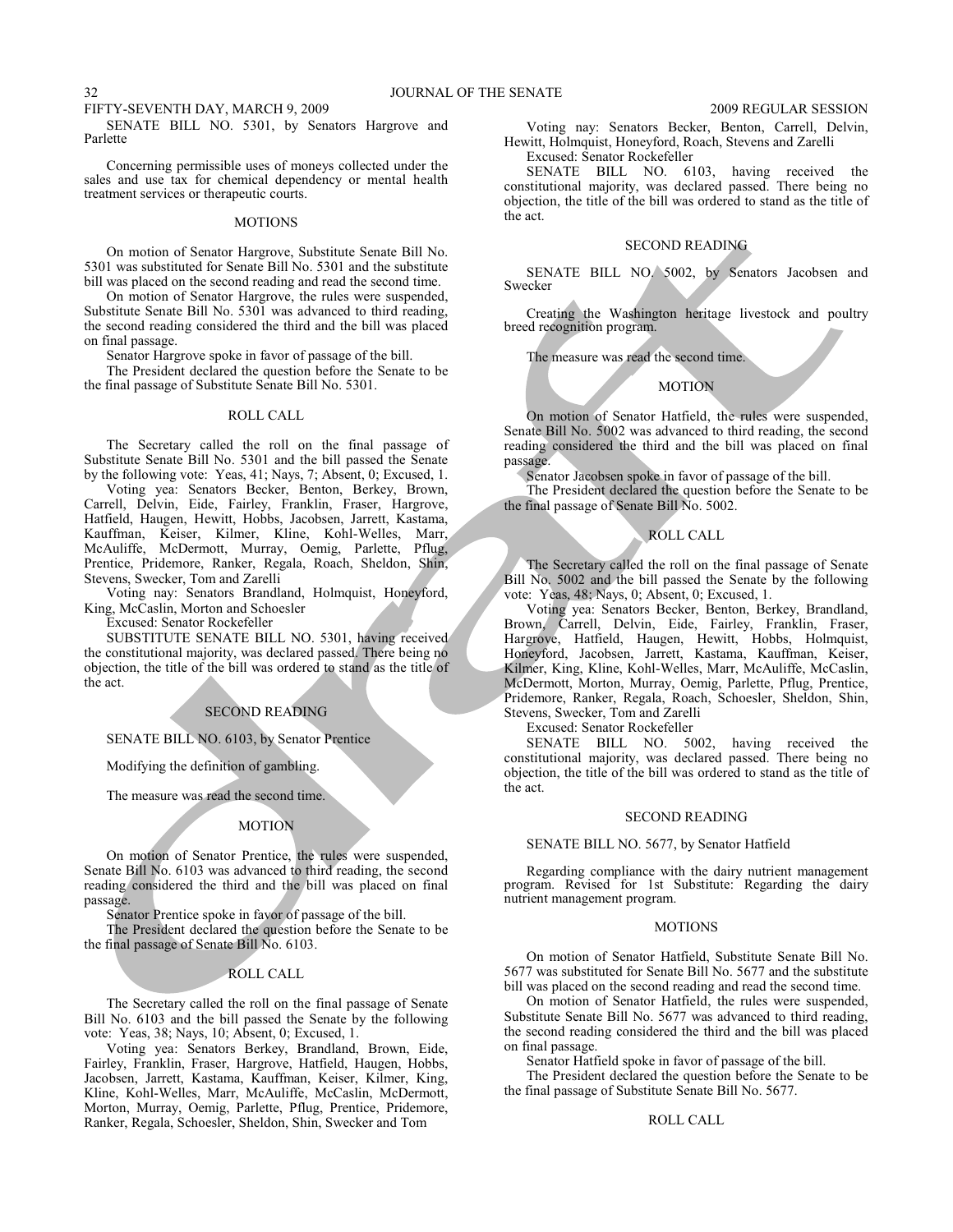SENATE BILL NO. 5301, by Senators Hargrove and Parlette

Concerning permissible uses of moneys collected under the sales and use tax for chemical dependency or mental health treatment services or therapeutic courts.

MOTIONS

On motion of Senator Hargrove, Substitute Senate Bill No. 5301 was substituted for Senate Bill No. 5301 and the substitute bill was placed on the second reading and read the second time.

On motion of Senator Hargrove, the rules were suspended, Substitute Senate Bill No. 5301 was advanced to third reading, the second reading considered the third and the bill was placed on final passage.

Senator Hargrove spoke in favor of passage of the bill.

The President declared the question before the Senate to be the final passage of Substitute Senate Bill No. 5301.

ROLL CALL

The Secretary called the roll on the final passage of Substitute Senate Bill No. 5301 and the bill passed the Senate by the following vote: Yeas, 41; Nays, 7; Absent, 0; Excused, 1.

Voting yea: Senators Becker, Benton, Berkey, Brown, Carrell, Delvin, Eide, Fairley, Franklin, Fraser, Hargrove, Hatfield, Haugen, Hewitt, Hobbs, Jacobsen, Jarrett, Kastama, Kauffman, Keiser, Kilmer, Kline, Kohl-Welles, Marr, McAuliffe, McDermott, Murray, Oemig, Parlette, Pflug, Prentice, Pridemore, Ranker, Regala, Roach, Sheldon, Shin, Stevens, Swecker, Tom and Zarelli

Voting nay: Senators Brandland, Holmquist, Honeyford, King, McCaslin, Morton and Schoesler

Excused: Senator Rockefeller

SUBSTITUTE SENATE BILL NO. 5301, having received the constitutional majority, was declared passed. There being no objection, the title of the bill was ordered to stand as the title of the act.

SECOND READING

SENATE BILL NO. 6103, by Senator Prentice

Modifying the definition of gambling.

The measure was read the second time.

MOTION

On motion of Senator Prentice, the rules were suspended, Senate Bill No. 6103 was advanced to third reading, the second reading considered the third and the bill was placed on final passage.

Senator Prentice spoke in favor of passage of the bill.

The President declared the question before the Senate to be the final passage of Senate Bill No. 6103.

ROLL CALL

The Secretary called the roll on the final passage of Senate Bill No. 6103 and the bill passed the Senate by the following vote: Yeas, 38; Nays, 10; Absent, 0; Excused, 1.

Voting yea: Senators Berkey, Brandland, Brown, Eide, Fairley, Franklin, Fraser, Hargrove, Hatfield, Haugen, Hobbs, Jacobsen, Jarrett, Kastama, Kauffman, Keiser, Kilmer, King, Kline, Kohl-Welles, Marr, McAuliffe, McCaslin, McDermott, Morton, Murray, Oemig, Parlette, Pflug, Prentice, Pridemore, Ranker, Regala, Schoesler, Sheldon, Shin, Swecker and Tom

Voting nay: Senators Becker, Benton, Carrell, Delvin, Hewitt, Holmquist, Honeyford, Roach, Stevens and Zarelli

Excused: Senator Rockefeller

SENATE BILL NO. 6103, having received the constitutional majority, was declared passed. There being no objection, the title of the bill was ordered to stand as the title of the act.

SECOND READING

SENATE BILL NO. 5002, by Senators Jacobsen and Swecker

Creating the Washington heritage livestock and poultry breed recognition program.

The measure was read the second time.

MOTION

On motion of Senator Hatfield, the rules were suspended, Senate Bill No. 5002 was advanced to third reading, the second reading considered the third and the bill was placed on final passage.

Senator Jacobsen spoke in favor of passage of the bill.

The President declared the question before the Senate to be the final passage of Senate Bill No. 5002.

ROLL CALL

The Secretary called the roll on the final passage of Senate Bill No. 5002 and the bill passed the Senate by the following vote: Yeas, 48; Nays, 0; Absent, 0; Excused, 1.

Voting yea: Senators Becker, Benton, Berkey, Brandland, Brown, Carrell, Delvin, Eide, Fairley, Franklin, Fraser, Hargrove, Hatfield, Haugen, Hewitt, Hobbs, Holmquist, Honeyford, Jacobsen, Jarrett, Kastama, Kauffman, Keiser, Kilmer, King, Kline, Kohl-Welles, Marr, McAuliffe, McCaslin, McDermott, Morton, Murray, Oemig, Parlette, Pflug, Prentice, Pridemore, Ranker, Regala, Roach, Schoesler, Sheldon, Shin, Stevens, Swecker, Tom and Zarelli

Excused: Senator Rockefeller

SENATE BILL NO. 5002, having received the constitutional majority, was declared passed. There being no objection, the title of the bill was ordered to stand as the title of the act.

SECOND READING

SENATE BILL NO. 5677, by Senator Hatfield

Regarding compliance with the dairy nutrient management program. Revised for 1st Substitute: Regarding the dairy nutrient management program.

MOTIONS

On motion of Senator Hatfield, Substitute Senate Bill No. 5677 was substituted for Senate Bill No. 5677 and the substitute bill was placed on the second reading and read the second time.

On motion of Senator Hatfield, the rules were suspended, Substitute Senate Bill No. 5677 was advanced to third reading, the second reading considered the third and the bill was placed on final passage.

Senator Hatfield spoke in favor of passage of the bill.

The President declared the question before the Senate to be the final passage of Substitute Senate Bill No. 5677.

ROLL CALL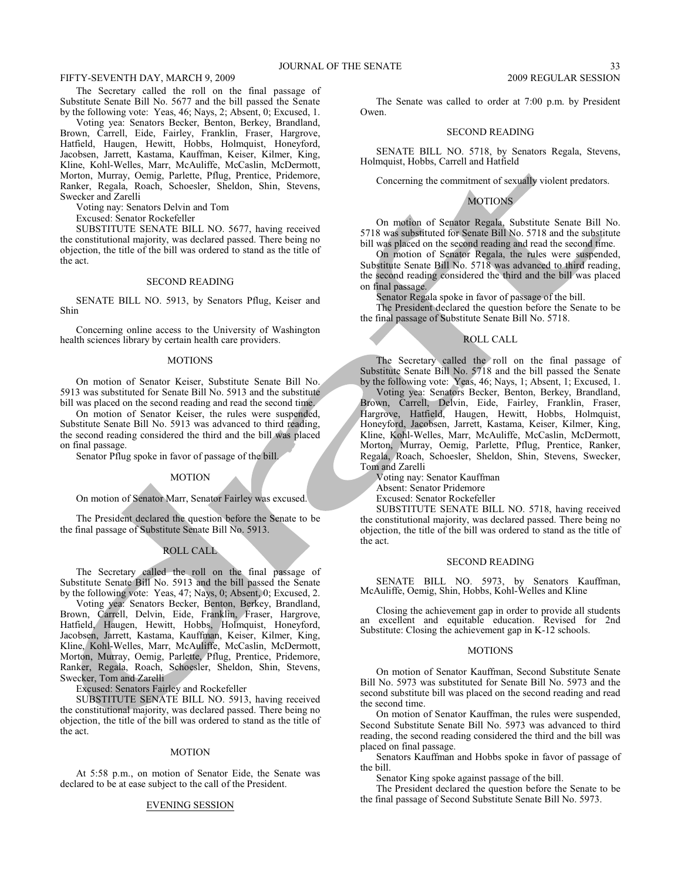The Secretary called the roll on the final passage of Substitute Senate Bill No. 5677 and the bill passed the Senate by the following vote: Yeas, 46; Nays, 2; Absent, 0; Excused, 1.

Voting yea: Senators Becker, Benton, Berkey, Brandland, Brown, Carrell, Eide, Fairley, Franklin, Fraser, Hargrove, Hatfield, Haugen, Hewitt, Hobbs, Holmquist, Honeyford, Jacobsen, Jarrett, Kastama, Kauffman, Keiser, Kilmer, King, Kline, Kohl-Welles, Marr, McAuliffe, McCaslin, McDermott, Morton, Murray, Oemig, Parlette, Pflug, Prentice, Pridemore, Ranker, Regala, Roach, Schoesler, Sheldon, Shin, Stevens, Swecker and Zarelli

Voting nay: Senators Delvin and Tom

Excused: Senator Rockefeller

SUBSTITUTE SENATE BILL NO. 5677, having received the constitutional majority, was declared passed. There being no objection, the title of the bill was ordered to stand as the title of the act.

## SECOND READING

SENATE BILL NO. 5913, by Senators Pflug, Keiser and Shin

Concerning online access to the University of Washington health sciences library by certain health care providers.

## MOTIONS

On motion of Senator Keiser, Substitute Senate Bill No. 5913 was substituted for Senate Bill No. 5913 and the substitute bill was placed on the second reading and read the second time.

On motion of Senator Keiser, the rules were suspended, Substitute Senate Bill No. 5913 was advanced to third reading, the second reading considered the third and the bill was placed on final passage.

Senator Pflug spoke in favor of passage of the bill.

## MOTION

On motion of Senator Marr, Senator Fairley was excused.

The President declared the question before the Senate to be the final passage of Substitute Senate Bill No. 5913.

## ROLL CALL

The Secretary called the roll on the final passage of Substitute Senate Bill No. 5913 and the bill passed the Senate by the following vote: Yeas, 47; Nays, 0; Absent, 0; Excused, 2.

Voting yea: Senators Becker, Benton, Berkey, Brandland, Brown, Carrell, Delvin, Eide, Franklin, Fraser, Hargrove, Hatfield, Haugen, Hewitt, Hobbs, Holmquist, Honeyford, Jacobsen, Jarrett, Kastama, Kauffman, Keiser, Kilmer, King, Kline, Kohl-Welles, Marr, McAuliffe, McCaslin, McDermott, Morton, Murray, Oemig, Parlette, Pflug, Prentice, Pridemore, Ranker, Regala, Roach, Schoesler, Sheldon, Shin, Stevens, Swecker, Tom and Zarelli

Excused: Senators Fairley and Rockefeller

SUBSTITUTE SENATE BILL NO. 5913, having received the constitutional majority, was declared passed. There being no objection, the title of the bill was ordered to stand as the title of the act.

## MOTION

At 5:58 p.m., on motion of Senator Eide, the Senate was declared to be at ease subject to the call of the President.

## EVENING SESSION

The Senate was called to order at 7:00 p.m. by President Owen.

## SECOND READING

SENATE BILL NO. 5718, by Senators Regala, Stevens, Holmquist, Hobbs, Carrell and Hatfield

Concerning the commitment of sexually violent predators.

## MOTIONS

On motion of Senator Regala, Substitute Senate Bill No. 5718 was substituted for Senate Bill No. 5718 and the substitute bill was placed on the second reading and read the second time.

On motion of Senator Regala, the rules were suspended, Substitute Senate Bill No. 5718 was advanced to third reading, the second reading considered the third and the bill was placed on final passage.

Senator Regala spoke in favor of passage of the bill.

The President declared the question before the Senate to be the final passage of Substitute Senate Bill No. 5718.

## ROLL CALL

The Secretary called the roll on the final passage of Substitute Senate Bill No. 5718 and the bill passed the Senate by the following vote: Yeas, 46; Nays, 1; Absent, 1; Excused, 1.

Voting yea: Senators Becker, Benton, Berkey, Brandland, Brown, Carrell, Delvin, Eide, Fairley, Franklin, Fraser, Hargrove, Hatfield, Haugen, Hewitt, Hobbs, Holmquist, Honeyford, Jacobsen, Jarrett, Kastama, Keiser, Kilmer, King, Kline, Kohl-Welles, Marr, McAuliffe, McCaslin, McDermott, Morton, Murray, Oemig, Parlette, Pflug, Prentice, Ranker, Regala, Roach, Schoesler, Sheldon, Shin, Stevens, Swecker, Tom and Zarelli

Voting nay: Senator Kauffman

Absent: Senator Pridemore

Excused: Senator Rockefeller

SUBSTITUTE SENATE BILL NO. 5718, having received the constitutional majority, was declared passed. There being no objection, the title of the bill was ordered to stand as the title of the act.

## SECOND READING

SENATE BILL NO. 5973, by Senators Kauffman, McAuliffe, Oemig, Shin, Hobbs, Kohl-Welles and Kline

Closing the achievement gap in order to provide all students an excellent and equitable education. Revised for 2nd Substitute: Closing the achievement gap in K-12 schools.

## MOTIONS

On motion of Senator Kauffman, Second Substitute Senate Bill No. 5973 was substituted for Senate Bill No. 5973 and the second substitute bill was placed on the second reading and read the second time.

On motion of Senator Kauffman, the rules were suspended, Second Substitute Senate Bill No. 5973 was advanced to third reading, the second reading considered the third and the bill was placed on final passage.

Senators Kauffman and Hobbs spoke in favor of passage of the bill.

Senator King spoke against passage of the bill.

The President declared the question before the Senate to be the final passage of Second Substitute Senate Bill No. 5973.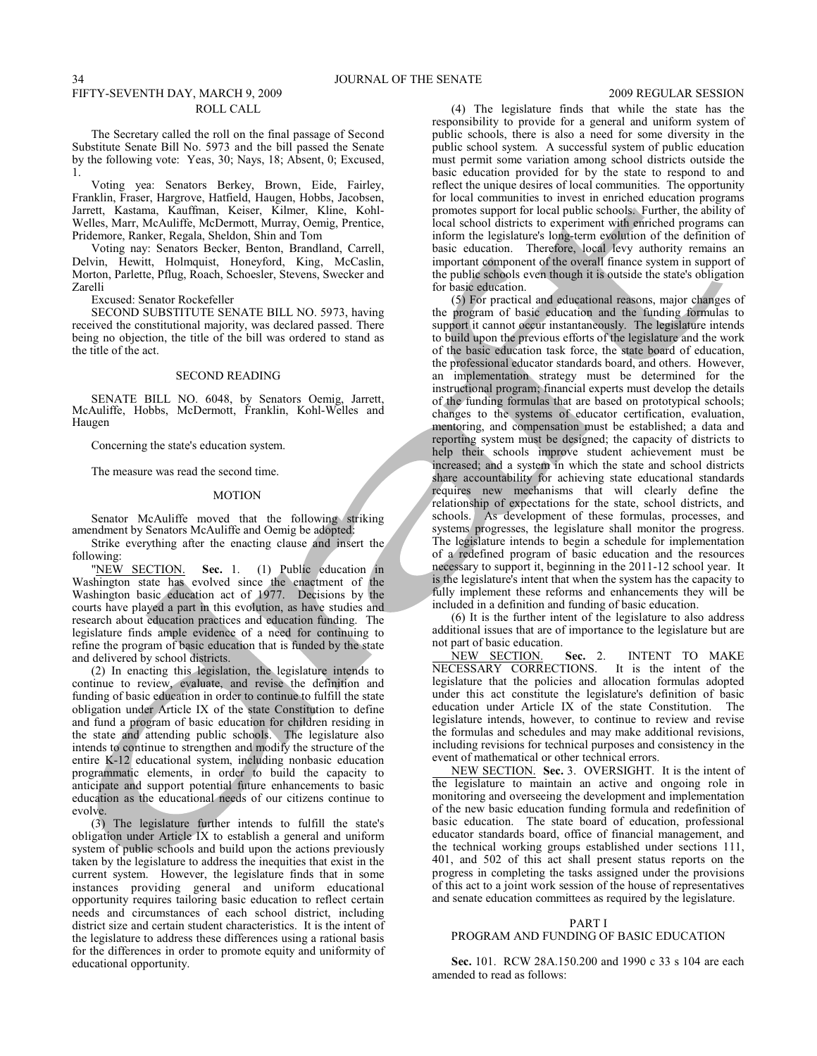FIFTY-SEVENTH DAY, MARCH 9, 2009

## ROLL CALL

The Secretary called the roll on the final passage of Second Substitute Senate Bill No. 5973 and the bill passed the Senate by the following vote: Yeas, 30; Nays, 18; Absent, 0; Excused, 1.

Voting yea: Senators Berkey, Brown, Eide, Fairley, Franklin, Fraser, Hargrove, Hatfield, Haugen, Hobbs, Jacobsen, Jarrett, Kastama, Kauffman, Keiser, Kilmer, Kline, Kohl-Welles, Marr, McAuliffe, McDermott, Murray, Oemig, Prentice, Pridemore, Ranker, Regala, Sheldon, Shin and Tom

Voting nay: Senators Becker, Benton, Brandland, Carrell, Delvin, Hewitt, Holmquist, Honeyford, King, McCaslin, Morton, Parlette, Pflug, Roach, Schoesler, Stevens, Swecker and Zarelli

Excused: Senator Rockefeller

SECOND SUBSTITUTE SENATE BILL NO. 5973, having received the constitutional majority, was declared passed. There being no objection, the title of the bill was ordered to stand as the title of the act.

## SECOND READING

SENATE BILL NO. 6048, by Senators Oemig, Jarrett, McAuliffe, Hobbs, McDermott, Franklin, Kohl-Welles and Haugen

Concerning the state's education system.

The measure was read the second time.

## MOTION

Senator McAuliffe moved that the following striking amendment by Senators McAuliffe and Oemig be adopted:

Strike everything after the enacting clause and insert the following:

"NEW SECTION. **Sec.** 1. (1) Public education in Washington state has evolved since the enactment of the Washington basic education act of 1977. Decisions by the courts have played a part in this evolution, as have studies and research about education practices and education funding. The legislature finds ample evidence of a need for continuing to refine the program of basic education that is funded by the state and delivered by school districts.

(2) In enacting this legislation, the legislature intends to continue to review, evaluate, and revise the definition and funding of basic education in order to continue to fulfill the state obligation under Article IX of the state Constitution to define and fund a program of basic education for children residing in the state and attending public schools. The legislature also intends to continue to strengthen and modify the structure of the entire K-12 educational system, including nonbasic education programmatic elements, in order to build the capacity to anticipate and support potential future enhancements to basic education as the educational needs of our citizens continue to evolve.

(3) The legislature further intends to fulfill the state's obligation under Article IX to establish a general and uniform system of public schools and build upon the actions previously taken by the legislature to address the inequities that exist in the current system. However, the legislature finds that in some instances providing general and uniform educational opportunity requires tailoring basic education to reflect certain needs and circumstances of each school district, including district size and certain student characteristics. It is the intent of the legislature to address these differences using a rational basis for the differences in order to promote equity and uniformity of educational opportunity.

(4) The legislature finds that while the state has the responsibility to provide for a general and uniform system of public schools, there is also a need for some diversity in the public school system. A successful system of public education must permit some variation among school districts outside the basic education provided for by the state to respond to and reflect the unique desires of local communities. The opportunity for local communities to invest in enriched education programs promotes support for local public schools. Further, the ability of local school districts to experiment with enriched programs can inform the legislature's long-term evolution of the definition of basic education. Therefore, local levy authority remains an important component of the overall finance system in support of the public schools even though it is outside the state's obligation for basic education.

(5) For practical and educational reasons, major changes of the program of basic education and the funding formulas to support it cannot occur instantaneously. The legislature intends to build upon the previous efforts of the legislature and the work of the basic education task force, the state board of education, the professional educator standards board, and others. However, an implementation strategy must be determined for the instructional program; financial experts must develop the details of the funding formulas that are based on prototypical schools; changes to the systems of educator certification, evaluation, mentoring, and compensation must be established; a data and reporting system must be designed; the capacity of districts to help their schools improve student achievement must be increased; and a system in which the state and school districts share accountability for achieving state educational standards requires new mechanisms that will clearly define the relationship of expectations for the state, school districts, and schools. As development of these formulas, processes, and systems progresses, the legislature shall monitor the progress. The legislature intends to begin a schedule for implementation of a redefined program of basic education and the resources necessary to support it, beginning in the 2011-12 school year. It is the legislature's intent that when the system has the capacity to fully implement these reforms and enhancements they will be included in a definition and funding of basic education.

(6) It is the further intent of the legislature to also address additional issues that are of importance to the legislature but are not part of basic education.

NEW SECTION. **Sec.** 2. INTENT TO MAKE NECESSARY CORRECTIONS. It is the intent of the legislature that the policies and allocation formulas adopted under this act constitute the legislature's definition of basic education under Article IX of the state Constitution. The legislature intends, however, to continue to review and revise the formulas and schedules and may make additional revisions, including revisions for technical purposes and consistency in the event of mathematical or other technical errors.

NEW SECTION. **Sec.** 3. OVERSIGHT. It is the intent of the legislature to maintain an active and ongoing role in monitoring and overseeing the development and implementation of the new basic education funding formula and redefinition of basic education. The state board of education, professional educator standards board, office of financial management, and the technical working groups established under sections 111, 401, and 502 of this act shall present status reports on the progress in completing the tasks assigned under the provisions of this act to a joint work session of the house of representatives and senate education committees as required by the legislature.

## PART I
## PROGRAM AND FUNDING OF BASIC EDUCATION

**Sec.** 101. RCW 28A.150.200 and 1990 c 33 s 104 are each amended to read as follows: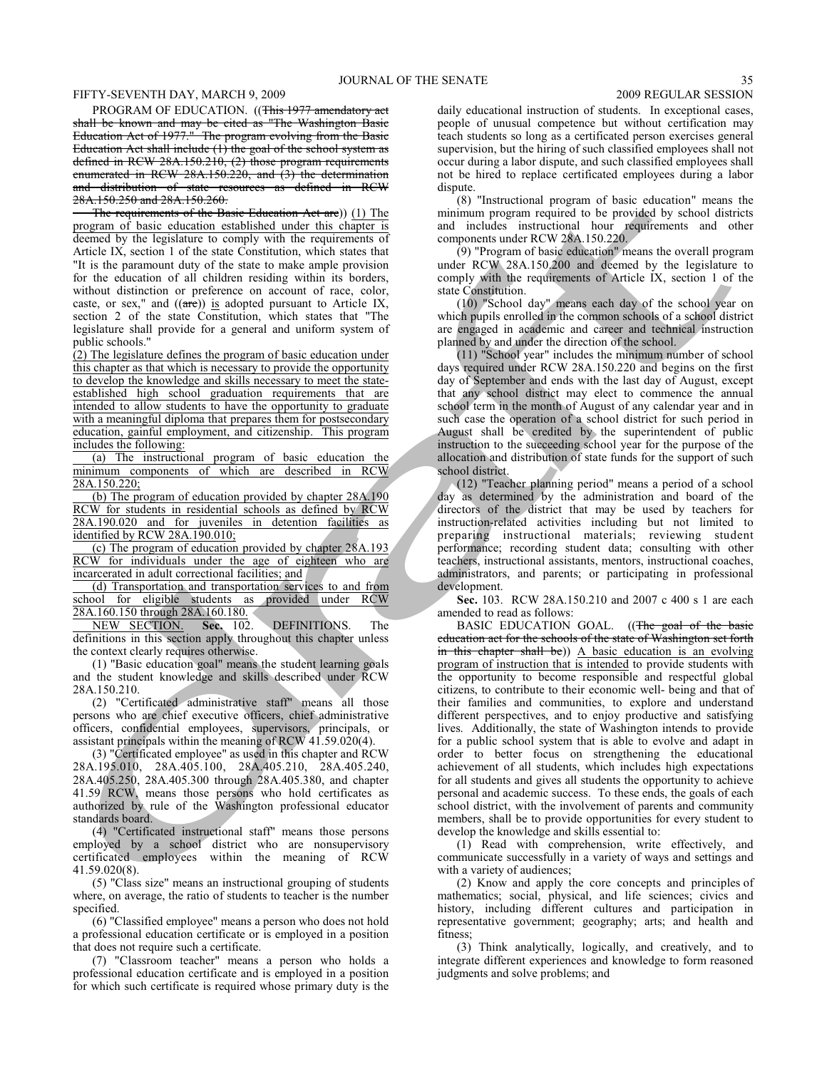PROGRAM OF EDUCATION. ((~~This 1977 amendatory act shall be known and may be cited as "The Washington Basic Education Act of 1977." The program evolving from the Basic Education Act shall include (1) the goal of the school system as defined in RCW 28A.150.210, (2) those program requirements enumerated in RCW 28A.150.220, and (3) the determination and distribution of state resources as defined in RCW 28A.150.250 and 28A.150.260.~~

~~The requirements of the Basic Education Act are~~)) (1) The program of basic education established under this chapter is deemed by the legislature to comply with the requirements of Article IX, section 1 of the state Constitution, which states that "It is the paramount duty of the state to make ample provision for the education of all children residing within its borders, without distinction or preference on account of race, color, caste, or sex," and ((~~are~~)) is adopted pursuant to Article IX, section 2 of the state Constitution, which states that "The legislature shall provide for a general and uniform system of public schools."

(2) The legislature defines the program of basic education under this chapter as that which is necessary to provide the opportunity to develop the knowledge and skills necessary to meet the state-established high school graduation requirements that are intended to allow students to have the opportunity to graduate with a meaningful diploma that prepares them for postsecondary education, gainful employment, and citizenship. This program includes the following:

(a) The instructional program of basic education the minimum components of which are described in RCW 28A.150.220;

(b) The program of education provided by chapter 28A.190 RCW for students in residential schools as defined by RCW 28A.190.020 and for juveniles in detention facilities as identified by RCW 28A.190.010;

(c) The program of education provided by chapter 28A.193 RCW for individuals under the age of eighteen who are incarcerated in adult correctional facilities; and

(d) Transportation and transportation services to and from school for eligible students as provided under RCW 28A.160.150 through 28A.160.180.

NEW SECTION. **Sec.** 102. DEFINITIONS. The definitions in this section apply throughout this chapter unless the context clearly requires otherwise.

(1) "Basic education goal" means the student learning goals and the student knowledge and skills described under RCW 28A.150.210.

(2) "Certificated administrative staff" means all those persons who are chief executive officers, chief administrative officers, confidential employees, supervisors, principals, or assistant principals within the meaning of RCW 41.59.020(4).

(3) "Certificated employee" as used in this chapter and RCW 28A.195.010, 28A.405.100, 28A.405.210, 28A.405.240, 28A.405.250, 28A.405.300 through 28A.405.380, and chapter 41.59 RCW, means those persons who hold certificates as authorized by rule of the Washington professional educator standards board.

(4) "Certificated instructional staff" means those persons employed by a school district who are nonsupervisory certificated employees within the meaning of RCW 41.59.020(8).

(5) "Class size" means an instructional grouping of students where, on average, the ratio of students to teacher is the number specified.

(6) "Classified employee" means a person who does not hold a professional education certificate or is employed in a position that does not require such a certificate.

(7) "Classroom teacher" means a person who holds a professional education certificate and is employed in a position for which such certificate is required whose primary duty is the daily educational instruction of students. In exceptional cases, people of unusual competence but without certification may teach students so long as a certificated person exercises general supervision, but the hiring of such classified employees shall not occur during a labor dispute, and such classified employees shall not be hired to replace certificated employees during a labor dispute.

(8) "Instructional program of basic education" means the minimum program required to be provided by school districts and includes instructional hour requirements and other components under RCW 28A.150.220.

(9) "Program of basic education" means the overall program under RCW 28A.150.200 and deemed by the legislature to comply with the requirements of Article IX, section 1 of the state Constitution.

(10) "School day" means each day of the school year on which pupils enrolled in the common schools of a school district are engaged in academic and career and technical instruction planned by and under the direction of the school.

(11) "School year" includes the minimum number of school days required under RCW 28A.150.220 and begins on the first day of September and ends with the last day of August, except that any school district may elect to commence the annual school term in the month of August of any calendar year and in such case the operation of a school district for such period in August shall be credited by the superintendent of public instruction to the succeeding school year for the purpose of the allocation and distribution of state funds for the support of such school district.

(12) "Teacher planning period" means a period of a school day as determined by the administration and board of the directors of the district that may be used by teachers for instruction-related activities including but not limited to preparing instructional materials; reviewing student performance; recording student data; consulting with other teachers, instructional assistants, mentors, instructional coaches, administrators, and parents; or participating in professional development.

**Sec.** 103. RCW 28A.150.210 and 2007 c 400 s 1 are each amended to read as follows:

BASIC EDUCATION GOAL. ((~~The goal of the basic education act for the schools of the state of Washington set forth in this chapter shall be~~)) A basic education is an evolving program of instruction that is intended to provide students with the opportunity to become responsible and respectful global citizens, to contribute to their economic well- being and that of their families and communities, to explore and understand different perspectives, and to enjoy productive and satisfying lives. Additionally, the state of Washington intends to provide for a public school system that is able to evolve and adapt in order to better focus on strengthening the educational achievement of all students, which includes high expectations for all students and gives all students the opportunity to achieve personal and academic success. To these ends, the goals of each school district, with the involvement of parents and community members, shall be to provide opportunities for every student to develop the knowledge and skills essential to:

(1) Read with comprehension, write effectively, and communicate successfully in a variety of ways and settings and with a variety of audiences;

(2) Know and apply the core concepts and principles of mathematics; social, physical, and life sciences; civics and history, including different cultures and participation in representative government; geography; arts; and health and fitness;

(3) Think analytically, logically, and creatively, and to integrate different experiences and knowledge to form reasoned judgments and solve problems; and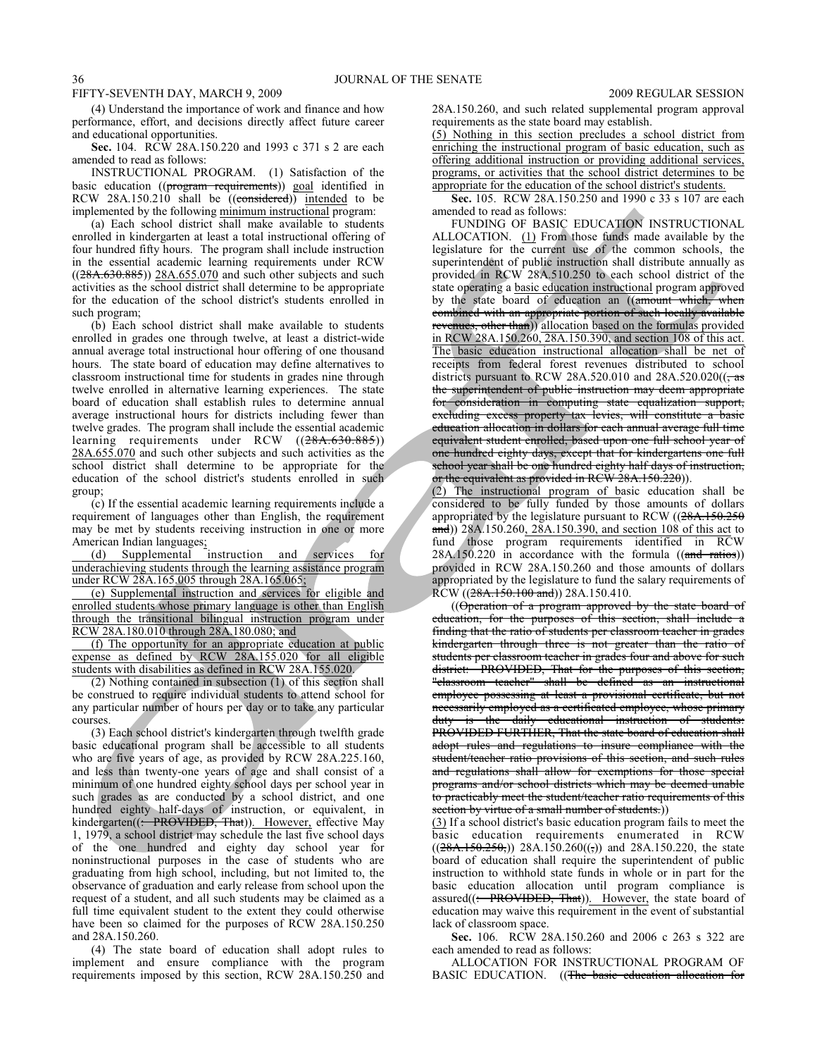(4) Understand the importance of work and finance and how performance, effort, and decisions directly affect future career and educational opportunities.

**Sec. 104.** RCW 28A.150.220 and 1993 c 371 s 2 are each amended to read as follows:

INSTRUCTIONAL PROGRAM. (1) Satisfaction of the basic education ((~~program requirements~~)) goal identified in RCW 28A.150.210 shall be ((~~considered~~)) intended to be implemented by the following minimum instructional program:

(a) Each school district shall make available to students enrolled in kindergarten at least a total instructional offering of four hundred fifty hours. The program shall include instruction in the essential academic learning requirements under RCW ((~~28A.630.885~~)) 28A.655.070 and such other subjects and such activities as the school district shall determine to be appropriate for the education of the school district's students enrolled in such program;

(b) Each school district shall make available to students enrolled in grades one through twelve, at least a district-wide annual average total instructional hour offering of one thousand hours. The state board of education may define alternatives to classroom instructional time for students in grades nine through twelve enrolled in alternative learning experiences. The state board of education shall establish rules to determine annual average instructional hours for districts including fewer than twelve grades. The program shall include the essential academic learning requirements under RCW ((~~28A.630.885~~)) 28A.655.070 and such other subjects and such activities as the school district shall determine to be appropriate for the education of the school district's students enrolled in such group;

(c) If the essential academic learning requirements include a requirement of languages other than English, the requirement may be met by students receiving instruction in one or more American Indian languages;

(d) Supplemental instruction and services for underachieving students through the learning assistance program under RCW 28A.165.005 through 28A.165.065;

(e) Supplemental instruction and services for eligible and enrolled students whose primary language is other than English through the transitional bilingual instruction program under RCW 28A.180.010 through 28A.180.080; and

(f) The opportunity for an appropriate education at public expense as defined by RCW 28A.155.020 for all eligible students with disabilities as defined in RCW 28A.155.020.

(2) Nothing contained in subsection (1) of this section shall be construed to require individual students to attend school for any particular number of hours per day or to take any particular courses.

(3) Each school district's kindergarten through twelfth grade basic educational program shall be accessible to all students who are five years of age, as provided by RCW 28A.225.160, and less than twenty-one years of age and shall consist of a minimum of one hundred eighty school days per school year in such grades as are conducted by a school district, and one hundred eighty half-days of instruction, or equivalent, in kindergarten((~~: PROVIDED, That~~)). However, effective May 1, 1979, a school district may schedule the last five school days of the one hundred and eighty day school year for noninstructional purposes in the case of students who are graduating from high school, including, but not limited to, the observance of graduation and early release from school upon the request of a student, and all such students may be claimed as a full time equivalent student to the extent they could otherwise have been so claimed for the purposes of RCW 28A.150.250 and 28A.150.260.

(4) The state board of education shall adopt rules to implement and ensure compliance with the program requirements imposed by this section, RCW 28A.150.250 and 28A.150.260, and such related supplemental program approval requirements as the state board may establish.

(5) Nothing in this section precludes a school district from enriching the instructional program of basic education, such as offering additional instruction or providing additional services, programs, or activities that the school district determines to be appropriate for the education of the school district's students.

**Sec. 105.** RCW 28A.150.250 and 1990 c 33 s 107 are each amended to read as follows:

FUNDING OF BASIC EDUCATION INSTRUCTIONAL ALLOCATION. (1) From those funds made available by the legislature for the current use of the common schools, the superintendent of public instruction shall distribute annually as provided in RCW 28A.510.250 to each school district of the state operating a basic education instructional program approved by the state board of education an ((~~amount which, when combined with an appropriate portion of such locally available revenues, other than~~)) allocation based on the formulas provided in RCW 28A.150.260, 28A.150.390, and section 108 of this act. The basic education instructional allocation shall be net of receipts from federal forest revenues distributed to school districts pursuant to RCW 28A.520.010 and 28A.520.020((~~, as the superintendent of public instruction may deem appropriate for consideration in computing state equalization support, excluding excess property tax levies, will constitute a basic education allocation in dollars for each annual average full time equivalent student enrolled, based upon one full school year of one hundred eighty days, except that for kindergartens one full school year shall be one hundred eighty half days of instruction, or the equivalent as provided in RCW 28A.150.220~~)).

(2) The instructional program of basic education shall be considered to be fully funded by those amounts of dollars appropriated by the legislature pursuant to RCW ((~~28A.150.250 and~~)) 28A.150.260, 28A.150.390, and section 108 of this act to fund those program requirements identified in RCW 28A.150.220 in accordance with the formula ((~~and ratios~~)) provided in RCW 28A.150.260 and those amounts of dollars appropriated by the legislature to fund the salary requirements of RCW ((~~28A.150.100 and~~)) 28A.150.410.

((~~Operation of a program approved by the state board of education, for the purposes of this section, shall include a finding that the ratio of students per classroom teacher in grades kindergarten through three is not greater than the ratio of students per classroom teacher in grades four and above for such district: PROVIDED, That for the purposes of this section, "classroom teacher" shall be defined as an instructional employee possessing at least a provisional certificate, but not necessarily employed as a certificated employee, whose primary duty is the daily educational instruction of students: PROVIDED FURTHER, That the state board of education shall adopt rules and regulations to insure compliance with the student/teacher ratio provisions of this section, and such rules and regulations shall allow for exemptions for those special programs and/or school districts which may be deemed unable to practicably meet the student/teacher ratio requirements of this section by virtue of a small number of students.~~))

(3) If a school district's basic education program fails to meet the basic education requirements enumerated in RCW ((~~28A.150.250,~~)) 28A.150.260((~~,~~)) and 28A.150.220, the state board of education shall require the superintendent of public instruction to withhold state funds in whole or in part for the basic education allocation until program compliance is assured((~~: PROVIDED, That~~)). However, the state board of education may waive this requirement in the event of substantial lack of classroom space.

**Sec. 106.** RCW 28A.150.260 and 2006 c 263 s 322 are each amended to read as follows:

ALLOCATION FOR INSTRUCTIONAL PROGRAM OF BASIC EDUCATION. ((~~The basic education allocation for~~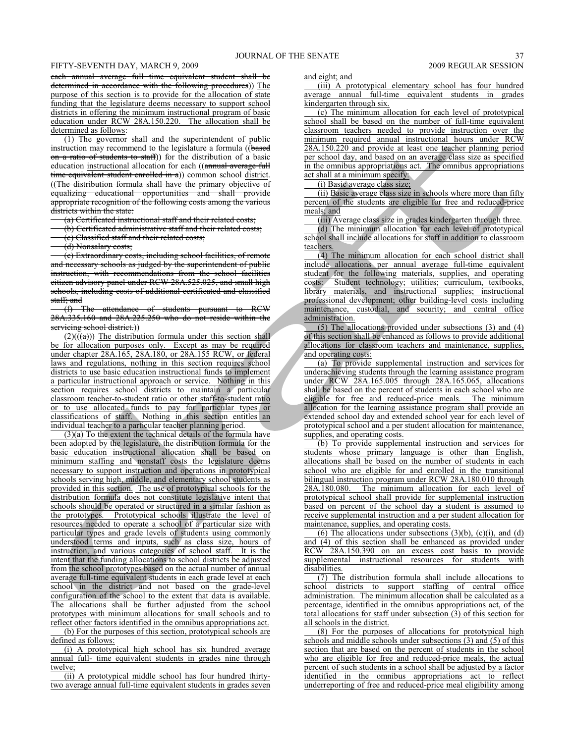each annual average full time equivalent student shall be determined in accordance with the following procedures)) The purpose of this section is to provide for the allocation of state funding that the legislature deems necessary to support school districts in offering the minimum instructional program of basic education under RCW 28A.150.220. The allocation shall be determined as follows:

(1) The governor shall and the superintendent of public instruction may recommend to the legislature a formula ((based on a ratio of students to staff)) for the distribution of a basic education instructional allocation for each ((annual average full time equivalent student enrolled in a)) common school district. ((The distribution formula shall have the primary objective of equalizing educational opportunities and shall provide appropriate recognition of the following costs among the various districts within the state:

(a) Certificated instructional staff and their related costs;

(b) Certificated administrative staff and their related costs;

(c) Classified staff and their related costs;

(d) Nonsalary costs;

(e) Extraordinary costs, including school facilities, of remote and necessary schools as judged by the superintendent of public instruction, with recommendations from the school facilities citizen advisory panel under RCW 28A.525.025, and small high schools, including costs of additional certificated and classified staff; and

(f) The attendance of students pursuant to RCW 28A.335.160 and 28A.225.250 who do not reside within the servicing school district.))

(2)(((a))) The distribution formula under this section shall be for allocation purposes only. Except as may be required under chapter 28A.165, 28A.180, or 28A.155 RCW, or federal laws and regulations, nothing in this section requires school districts to use basic education instructional funds to implement a particular instructional approach or service. Nothing in this section requires school districts to maintain a particular classroom teacher-to-student ratio or other staff-to-student ratio or to use allocated funds to pay for particular types or classifications of staff. Nothing in this section entitles an individual teacher to a particular teacher planning period.

(3)(a) To the extent the technical details of the formula have been adopted by the legislature, the distribution formula for the basic education instructional allocation shall be based on minimum staffing and nonstaff costs the legislature deems necessary to support instruction and operations in prototypical schools serving high, middle, and elementary school students as provided in this section. The use of prototypical schools for the distribution formula does not constitute legislative intent that schools should be operated or structured in a similar fashion as the prototypes. Prototypical schools illustrate the level of resources needed to operate a school of a particular size with particular types and grade levels of students using commonly understood terms and inputs, such as class size, hours of instruction, and various categories of school staff. It is the intent that the funding allocations to school districts be adjusted from the school prototypes based on the actual number of annual average full-time equivalent students in each grade level at each school in the district and not based on the grade-level configuration of the school to the extent that data is available. The allocations shall be further adjusted from the school prototypes with minimum allocations for small schools and to reflect other factors identified in the omnibus appropriations act.

(b) For the purposes of this section, prototypical schools are defined as follows:

(i) A prototypical high school has six hundred average annual full- time equivalent students in grades nine through twelve;

(ii) A prototypical middle school has four hundred thirty-two average annual full-time equivalent students in grades seven and eight; and

(iii) A prototypical elementary school has four hundred average annual full-time equivalent students in grades kindergarten through six.

(c) The minimum allocation for each level of prototypical school shall be based on the number of full-time equivalent classroom teachers needed to provide instruction over the minimum required annual instructional hours under RCW 28A.150.220 and provide at least one teacher planning period per school day, and based on an average class size as specified in the omnibus appropriations act. The omnibus appropriations act shall at a minimum specify:

(i) Basic average class size;

(ii) Basic average class size in schools where more than fifty percent of the students are eligible for free and reduced-price meals; and

(iii) Average class size in grades kindergarten through three.

(d) The minimum allocation for each level of prototypical school shall include allocations for staff in addition to classroom teachers.

(4) The minimum allocation for each school district shall include allocations per annual average full-time equivalent student for the following materials, supplies, and operating costs: Student technology; utilities; curriculum, textbooks, library materials, and instructional supplies; instructional professional development; other building-level costs including maintenance, custodial, and security; and central office administration.

(5) The allocations provided under subsections (3) and (4) of this section shall be enhanced as follows to provide additional allocations for classroom teachers and maintenance, supplies, and operating costs:

(a) To provide supplemental instruction and services for underachieving students through the learning assistance program under RCW 28A.165.005 through 28A.165.065, allocations shall be based on the percent of students in each school who are eligible for free and reduced-price meals. The minimum allocation for the learning assistance program shall provide an extended school day and extended school year for each level of prototypical school and a per student allocation for maintenance, supplies, and operating costs.

(b) To provide supplemental instruction and services for students whose primary language is other than English, allocations shall be based on the number of students in each school who are eligible for and enrolled in the transitional bilingual instruction program under RCW 28A.180.010 through 28A.180.080. The minimum allocation for each level of prototypical school shall provide for supplemental instruction based on percent of the school day a student is assumed to receive supplemental instruction and a per student allocation for maintenance, supplies, and operating costs.

(6) The allocations under subsections (3)(b), (c)(i), and (d) and (4) of this section shall be enhanced as provided under RCW 28A.150.390 on an excess cost basis to provide supplemental instructional resources for students with disabilities.

(7) The distribution formula shall include allocations to school districts to support staffing of central office administration. The minimum allocation shall be calculated as a percentage, identified in the omnibus appropriations act, of the total allocations for staff under subsection (3) of this section for all schools in the district.

(8) For the purposes of allocations for prototypical high schools and middle schools under subsections (3) and (5) of this section that are based on the percent of students in the school who are eligible for free and reduced-price meals, the actual percent of such students in a school shall be adjusted by a factor identified in the omnibus appropriations act to reflect underreporting of free and reduced-price meal eligibility among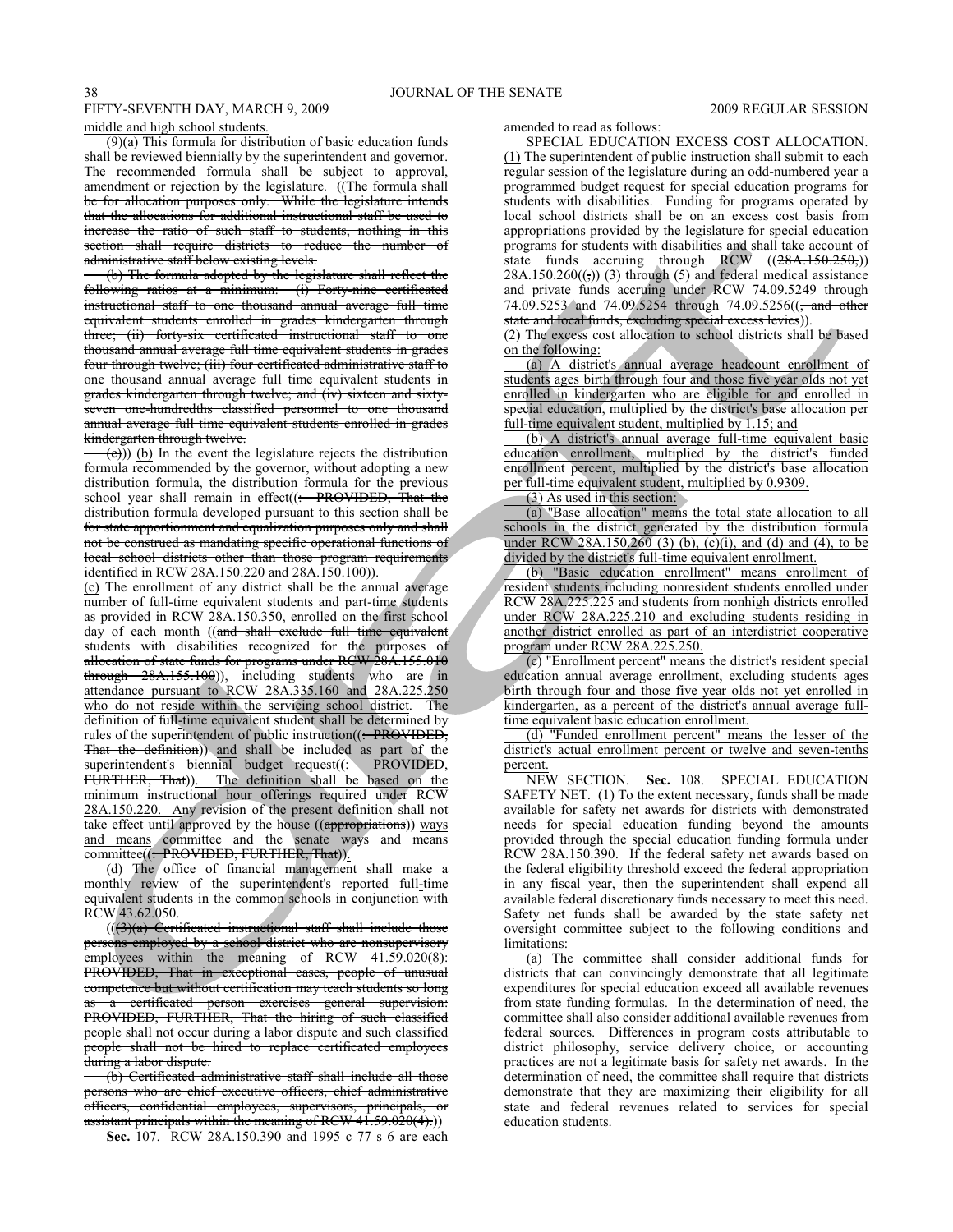middle and high school students.

(9)(a) This formula for distribution of basic education funds shall be reviewed biennially by the superintendent and governor. The recommended formula shall be subject to approval, amendment or rejection by the legislature. ((The formula shall be for allocation purposes only. While the legislature intends that the allocations for additional instructional staff be used to increase the ratio of such staff to students, nothing in this section shall require districts to reduce the number of administrative staff below existing levels.

(b) The formula adopted by the legislature shall reflect the following ratios at a minimum: (i) Forty-nine certificated instructional staff to one thousand annual average full time equivalent students enrolled in grades kindergarten through three; (ii) forty-six certificated instructional staff to one thousand annual average full time equivalent students in grades four through twelve; (iii) four certificated administrative staff to one thousand annual average full time equivalent students in grades kindergarten through twelve; and (iv) sixteen and sixty-seven one-hundredths classified personnel to one thousand annual average full time equivalent students enrolled in grades kindergarten through twelve.

(c))) (b) In the event the legislature rejects the distribution formula recommended by the governor, without adopting a new distribution formula, the distribution formula for the previous school year shall remain in effect((: PROVIDED, That the distribution formula developed pursuant to this section shall be for state apportionment and equalization purposes only and shall not be construed as mandating specific operational functions of local school districts other than those program requirements identified in RCW 28A.150.220 and 28A.150.100)).

(c) The enrollment of any district shall be the annual average number of full-time equivalent students and part-time students as provided in RCW 28A.150.350, enrolled on the first school day of each month ((and shall exclude full time equivalent students with disabilities recognized for the purposes of allocation of state funds for programs under RCW 28A.155.010 through 28A.155.100)), including students who are in attendance pursuant to RCW 28A.335.160 and 28A.225.250 who do not reside within the servicing school district. The definition of full-time equivalent student shall be determined by rules of the superintendent of public instruction((: PROVIDED, That the definition)) and shall be included as part of the superintendent's biennial budget request((: PROVIDED, FURTHER, That)). The definition shall be based on the minimum instructional hour offerings required under RCW 28A.150.220. Any revision of the present definition shall not take effect until approved by the house ((appropriations)) ways and means committee and the senate ways and means committee((: PROVIDED, FURTHER, That)).

(d) The office of financial management shall make a monthly review of the superintendent's reported full-time equivalent students in the common schools in conjunction with RCW 43.62.050.

(((3)(a) Certificated instructional staff shall include those persons employed by a school district who are nonsupervisory employees within the meaning of RCW 41.59.020(8): PROVIDED, That in exceptional cases, people of unusual competence but without certification may teach students so long as a certificated person exercises general supervision: PROVIDED, FURTHER, That the hiring of such classified people shall not occur during a labor dispute and such classified people shall not be hired to replace certificated employees during a labor dispute.

(b) Certificated administrative staff shall include all those persons who are chief executive officers, chief administrative officers, confidential employees, supervisors, principals, or assistant principals within the meaning of RCW 41.59.020(4).))

**Sec.** 107. RCW 28A.150.390 and 1995 c 77 s 6 are each amended to read as follows:

SPECIAL EDUCATION EXCESS COST ALLOCATION. (1) The superintendent of public instruction shall submit to each regular session of the legislature during an odd-numbered year a programmed budget request for special education programs for students with disabilities. Funding for programs operated by local school districts shall be on an excess cost basis from appropriations provided by the legislature for special education programs for students with disabilities and shall take account of state funds accruing through RCW ((28A.150.250,)) 28A.150.260((,)) (3) through (5) and federal medical assistance and private funds accruing under RCW 74.09.5249 through 74.09.5253 and 74.09.5254 through 74.09.5256((, and other state and local funds, excluding special excess levies)).

(2) The excess cost allocation to school districts shall be based on the following:

(a) A district's annual average headcount enrollment of students ages birth through four and those five year olds not yet enrolled in kindergarten who are eligible for and enrolled in special education, multiplied by the district's base allocation per full-time equivalent student, multiplied by 1.15; and

(b) A district's annual average full-time equivalent basic education enrollment, multiplied by the district's funded enrollment percent, multiplied by the district's base allocation per full-time equivalent student, multiplied by 0.9309.

(3) As used in this section:

(a) "Base allocation" means the total state allocation to all schools in the district generated by the distribution formula under RCW 28A.150.260 (3) (b), (c)(i), and (d) and (4), to be divided by the district's full-time equivalent enrollment.

(b) "Basic education enrollment" means enrollment of resident students including nonresident students enrolled under RCW 28A.225.225 and students from nonhigh districts enrolled under RCW 28A.225.210 and excluding students residing in another district enrolled as part of an interdistrict cooperative program under RCW 28A.225.250.

(c) "Enrollment percent" means the district's resident special education annual average enrollment, excluding students ages birth through four and those five year olds not yet enrolled in kindergarten, as a percent of the district's annual average full-time equivalent basic education enrollment.

(d) "Funded enrollment percent" means the lesser of the district's actual enrollment percent or twelve and seven-tenths percent.

NEW SECTION. **Sec.** 108. SPECIAL EDUCATION SAFETY NET. (1) To the extent necessary, funds shall be made available for safety net awards for districts with demonstrated needs for special education funding beyond the amounts provided through the special education funding formula under RCW 28A.150.390. If the federal safety net awards based on the federal eligibility threshold exceed the federal appropriation in any fiscal year, then the superintendent shall expend all available federal discretionary funds necessary to meet this need. Safety net funds shall be awarded by the state safety net oversight committee subject to the following conditions and limitations:

(a) The committee shall consider additional funds for districts that can convincingly demonstrate that all legitimate expenditures for special education exceed all available revenues from state funding formulas. In the determination of need, the committee shall also consider additional available revenues from federal sources. Differences in program costs attributable to district philosophy, service delivery choice, or accounting practices are not a legitimate basis for safety net awards. In the determination of need, the committee shall require that districts demonstrate that they are maximizing their eligibility for all state and federal revenues related to services for special education students.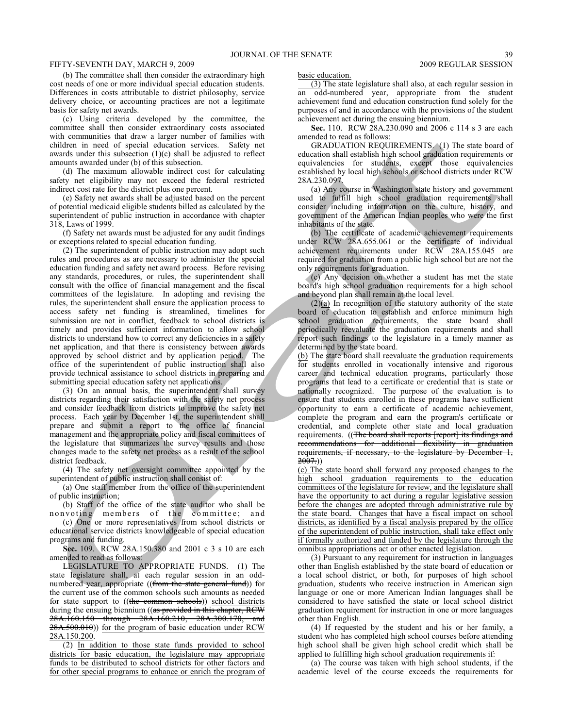(b) The committee shall then consider the extraordinary high cost needs of one or more individual special education students. Differences in costs attributable to district philosophy, service delivery choice, or accounting practices are not a legitimate basis for safety net awards.

(c) Using criteria developed by the committee, the committee shall then consider extraordinary costs associated with communities that draw a larger number of families with children in need of special education services. Safety net awards under this subsection (1)(c) shall be adjusted to reflect amounts awarded under (b) of this subsection.

(d) The maximum allowable indirect cost for calculating safety net eligibility may not exceed the federal restricted indirect cost rate for the district plus one percent.

(e) Safety net awards shall be adjusted based on the percent of potential medicaid eligible students billed as calculated by the superintendent of public instruction in accordance with chapter 318, Laws of 1999.

(f) Safety net awards must be adjusted for any audit findings or exceptions related to special education funding.

(2) The superintendent of public instruction may adopt such rules and procedures as are necessary to administer the special education funding and safety net award process. Before revising any standards, procedures, or rules, the superintendent shall consult with the office of financial management and the fiscal committees of the legislature. In adopting and revising the rules, the superintendent shall ensure the application process to access safety net funding is streamlined, timelines for submission are not in conflict, feedback to school districts is timely and provides sufficient information to allow school districts to understand how to correct any deficiencies in a safety net application, and that there is consistency between awards approved by school district and by application period. The office of the superintendent of public instruction shall also provide technical assistance to school districts in preparing and submitting special education safety net applications.

(3) On an annual basis, the superintendent shall survey districts regarding their satisfaction with the safety net process and consider feedback from districts to improve the safety net process. Each year by December 1st, the superintendent shall prepare and submit a report to the office of financial management and the appropriate policy and fiscal committees of the legislature that summarizes the survey results and those changes made to the safety net process as a result of the school district feedback.

(4) The safety net oversight committee appointed by the superintendent of public instruction shall consist of:

(a) One staff member from the office of the superintendent of public instruction;

(b) Staff of the office of the state auditor who shall be nonvoting members of the committee; and

(c) One or more representatives from school districts or educational service districts knowledgeable of special education programs and funding.

**Sec.** 109. RCW 28A.150.380 and 2001 c 3 s 10 are each amended to read as follows:

LEGISLATURE TO APPROPRIATE FUNDS. (1) The state legislature shall, at each regular session in an odd-numbered year, appropriate ((~~from the state general fund~~)) for the current use of the common schools such amounts as needed for state support to ((~~the common schools~~)) <u>school districts</u> during the ensuing biennium ((~~as provided in this chapter, RCW 28A.160.150 through 28A.160.210, 28A.300.170, and 28A.500.010~~)) <u>for the program of basic education under RCW 28A.150.200</u>.

<u>(2) In addition to those state funds provided to school districts for basic education, the legislature may appropriate funds to be distributed to school districts for other factors and for other special programs to enhance or enrich the program of basic education.</u>

<u>(3)</u> The state legislature shall also, at each regular session in an odd-numbered year, appropriate from the student achievement fund and education construction fund solely for the purposes of and in accordance with the provisions of the student achievement act during the ensuing biennium.

**Sec.** 110. RCW 28A.230.090 and 2006 c 114 s 3 are each amended to read as follows:

GRADUATION REQUIREMENTS. (1) The state board of education shall establish high school graduation requirements or equivalencies for students, except those equivalencies established by local high schools or school districts under RCW 28A.230.097.

(a) Any course in Washington state history and government used to fulfill high school graduation requirements shall consider including information on the culture, history, and government of the American Indian peoples who were the first inhabitants of the state.

(b) The certificate of academic achievement requirements under RCW 28A.655.061 or the certificate of individual achievement requirements under RCW 28A.155.045 are required for graduation from a public high school but are not the only requirements for graduation.

(c) Any decision on whether a student has met the state board's high school graduation requirements for a high school and beyond plan shall remain at the local level.

(2)<u>(a)</u> In recognition of the statutory authority of the state board of education to establish and enforce minimum high school graduation requirements, the state board shall periodically reevaluate the graduation requirements and shall report such findings to the legislature in a timely manner as determined by the state board.

<u>(b)</u> The state board shall reevaluate the graduation requirements for students enrolled in vocationally intensive and rigorous career and technical education programs, particularly those programs that lead to a certificate or credential that is state or nationally recognized. The purpose of the evaluation is to ensure that students enrolled in these programs have sufficient opportunity to earn a certificate of academic achievement, complete the program and earn the program's certificate or credential, and complete other state and local graduation requirements. ((~~The board shall reports [report] its findings and recommendations for additional flexibility in graduation requirements, if necessary, to the legislature by December 1, 2007.~~))

<u>(c) The state board shall forward any proposed changes to the high school graduation requirements to the education committees of the legislature for review, and the legislature shall have the opportunity to act during a regular legislative session before the changes are adopted through administrative rule by the state board. Changes that have a fiscal impact on school districts, as identified by a fiscal analysis prepared by the office of the superintendent of public instruction, shall take effect only if formally authorized and funded by the legislature through the omnibus appropriations act or other enacted legislation.</u>

(3) Pursuant to any requirement for instruction in languages other than English established by the state board of education or a local school district, or both, for purposes of high school graduation, students who receive instruction in American sign language or one or more American Indian languages shall be considered to have satisfied the state or local school district graduation requirement for instruction in one or more languages other than English.

(4) If requested by the student and his or her family, a student who has completed high school courses before attending high school shall be given high school credit which shall be applied to fulfilling high school graduation requirements if:

(a) The course was taken with high school students, if the academic level of the course exceeds the requirements for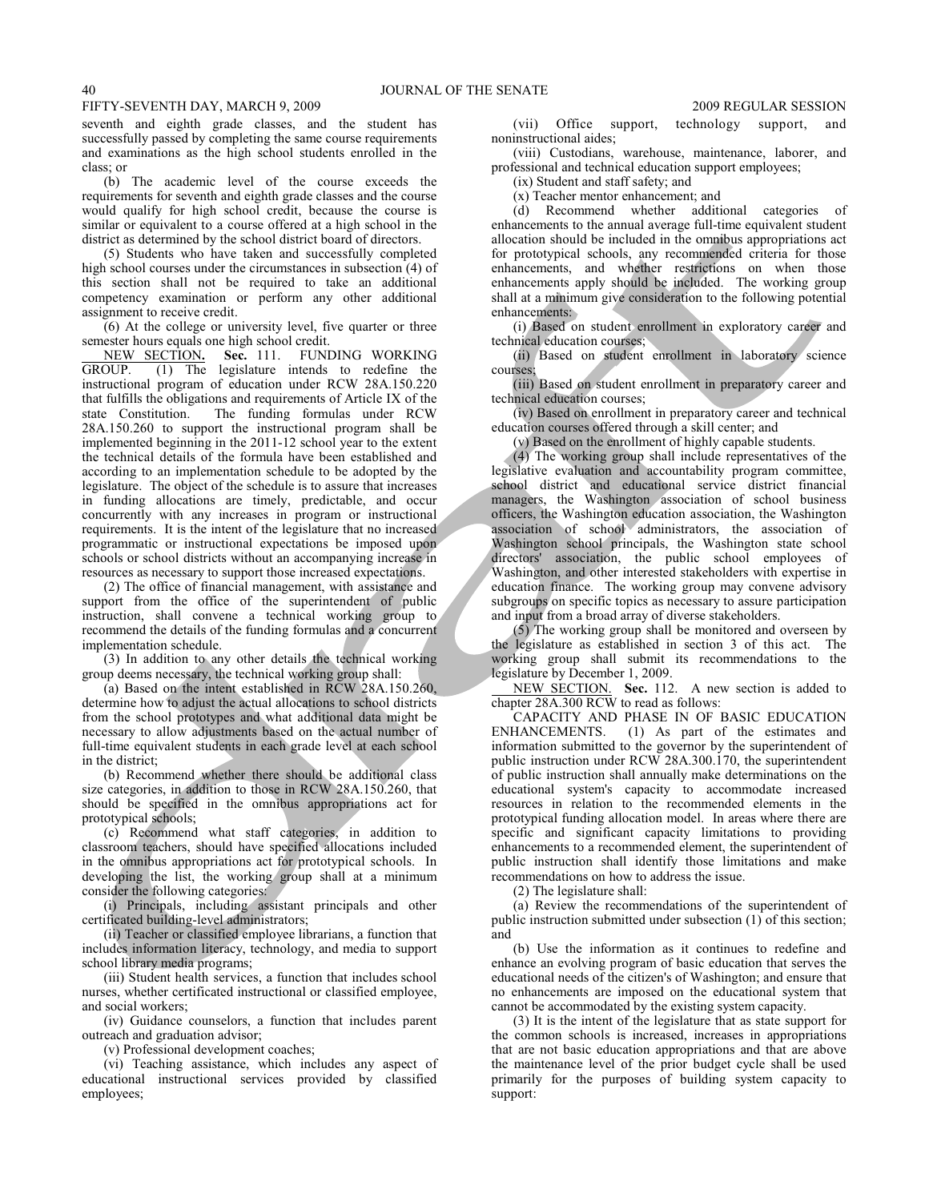seventh and eighth grade classes, and the student has successfully passed by completing the same course requirements and examinations as the high school students enrolled in the class; or

(b) The academic level of the course exceeds the requirements for seventh and eighth grade classes and the course would qualify for high school credit, because the course is similar or equivalent to a course offered at a high school in the district as determined by the school district board of directors.

(5) Students who have taken and successfully completed high school courses under the circumstances in subsection (4) of this section shall not be required to take an additional competency examination or perform any other additional assignment to receive credit.

(6) At the college or university level, five quarter or three semester hours equals one high school credit.

NEW SECTION. **Sec.** 111. FUNDING WORKING GROUP. (1) The legislature intends to redefine the instructional program of education under RCW 28A.150.220 that fulfills the obligations and requirements of Article IX of the state Constitution. The funding formulas under RCW 28A.150.260 to support the instructional program shall be implemented beginning in the 2011-12 school year to the extent the technical details of the formula have been established and according to an implementation schedule to be adopted by the legislature. The object of the schedule is to assure that increases in funding allocations are timely, predictable, and occur concurrently with any increases in program or instructional requirements. It is the intent of the legislature that no increased programmatic or instructional expectations be imposed upon schools or school districts without an accompanying increase in resources as necessary to support those increased expectations.

(2) The office of financial management, with assistance and support from the office of the superintendent of public instruction, shall convene a technical working group to recommend the details of the funding formulas and a concurrent implementation schedule.

(3) In addition to any other details the technical working group deems necessary, the technical working group shall:

(a) Based on the intent established in RCW 28A.150.260, determine how to adjust the actual allocations to school districts from the school prototypes and what additional data might be necessary to allow adjustments based on the actual number of full-time equivalent students in each grade level at each school in the district;

(b) Recommend whether there should be additional class size categories, in addition to those in RCW 28A.150.260, that should be specified in the omnibus appropriations act for prototypical schools;

(c) Recommend what staff categories, in addition to classroom teachers, should have specified allocations included in the omnibus appropriations act for prototypical schools. In developing the list, the working group shall at a minimum consider the following categories:

(i) Principals, including assistant principals and other certificated building-level administrators;

(ii) Teacher or classified employee librarians, a function that includes information literacy, technology, and media to support school library media programs;

(iii) Student health services, a function that includes school nurses, whether certificated instructional or classified employee, and social workers;

(iv) Guidance counselors, a function that includes parent outreach and graduation advisor;

(v) Professional development coaches;

(vi) Teaching assistance, which includes any aspect of educational instructional services provided by classified employees;

(vii) Office support, technology support, and noninstructional aides;

(viii) Custodians, warehouse, maintenance, laborer, and professional and technical education support employees;

(ix) Student and staff safety; and

(x) Teacher mentor enhancement; and

(d) Recommend whether additional categories of enhancements to the annual average full-time equivalent student allocation should be included in the omnibus appropriations act for prototypical schools, any recommended criteria for those enhancements, and whether restrictions on when those enhancements apply should be included. The working group shall at a minimum give consideration to the following potential enhancements:

(i) Based on student enrollment in exploratory career and technical education courses;

(ii) Based on student enrollment in laboratory science courses;

(iii) Based on student enrollment in preparatory career and technical education courses;

(iv) Based on enrollment in preparatory career and technical education courses offered through a skill center; and

(v) Based on the enrollment of highly capable students.

(4) The working group shall include representatives of the legislative evaluation and accountability program committee, school district and educational service district financial managers, the Washington association of school business officers, the Washington education association, the Washington association of school administrators, the association of Washington school principals, the Washington state school directors' association, the public school employees of Washington, and other interested stakeholders with expertise in education finance. The working group may convene advisory subgroups on specific topics as necessary to assure participation and input from a broad array of diverse stakeholders.

(5) The working group shall be monitored and overseen by the legislature as established in section 3 of this act. The working group shall submit its recommendations to the legislature by December 1, 2009.

NEW SECTION. **Sec.** 112. A new section is added to chapter 28A.300 RCW to read as follows:

CAPACITY AND PHASE IN OF BASIC EDUCATION ENHANCEMENTS. (1) As part of the estimates and information submitted to the governor by the superintendent of public instruction under RCW 28A.300.170, the superintendent of public instruction shall annually make determinations on the educational system's capacity to accommodate increased resources in relation to the recommended elements in the prototypical funding allocation model. In areas where there are specific and significant capacity limitations to providing enhancements to a recommended element, the superintendent of public instruction shall identify those limitations and make recommendations on how to address the issue.

(2) The legislature shall:

(a) Review the recommendations of the superintendent of public instruction submitted under subsection (1) of this section; and

(b) Use the information as it continues to redefine and enhance an evolving program of basic education that serves the educational needs of the citizen's of Washington; and ensure that no enhancements are imposed on the educational system that cannot be accommodated by the existing system capacity.

(3) It is the intent of the legislature that as state support for the common schools is increased, increases in appropriations that are not basic education appropriations and that are above the maintenance level of the prior budget cycle shall be used primarily for the purposes of building system capacity to support: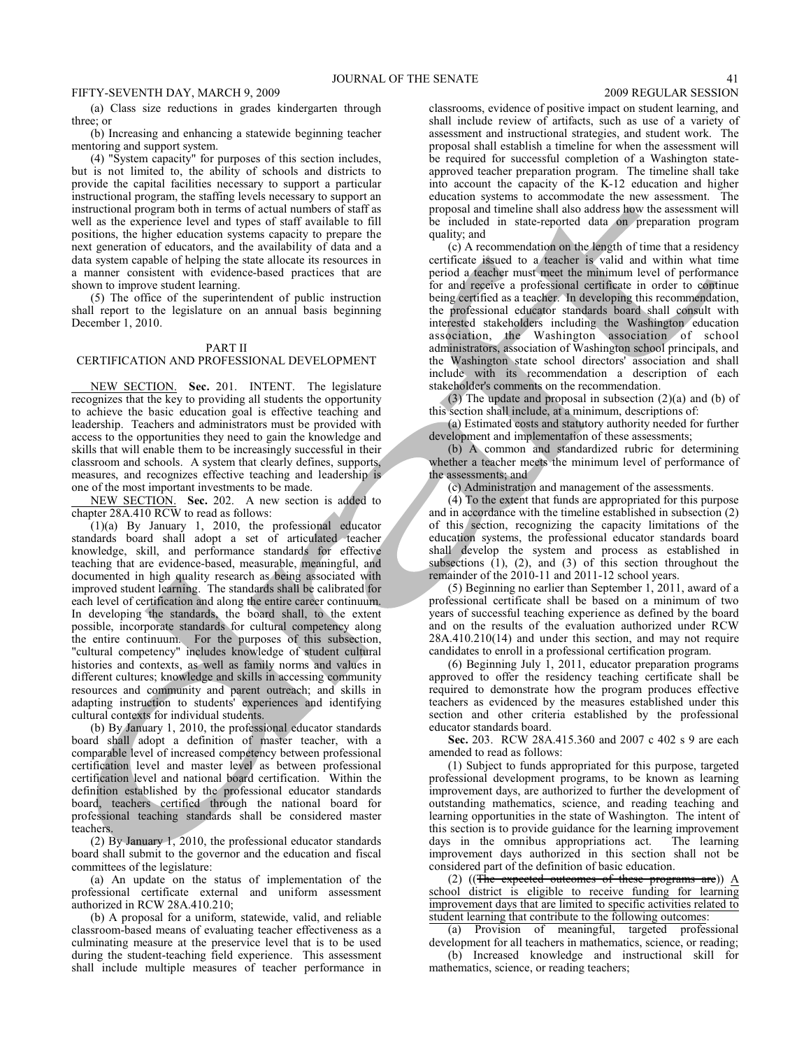(a) Class size reductions in grades kindergarten through three; or

(b) Increasing and enhancing a statewide beginning teacher mentoring and support system.

(4) "System capacity" for purposes of this section includes, but is not limited to, the ability of schools and districts to provide the capital facilities necessary to support a particular instructional program, the staffing levels necessary to support an instructional program both in terms of actual numbers of staff as well as the experience level and types of staff available to fill positions, the higher education systems capacity to prepare the next generation of educators, and the availability of data and a data system capable of helping the state allocate its resources in a manner consistent with evidence-based practices that are shown to improve student learning.

(5) The office of the superintendent of public instruction shall report to the legislature on an annual basis beginning December 1, 2010.

## PART II
## CERTIFICATION AND PROFESSIONAL DEVELOPMENT

NEW SECTION. **Sec.** 201. INTENT. The legislature recognizes that the key to providing all students the opportunity to achieve the basic education goal is effective teaching and leadership. Teachers and administrators must be provided with access to the opportunities they need to gain the knowledge and skills that will enable them to be increasingly successful in their classroom and schools. A system that clearly defines, supports, measures, and recognizes effective teaching and leadership is one of the most important investments to be made.

NEW SECTION. **Sec.** 202. A new section is added to chapter 28A.410 RCW to read as follows:

(1)(a) By January 1, 2010, the professional educator standards board shall adopt a set of articulated teacher knowledge, skill, and performance standards for effective teaching that are evidence-based, measurable, meaningful, and documented in high quality research as being associated with improved student learning. The standards shall be calibrated for each level of certification and along the entire career continuum. In developing the standards, the board shall, to the extent possible, incorporate standards for cultural competency along the entire continuum. For the purposes of this subsection, "cultural competency" includes knowledge of student cultural histories and contexts, as well as family norms and values in different cultures; knowledge and skills in accessing community resources and community and parent outreach; and skills in adapting instruction to students' experiences and identifying cultural contexts for individual students.

(b) By January 1, 2010, the professional educator standards board shall adopt a definition of master teacher, with a comparable level of increased competency between professional certification level and master level as between professional certification level and national board certification. Within the definition established by the professional educator standards board, teachers certified through the national board for professional teaching standards shall be considered master teachers.

(2) By January 1, 2010, the professional educator standards board shall submit to the governor and the education and fiscal committees of the legislature:

(a) An update on the status of implementation of the professional certificate external and uniform assessment authorized in RCW 28A.410.210;

(b) A proposal for a uniform, statewide, valid, and reliable classroom-based means of evaluating teacher effectiveness as a culminating measure at the preservice level that is to be used during the student-teaching field experience. This assessment shall include multiple measures of teacher performance in classrooms, evidence of positive impact on student learning, and shall include review of artifacts, such as use of a variety of assessment and instructional strategies, and student work. The proposal shall establish a timeline for when the assessment will be required for successful completion of a Washington state-approved teacher preparation program. The timeline shall take into account the capacity of the K-12 education and higher education systems to accommodate the new assessment. The proposal and timeline shall also address how the assessment will be included in state-reported data on preparation program quality; and

(c) A recommendation on the length of time that a residency certificate issued to a teacher is valid and within what time period a teacher must meet the minimum level of performance for and receive a professional certificate in order to continue being certified as a teacher. In developing this recommendation, the professional educator standards board shall consult with interested stakeholders including the Washington education association, the Washington association of school administrators, association of Washington school principals, and the Washington state school directors' association and shall include with its recommendation a description of each stakeholder's comments on the recommendation.

(3) The update and proposal in subsection (2)(a) and (b) of this section shall include, at a minimum, descriptions of:

(a) Estimated costs and statutory authority needed for further development and implementation of these assessments;

(b) A common and standardized rubric for determining whether a teacher meets the minimum level of performance of the assessments; and

(c) Administration and management of the assessments.

(4) To the extent that funds are appropriated for this purpose and in accordance with the timeline established in subsection (2) of this section, recognizing the capacity limitations of the education systems, the professional educator standards board shall develop the system and process as established in subsections (1), (2), and (3) of this section throughout the remainder of the 2010-11 and 2011-12 school years.

(5) Beginning no earlier than September 1, 2011, award of a professional certificate shall be based on a minimum of two years of successful teaching experience as defined by the board and on the results of the evaluation authorized under RCW 28A.410.210(14) and under this section, and may not require candidates to enroll in a professional certification program.

(6) Beginning July 1, 2011, educator preparation programs approved to offer the residency teaching certificate shall be required to demonstrate how the program produces effective teachers as evidenced by the measures established under this section and other criteria established by the professional educator standards board.

**Sec.** 203. RCW 28A.415.360 and 2007 c 402 s 9 are each amended to read as follows:

(1) Subject to funds appropriated for this purpose, targeted professional development programs, to be known as learning improvement days, are authorized to further the development of outstanding mathematics, science, and reading teaching and learning opportunities in the state of Washington. The intent of this section is to provide guidance for the learning improvement days in the omnibus appropriations act. The learning improvement days authorized in this section shall not be considered part of the definition of basic education.

(2) ((~~The expected outcomes of these programs are~~)) <u>A school district is eligible to receive funding for learning improvement days that are limited to specific activities related to student learning that contribute to the following outcomes</u>:

(a) Provision of meaningful, targeted professional development for all teachers in mathematics, science, or reading;

(b) Increased knowledge and instructional skill for mathematics, science, or reading teachers;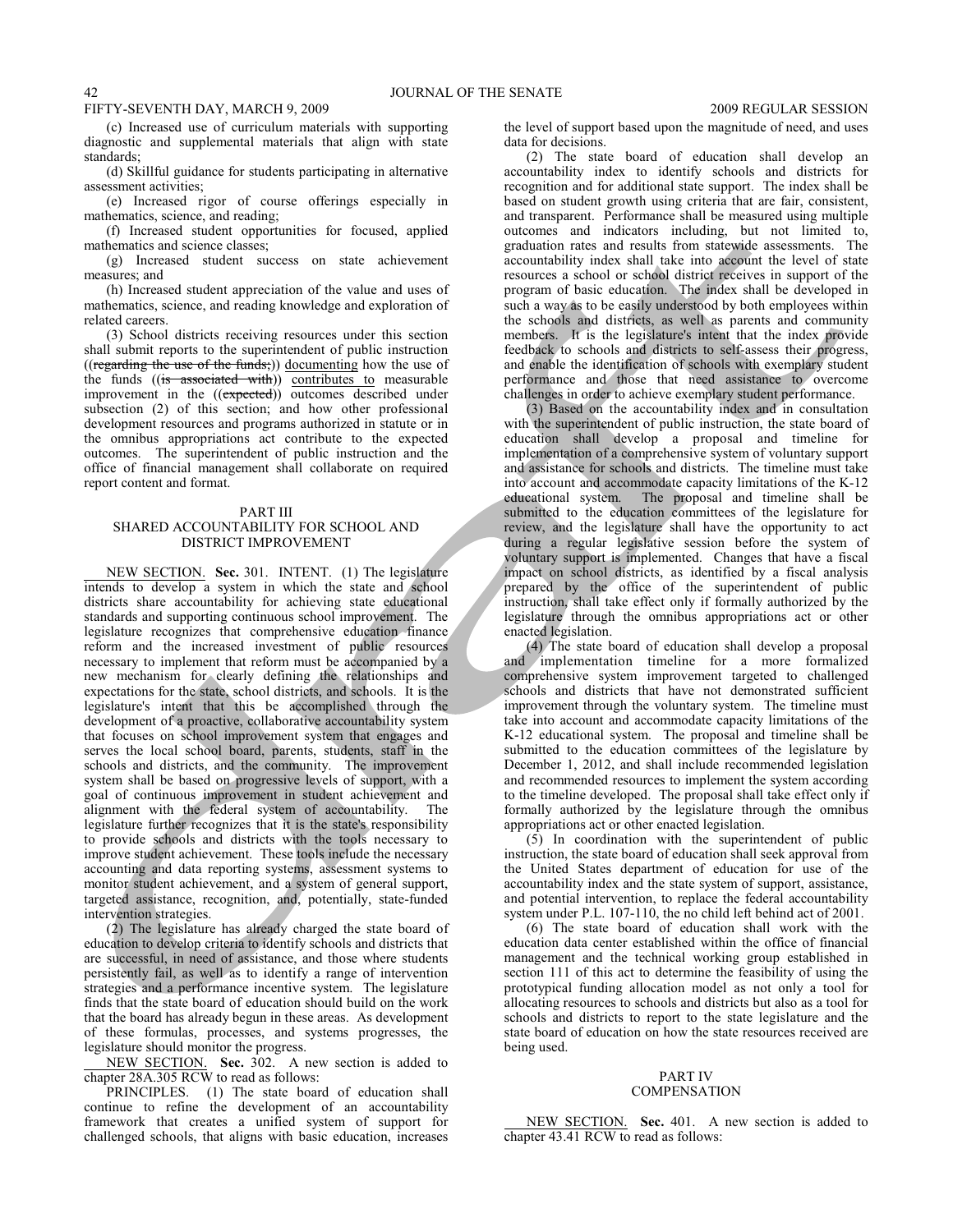(c) Increased use of curriculum materials with supporting diagnostic and supplemental materials that align with state standards;

(d) Skillful guidance for students participating in alternative assessment activities;

(e) Increased rigor of course offerings especially in mathematics, science, and reading;

(f) Increased student opportunities for focused, applied mathematics and science classes;

(g) Increased student success on state achievement measures; and

(h) Increased student appreciation of the value and uses of mathematics, science, and reading knowledge and exploration of related careers.

(3) School districts receiving resources under this section shall submit reports to the superintendent of public instruction ((~~regarding the use of the funds,~~)) documenting how the use of the funds ((~~is associated with~~)) contributes to measurable improvement in the ((~~expected~~)) outcomes described under subsection (2) of this section; and how other professional development resources and programs authorized in statute or in the omnibus appropriations act contribute to the expected outcomes. The superintendent of public instruction and the office of financial management shall collaborate on required report content and format.

## PART III
## SHARED ACCOUNTABILITY FOR SCHOOL AND DISTRICT IMPROVEMENT

NEW SECTION. **Sec.** 301. INTENT. (1) The legislature intends to develop a system in which the state and school districts share accountability for achieving state educational standards and supporting continuous school improvement. The legislature recognizes that comprehensive education finance reform and the increased investment of public resources necessary to implement that reform must be accompanied by a new mechanism for clearly defining the relationships and expectations for the state, school districts, and schools. It is the legislature's intent that this be accomplished through the development of a proactive, collaborative accountability system that focuses on school improvement system that engages and serves the local school board, parents, students, staff in the schools and districts, and the community. The improvement system shall be based on progressive levels of support, with a goal of continuous improvement in student achievement and alignment with the federal system of accountability. The legislature further recognizes that it is the state's responsibility to provide schools and districts with the tools necessary to improve student achievement. These tools include the necessary accounting and data reporting systems, assessment systems to monitor student achievement, and a system of general support, targeted assistance, recognition, and, potentially, state-funded intervention strategies.

(2) The legislature has already charged the state board of education to develop criteria to identify schools and districts that are successful, in need of assistance, and those where students persistently fail, as well as to identify a range of intervention strategies and a performance incentive system. The legislature finds that the state board of education should build on the work that the board has already begun in these areas. As development of these formulas, processes, and systems progresses, the legislature should monitor the progress.

NEW SECTION. **Sec.** 302. A new section is added to chapter 28A.305 RCW to read as follows:

PRINCIPLES. (1) The state board of education shall continue to refine the development of an accountability framework that creates a unified system of support for challenged schools, that aligns with basic education, increases the level of support based upon the magnitude of need, and uses data for decisions.

(2) The state board of education shall develop an accountability index to identify schools and districts for recognition and for additional state support. The index shall be based on student growth using criteria that are fair, consistent, and transparent. Performance shall be measured using multiple outcomes and indicators including, but not limited to, graduation rates and results from statewide assessments. The accountability index shall take into account the level of state resources a school or school district receives in support of the program of basic education. The index shall be developed in such a way as to be easily understood by both employees within the schools and districts, as well as parents and community members. It is the legislature's intent that the index provide feedback to schools and districts to self-assess their progress, and enable the identification of schools with exemplary student performance and those that need assistance to overcome challenges in order to achieve exemplary student performance.

(3) Based on the accountability index and in consultation with the superintendent of public instruction, the state board of education shall develop a proposal and timeline for implementation of a comprehensive system of voluntary support and assistance for schools and districts. The timeline must take into account and accommodate capacity limitations of the K-12 educational system. The proposal and timeline shall be submitted to the education committees of the legislature for review, and the legislature shall have the opportunity to act during a regular legislative session before the system of voluntary support is implemented. Changes that have a fiscal impact on school districts, as identified by a fiscal analysis prepared by the office of the superintendent of public instruction, shall take effect only if formally authorized by the legislature through the omnibus appropriations act or other enacted legislation.

(4) The state board of education shall develop a proposal and implementation timeline for a more formalized comprehensive system improvement targeted to challenged schools and districts that have not demonstrated sufficient improvement through the voluntary system. The timeline must take into account and accommodate capacity limitations of the K-12 educational system. The proposal and timeline shall be submitted to the education committees of the legislature by December 1, 2012, and shall include recommended legislation and recommended resources to implement the system according to the timeline developed. The proposal shall take effect only if formally authorized by the legislature through the omnibus appropriations act or other enacted legislation.

(5) In coordination with the superintendent of public instruction, the state board of education shall seek approval from the United States department of education for use of the accountability index and the state system of support, assistance, and potential intervention, to replace the federal accountability system under P.L. 107-110, the no child left behind act of 2001.

(6) The state board of education shall work with the education data center established within the office of financial management and the technical working group established in section 111 of this act to determine the feasibility of using the prototypical funding allocation model as not only a tool for allocating resources to schools and districts but also as a tool for schools and districts to report to the state legislature and the state board of education on how the state resources received are being used.

## PART IV
## COMPENSATION

NEW SECTION. **Sec.** 401. A new section is added to chapter 43.41 RCW to read as follows: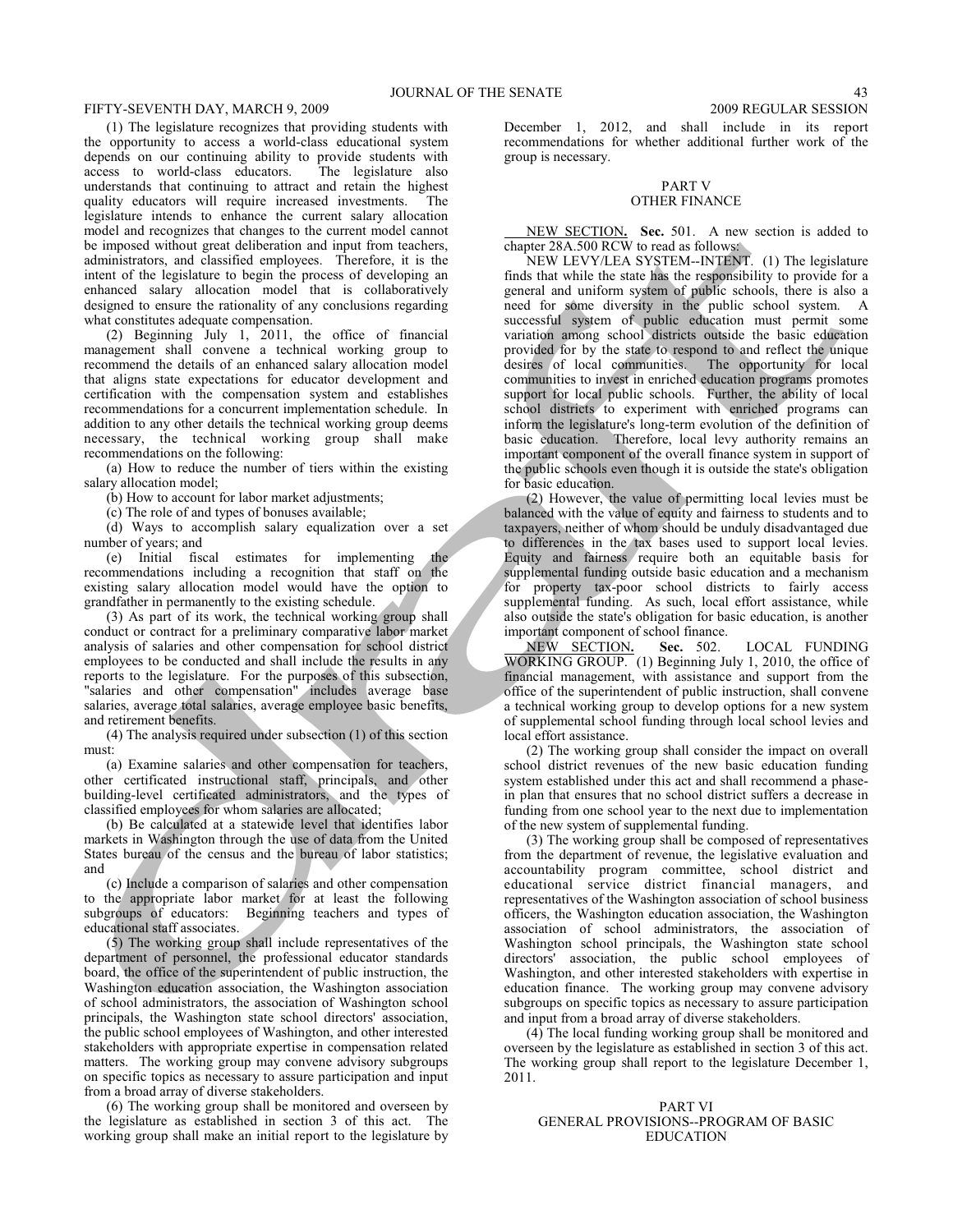(1) The legislature recognizes that providing students with the opportunity to access a world-class educational system depends on our continuing ability to provide students with access to world-class educators. The legislature also understands that continuing to attract and retain the highest quality educators will require increased investments. The legislature intends to enhance the current salary allocation model and recognizes that changes to the current model cannot be imposed without great deliberation and input from teachers, administrators, and classified employees. Therefore, it is the intent of the legislature to begin the process of developing an enhanced salary allocation model that is collaboratively designed to ensure the rationality of any conclusions regarding what constitutes adequate compensation.

(2) Beginning July 1, 2011, the office of financial management shall convene a technical working group to recommend the details of an enhanced salary allocation model that aligns state expectations for educator development and certification with the compensation system and establishes recommendations for a concurrent implementation schedule. In addition to any other details the technical working group deems necessary, the technical working group shall make recommendations on the following:

(a) How to reduce the number of tiers within the existing salary allocation model;

(b) How to account for labor market adjustments;

(c) The role of and types of bonuses available;

(d) Ways to accomplish salary equalization over a set number of years; and

(e) Initial fiscal estimates for implementing the recommendations including a recognition that staff on the existing salary allocation model would have the option to grandfather in permanently to the existing schedule.

(3) As part of its work, the technical working group shall conduct or contract for a preliminary comparative labor market analysis of salaries and other compensation for school district employees to be conducted and shall include the results in any reports to the legislature. For the purposes of this subsection, "salaries and other compensation" includes average base salaries, average total salaries, average employee basic benefits, and retirement benefits.

(4) The analysis required under subsection (1) of this section must:

(a) Examine salaries and other compensation for teachers, other certificated instructional staff, principals, and other building-level certificated administrators, and the types of classified employees for whom salaries are allocated;

(b) Be calculated at a statewide level that identifies labor markets in Washington through the use of data from the United States bureau of the census and the bureau of labor statistics; and

(c) Include a comparison of salaries and other compensation to the appropriate labor market for at least the following subgroups of educators: Beginning teachers and types of educational staff associates.

(5) The working group shall include representatives of the department of personnel, the professional educator standards board, the office of the superintendent of public instruction, the Washington education association, the Washington association of school administrators, the association of Washington school principals, the Washington state school directors' association, the public school employees of Washington, and other interested stakeholders with appropriate expertise in compensation related matters. The working group may convene advisory subgroups on specific topics as necessary to assure participation and input from a broad array of diverse stakeholders.

(6) The working group shall be monitored and overseen by the legislature as established in section 3 of this act. The working group shall make an initial report to the legislature by December 1, 2012, and shall include in its report recommendations for whether additional further work of the group is necessary.

PART V
OTHER FINANCE

NEW SECTION. **Sec.** 501. A new section is added to chapter 28A.500 RCW to read as follows:

NEW LEVY/LEA SYSTEM--INTENT. (1) The legislature finds that while the state has the responsibility to provide for a general and uniform system of public schools, there is also a need for some diversity in the public school system. A successful system of public education must permit some variation among school districts outside the basic education provided for by the state to respond to and reflect the unique desires of local communities. The opportunity for local communities to invest in enriched education programs promotes support for local public schools. Further, the ability of local school districts to experiment with enriched programs can inform the legislature's long-term evolution of the definition of basic education. Therefore, local levy authority remains an important component of the overall finance system in support of the public schools even though it is outside the state's obligation for basic education.

(2) However, the value of permitting local levies must be balanced with the value of equity and fairness to students and to taxpayers, neither of whom should be unduly disadvantaged due to differences in the tax bases used to support local levies. Equity and fairness require both an equitable basis for supplemental funding outside basic education and a mechanism for property tax-poor school districts to fairly access supplemental funding. As such, local effort assistance, while also outside the state's obligation for basic education, is another important component of school finance.

NEW SECTION. **Sec.** 502. LOCAL FUNDING WORKING GROUP. (1) Beginning July 1, 2010, the office of financial management, with assistance and support from the office of the superintendent of public instruction, shall convene a technical working group to develop options for a new system of supplemental school funding through local school levies and local effort assistance.

(2) The working group shall consider the impact on overall school district revenues of the new basic education funding system established under this act and shall recommend a phase-in plan that ensures that no school district suffers a decrease in funding from one school year to the next due to implementation of the new system of supplemental funding.

(3) The working group shall be composed of representatives from the department of revenue, the legislative evaluation and accountability program committee, school district and educational service district financial managers, and representatives of the Washington association of school business officers, the Washington education association, the Washington association of school administrators, the association of Washington school principals, the Washington state school directors' association, the public school employees of Washington, and other interested stakeholders with expertise in education finance. The working group may convene advisory subgroups on specific topics as necessary to assure participation and input from a broad array of diverse stakeholders.

(4) The local funding working group shall be monitored and overseen by the legislature as established in section 3 of this act. The working group shall report to the legislature December 1, 2011.

PART VI
GENERAL PROVISIONS--PROGRAM OF BASIC EDUCATION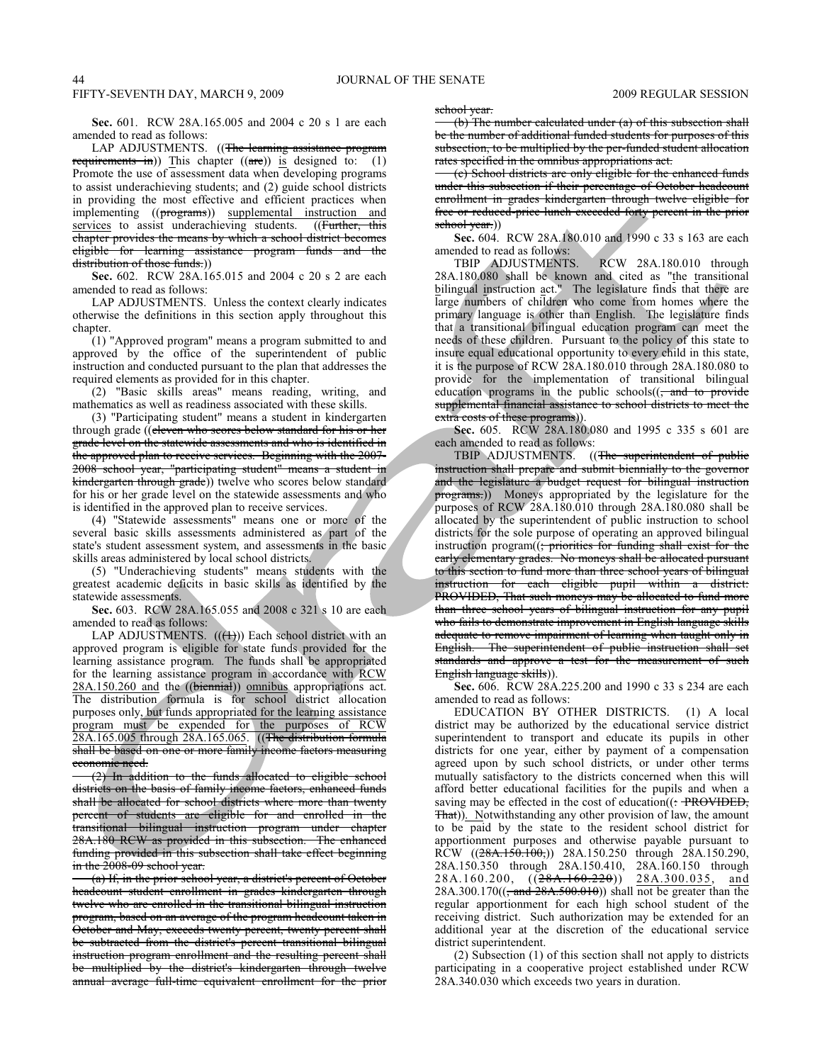**Sec. 601.** RCW 28A.165.005 and 2004 c 20 s 1 are each amended to read as follows:

LAP ADJUSTMENTS. ((The learning assistance program requirements in)) This chapter ((are)) is designed to: (1) Promote the use of assessment data when developing programs to assist underachieving students; and (2) guide school districts in providing the most effective and efficient practices when implementing ((programs)) supplemental instruction and services to assist underachieving students. ((Further, this chapter provides the means by which a school district becomes eligible for learning assistance program funds and the distribution of those funds.))

**Sec. 602.** RCW 28A.165.015 and 2004 c 20 s 2 are each amended to read as follows:

LAP ADJUSTMENTS. Unless the context clearly indicates otherwise the definitions in this section apply throughout this chapter.

(1) "Approved program" means a program submitted to and approved by the office of the superintendent of public instruction and conducted pursuant to the plan that addresses the required elements as provided for in this chapter.

(2) "Basic skills areas" means reading, writing, and mathematics as well as readiness associated with these skills.

(3) "Participating student" means a student in kindergarten through grade ((eleven who scores below standard for his or her grade level on the statewide assessments and who is identified in the approved plan to receive services. Beginning with the 2007-2008 school year, "participating student" means a student in kindergarten through grade)) twelve who scores below standard for his or her grade level on the statewide assessments and who is identified in the approved plan to receive services.

(4) "Statewide assessments" means one or more of the several basic skills assessments administered as part of the state's student assessment system, and assessments in the basic skills areas administered by local school districts.

(5) "Underachieving students" means students with the greatest academic deficits in basic skills as identified by the statewide assessments.

**Sec. 603.** RCW 28A.165.055 and 2008 c 321 s 10 are each amended to read as follows:

LAP ADJUSTMENTS. (((1))) Each school district with an approved program is eligible for state funds provided for the learning assistance program. The funds shall be appropriated for the learning assistance program in accordance with RCW 28A.150.260 and the ((biennial)) omnibus appropriations act. The distribution formula is for school district allocation purposes only, but funds appropriated for the learning assistance program must be expended for the purposes of RCW 28A.165.005 through 28A.165.065. ((The distribution formula shall be based on one or more family income factors measuring economic need.

(2) In addition to the funds allocated to eligible school districts on the basis of family income factors, enhanced funds shall be allocated for school districts where more than twenty percent of students are eligible for and enrolled in the transitional bilingual instruction program under chapter 28A.180 RCW as provided in this subsection. The enhanced funding provided in this subsection shall take effect beginning in the 2008-09 school year.

(a) If, in the prior school year, a district's percent of October headcount student enrollment in grades kindergarten through twelve who are enrolled in the transitional bilingual instruction program, based on an average of the program headcount taken in October and May, exceeds twenty percent, twenty percent shall be subtracted from the district's percent transitional bilingual instruction program enrollment and the resulting percent shall be multiplied by the district's kindergarten through twelve annual average full-time equivalent enrollment for the prior school year.

(b) The number calculated under (a) of this subsection shall be the number of additional funded students for purposes of this subsection, to be multiplied by the per-funded student allocation rates specified in the omnibus appropriations act.

(c) School districts are only eligible for the enhanced funds under this subsection if their percentage of October headcount enrollment in grades kindergarten through twelve eligible for free or reduced-price lunch exceeded forty percent in the prior school year.))

**Sec. 604.** RCW 28A.180.010 and 1990 c 33 s 163 are each amended to read as follows:

TBIP ADJUSTMENTS. RCW 28A.180.010 through 28A.180.080 shall be known and cited as "the transitional bilingual instruction act." The legislature finds that there are large numbers of children who come from homes where the primary language is other than English. The legislature finds that a transitional bilingual education program can meet the needs of these children. Pursuant to the policy of this state to insure equal educational opportunity to every child in this state, it is the purpose of RCW 28A.180.010 through 28A.180.080 to provide for the implementation of transitional bilingual education programs in the public schools((, and to provide supplemental financial assistance to school districts to meet the extra costs of these programs)).

**Sec. 605.** RCW 28A.180.080 and 1995 c 335 s 601 are each amended to read as follows:

TBIP ADJUSTMENTS. ((The superintendent of public instruction shall prepare and submit biennially to the governor and the legislature a budget request for bilingual instruction programs.)) Moneys appropriated by the legislature for the purposes of RCW 28A.180.010 through 28A.180.080 shall be allocated by the superintendent of public instruction to school districts for the sole purpose of operating an approved bilingual instruction program((; priorities for funding shall exist for the early elementary grades. No moneys shall be allocated pursuant to this section to fund more than three school years of bilingual instruction for each eligible pupil within a district: PROVIDED, That such moneys may be allocated to fund more than three school years of bilingual instruction for any pupil who fails to demonstrate improvement in English language skills adequate to remove impairment of learning when taught only in English. The superintendent of public instruction shall set standards and approve a test for the measurement of such English language skills)).

**Sec. 606.** RCW 28A.225.200 and 1990 c 33 s 234 are each amended to read as follows:

EDUCATION BY OTHER DISTRICTS. (1) A local district may be authorized by the educational service district superintendent to transport and educate its pupils in other districts for one year, either by payment of a compensation agreed upon by such school districts, or under other terms mutually satisfactory to the districts concerned when this will afford better educational facilities for the pupils and when a saving may be effected in the cost of education((: PROVIDED, That)). Notwithstanding any other provision of law, the amount to be paid by the state to the resident school district for apportionment purposes and otherwise payable pursuant to RCW ((28A.150.100,)) 28A.150.250 through 28A.150.290, 28A.150.350 through 28A.150.410, 28A.160.150 through 28A.160.200, ((28A.160.220)) 28A.300.035, and 28A.300.170((, and 28A.500.010)) shall not be greater than the regular apportionment for each high school student of the receiving district. Such authorization may be extended for an additional year at the discretion of the educational service district superintendent.

(2) Subsection (1) of this section shall not apply to districts participating in a cooperative project established under RCW 28A.340.030 which exceeds two years in duration.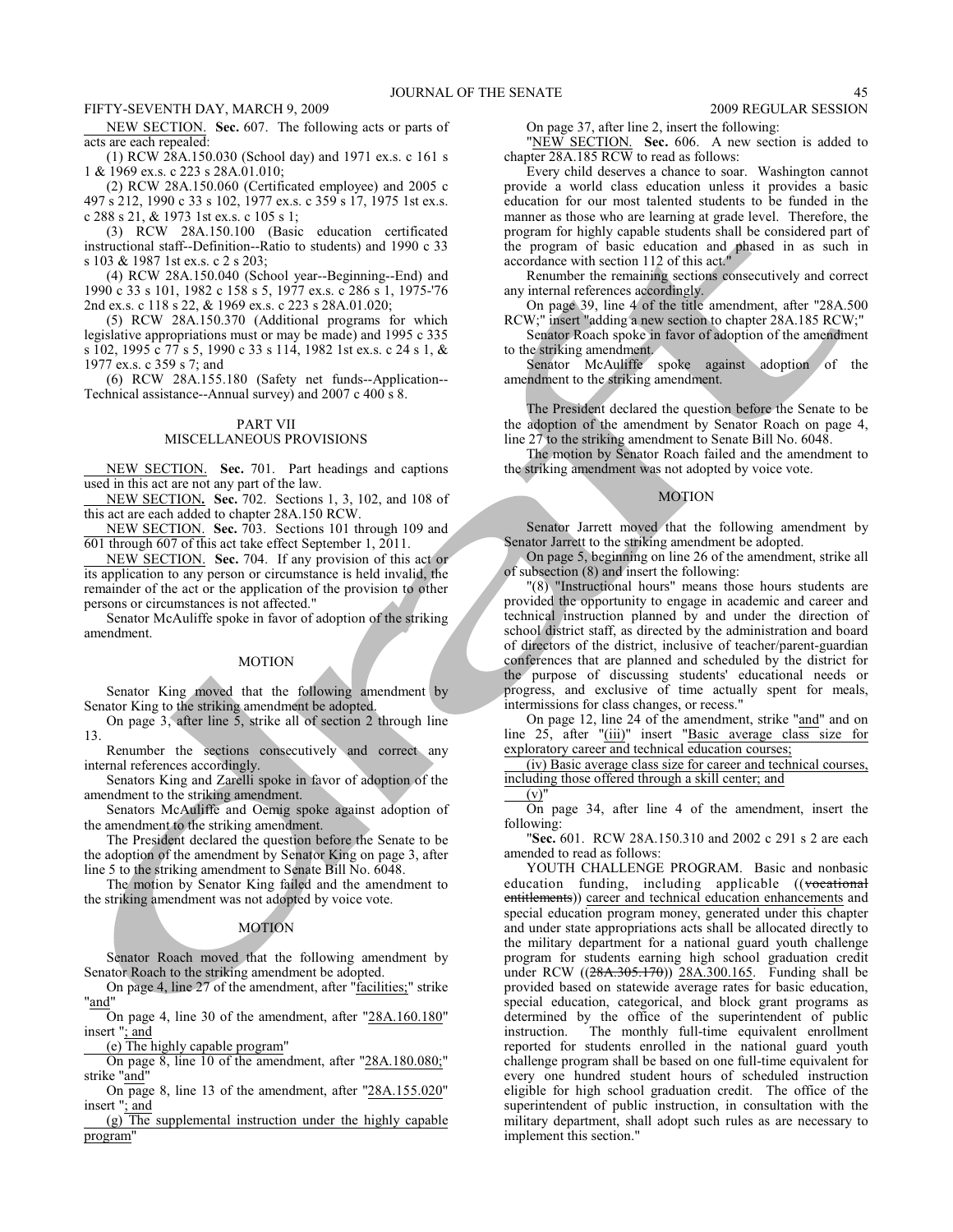NEW SECTION. **Sec.** 607. The following acts or parts of acts are each repealed:

(1) RCW 28A.150.030 (School day) and 1971 ex.s. c 161 s 1 & 1969 ex.s. c 223 s 28A.01.010;

(2) RCW 28A.150.060 (Certificated employee) and 2005 c 497 s 212, 1990 c 33 s 102, 1977 ex.s. c 359 s 17, 1975 1st ex.s. c 288 s 21, & 1973 1st ex.s. c 105 s 1;

(3) RCW 28A.150.100 (Basic education certificated instructional staff--Definition--Ratio to students) and 1990 c 33 s 103 & 1987 1st ex.s. c 2 s 203;

(4) RCW 28A.150.040 (School year--Beginning--End) and 1990 c 33 s 101, 1982 c 158 s 5, 1977 ex.s. c 286 s 1, 1975-'76 2nd ex.s. c 118 s 22, & 1969 ex.s. c 223 s 28A.01.020;

(5) RCW 28A.150.370 (Additional programs for which legislative appropriations must or may be made) and 1995 c 335 s 102, 1995 c 77 s 5, 1990 c 33 s 114, 1982 1st ex.s. c 24 s 1, & 1977 ex.s. c 359 s 7; and

(6) RCW 28A.155.180 (Safety net funds--Application--Technical assistance--Annual survey) and 2007 c 400 s 8.

PART VII
MISCELLANEOUS PROVISIONS

NEW SECTION. **Sec.** 701. Part headings and captions used in this act are not any part of the law.

NEW SECTION. **Sec.** 702. Sections 1, 3, 102, and 108 of this act are each added to chapter 28A.150 RCW.

NEW SECTION. **Sec.** 703. Sections 101 through 109 and 601 through 607 of this act take effect September 1, 2011.

NEW SECTION. **Sec.** 704. If any provision of this act or its application to any person or circumstance is held invalid, the remainder of the act or the application of the provision to other persons or circumstances is not affected."

Senator McAuliffe spoke in favor of adoption of the striking amendment.

MOTION

Senator King moved that the following amendment by Senator King to the striking amendment be adopted.

On page 3, after line 5, strike all of section 2 through line 13.

Renumber the sections consecutively and correct any internal references accordingly.

Senators King and Zarelli spoke in favor of adoption of the amendment to the striking amendment.

Senators McAuliffe and Oemig spoke against adoption of the amendment to the striking amendment.

The President declared the question before the Senate to be the adoption of the amendment by Senator King on page 3, after line 5 to the striking amendment to Senate Bill No. 6048.

The motion by Senator King failed and the amendment to the striking amendment was not adopted by voice vote.

MOTION

Senator Roach moved that the following amendment by Senator Roach to the striking amendment be adopted.

On page 4, line 27 of the amendment, after "facilities;" strike "and"

On page 4, line 30 of the amendment, after "28A.160.180" insert "; and

(e) The highly capable program"

On page 8, line 10 of the amendment, after "28A.180.080;" strike "and"

On page 8, line 13 of the amendment, after "28A.155.020" insert "; and

(g) The supplemental instruction under the highly capable program"

On page 37, after line 2, insert the following:

"NEW SECTION. **Sec.** 606. A new section is added to chapter 28A.185 RCW to read as follows:

Every child deserves a chance to soar. Washington cannot provide a world class education unless it provides a basic education for our most talented students to be funded in the manner as those who are learning at grade level. Therefore, the program for highly capable students shall be considered part of the program of basic education and phased in as such in accordance with section 112 of this act."

Renumber the remaining sections consecutively and correct any internal references accordingly.

On page 39, line 4 of the title amendment, after "28A.500 RCW;" insert "adding a new section to chapter 28A.185 RCW;"

Senator Roach spoke in favor of adoption of the amendment to the striking amendment.

Senator McAuliffe spoke against adoption of the amendment to the striking amendment.

The President declared the question before the Senate to be the adoption of the amendment by Senator Roach on page 4, line 27 to the striking amendment to Senate Bill No. 6048.

The motion by Senator Roach failed and the amendment to the striking amendment was not adopted by voice vote.

MOTION

Senator Jarrett moved that the following amendment by Senator Jarrett to the striking amendment be adopted.

On page 5, beginning on line 26 of the amendment, strike all of subsection (8) and insert the following:

"(8) "Instructional hours" means those hours students are provided the opportunity to engage in academic and career and technical instruction planned by and under the direction of school district staff, as directed by the administration and board of directors of the district, inclusive of teacher/parent-guardian conferences that are planned and scheduled by the district for the purpose of discussing students' educational needs or progress, and exclusive of time actually spent for meals, intermissions for class changes, or recess."

On page 12, line 24 of the amendment, strike "and" and on line 25, after "(iii)" insert "Basic average class size for exploratory career and technical education courses;

(iv) Basic average class size for career and technical courses, including those offered through a skill center; and

(v)"

On page 34, after line 4 of the amendment, insert the following:

"**Sec.** 601. RCW 28A.150.310 and 2002 c 291 s 2 are each amended to read as follows:

YOUTH CHALLENGE PROGRAM. Basic and nonbasic education funding, including applicable ((~~vocational entitlements~~)) career and technical education enhancements and special education program money, generated under this chapter and under state appropriations acts shall be allocated directly to the military department for a national guard youth challenge program for students earning high school graduation credit under RCW ((~~28A.305.170~~)) 28A.300.165. Funding shall be provided based on statewide average rates for basic education, special education, categorical, and block grant programs as determined by the office of the superintendent of public instruction. The monthly full-time equivalent enrollment reported for students enrolled in the national guard youth challenge program shall be based on one full-time equivalent for every one hundred student hours of scheduled instruction eligible for high school graduation credit. The office of the superintendent of public instruction, in consultation with the military department, shall adopt such rules as are necessary to implement this section."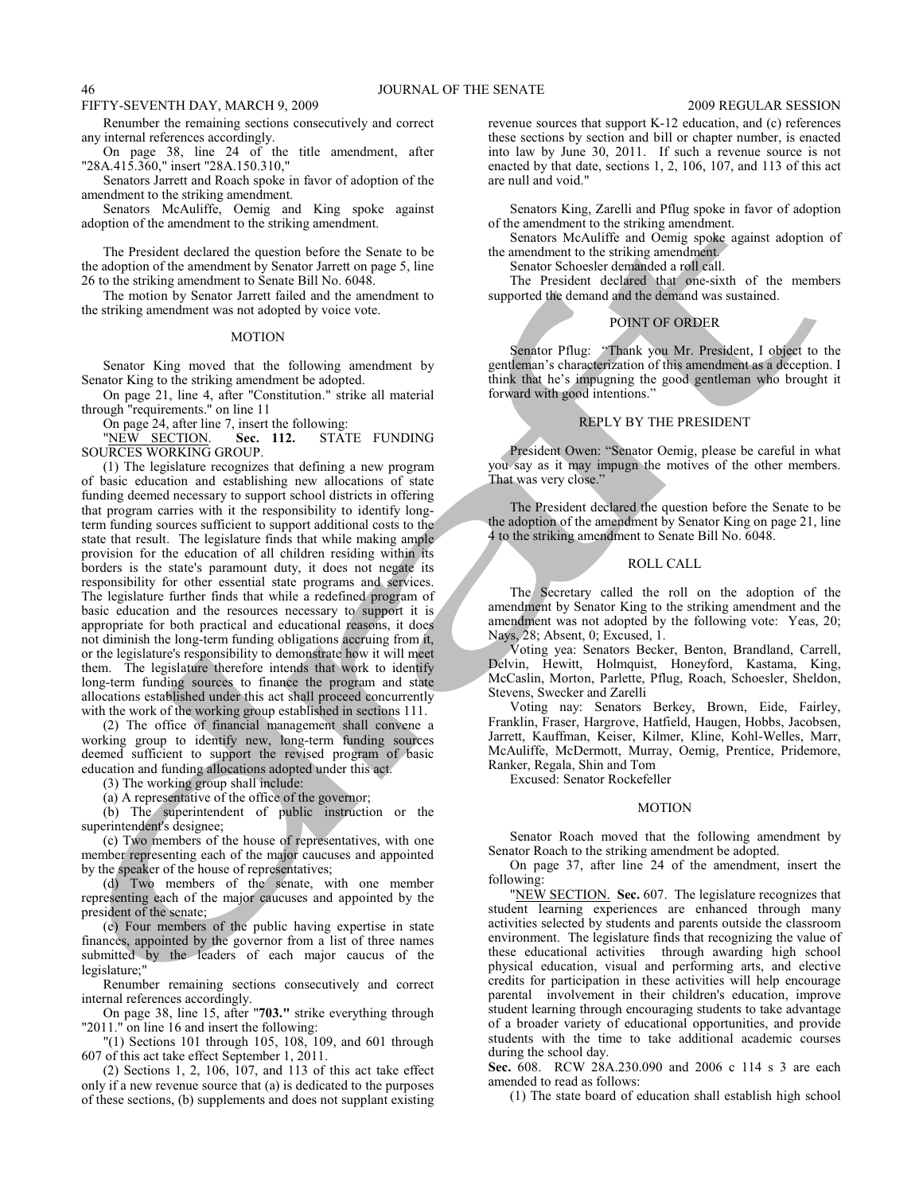Renumber the remaining sections consecutively and correct any internal references accordingly.

On page 38, line 24 of the title amendment, after "28A.415.360," insert "28A.150.310,"

Senators Jarrett and Roach spoke in favor of adoption of the amendment to the striking amendment.

Senators McAuliffe, Oemig and King spoke against adoption of the amendment to the striking amendment.

The President declared the question before the Senate to be the adoption of the amendment by Senator Jarrett on page 5, line 26 to the striking amendment to Senate Bill No. 6048.

The motion by Senator Jarrett failed and the amendment to the striking amendment was not adopted by voice vote.

## MOTION

Senator King moved that the following amendment by Senator King to the striking amendment be adopted.

On page 21, line 4, after "Constitution." strike all material through "requirements." on line 11

On page 24, after line 7, insert the following:

"NEW SECTION. **Sec. 112.** STATE FUNDING SOURCES WORKING GROUP.

(1) The legislature recognizes that defining a new program of basic education and establishing new allocations of state funding deemed necessary to support school districts in offering that program carries with it the responsibility to identify long-term funding sources sufficient to support additional costs to the state that result. The legislature finds that while making ample provision for the education of all children residing within its borders is the state's paramount duty, it does not negate its responsibility for other essential state programs and services. The legislature further finds that while a redefined program of basic education and the resources necessary to support it is appropriate for both practical and educational reasons, it does not diminish the long-term funding obligations accruing from it, or the legislature's responsibility to demonstrate how it will meet them. The legislature therefore intends that work to identify long-term funding sources to finance the program and state allocations established under this act shall proceed concurrently with the work of the working group established in sections 111.

(2) The office of financial management shall convene a working group to identify new, long-term funding sources deemed sufficient to support the revised program of basic education and funding allocations adopted under this act.

(3) The working group shall include:

(a) A representative of the office of the governor;

(b) The superintendent of public instruction or the superintendent's designee;

(c) Two members of the house of representatives, with one member representing each of the major caucuses and appointed by the speaker of the house of representatives;

(d) Two members of the senate, with one member representing each of the major caucuses and appointed by the president of the senate;

(e) Four members of the public having expertise in state finances, appointed by the governor from a list of three names submitted by the leaders of each major caucus of the legislature;"

Renumber remaining sections consecutively and correct internal references accordingly.

On page 38, line 15, after "**703.**" strike everything through "2011." on line 16 and insert the following:

"(1) Sections 101 through 105, 108, 109, and 601 through 607 of this act take effect September 1, 2011.

(2) Sections 1, 2, 106, 107, and 113 of this act take effect only if a new revenue source that (a) is dedicated to the purposes of these sections, (b) supplements and does not supplant existing revenue sources that support K-12 education, and (c) references these sections by section and bill or chapter number, is enacted into law by June 30, 2011. If such a revenue source is not enacted by that date, sections 1, 2, 106, 107, and 113 of this act are null and void."

Senators King, Zarelli and Pflug spoke in favor of adoption of the amendment to the striking amendment.

Senators McAuliffe and Oemig spoke against adoption of the amendment to the striking amendment.

Senator Schoesler demanded a roll call.

The President declared that one-sixth of the members supported the demand and the demand was sustained.

## POINT OF ORDER

Senator Pflug: "Thank you Mr. President, I object to the gentleman's characterization of this amendment as a deception. I think that he's impugning the good gentleman who brought it forward with good intentions."

## REPLY BY THE PRESIDENT

President Owen: "Senator Oemig, please be careful in what you say as it may impugn the motives of the other members. That was very close."

The President declared the question before the Senate to be the adoption of the amendment by Senator King on page 21, line 4 to the striking amendment to Senate Bill No. 6048.

## ROLL CALL

The Secretary called the roll on the adoption of the amendment by Senator King to the striking amendment and the amendment was not adopted by the following vote: Yeas, 20; Nays, 28; Absent, 0; Excused, 1.

Voting yea: Senators Becker, Benton, Brandland, Carrell, Delvin, Hewitt, Holmquist, Honeyford, Kastama, King, McCaslin, Morton, Parlette, Pflug, Roach, Schoesler, Sheldon, Stevens, Swecker and Zarelli

Voting nay: Senators Berkey, Brown, Eide, Fairley, Franklin, Fraser, Hargrove, Hatfield, Haugen, Hobbs, Jacobsen, Jarrett, Kauffman, Keiser, Kilmer, Kline, Kohl-Welles, Marr, McAuliffe, McDermott, Murray, Oemig, Prentice, Pridemore, Ranker, Regala, Shin and Tom

Excused: Senator Rockefeller

## MOTION

Senator Roach moved that the following amendment by Senator Roach to the striking amendment be adopted.

On page 37, after line 24 of the amendment, insert the following:

"NEW SECTION. **Sec.** 607. The legislature recognizes that student learning experiences are enhanced through many activities selected by students and parents outside the classroom environment. The legislature finds that recognizing the value of these educational activities through awarding high school physical education, visual and performing arts, and elective credits for participation in these activities will help encourage parental involvement in their children's education, improve student learning through encouraging students to take advantage of a broader variety of educational opportunities, and provide students with the time to take additional academic courses during the school day.

**Sec.** 608. RCW 28A.230.090 and 2006 c 114 s 3 are each amended to read as follows:

(1) The state board of education shall establish high school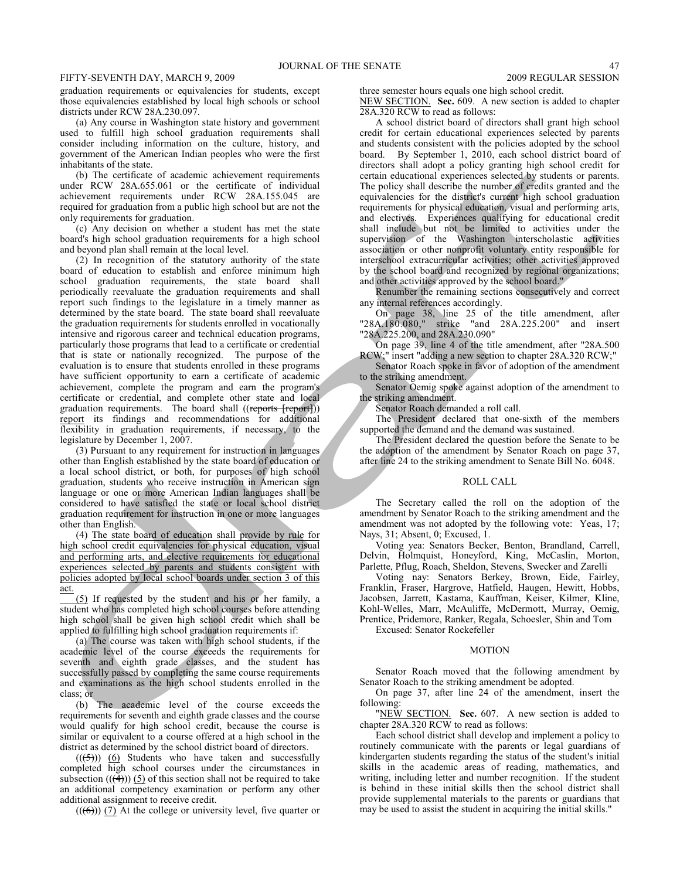graduation requirements or equivalencies for students, except those equivalencies established by local high schools or school districts under RCW 28A.230.097.

(a) Any course in Washington state history and government used to fulfill high school graduation requirements shall consider including information on the culture, history, and government of the American Indian peoples who were the first inhabitants of the state.

(b) The certificate of academic achievement requirements under RCW 28A.655.061 or the certificate of individual achievement requirements under RCW 28A.155.045 are required for graduation from a public high school but are not the only requirements for graduation.

(c) Any decision on whether a student has met the state board's high school graduation requirements for a high school and beyond plan shall remain at the local level.

(2) In recognition of the statutory authority of the state board of education to establish and enforce minimum high school graduation requirements, the state board shall periodically reevaluate the graduation requirements and shall report such findings to the legislature in a timely manner as determined by the state board. The state board shall reevaluate the graduation requirements for students enrolled in vocationally intensive and rigorous career and technical education programs, particularly those programs that lead to a certificate or credential that is state or nationally recognized. The purpose of the evaluation is to ensure that students enrolled in these programs have sufficient opportunity to earn a certificate of academic achievement, complete the program and earn the program's certificate or credential, and complete other state and local graduation requirements. The board shall ((~~reports [report]~~)) report its findings and recommendations for additional flexibility in graduation requirements, if necessary, to the legislature by December 1, 2007.

(3) Pursuant to any requirement for instruction in languages other than English established by the state board of education or a local school district, or both, for purposes of high school graduation, students who receive instruction in American sign language or one or more American Indian languages shall be considered to have satisfied the state or local school district graduation requirement for instruction in one or more languages other than English.

(4) The state board of education shall provide by rule for high school credit equivalencies for physical education, visual and performing arts, and elective requirements for educational experiences selected by parents and students consistent with policies adopted by local school boards under section 3 of this act.

(5) If requested by the student and his or her family, a student who has completed high school courses before attending high school shall be given high school credit which shall be applied to fulfilling high school graduation requirements if:

(a) The course was taken with high school students, if the academic level of the course exceeds the requirements for seventh and eighth grade classes, and the student has successfully passed by completing the same course requirements and examinations as the high school students enrolled in the class; or

(b) The academic level of the course exceeds the requirements for seventh and eighth grade classes and the course would qualify for high school credit, because the course is similar or equivalent to a course offered at a high school in the district as determined by the school district board of directors.

((~~(5)~~)) (6) Students who have taken and successfully completed high school courses under the circumstances in subsection ((~~(4)~~)) (5) of this section shall not be required to take an additional competency examination or perform any other additional assignment to receive credit.

((~~(6)~~)) (7) At the college or university level, five quarter or three semester hours equals one high school credit.

NEW SECTION. **Sec.** 609. A new section is added to chapter 28A.320 RCW to read as follows:

A school district board of directors shall grant high school credit for certain educational experiences selected by parents and students consistent with the policies adopted by the school board. By September 1, 2010, each school district board of directors shall adopt a policy granting high school credit for certain educational experiences selected by students or parents. The policy shall describe the number of credits granted and the equivalencies for the district's current high school graduation requirements for physical education, visual and performing arts, and electives. Experiences qualifying for educational credit shall include but not be limited to activities under the supervision of the Washington interscholastic activities association or other nonprofit voluntary entity responsible for interschool extracurricular activities; other activities approved by the school board and recognized by regional organizations; and other activities approved by the school board."

Renumber the remaining sections consecutively and correct any internal references accordingly.

On page 38, line 25 of the title amendment, after "28A.180.080," strike "and 28A.225.200" and insert "28A.225.200, and 28A.230.090"

On page 39, line 4 of the title amendment, after "28A.500 RCW;" insert "adding a new section to chapter 28A.320 RCW;"

Senator Roach spoke in favor of adoption of the amendment to the striking amendment.

Senator Oemig spoke against adoption of the amendment to the striking amendment.

Senator Roach demanded a roll call.

The President declared that one-sixth of the members supported the demand and the demand was sustained.

The President declared the question before the Senate to be the adoption of the amendment by Senator Roach on page 37, after line 24 to the striking amendment to Senate Bill No. 6048.

## ROLL CALL

The Secretary called the roll on the adoption of the amendment by Senator Roach to the striking amendment and the amendment was not adopted by the following vote: Yeas, 17; Nays, 31; Absent, 0; Excused, 1.

Voting yea: Senators Becker, Benton, Brandland, Carrell, Delvin, Holmquist, Honeyford, King, McCaslin, Morton, Parlette, Pflug, Roach, Sheldon, Stevens, Swecker and Zarelli

Voting nay: Senators Berkey, Brown, Eide, Fairley, Franklin, Fraser, Hargrove, Hatfield, Haugen, Hewitt, Hobbs, Jacobsen, Jarrett, Kastama, Kauffman, Keiser, Kilmer, Kline, Kohl-Welles, Marr, McAuliffe, McDermott, Murray, Oemig, Prentice, Pridemore, Ranker, Regala, Schoesler, Shin and Tom

Excused: Senator Rockefeller

## MOTION

Senator Roach moved that the following amendment by Senator Roach to the striking amendment be adopted.

On page 37, after line 24 of the amendment, insert the following:

"NEW SECTION. **Sec.** 607. A new section is added to chapter 28A.320 RCW to read as follows:

Each school district shall develop and implement a policy to routinely communicate with the parents or legal guardians of kindergarten students regarding the status of the student's initial skills in the academic areas of reading, mathematics, and writing, including letter and number recognition. If the student is behind in these initial skills then the school district shall provide supplemental materials to the parents or guardians that may be used to assist the student in acquiring the initial skills."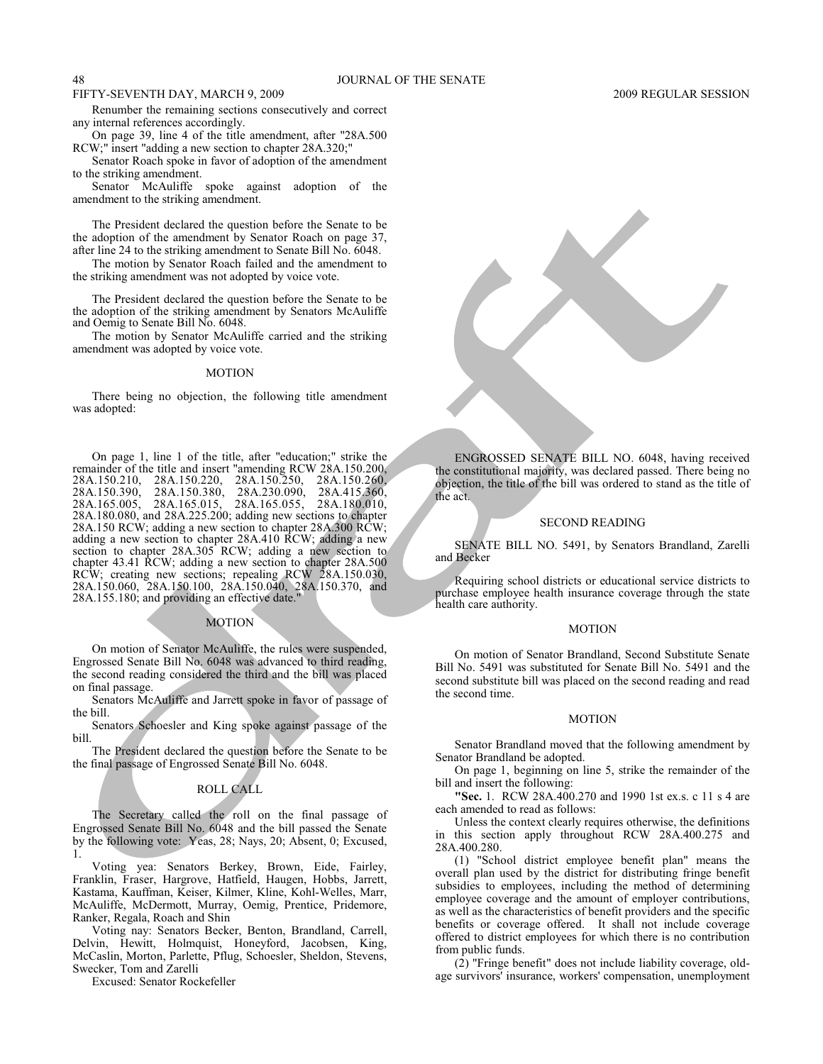Renumber the remaining sections consecutively and correct any internal references accordingly.

On page 39, line 4 of the title amendment, after "28A.500 RCW;" insert "adding a new section to chapter 28A.320;"

Senator Roach spoke in favor of adoption of the amendment to the striking amendment.

Senator McAuliffe spoke against adoption of the amendment to the striking amendment.

The President declared the question before the Senate to be the adoption of the amendment by Senator Roach on page 37, after line 24 to the striking amendment to Senate Bill No. 6048.

The motion by Senator Roach failed and the amendment to the striking amendment was not adopted by voice vote.

The President declared the question before the Senate to be the adoption of the striking amendment by Senators McAuliffe and Oemig to Senate Bill No. 6048.

The motion by Senator McAuliffe carried and the striking amendment was adopted by voice vote.

MOTION

There being no objection, the following title amendment was adopted:

On page 1, line 1 of the title, after "education;" strike the remainder of the title and insert "amending RCW 28A.150.200, 28A.150.210, 28A.150.220, 28A.150.250, 28A.150.260, 28A.150.390, 28A.150.380, 28A.230.090, 28A.415.360, 28A.165.005, 28A.165.015, 28A.165.055, 28A.180.010, 28A.180.080, and 28A.225.200; adding new sections to chapter 28A.150 RCW; adding a new section to chapter 28A.300 RCW; adding a new section to chapter 28A.410 RCW; adding a new section to chapter 28A.305 RCW; adding a new section to chapter 43.41 RCW; adding a new section to chapter 28A.500 RCW; creating new sections; repealing RCW 28A.150.030, 28A.150.060, 28A.150.100, 28A.150.040, 28A.150.370, and 28A.155.180; and providing an effective date."

MOTION

On motion of Senator McAuliffe, the rules were suspended, Engrossed Senate Bill No. 6048 was advanced to third reading, the second reading considered the third and the bill was placed on final passage.

Senators McAuliffe and Jarrett spoke in favor of passage of the bill.

Senators Schoesler and King spoke against passage of the bill.

The President declared the question before the Senate to be the final passage of Engrossed Senate Bill No. 6048.

ROLL CALL

The Secretary called the roll on the final passage of Engrossed Senate Bill No. 6048 and the bill passed the Senate by the following vote: Yeas, 28; Nays, 20; Absent, 0; Excused, 1.

Voting yea: Senators Berkey, Brown, Eide, Fairley, Franklin, Fraser, Hargrove, Hatfield, Haugen, Hobbs, Jarrett, Kastama, Kauffman, Keiser, Kilmer, Kline, Kohl-Welles, Marr, McAuliffe, McDermott, Murray, Oemig, Prentice, Pridemore, Ranker, Regala, Roach and Shin

Voting nay: Senators Becker, Benton, Brandland, Carrell, Delvin, Hewitt, Holmquist, Honeyford, Jacobsen, King, McCaslin, Morton, Parlette, Pflug, Schoesler, Sheldon, Stevens, Swecker, Tom and Zarelli

Excused: Senator Rockefeller

ENGROSSED SENATE BILL NO. 6048, having received the constitutional majority, was declared passed. There being no objection, the title of the bill was ordered to stand as the title of the act.

SECOND READING

SENATE BILL NO. 5491, by Senators Brandland, Zarelli and Becker

Requiring school districts or educational service districts to purchase employee health insurance coverage through the state health care authority.

MOTION

On motion of Senator Brandland, Second Substitute Senate Bill No. 5491 was substituted for Senate Bill No. 5491 and the second substitute bill was placed on the second reading and read the second time.

MOTION

Senator Brandland moved that the following amendment by Senator Brandland be adopted.

On page 1, beginning on line 5, strike the remainder of the bill and insert the following:

"**Sec.** 1. RCW 28A.400.270 and 1990 1st ex.s. c 11 s 4 are each amended to read as follows:

Unless the context clearly requires otherwise, the definitions in this section apply throughout RCW 28A.400.275 and 28A.400.280.

(1) "School district employee benefit plan" means the overall plan used by the district for distributing fringe benefit subsidies to employees, including the method of determining employee coverage and the amount of employer contributions, as well as the characteristics of benefit providers and the specific benefits or coverage offered. It shall not include coverage offered to district employees for which there is no contribution from public funds.

(2) "Fringe benefit" does not include liability coverage, old-age survivors' insurance, workers' compensation, unemployment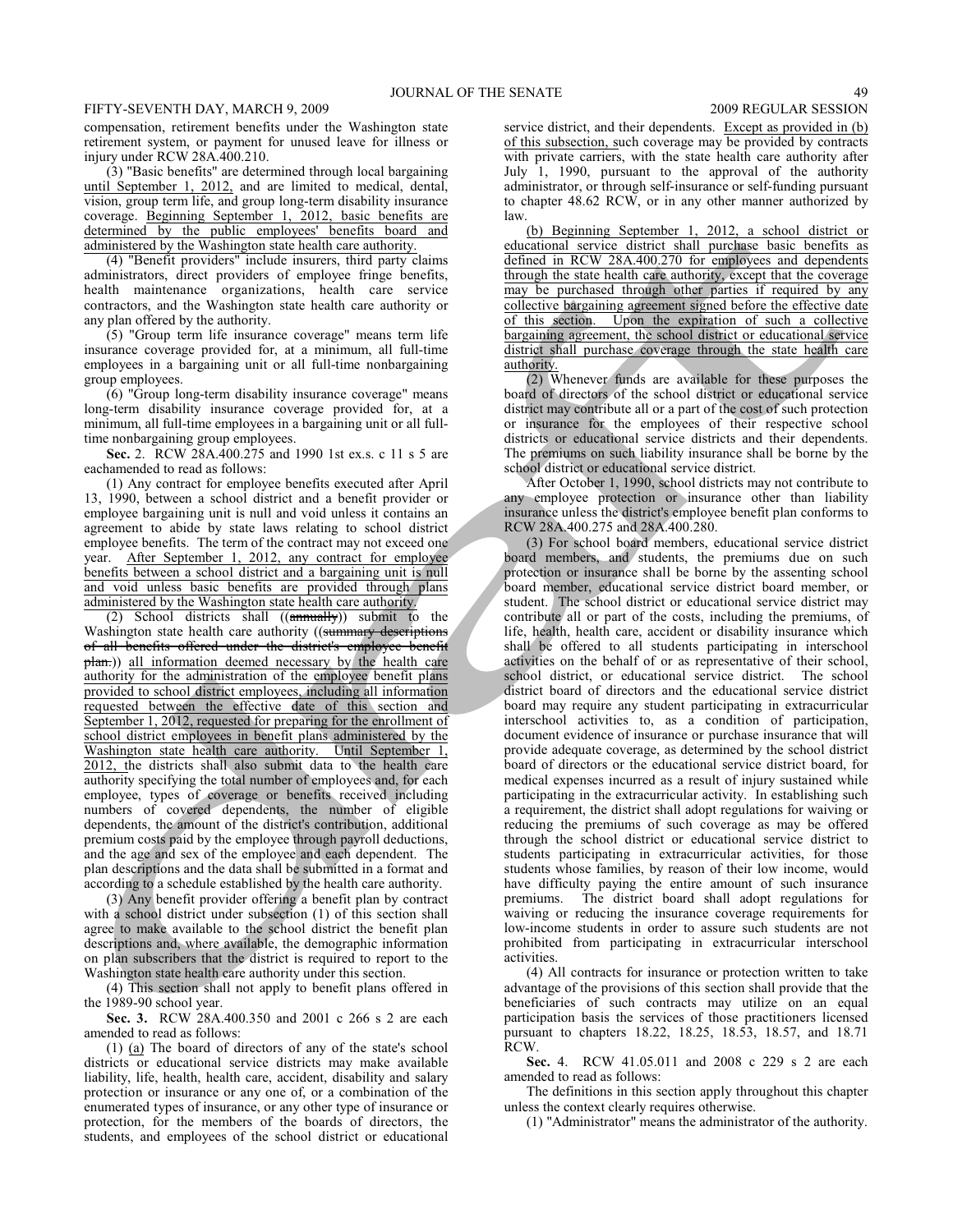compensation, retirement benefits under the Washington state retirement system, or payment for unused leave for illness or injury under RCW 28A.400.210.

(3) "Basic benefits" are determined through local bargaining until September 1, 2012, and are limited to medical, dental, vision, group term life, and group long-term disability insurance coverage. Beginning September 1, 2012, basic benefits are determined by the public employees' benefits board and administered by the Washington state health care authority.

(4) "Benefit providers" include insurers, third party claims administrators, direct providers of employee fringe benefits, health maintenance organizations, health care service contractors, and the Washington state health care authority or any plan offered by the authority.

(5) "Group term life insurance coverage" means term life insurance coverage provided for, at a minimum, all full-time employees in a bargaining unit or all full-time nonbargaining group employees.

(6) "Group long-term disability insurance coverage" means long-term disability insurance coverage provided for, at a minimum, all full-time employees in a bargaining unit or all full-time nonbargaining group employees.

**Sec.** 2. RCW 28A.400.275 and 1990 1st ex.s. c 11 s 5 are eachamended to read as follows:

(1) Any contract for employee benefits executed after April 13, 1990, between a school district and a benefit provider or employee bargaining unit is null and void unless it contains an agreement to abide by state laws relating to school district employee benefits. The term of the contract may not exceed one year. After September 1, 2012, any contract for employee benefits between a school district and a bargaining unit is null and void unless basic benefits are provided through plans administered by the Washington state health care authority.

(2) School districts shall ((~~annually~~)) submit to the Washington state health care authority ((~~summary descriptions of all benefits offered under the district's employee benefit plan.~~)) all information deemed necessary by the health care authority for the administration of the employee benefit plans provided to school district employees, including all information requested between the effective date of this section and September 1, 2012, requested for preparing for the enrollment of school district employees in benefit plans administered by the Washington state health care authority. Until September 1, 2012, the districts shall also submit data to the health care authority specifying the total number of employees and, for each employee, types of coverage or benefits received including numbers of covered dependents, the number of eligible dependents, the amount of the district's contribution, additional premium costs paid by the employee through payroll deductions, and the age and sex of the employee and each dependent. The plan descriptions and the data shall be submitted in a format and according to a schedule established by the health care authority.

(3) Any benefit provider offering a benefit plan by contract with a school district under subsection (1) of this section shall agree to make available to the school district the benefit plan descriptions and, where available, the demographic information on plan subscribers that the district is required to report to the Washington state health care authority under this section.

(4) This section shall not apply to benefit plans offered in the 1989-90 school year.

**Sec. 3.** RCW 28A.400.350 and 2001 c 266 s 2 are each amended to read as follows:

(1) (a) The board of directors of any of the state's school districts or educational service districts may make available liability, life, health, health care, accident, disability and salary protection or insurance or any one of, or a combination of the enumerated types of insurance, or any other type of insurance or protection, for the members of the boards of directors, the students, and employees of the school district or educational service district, and their dependents. Except as provided in (b) of this subsection, such coverage may be provided by contracts with private carriers, with the state health care authority after July 1, 1990, pursuant to the approval of the authority administrator, or through self-insurance or self-funding pursuant to chapter 48.62 RCW, or in any other manner authorized by law.

(b) Beginning September 1, 2012, a school district or educational service district shall purchase basic benefits as defined in RCW 28A.400.270 for employees and dependents through the state health care authority, except that the coverage may be purchased through other parties if required by any collective bargaining agreement signed before the effective date of this section. Upon the expiration of such a collective bargaining agreement, the school district or educational service district shall purchase coverage through the state health care authority.

(2) Whenever funds are available for these purposes the board of directors of the school district or educational service district may contribute all or a part of the cost of such protection or insurance for the employees of their respective school districts or educational service districts and their dependents. The premiums on such liability insurance shall be borne by the school district or educational service district.

After October 1, 1990, school districts may not contribute to any employee protection or insurance other than liability insurance unless the district's employee benefit plan conforms to RCW 28A.400.275 and 28A.400.280.

(3) For school board members, educational service district board members, and students, the premiums due on such protection or insurance shall be borne by the assenting school board member, educational service district board member, or student. The school district or educational service district may contribute all or part of the costs, including the premiums, of life, health, health care, accident or disability insurance which shall be offered to all students participating in interschool activities on the behalf of or as representative of their school, school district, or educational service district. The school district board of directors and the educational service district board may require any student participating in extracurricular interschool activities to, as a condition of participation, document evidence of insurance or purchase insurance that will provide adequate coverage, as determined by the school district board of directors or the educational service district board, for medical expenses incurred as a result of injury sustained while participating in the extracurricular activity. In establishing such a requirement, the district shall adopt regulations for waiving or reducing the premiums of such coverage as may be offered through the school district or educational service district to students participating in extracurricular activities, for those students whose families, by reason of their low income, would have difficulty paying the entire amount of such insurance premiums. The district board shall adopt regulations for waiving or reducing the insurance coverage requirements for low-income students in order to assure such students are not prohibited from participating in extracurricular interschool activities.

(4) All contracts for insurance or protection written to take advantage of the provisions of this section shall provide that the beneficiaries of such contracts may utilize on an equal participation basis the services of those practitioners licensed pursuant to chapters 18.22, 18.25, 18.53, 18.57, and 18.71 RCW.

**Sec.** 4. RCW 41.05.011 and 2008 c 229 s 2 are each amended to read as follows:

The definitions in this section apply throughout this chapter unless the context clearly requires otherwise.

(1) "Administrator" means the administrator of the authority.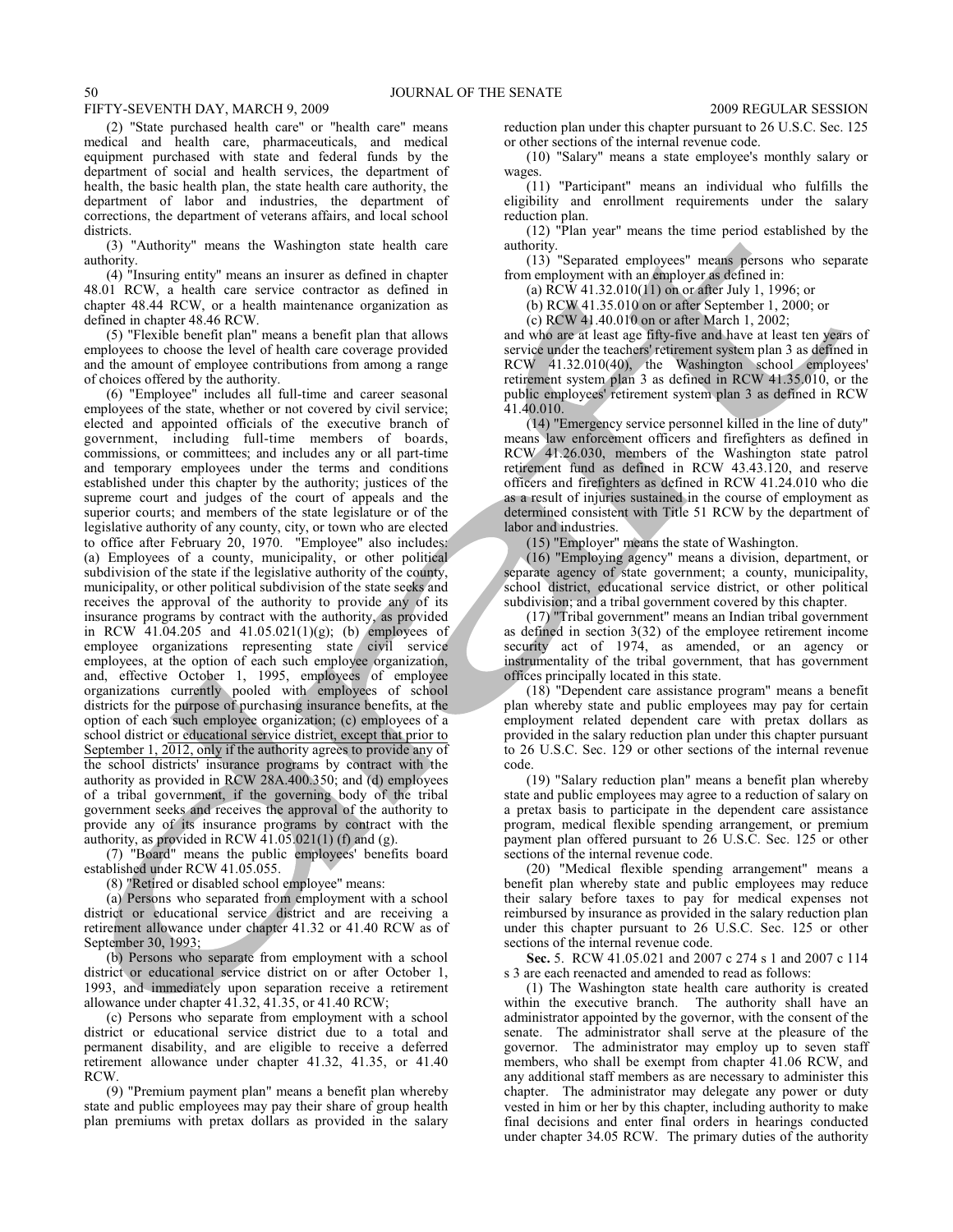(2) "State purchased health care" or "health care" means medical and health care, pharmaceuticals, and medical equipment purchased with state and federal funds by the department of social and health services, the department of health, the basic health plan, the state health care authority, the department of labor and industries, the department of corrections, the department of veterans affairs, and local school districts.

(3) "Authority" means the Washington state health care authority.

(4) "Insuring entity" means an insurer as defined in chapter 48.01 RCW, a health care service contractor as defined in chapter 48.44 RCW, or a health maintenance organization as defined in chapter 48.46 RCW.

(5) "Flexible benefit plan" means a benefit plan that allows employees to choose the level of health care coverage provided and the amount of employee contributions from among a range of choices offered by the authority.

(6) "Employee" includes all full-time and career seasonal employees of the state, whether or not covered by civil service; elected and appointed officials of the executive branch of government, including full-time members of boards, commissions, or committees; and includes any or all part-time and temporary employees under the terms and conditions established under this chapter by the authority; justices of the supreme court and judges of the court of appeals and the superior courts; and members of the state legislature or of the legislative authority of any county, city, or town who are elected to office after February 20, 1970. "Employee" also includes: (a) Employees of a county, municipality, or other political subdivision of the state if the legislative authority of the county, municipality, or other political subdivision of the state seeks and receives the approval of the authority to provide any of its insurance programs by contract with the authority, as provided in RCW 41.04.205 and 41.05.021(1)(g); (b) employees of employee organizations representing state civil service employees, at the option of each such employee organization, and, effective October 1, 1995, employees of employee organizations currently pooled with employees of school districts for the purpose of purchasing insurance benefits, at the option of each such employee organization; (c) employees of a school district or educational service district, except that prior to September 1, 2012, only if the authority agrees to provide any of the school districts' insurance programs by contract with the authority as provided in RCW 28A.400.350; and (d) employees of a tribal government, if the governing body of the tribal government seeks and receives the approval of the authority to provide any of its insurance programs by contract with the authority, as provided in RCW 41.05.021(1) (f) and (g).

(7) "Board" means the public employees' benefits board established under RCW 41.05.055.

(8) "Retired or disabled school employee" means:

(a) Persons who separated from employment with a school district or educational service district and are receiving a retirement allowance under chapter 41.32 or 41.40 RCW as of September 30, 1993;

(b) Persons who separate from employment with a school district or educational service district on or after October 1, 1993, and immediately upon separation receive a retirement allowance under chapter 41.32, 41.35, or 41.40 RCW;

(c) Persons who separate from employment with a school district or educational service district due to a total and permanent disability, and are eligible to receive a deferred retirement allowance under chapter 41.32, 41.35, or 41.40 RCW.

(9) "Premium payment plan" means a benefit plan whereby state and public employees may pay their share of group health plan premiums with pretax dollars as provided in the salary reduction plan under this chapter pursuant to 26 U.S.C. Sec. 125 or other sections of the internal revenue code.

(10) "Salary" means a state employee's monthly salary or wages.

(11) "Participant" means an individual who fulfills the eligibility and enrollment requirements under the salary reduction plan.

(12) "Plan year" means the time period established by the authority.

(13) "Separated employees" means persons who separate from employment with an employer as defined in:

(a) RCW 41.32.010(11) on or after July 1, 1996; or

(b) RCW 41.35.010 on or after September 1, 2000; or

(c) RCW 41.40.010 on or after March 1, 2002;

and who are at least age fifty-five and have at least ten years of service under the teachers' retirement system plan 3 as defined in RCW 41.32.010(40), the Washington school employees' retirement system plan 3 as defined in RCW 41.35.010, or the public employees' retirement system plan 3 as defined in RCW 41.40.010.

(14) "Emergency service personnel killed in the line of duty" means law enforcement officers and firefighters as defined in RCW 41.26.030, members of the Washington state patrol retirement fund as defined in RCW 43.43.120, and reserve officers and firefighters as defined in RCW 41.24.010 who die as a result of injuries sustained in the course of employment as determined consistent with Title 51 RCW by the department of labor and industries.

(15) "Employer" means the state of Washington.

(16) "Employing agency" means a division, department, or separate agency of state government; a county, municipality, school district, educational service district, or other political subdivision; and a tribal government covered by this chapter.

(17) "Tribal government" means an Indian tribal government as defined in section 3(32) of the employee retirement income security act of 1974, as amended, or an agency or instrumentality of the tribal government, that has government offices principally located in this state.

(18) "Dependent care assistance program" means a benefit plan whereby state and public employees may pay for certain employment related dependent care with pretax dollars as provided in the salary reduction plan under this chapter pursuant to 26 U.S.C. Sec. 129 or other sections of the internal revenue code.

(19) "Salary reduction plan" means a benefit plan whereby state and public employees may agree to a reduction of salary on a pretax basis to participate in the dependent care assistance program, medical flexible spending arrangement, or premium payment plan offered pursuant to 26 U.S.C. Sec. 125 or other sections of the internal revenue code.

(20) "Medical flexible spending arrangement" means a benefit plan whereby state and public employees may reduce their salary before taxes to pay for medical expenses not reimbursed by insurance as provided in the salary reduction plan under this chapter pursuant to 26 U.S.C. Sec. 125 or other sections of the internal revenue code.

**Sec.** 5. RCW 41.05.021 and 2007 c 274 s 1 and 2007 c 114 s 3 are each reenacted and amended to read as follows:

(1) The Washington state health care authority is created within the executive branch. The authority shall have an administrator appointed by the governor, with the consent of the senate. The administrator shall serve at the pleasure of the governor. The administrator may employ up to seven staff members, who shall be exempt from chapter 41.06 RCW, and any additional staff members as are necessary to administer this chapter. The administrator may delegate any power or duty vested in him or her by this chapter, including authority to make final decisions and enter final orders in hearings conducted under chapter 34.05 RCW. The primary duties of the authority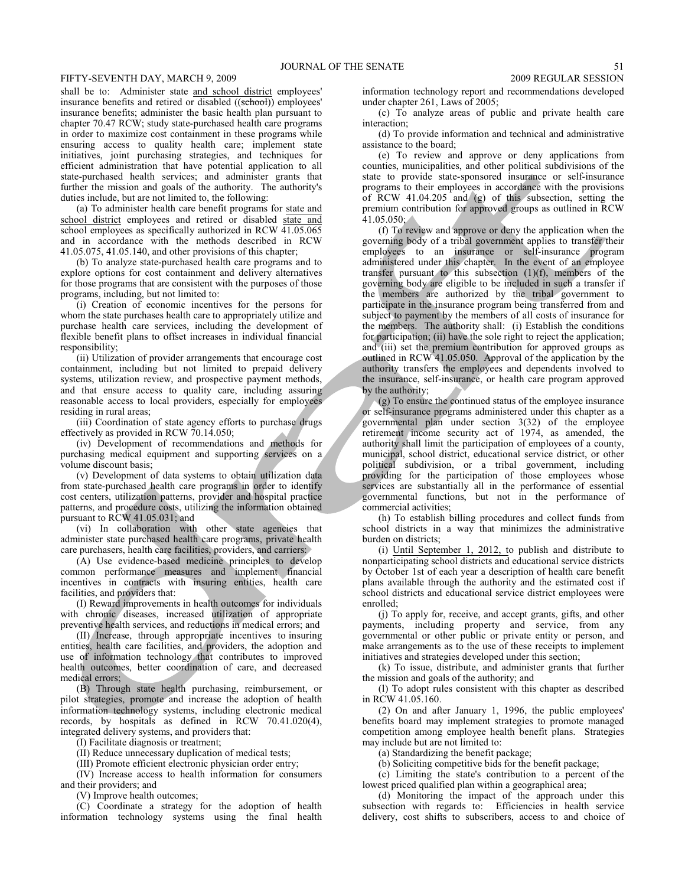shall be to: Administer state and school district employees' insurance benefits and retired or disabled ((school)) employees' insurance benefits; administer the basic health plan pursuant to chapter 70.47 RCW; study state-purchased health care programs in order to maximize cost containment in these programs while ensuring access to quality health care; implement state initiatives, joint purchasing strategies, and techniques for efficient administration that have potential application to all state-purchased health services; and administer grants that further the mission and goals of the authority. The authority's duties include, but are not limited to, the following:

(a) To administer health care benefit programs for state and school district employees and retired or disabled state and school employees as specifically authorized in RCW 41.05.065 and in accordance with the methods described in RCW 41.05.075, 41.05.140, and other provisions of this chapter;

(b) To analyze state-purchased health care programs and to explore options for cost containment and delivery alternatives for those programs that are consistent with the purposes of those programs, including, but not limited to:

(i) Creation of economic incentives for the persons for whom the state purchases health care to appropriately utilize and purchase health care services, including the development of flexible benefit plans to offset increases in individual financial responsibility;

(ii) Utilization of provider arrangements that encourage cost containment, including but not limited to prepaid delivery systems, utilization review, and prospective payment methods, and that ensure access to quality care, including assuring reasonable access to local providers, especially for employees residing in rural areas;

(iii) Coordination of state agency efforts to purchase drugs effectively as provided in RCW 70.14.050;

(iv) Development of recommendations and methods for purchasing medical equipment and supporting services on a volume discount basis;

(v) Development of data systems to obtain utilization data from state-purchased health care programs in order to identify cost centers, utilization patterns, provider and hospital practice patterns, and procedure costs, utilizing the information obtained pursuant to RCW 41.05.031; and

(vi) In collaboration with other state agencies that administer state purchased health care programs, private health care purchasers, health care facilities, providers, and carriers:

(A) Use evidence-based medicine principles to develop common performance measures and implement financial incentives in contracts with insuring entities, health care facilities, and providers that:

(I) Reward improvements in health outcomes for individuals with chronic diseases, increased utilization of appropriate preventive health services, and reductions in medical errors; and

(II) Increase, through appropriate incentives to insuring entities, health care facilities, and providers, the adoption and use of information technology that contributes to improved health outcomes, better coordination of care, and decreased medical errors;

(B) Through state health purchasing, reimbursement, or pilot strategies, promote and increase the adoption of health information technology systems, including electronic medical records, by hospitals as defined in RCW 70.41.020(4), integrated delivery systems, and providers that:

(I) Facilitate diagnosis or treatment;

(II) Reduce unnecessary duplication of medical tests;

(III) Promote efficient electronic physician order entry;

(IV) Increase access to health information for consumers and their providers; and

(V) Improve health outcomes;

(C) Coordinate a strategy for the adoption of health information technology systems using the final health information technology report and recommendations developed under chapter 261, Laws of 2005;

(c) To analyze areas of public and private health care interaction;

(d) To provide information and technical and administrative assistance to the board;

(e) To review and approve or deny applications from counties, municipalities, and other political subdivisions of the state to provide state-sponsored insurance or self-insurance programs to their employees in accordance with the provisions of RCW 41.04.205 and (g) of this subsection, setting the premium contribution for approved groups as outlined in RCW 41.05.050;

(f) To review and approve or deny the application when the governing body of a tribal government applies to transfer their employees to an insurance or self-insurance program administered under this chapter. In the event of an employee transfer pursuant to this subsection (1)(f), members of the governing body are eligible to be included in such a transfer if the members are authorized by the tribal government to participate in the insurance program being transferred from and subject to payment by the members of all costs of insurance for the members. The authority shall: (i) Establish the conditions for participation; (ii) have the sole right to reject the application; and (iii) set the premium contribution for approved groups as outlined in RCW 41.05.050. Approval of the application by the authority transfers the employees and dependents involved to the insurance, self-insurance, or health care program approved by the authority;

(g) To ensure the continued status of the employee insurance or self-insurance programs administered under this chapter as a governmental plan under section 3(32) of the employee retirement income security act of 1974, as amended, the authority shall limit the participation of employees of a county, municipal, school district, educational service district, or other political subdivision, or a tribal government, including providing for the participation of those employees whose services are substantially all in the performance of essential governmental functions, but not in the performance of commercial activities;

(h) To establish billing procedures and collect funds from school districts in a way that minimizes the administrative burden on districts;

(i) Until September 1, 2012, to publish and distribute to nonparticipating school districts and educational service districts by October 1st of each year a description of health care benefit plans available through the authority and the estimated cost if school districts and educational service district employees were enrolled;

(j) To apply for, receive, and accept grants, gifts, and other payments, including property and service, from any governmental or other public or private entity or person, and make arrangements as to the use of these receipts to implement initiatives and strategies developed under this section;

(k) To issue, distribute, and administer grants that further the mission and goals of the authority; and

(l) To adopt rules consistent with this chapter as described in RCW 41.05.160.

(2) On and after January 1, 1996, the public employees' benefits board may implement strategies to promote managed competition among employee health benefit plans. Strategies may include but are not limited to:

(a) Standardizing the benefit package;

(b) Soliciting competitive bids for the benefit package;

(c) Limiting the state's contribution to a percent of the lowest priced qualified plan within a geographical area;

(d) Monitoring the impact of the approach under this subsection with regards to: Efficiencies in health service delivery, cost shifts to subscribers, access to and choice of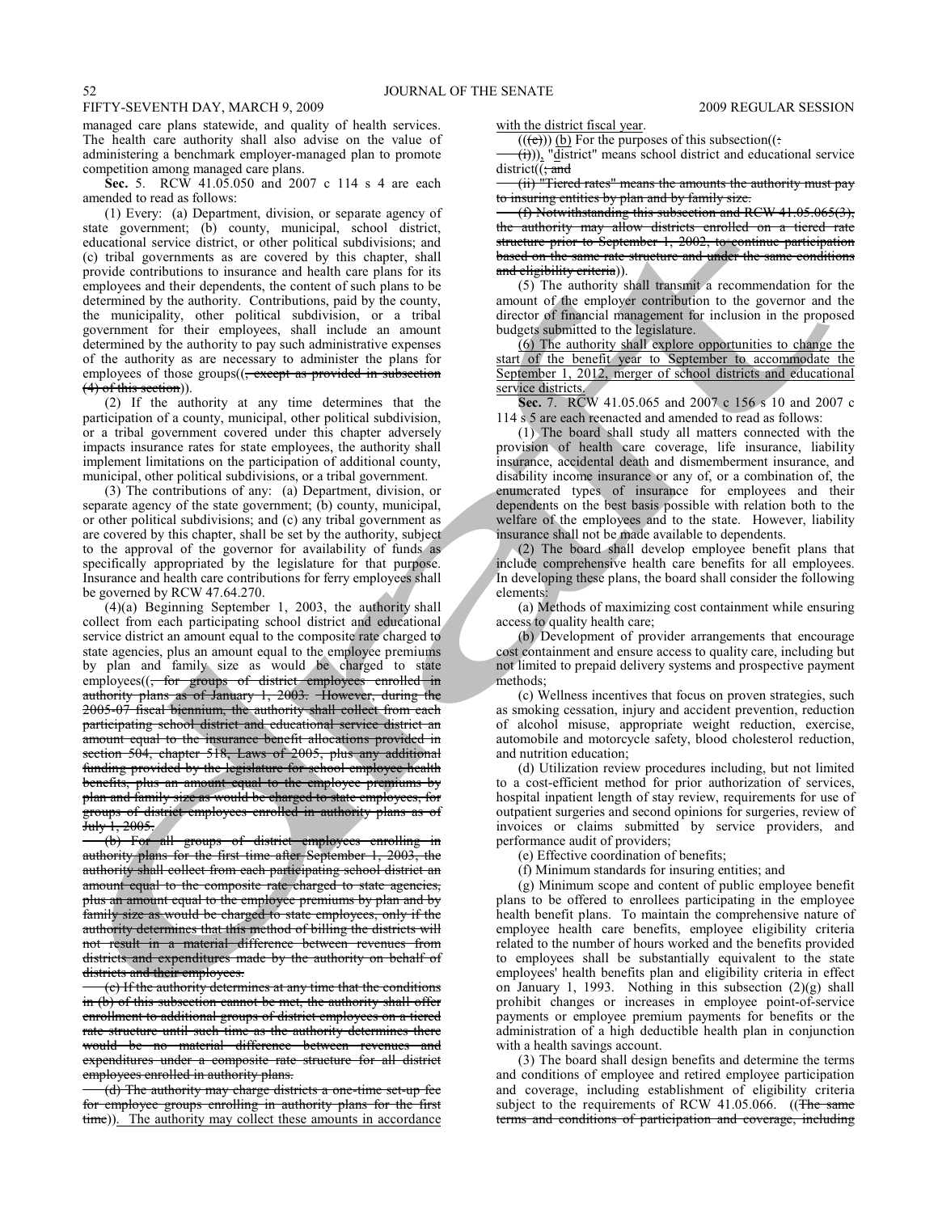managed care plans statewide, and quality of health services. The health care authority shall also advise on the value of administering a benchmark employer-managed plan to promote competition among managed care plans.

**Sec.** 5. RCW 41.05.050 and 2007 c 114 s 4 are each amended to read as follows:

(1) Every: (a) Department, division, or separate agency of state government; (b) county, municipal, school district, educational service district, or other political subdivisions; and (c) tribal governments as are covered by this chapter, shall provide contributions to insurance and health care plans for its employees and their dependents, the content of such plans to be determined by the authority. Contributions, paid by the county, the municipality, other political subdivision, or a tribal government for their employees, shall include an amount determined by the authority to pay such administrative expenses of the authority as are necessary to administer the plans for employees of those groups((~~, except as provided in subsection (4) of this section~~)).

(2) If the authority at any time determines that the participation of a county, municipal, other political subdivision, or a tribal government covered under this chapter adversely impacts insurance rates for state employees, the authority shall implement limitations on the participation of additional county, municipal, other political subdivisions, or a tribal government.

(3) The contributions of any: (a) Department, division, or separate agency of the state government; (b) county, municipal, or other political subdivisions; and (c) any tribal government as are covered by this chapter, shall be set by the authority, subject to the approval of the governor for availability of funds as specifically appropriated by the legislature for that purpose. Insurance and health care contributions for ferry employees shall be governed by RCW 47.64.270.

(4)(a) Beginning September 1, 2003, the authority shall collect from each participating school district and educational service district an amount equal to the composite rate charged to state agencies, plus an amount equal to the employee premiums by plan and family size as would be charged to state employees((~~, for groups of district employees enrolled in authority plans as of January 1, 2003. However, during the 2005-07 fiscal biennium, the authority shall collect from each participating school district and educational service district an amount equal to the insurance benefit allocations provided in section 504, chapter 518, Laws of 2005, plus any additional funding provided by the legislature for school employee health benefits, plus an amount equal to the employee premiums by plan and family size as would be charged to state employees, for groups of district employees enrolled in authority plans as of July 1, 2005.~~

~~(b) For all groups of district employees enrolling in authority plans for the first time after September 1, 2003, the authority shall collect from each participating school district an amount equal to the composite rate charged to state agencies, plus an amount equal to the employee premiums by plan and by family size as would be charged to state employees, only if the authority determines that this method of billing the districts will not result in a material difference between revenues from districts and expenditures made by the authority on behalf of districts and their employees.~~

~~(c) If the authority determines at any time that the conditions in (b) of this subsection cannot be met, the authority shall offer enrollment to additional groups of district employees on a tiered rate structure until such time as the authority determines there would be no material difference between revenues and expenditures under a composite rate structure for all district employees enrolled in authority plans.~~

~~(d) The authority may charge districts a one-time set-up fee for employee groups enrolling in authority plans for the first time~~)). The authority may collect these amounts in accordance with the district fiscal year.

((~~(e)~~)) (b) For the purposes of this subsection((~~:~~

~~(i)~~)), "district" means school district and educational service district((~~; and~~

~~(ii) "Tiered rates" means the amounts the authority must pay to insuring entities by plan and by family size.~~

~~(f) Notwithstanding this subsection and RCW 41.05.065(3), the authority may allow districts enrolled on a tiered rate structure prior to September 1, 2002, to continue participation based on the same rate structure and under the same conditions and eligibility criteria~~)).

(5) The authority shall transmit a recommendation for the amount of the employer contribution to the governor and the director of financial management for inclusion in the proposed budgets submitted to the legislature.

(6) The authority shall explore opportunities to change the start of the benefit year to September to accommodate the September 1, 2012, merger of school districts and educational service districts.

**Sec.** 7. RCW 41.05.065 and 2007 c 156 s 10 and 2007 c 114 s 5 are each reenacted and amended to read as follows:

(1) The board shall study all matters connected with the provision of health care coverage, life insurance, liability insurance, accidental death and dismemberment insurance, and disability income insurance or any of, or a combination of, the enumerated types of insurance for employees and their dependents on the best basis possible with relation both to the welfare of the employees and to the state. However, liability insurance shall not be made available to dependents.

(2) The board shall develop employee benefit plans that include comprehensive health care benefits for all employees. In developing these plans, the board shall consider the following elements:

(a) Methods of maximizing cost containment while ensuring access to quality health care;

(b) Development of provider arrangements that encourage cost containment and ensure access to quality care, including but not limited to prepaid delivery systems and prospective payment methods;

(c) Wellness incentives that focus on proven strategies, such as smoking cessation, injury and accident prevention, reduction of alcohol misuse, appropriate weight reduction, exercise, automobile and motorcycle safety, blood cholesterol reduction, and nutrition education;

(d) Utilization review procedures including, but not limited to a cost-efficient method for prior authorization of services, hospital inpatient length of stay review, requirements for use of outpatient surgeries and second opinions for surgeries, review of invoices or claims submitted by service providers, and performance audit of providers;

(e) Effective coordination of benefits;

(f) Minimum standards for insuring entities; and

(g) Minimum scope and content of public employee benefit plans to be offered to enrollees participating in the employee health benefit plans. To maintain the comprehensive nature of employee health care benefits, employee eligibility criteria related to the number of hours worked and the benefits provided to employees shall be substantially equivalent to the state employees' health benefits plan and eligibility criteria in effect on January 1, 1993. Nothing in this subsection (2)(g) shall prohibit changes or increases in employee point-of-service payments or employee premium payments for benefits or the administration of a high deductible health plan in conjunction with a health savings account.

(3) The board shall design benefits and determine the terms and conditions of employee and retired employee participation and coverage, including establishment of eligibility criteria subject to the requirements of RCW 41.05.066. ((~~The same terms and conditions of participation and coverage, including~~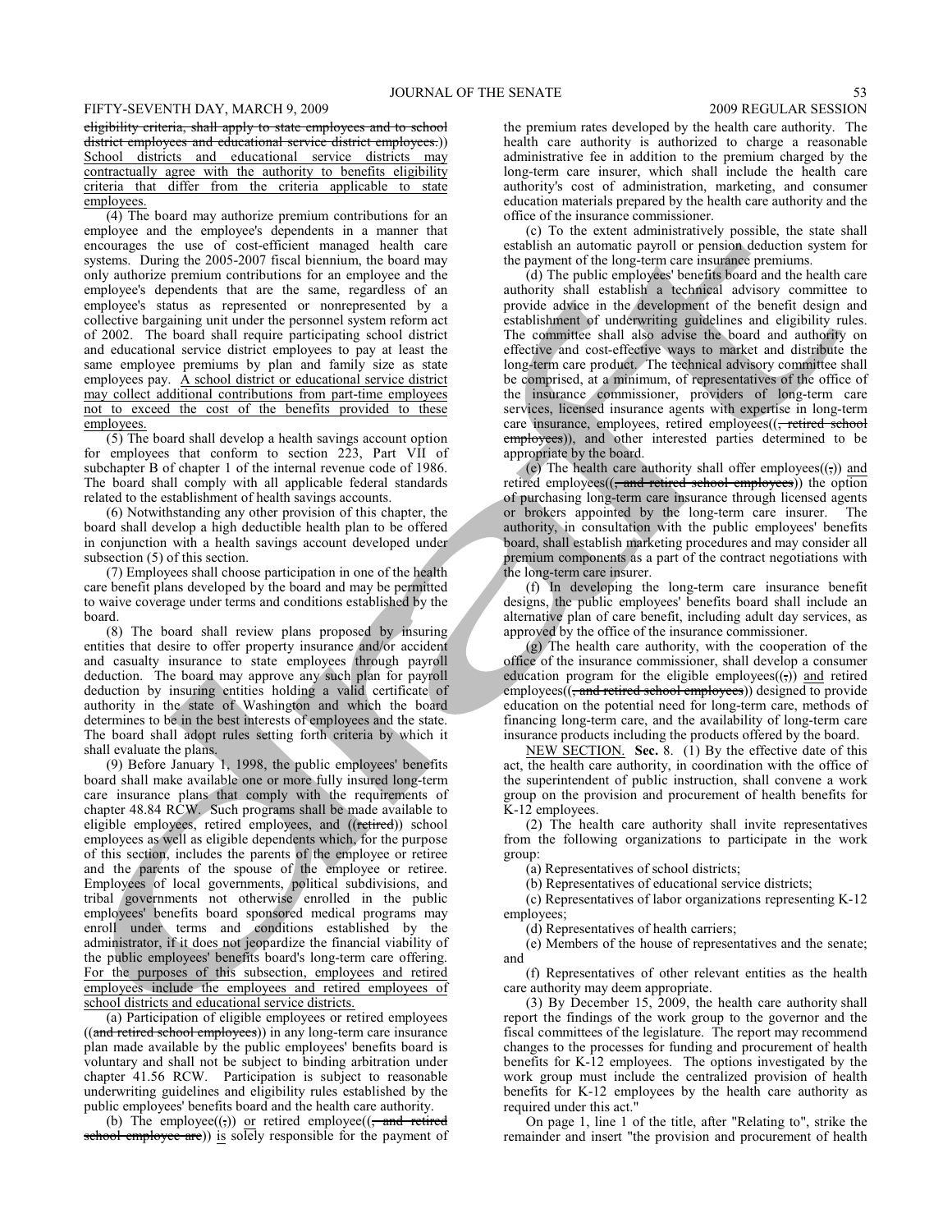eligibility criteria, shall apply to state employees and to school district employees and educational service district employees.)) School districts and educational service districts may contractually agree with the authority to benefits eligibility criteria that differ from the criteria applicable to state employees.

(4) The board may authorize premium contributions for an employee and the employee's dependents in a manner that encourages the use of cost-efficient managed health care systems. During the 2005-2007 fiscal biennium, the board may only authorize premium contributions for an employee and the employee's dependents that are the same, regardless of an employee's status as represented or nonrepresented by a collective bargaining unit under the personnel system reform act of 2002. The board shall require participating school district and educational service district employees to pay at least the same employee premiums by plan and family size as state employees pay. A school district or educational service district may collect additional contributions from part-time employees not to exceed the cost of the benefits provided to these employees.

(5) The board shall develop a health savings account option for employees that conform to section 223, Part VII of subchapter B of chapter 1 of the internal revenue code of 1986. The board shall comply with all applicable federal standards related to the establishment of health savings accounts.

(6) Notwithstanding any other provision of this chapter, the board shall develop a high deductible health plan to be offered in conjunction with a health savings account developed under subsection (5) of this section.

(7) Employees shall choose participation in one of the health care benefit plans developed by the board and may be permitted to waive coverage under terms and conditions established by the board.

(8) The board shall review plans proposed by insuring entities that desire to offer property insurance and/or accident and casualty insurance to state employees through payroll deduction. The board may approve any such plan for payroll deduction by insuring entities holding a valid certificate of authority in the state of Washington and which the board determines to be in the best interests of employees and the state. The board shall adopt rules setting forth criteria by which it shall evaluate the plans.

(9) Before January 1, 1998, the public employees' benefits board shall make available one or more fully insured long-term care insurance plans that comply with the requirements of chapter 48.84 RCW. Such programs shall be made available to eligible employees, retired employees, and ((retired)) school employees as well as eligible dependents which, for the purpose of this section, includes the parents of the employee or retiree and the parents of the spouse of the employee or retiree. Employees of local governments, political subdivisions, and tribal governments not otherwise enrolled in the public employees' benefits board sponsored medical programs may enroll under terms and conditions established by the administrator, if it does not jeopardize the financial viability of the public employees' benefits board's long-term care offering. For the purposes of this subsection, employees and retired employees include the employees and retired employees of school districts and educational service districts.

(a) Participation of eligible employees or retired employees ((and retired school employees)) in any long-term care insurance plan made available by the public employees' benefits board is voluntary and shall not be subject to binding arbitration under chapter 41.56 RCW. Participation is subject to reasonable underwriting guidelines and eligibility rules established by the public employees' benefits board and the health care authority.

(b) The employee((,)) or retired employee((, and retired school employee are)) is solely responsible for the payment of the premium rates developed by the health care authority. The health care authority is authorized to charge a reasonable administrative fee in addition to the premium charged by the long-term care insurer, which shall include the health care authority's cost of administration, marketing, and consumer education materials prepared by the health care authority and the office of the insurance commissioner.

(c) To the extent administratively possible, the state shall establish an automatic payroll or pension deduction system for the payment of the long-term care insurance premiums.

(d) The public employees' benefits board and the health care authority shall establish a technical advisory committee to provide advice in the development of the benefit design and establishment of underwriting guidelines and eligibility rules. The committee shall also advise the board and authority on effective and cost-effective ways to market and distribute the long-term care product. The technical advisory committee shall be comprised, at a minimum, of representatives of the office of the insurance commissioner, providers of long-term care services, licensed insurance agents with expertise in long-term care insurance, employees, retired employees((, retired school employees)), and other interested parties determined to be appropriate by the board.

(e) The health care authority shall offer employees((,)) and retired employees((, and retired school employees)) the option of purchasing long-term care insurance through licensed agents or brokers appointed by the long-term care insurer. The authority, in consultation with the public employees' benefits board, shall establish marketing procedures and may consider all premium components as a part of the contract negotiations with the long-term care insurer.

(f) In developing the long-term care insurance benefit designs, the public employees' benefits board shall include an alternative plan of care benefit, including adult day services, as approved by the office of the insurance commissioner.

(g) The health care authority, with the cooperation of the office of the insurance commissioner, shall develop a consumer education program for the eligible employees((,)) and retired employees((, and retired school employees)) designed to provide education on the potential need for long-term care, methods of financing long-term care, and the availability of long-term care insurance products including the products offered by the board.

NEW SECTION. **Sec.** 8. (1) By the effective date of this act, the health care authority, in coordination with the office of the superintendent of public instruction, shall convene a work group on the provision and procurement of health benefits for K-12 employees.

(2) The health care authority shall invite representatives from the following organizations to participate in the work group:

(a) Representatives of school districts;

(b) Representatives of educational service districts;

(c) Representatives of labor organizations representing K-12 employees;

(d) Representatives of health carriers;

(e) Members of the house of representatives and the senate; and

(f) Representatives of other relevant entities as the health care authority may deem appropriate.

(3) By December 15, 2009, the health care authority shall report the findings of the work group to the governor and the fiscal committees of the legislature. The report may recommend changes to the processes for funding and procurement of health benefits for K-12 employees. The options investigated by the work group must include the centralized provision of health benefits for K-12 employees by the health care authority as required under this act."

On page 1, line 1 of the title, after "Relating to", strike the remainder and insert "the provision and procurement of health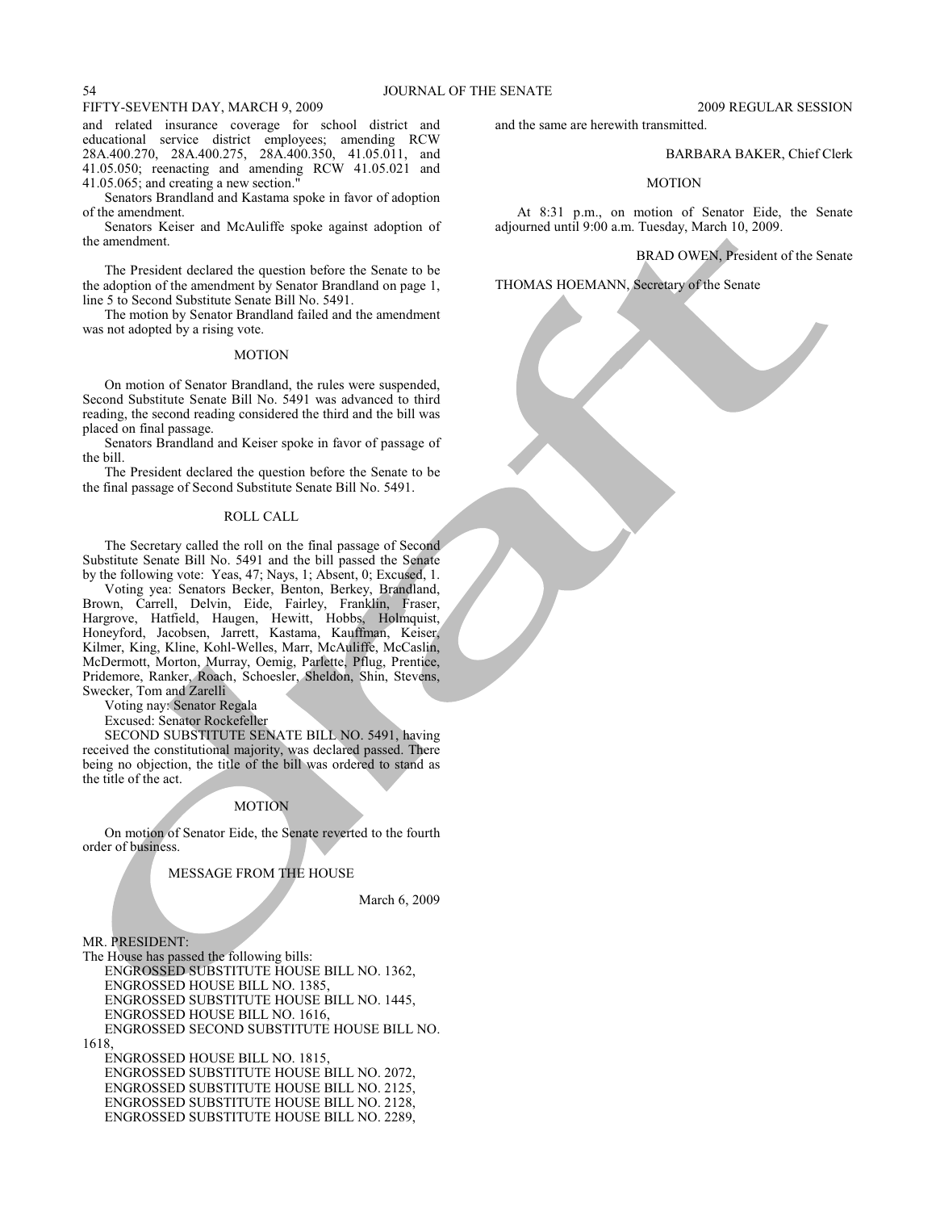and related insurance coverage for school district and educational service district employees; amending RCW 28A.400.270, 28A.400.275, 28A.400.350, 41.05.011, and 41.05.050; reenacting and amending RCW 41.05.021 and 41.05.065; and creating a new section."

Senators Brandland and Kastama spoke in favor of adoption of the amendment.

Senators Keiser and McAuliffe spoke against adoption of the amendment.

The President declared the question before the Senate to be the adoption of the amendment by Senator Brandland on page 1, line 5 to Second Substitute Senate Bill No. 5491.

The motion by Senator Brandland failed and the amendment was not adopted by a rising vote.

MOTION

On motion of Senator Brandland, the rules were suspended, Second Substitute Senate Bill No. 5491 was advanced to third reading, the second reading considered the third and the bill was placed on final passage.

Senators Brandland and Keiser spoke in favor of passage of the bill.

The President declared the question before the Senate to be the final passage of Second Substitute Senate Bill No. 5491.

ROLL CALL

The Secretary called the roll on the final passage of Second Substitute Senate Bill No. 5491 and the bill passed the Senate by the following vote: Yeas, 47; Nays, 1; Absent, 0; Excused, 1.

Voting yea: Senators Becker, Benton, Berkey, Brandland, Brown, Carrell, Delvin, Eide, Fairley, Franklin, Fraser, Hargrove, Hatfield, Haugen, Hewitt, Hobbs, Holmquist, Honeyford, Jacobsen, Jarrett, Kastama, Kauffman, Keiser, Kilmer, King, Kline, Kohl-Welles, Marr, McAuliffe, McCaslin, McDermott, Morton, Murray, Oemig, Parlette, Pflug, Prentice, Pridemore, Ranker, Roach, Schoesler, Sheldon, Shin, Stevens, Swecker, Tom and Zarelli

Voting nay: Senator Regala

Excused: Senator Rockefeller

SECOND SUBSTITUTE SENATE BILL NO. 5491, having received the constitutional majority, was declared passed. There being no objection, the title of the bill was ordered to stand as the title of the act.

MOTION

On motion of Senator Eide, the Senate reverted to the fourth order of business.

MESSAGE FROM THE HOUSE

March 6, 2009

MR. PRESIDENT:

The House has passed the following bills:

ENGROSSED SUBSTITUTE HOUSE BILL NO. 1362,
ENGROSSED HOUSE BILL NO. 1385,
ENGROSSED SUBSTITUTE HOUSE BILL NO. 1445,
ENGROSSED HOUSE BILL NO. 1616,
ENGROSSED SECOND SUBSTITUTE HOUSE BILL NO. 1618,
ENGROSSED HOUSE BILL NO. 1815,
ENGROSSED SUBSTITUTE HOUSE BILL NO. 2072,
ENGROSSED SUBSTITUTE HOUSE BILL NO. 2125,
ENGROSSED SUBSTITUTE HOUSE BILL NO. 2128,
ENGROSSED SUBSTITUTE HOUSE BILL NO. 2289,

and the same are herewith transmitted.

BARBARA BAKER, Chief Clerk

MOTION

At 8:31 p.m., on motion of Senator Eide, the Senate adjourned until 9:00 a.m. Tuesday, March 10, 2009.

BRAD OWEN, President of the Senate

THOMAS HOEMANN, Secretary of the Senate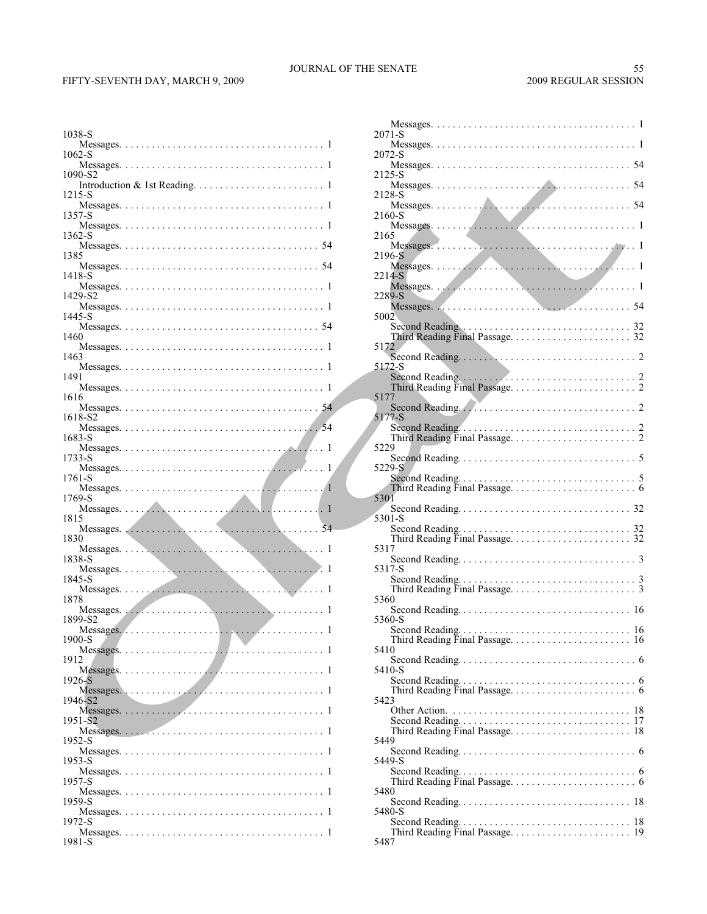1038-S
Messages. . . . . . . . . . . . . . . . . . . . . . . . . . . . . . . . . . . . . . 1
1062-S
Messages. . . . . . . . . . . . . . . . . . . . . . . . . . . . . . . . . . . . . . 1
1090-S2
Introduction & 1st Reading. . . . . . . . . . . . . . . . . . . . . . . . 1
1215-S
Messages. . . . . . . . . . . . . . . . . . . . . . . . . . . . . . . . . . . . . . 1
1357-S
Messages. . . . . . . . . . . . . . . . . . . . . . . . . . . . . . . . . . . . . . 1
1362-S
Messages. . . . . . . . . . . . . . . . . . . . . . . . . . . . . . . . . . . . . 54
1385
Messages. . . . . . . . . . . . . . . . . . . . . . . . . . . . . . . . . . . . . 54
1418-S
Messages. . . . . . . . . . . . . . . . . . . . . . . . . . . . . . . . . . . . . . 1
1429-S2
Messages. . . . . . . . . . . . . . . . . . . . . . . . . . . . . . . . . . . . . . 1
1445-S
Messages. . . . . . . . . . . . . . . . . . . . . . . . . . . . . . . . . . . . . 54
1460
Messages. . . . . . . . . . . . . . . . . . . . . . . . . . . . . . . . . . . . . . 1
1463
Messages. . . . . . . . . . . . . . . . . . . . . . . . . . . . . . . . . . . . . . 1
1491
Messages. . . . . . . . . . . . . . . . . . . . . . . . . . . . . . . . . . . . . . 1
1616
Messages. . . . . . . . . . . . . . . . . . . . . . . . . . . . . . . . . . . . . 54
1618-S2
Messages. . . . . . . . . . . . . . . . . . . . . . . . . . . . . . . . . . . . . 54
1683-S
Messages. . . . . . . . . . . . . . . . . . . . . . . . . . . . . . . . . . . . . . 1
1733-S
Messages. . . . . . . . . . . . . . . . . . . . . . . . . . . . . . . . . . . . . . 1
1761-S
Messages. . . . . . . . . . . . . . . . . . . . . . . . . . . . . . . . . . . . . . 1
1769-S
Messages. . . . . . . . . . . . . . . . . . . . . . . . . . . . . . . . . . . . . . 1
1815
Messages. . . . . . . . . . . . . . . . . . . . . . . . . . . . . . . . . . . . . 54
1830
Messages. . . . . . . . . . . . . . . . . . . . . . . . . . . . . . . . . . . . . . 1
1838-S
Messages. . . . . . . . . . . . . . . . . . . . . . . . . . . . . . . . . . . . . . 1
1845-S
Messages. . . . . . . . . . . . . . . . . . . . . . . . . . . . . . . . . . . . . . 1
1878
Messages. . . . . . . . . . . . . . . . . . . . . . . . . . . . . . . . . . . . . . 1
1899-S2
Messages. . . . . . . . . . . . . . . . . . . . . . . . . . . . . . . . . . . . . . 1
1900-S
Messages. . . . . . . . . . . . . . . . . . . . . . . . . . . . . . . . . . . . . . 1
1912
Messages. . . . . . . . . . . . . . . . . . . . . . . . . . . . . . . . . . . . . . 1
1926-S
Messages. . . . . . . . . . . . . . . . . . . . . . . . . . . . . . . . . . . . . . 1
1946-S2
Messages. . . . . . . . . . . . . . . . . . . . . . . . . . . . . . . . . . . . . . 1
1951-S2
Messages. . . . . . . . . . . . . . . . . . . . . . . . . . . . . . . . . . . . . . 1
1952-S
Messages. . . . . . . . . . . . . . . . . . . . . . . . . . . . . . . . . . . . . . 1
1953-S
Messages. . . . . . . . . . . . . . . . . . . . . . . . . . . . . . . . . . . . . . 1
1957-S
Messages. . . . . . . . . . . . . . . . . . . . . . . . . . . . . . . . . . . . . . 1
1959-S
Messages. . . . . . . . . . . . . . . . . . . . . . . . . . . . . . . . . . . . . . 1
1972-S
Messages. . . . . . . . . . . . . . . . . . . . . . . . . . . . . . . . . . . . . . 1
1981-S
Messages. . . . . . . . . . . . . . . . . . . . . . . . . . . . . . . . . . . . . . 1
2071-S
Messages. . . . . . . . . . . . . . . . . . . . . . . . . . . . . . . . . . . . . . 1
2072-S
Messages. . . . . . . . . . . . . . . . . . . . . . . . . . . . . . . . . . . . . 54
2125-S
Messages. . . . . . . . . . . . . . . . . . . . . . . . . . . . . . . . . . . . . 54
2128-S
Messages. . . . . . . . . . . . . . . . . . . . . . . . . . . . . . . . . . . . . 54
2160-S
Messages. . . . . . . . . . . . . . . . . . . . . . . . . . . . . . . . . . . . . . 1
2165
Messages. . . . . . . . . . . . . . . . . . . . . . . . . . . . . . . . . . . . . . 1
2196-S
Messages. . . . . . . . . . . . . . . . . . . . . . . . . . . . . . . . . . . . . . 1
2214-S
Messages. . . . . . . . . . . . . . . . . . . . . . . . . . . . . . . . . . . . . . 1
2289-S
Messages. . . . . . . . . . . . . . . . . . . . . . . . . . . . . . . . . . . . . 54
5002
Second Reading. . . . . . . . . . . . . . . . . . . . . . . . . . . . . . . . 32
Third Reading Final Passage. . . . . . . . . . . . . . . . . . . . . . . 32
5172
Second Reading. . . . . . . . . . . . . . . . . . . . . . . . . . . . . . . . . 2
5172-S
Second Reading. . . . . . . . . . . . . . . . . . . . . . . . . . . . . . . . . 2
Third Reading Final Passage. . . . . . . . . . . . . . . . . . . . . . . . 2
5177
Second Reading. . . . . . . . . . . . . . . . . . . . . . . . . . . . . . . . . 2
5177-S
Second Reading. . . . . . . . . . . . . . . . . . . . . . . . . . . . . . . . . 2
Third Reading Final Passage. . . . . . . . . . . . . . . . . . . . . . . . 2
5229
Second Reading. . . . . . . . . . . . . . . . . . . . . . . . . . . . . . . . . 5
5229-S
Second Reading. . . . . . . . . . . . . . . . . . . . . . . . . . . . . . . . . 5
Third Reading Final Passage. . . . . . . . . . . . . . . . . . . . . . . . 6
5301
Second Reading. . . . . . . . . . . . . . . . . . . . . . . . . . . . . . . . 32
5301-S
Second Reading. . . . . . . . . . . . . . . . . . . . . . . . . . . . . . . . 32
Third Reading Final Passage. . . . . . . . . . . . . . . . . . . . . . . 32
5317
Second Reading. . . . . . . . . . . . . . . . . . . . . . . . . . . . . . . . . 3
5317-S
Second Reading. . . . . . . . . . . . . . . . . . . . . . . . . . . . . . . . . 3
Third Reading Final Passage. . . . . . . . . . . . . . . . . . . . . . . . 3
5360
Second Reading. . . . . . . . . . . . . . . . . . . . . . . . . . . . . . . . 16
5360-S
Second Reading. . . . . . . . . . . . . . . . . . . . . . . . . . . . . . . . 16
Third Reading Final Passage. . . . . . . . . . . . . . . . . . . . . . . 16
5410
Second Reading. . . . . . . . . . . . . . . . . . . . . . . . . . . . . . . . . 6
5410-S
Second Reading. . . . . . . . . . . . . . . . . . . . . . . . . . . . . . . . . 6
Third Reading Final Passage. . . . . . . . . . . . . . . . . . . . . . . . 6
5423
Other Action. . . . . . . . . . . . . . . . . . . . . . . . . . . . . . . . . . 18
Second Reading. . . . . . . . . . . . . . . . . . . . . . . . . . . . . . . . 17
Third Reading Final Passage. . . . . . . . . . . . . . . . . . . . . . . 18
5449
Second Reading. . . . . . . . . . . . . . . . . . . . . . . . . . . . . . . . . 6
5449-S
Second Reading. . . . . . . . . . . . . . . . . . . . . . . . . . . . . . . . . 6
Third Reading Final Passage. . . . . . . . . . . . . . . . . . . . . . . . 6
5480
Second Reading. . . . . . . . . . . . . . . . . . . . . . . . . . . . . . . . 18
5480-S
Second Reading. . . . . . . . . . . . . . . . . . . . . . . . . . . . . . . . 18
Third Reading Final Passage. . . . . . . . . . . . . . . . . . . . . . . 19
5487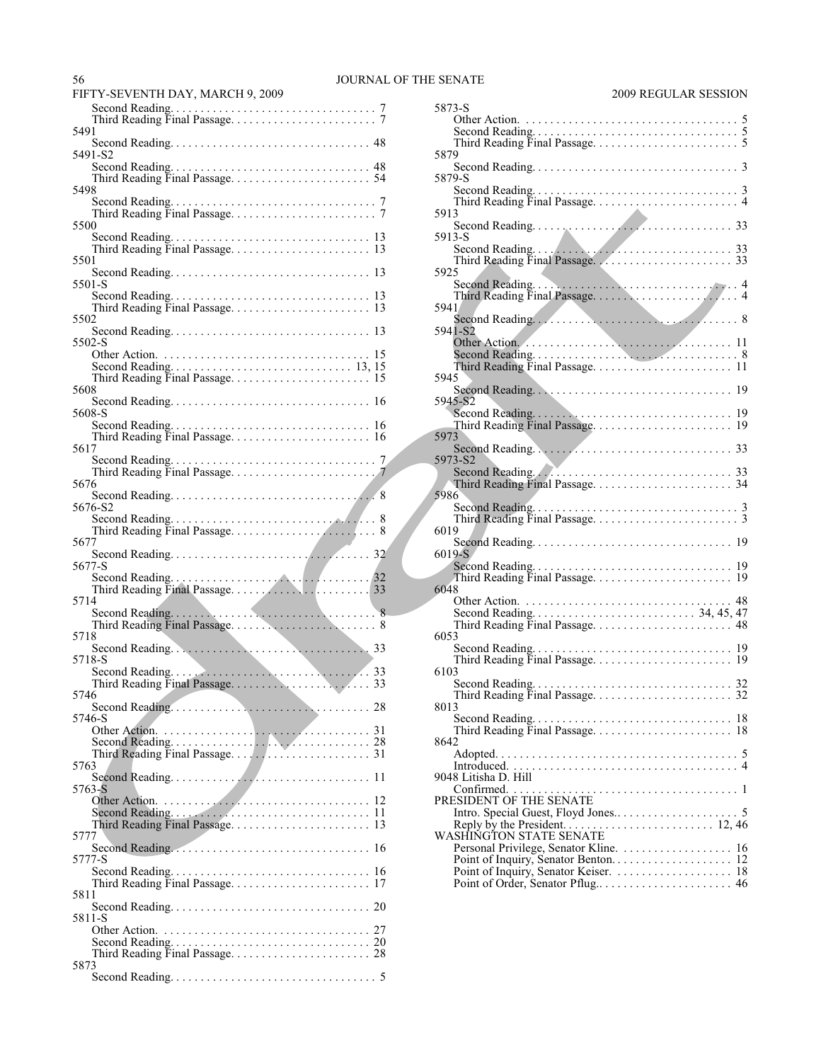FIFTY-SEVENTH DAY, MARCH 9, 2009

Second Reading. . . . . . . . . . . . . . . . . . . . . . . . . . . . . . . . . 7
Third Reading Final Passage. . . . . . . . . . . . . . . . . . . . . . . . 7

5491
Second Reading. . . . . . . . . . . . . . . . . . . . . . . . . . . . . . . . 48

5491-S2
Second Reading. . . . . . . . . . . . . . . . . . . . . . . . . . . . . . . . 48
Third Reading Final Passage. . . . . . . . . . . . . . . . . . . . . . . 54

5498
Second Reading. . . . . . . . . . . . . . . . . . . . . . . . . . . . . . . . . 7
Third Reading Final Passage. . . . . . . . . . . . . . . . . . . . . . . . 7

5500
Second Reading. . . . . . . . . . . . . . . . . . . . . . . . . . . . . . . . 13
Third Reading Final Passage. . . . . . . . . . . . . . . . . . . . . . . 13

5501
Second Reading. . . . . . . . . . . . . . . . . . . . . . . . . . . . . . . . 13

5501-S
Second Reading. . . . . . . . . . . . . . . . . . . . . . . . . . . . . . . . 13
Third Reading Final Passage. . . . . . . . . . . . . . . . . . . . . . . 13

5502
Second Reading. . . . . . . . . . . . . . . . . . . . . . . . . . . . . . . . 13

5502-S
Other Action. . . . . . . . . . . . . . . . . . . . . . . . . . . . . . . . . . 15
Second Reading. . . . . . . . . . . . . . . . . . . . . . . . . . . . . 13, 15
Third Reading Final Passage. . . . . . . . . . . . . . . . . . . . . . . 15

5608
Second Reading. . . . . . . . . . . . . . . . . . . . . . . . . . . . . . . . 16

5608-S
Second Reading. . . . . . . . . . . . . . . . . . . . . . . . . . . . . . . . 16
Third Reading Final Passage. . . . . . . . . . . . . . . . . . . . . . . 16

5617
Second Reading. . . . . . . . . . . . . . . . . . . . . . . . . . . . . . . . . 7
Third Reading Final Passage. . . . . . . . . . . . . . . . . . . . . . . . 7

5676
Second Reading. . . . . . . . . . . . . . . . . . . . . . . . . . . . . . . . . 8

5676-S2
Second Reading. . . . . . . . . . . . . . . . . . . . . . . . . . . . . . . . . 8
Third Reading Final Passage. . . . . . . . . . . . . . . . . . . . . . . . 8

5677
Second Reading. . . . . . . . . . . . . . . . . . . . . . . . . . . . . . . . 32

5677-S
Second Reading. . . . . . . . . . . . . . . . . . . . . . . . . . . . . . . . 32
Third Reading Final Passage. . . . . . . . . . . . . . . . . . . . . . . 33

5714
Second Reading. . . . . . . . . . . . . . . . . . . . . . . . . . . . . . . . . 8
Third Reading Final Passage. . . . . . . . . . . . . . . . . . . . . . . . 8

5718
Second Reading. . . . . . . . . . . . . . . . . . . . . . . . . . . . . . . . 33

5718-S
Second Reading. . . . . . . . . . . . . . . . . . . . . . . . . . . . . . . . 33
Third Reading Final Passage. . . . . . . . . . . . . . . . . . . . . . . 33

5746
Second Reading. . . . . . . . . . . . . . . . . . . . . . . . . . . . . . . . 28

5746-S
Other Action. . . . . . . . . . . . . . . . . . . . . . . . . . . . . . . . . . 31
Second Reading. . . . . . . . . . . . . . . . . . . . . . . . . . . . . . . . 28
Third Reading Final Passage. . . . . . . . . . . . . . . . . . . . . . . 31

5763
Second Reading. . . . . . . . . . . . . . . . . . . . . . . . . . . . . . . . 11

5763-S
Other Action. . . . . . . . . . . . . . . . . . . . . . . . . . . . . . . . . . 12
Second Reading. . . . . . . . . . . . . . . . . . . . . . . . . . . . . . . . 11
Third Reading Final Passage. . . . . . . . . . . . . . . . . . . . . . . 13

5777
Second Reading. . . . . . . . . . . . . . . . . . . . . . . . . . . . . . . . 16

5777-S
Second Reading. . . . . . . . . . . . . . . . . . . . . . . . . . . . . . . . 16
Third Reading Final Passage. . . . . . . . . . . . . . . . . . . . . . . 17

5811
Second Reading. . . . . . . . . . . . . . . . . . . . . . . . . . . . . . . . 20

5811-S
Other Action. . . . . . . . . . . . . . . . . . . . . . . . . . . . . . . . . . 27
Second Reading. . . . . . . . . . . . . . . . . . . . . . . . . . . . . . . . 20
Third Reading Final Passage. . . . . . . . . . . . . . . . . . . . . . . 28

5873
Second Reading. . . . . . . . . . . . . . . . . . . . . . . . . . . . . . . . . 5

5873-S
Other Action. . . . . . . . . . . . . . . . . . . . . . . . . . . . . . . . . . . 5
Second Reading. . . . . . . . . . . . . . . . . . . . . . . . . . . . . . . . . 5
Third Reading Final Passage. . . . . . . . . . . . . . . . . . . . . . . . 5

5879
Second Reading. . . . . . . . . . . . . . . . . . . . . . . . . . . . . . . . . 3

5879-S
Second Reading. . . . . . . . . . . . . . . . . . . . . . . . . . . . . . . . . 3
Third Reading Final Passage. . . . . . . . . . . . . . . . . . . . . . . . 4

5913
Second Reading. . . . . . . . . . . . . . . . . . . . . . . . . . . . . . . . 33

5913-S
Second Reading. . . . . . . . . . . . . . . . . . . . . . . . . . . . . . . . 33
Third Reading Final Passage. . . . . . . . . . . . . . . . . . . . . . . 33

5925
Second Reading. . . . . . . . . . . . . . . . . . . . . . . . . . . . . . . . . 4
Third Reading Final Passage. . . . . . . . . . . . . . . . . . . . . . . . 4

5941
Second Reading. . . . . . . . . . . . . . . . . . . . . . . . . . . . . . . . . 8

5941-S2
Other Action. . . . . . . . . . . . . . . . . . . . . . . . . . . . . . . . . . 11
Second Reading. . . . . . . . . . . . . . . . . . . . . . . . . . . . . . . . . 8
Third Reading Final Passage. . . . . . . . . . . . . . . . . . . . . . . 11

5945
Second Reading. . . . . . . . . . . . . . . . . . . . . . . . . . . . . . . . 19

5945-S2
Second Reading. . . . . . . . . . . . . . . . . . . . . . . . . . . . . . . . 19
Third Reading Final Passage. . . . . . . . . . . . . . . . . . . . . . . 19

5973
Second Reading. . . . . . . . . . . . . . . . . . . . . . . . . . . . . . . . 33

5973-S2
Second Reading. . . . . . . . . . . . . . . . . . . . . . . . . . . . . . . . 33
Third Reading Final Passage. . . . . . . . . . . . . . . . . . . . . . . 34

5986
Second Reading. . . . . . . . . . . . . . . . . . . . . . . . . . . . . . . . . 3
Third Reading Final Passage. . . . . . . . . . . . . . . . . . . . . . . . 3

6019
Second Reading. . . . . . . . . . . . . . . . . . . . . . . . . . . . . . . . 19

6019-S
Second Reading. . . . . . . . . . . . . . . . . . . . . . . . . . . . . . . . 19
Third Reading Final Passage. . . . . . . . . . . . . . . . . . . . . . . 19

6048
Other Action. . . . . . . . . . . . . . . . . . . . . . . . . . . . . . . . . . 48
Second Reading. . . . . . . . . . . . . . . . . . . . . . . . . . 34, 45, 47
Third Reading Final Passage. . . . . . . . . . . . . . . . . . . . . . . 48

6053
Second Reading. . . . . . . . . . . . . . . . . . . . . . . . . . . . . . . . 19
Third Reading Final Passage. . . . . . . . . . . . . . . . . . . . . . . 19

6103
Second Reading. . . . . . . . . . . . . . . . . . . . . . . . . . . . . . . . 32
Third Reading Final Passage. . . . . . . . . . . . . . . . . . . . . . . 32

8013
Second Reading. . . . . . . . . . . . . . . . . . . . . . . . . . . . . . . . 18
Third Reading Final Passage. . . . . . . . . . . . . . . . . . . . . . . 18

8642
Adopted. . . . . . . . . . . . . . . . . . . . . . . . . . . . . . . . . . . . . . . 5
Introduced. . . . . . . . . . . . . . . . . . . . . . . . . . . . . . . . . . . . . 4

9048 Litisha D. Hill
Confirmed. . . . . . . . . . . . . . . . . . . . . . . . . . . . . . . . . . . . . 1

PRESIDENT OF THE SENATE
Intro. Special Guest, Floyd Jones.. . . . . . . . . . . . . . . . . . . . 5
Reply by the President. . . . . . . . . . . . . . . . . . . . . . . . . 12, 46

WASHINGTON STATE SENATE
Personal Privilege, Senator Kline. . . . . . . . . . . . . . . . . . . 16
Point of Inquiry, Senator Benton. . . . . . . . . . . . . . . . . . . . 12
Point of Inquiry, Senator Keiser. . . . . . . . . . . . . . . . . . . . 18
Point of Order, Senator Pflug.. . . . . . . . . . . . . . . . . . . . . . 46